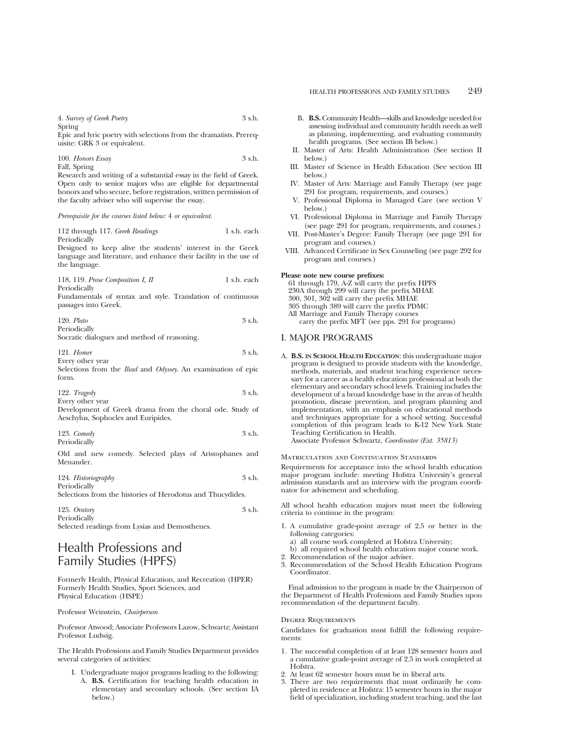4. *Survey of Greek Poetry* 3 s.h.
Spring
Epic and lyric poetry with selections from the dramatists. Prerequisite: GRK 3 or equivalent.

100. *Honors Essay* 3 s.h.
Fall, Spring
Research and writing of a substantial essay in the field of Greek. Open only to senior majors who are eligible for departmental honors and who secure, before registration, written permission of the faculty adviser who will supervise the essay.

*Prerequisite for the courses listed below:* 4 *or equivalent.*

112 through 117. *Greek Readings* 1 s.h. each
Periodically
Designed to keep alive the students' interest in the Greek language and literature, and enhance their facility in the use of the language.

118, 119. *Prose Composition I, II* 1 s.h. each
Periodically
Fundamentals of syntax and style. Translation of continuous passages into Greek.

120. *Plato* 3 s.h.
Periodically
Socratic dialogues and method of reasoning.

121. *Homer* 3 s.h.
Every other year
Selections from the *Iliad* and *Odyssey*. An examination of epic form.

122. *Tragedy* 3 s.h.
Every other year
Development of Greek drama from the choral ode. Study of Aeschylus, Sophocles and Euripides.

123. *Comedy* 3 s.h.
Periodically
Old and new comedy. Selected plays of Aristophanes and Menander.

124. *Historiography* 3 s.h.
Periodically
Selections from the histories of Herodotus and Thucydides.

125. *Oratory* 3 s.h.
Periodically
Selected readings from Lysias and Demosthenes.

# Health Professions and Family Studies (HPFS)

Formerly Health, Physical Education, and Recreation (HPER)
Formerly Health Studies, Sport Sciences, and Physical Education (HSPE)

Professor Weinstein, *Chairperson*

Professor Atwood; Associate Professors Lazow, Schwartz; Assistant Professor Ludwig.

The Health Professions and Family Studies Department provides several categories of activities:

I. Undergraduate major programs leading to the following:
   A. **B.S.** Certification for teaching health education in elementary and secondary schools. (See section IA below.)
   B. **B.S.** Community Health—skills and knowledge needed for assessing individual and community health needs as well as planning, implementing, and evaluating community health programs. (See section IB below.)

II. Master of Arts: Health Administration (See section II below.)

III. Master of Science in Health Education (See section III below.)

IV. Master of Arts: Marriage and Family Therapy (see page 291 for program, requirements, and courses.)

V. Professional Diploma in Managed Care (see section V below.)

VI. Professional Diploma in Marriage and Family Therapy (see page 291 for program, requirements, and courses.)

VII. Post-Master's Degree: Family Therapy (see page 291 for program and courses.)

VIII. Advanced Certificate in Sex Counseling (see page 292 for program and courses.)

**Please note new course prefixes:**
61 through 179, A-Z will carry the prefix HPFS
230A through 299 will carry the prefix MHAE
300, 301, 302 will carry the prefix MHAE
305 through 389 will carry the prefix PDMC
All Marriage and Family Therapy courses
carry the prefix MFT (see pps. 291 for programs)

## I. MAJOR PROGRAMS

A. **B.S. in School Health Education**: this undergraduate major program is designed to provide students with the knowledge, methods, materials, and student teaching experience necessary for a career as a health education professional at both the elementary and secondary school levels. Training includes the development of a broad knowledge base in the areas of health promotion, disease prevention, and program planning and implementation, with an emphasis on educational methods and techniques appropriate for a school setting. Successful completion of this program leads to K-12 New York State Teaching Certification in Health.
Associate Professor Schwartz, *Coordinator (Ext. 35813)*

### Matriculation and Continuation Standards

Requirements for acceptance into the school health education major program include: meeting Hofstra University's general admission standards and an interview with the program coordinator for advisement and scheduling.

All school health education majors must meet the following criteria to continue in the program:

1. A cumulative grade-point average of 2.5 or better in the following categories:
   a) all course work completed at Hofstra University;
   b) all required school health education major course work.
2. Recommendation of the major adviser.
3. Recommendation of the School Health Education Program Coordinator.

Final admission to the program is made by the Chairperson of the Department of Health Professions and Family Studies upon recommendation of the department faculty.

### Degree Requirements

Candidates for graduation must fulfill the following requirements:

1. The successful completion of at least 128 semester hours and a cumulative grade-point average of 2.5 in work completed at Hofstra.
2. At least 62 semester hours must be in liberal arts.
3. There are two requirements that must ordinarily be completed in residence at Hofstra: 15 semester hours in the major field of specialization, including student teaching, and the last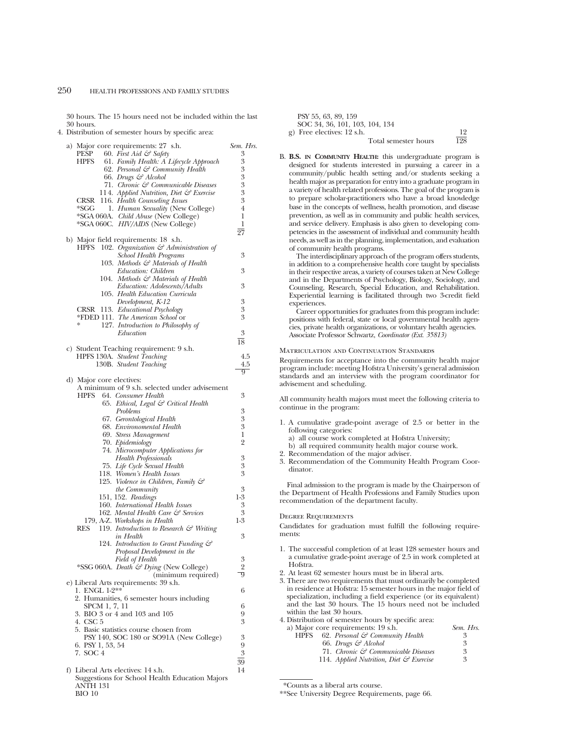30 hours. The 15 hours need not be included within the last 30 hours.

4. Distribution of semester hours by specific area:

a) Major core requirements: 27 s.h.

| | | | Sem. Hrs. |
|---|---|---|---|
| PESP | 60. | *First Aid & Safety* | 3 |
| HPFS | 61. | *Family Health: A Lifecycle Approach* | 3 |
| | 62. | *Personal & Community Health* | 3 |
| | 66. | *Drugs & Alcohol* | 3 |
| | 71. | *Chronic & Communicable Diseases* | 3 |
| | 114. | *Applied Nutrition, Diet & Exercise* | 3 |
| CRSR | 116. | *Health Counseling Issues* | 3 |
| *SGG | 1. | *Human Sexuality* (New College) | 4 |
| *SGA | 060A. | *Child Abuse* (New College) | 1 |
| *SGA | 060C. | *HIV/AIDS* (New College) | 1 |
| | | | 27 |

b) Major field requirements: 18 s.h.

| | | | |
|---|---|---|---|
| HPFS | 102. | *Organization & Administration of School Health Programs* | 3 |
| | 103. | *Methods & Materials of Health Education: Children* | 3 |
| | 104. | *Methods & Materials of Health Education: Adolescents/Adults* | 3 |
| | 105. | *Health Education Curricula Development, K-12* | 3 |
| CRSR | 113. | *Educational Psychology* | 3 |
| *FDED | 111. | *The American School* or | 3 |
| * | 127. | *Introduction to Philosophy of Education* | 3 |
| | | | 18 |

c) Student Teaching requirement: 9 s.h.

| | | | |
|---|---|---|---|
| HPFS | 130A. | *Student Teaching* | 4.5 |
| | 130B. | *Student Teaching* | 4.5 |
| | | | 9 |

d) Major core electives:

A minimum of 9 s.h. selected under advisement

| | | | |
|---|---|---|---|
| HPFS | 64. | *Consumer Health* | 3 |
| | 65. | *Ethical, Legal & Critical Health Problems* | 3 |
| | 67. | *Gerontological Health* | 3 |
| | 68. | *Environmental Health* | 3 |
| | 69. | *Stress Management* | 1 |
| | 70. | *Epidemiology* | 2 |
| | 74. | *Microcomputer Applications for Health Professionals* | 3 |
| | 75. | *Life Cycle Sexual Health* | 3 |
| | 118. | *Women's Health Issues* | 3 |
| | 125. | *Violence in Children, Family & the Community* | 3 |
| | 151, 152. | *Readings* | 1-3 |
| | 160. | *International Health Issues* | 3 |
| | 162. | *Mental Health Care & Services* | 3 |
| | 179, A-Z. | *Workshops in Health* | 1-3 |
| RES | 119. | *Introduction to Research & Writing in Health* | 3 |
| | 124. | *Introduction to Grant Funding & Proposal Development in the Field of Health* | 3 |
| *SSG | 060A. | *Death & Dying* (New College) | 2 |
| | | (minimum required) | 9 |

e) Liberal Arts requirements: 39 s.h.

| | |
|---|---|
| 1. ENGL 1-2** | 6 |
| 2. Humanities, 6 semester hours including SPCM 1, 7, 11 | 6 |
| 3. BIO 3 or 4 and 103 and 105 | 9 |
| 4. CSC 5 | 3 |
| 5. Basic statistics course chosen from PSY 140, SOC 180 or SO91A (New College) | 3 |
| 6. PSY 1, 53, 54 | 9 |
| 7. SOC 4 | 3 |
| | 39 |

f) Liberal Arts electives: 14 s.h. — 14

Suggestions for School Health Education Majors
ANTH 131
BIO 10
PSY 55, 63, 89, 159
SOC 34, 36, 101, 103, 104, 134

g) Free electives: 12 s.h. — 12

Total semester hours — 128

B. **B.S. in Community Health:** this undergraduate program is designed for students interested in pursuing a career in a community/public health setting and/or students seeking a health major as preparation for entry into a graduate program in a variety of health related professions. The goal of the program is to prepare scholar-practitioners who have a broad knowledge base in the concepts of wellness, health promotion, and disease prevention, as well as in community and public health services, and service delivery. Emphasis is also given to developing competencies in the assessment of individual and community health needs, as well as in the planning, implementation, and evaluation of community health programs.

The interdisciplinary approach of the program offers students, in addition to a comprehensive health core taught by specialists in their respective areas, a variety of courses taken at New College and in the Departments of Psychology, Biology, Sociology, and Counseling, Research, Special Education, and Rehabilitation. Experiential learning is facilitated through two 3-credit field experiences.

Career opportunities for graduates from this program include: positions with federal, state or local governmental health agencies, private health organizations, or voluntary health agencies. Associate Professor Schwartz, *Coordinator (Ext. 35813)*

### Matriculation and Continuation Standards

Requirements for acceptance into the community health major program include: meeting Hofstra University's general admission standards and an interview with the program coordinator for advisement and scheduling.

All community health majors must meet the following criteria to continue in the program:

1. A cumulative grade-point average of 2.5 or better in the following categories:
   a) all course work completed at Hofstra University;
   b) all required community health major course work.
2. Recommendation of the major adviser.
3. Recommendation of the Community Health Program Coordinator.

Final admission to the program is made by the Chairperson of the Department of Health Professions and Family Studies upon recommendation of the department faculty.

### Degree Requirements

Candidates for graduation must fulfill the following requirements:

1. The successful completion of at least 128 semester hours and a cumulative grade-point average of 2.5 in work completed at Hofstra.
2. At least 62 semester hours must be in liberal arts.
3. There are two requirements that must ordinarily be completed in residence at Hofstra: 15 semester hours in the major field of specialization, including a field experience (or its equivalent) and the last 30 hours. The 15 hours need not be included within the last 30 hours.
4. Distribution of semester hours by specific area:

a) Major core requirements: 19 s.h.

| | | | Sem. Hrs. |
|---|---|---|---|
| HPFS | 62. | *Personal & Community Health* | 3 |
| | 66. | *Drugs & Alcohol* | 3 |
| | 71. | *Chronic & Communicable Diseases* | 3 |
| | 114. | *Applied Nutrition, Diet & Exercise* | 3 |

*Counts as a liberal arts course.

**See University Degree Requirements, page 66.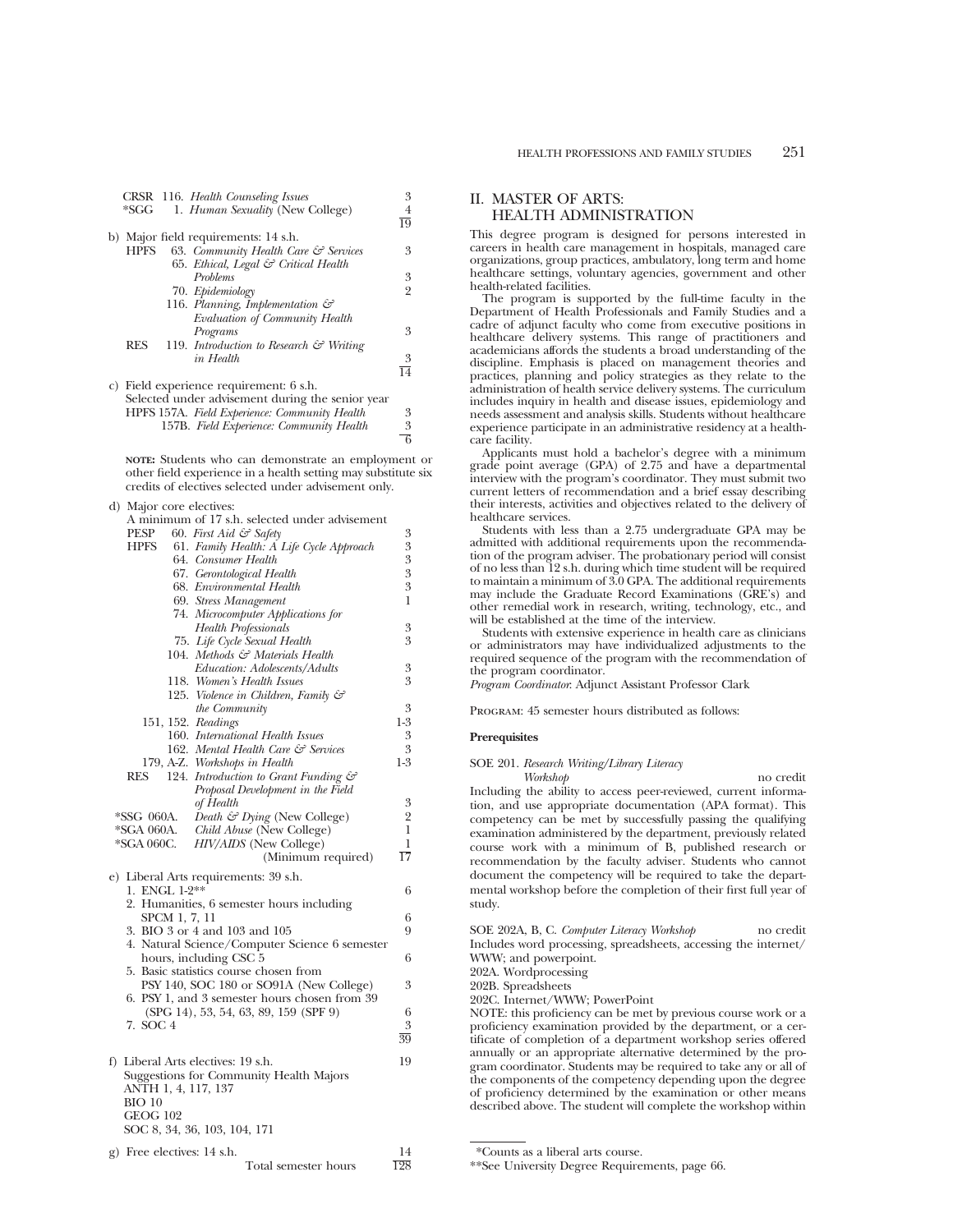| | | | |
|---|---|---|---|
| CRSR | 116. | *Health Counseling Issues* | 3 |
| *SGG | 1. | *Human Sexuality* (New College) | 4 |
| | | | 19 |

b) Major field requirements: 14 s.h.

| | | | |
|---|---|---|---|
| HPFS | 63. | *Community Health Care & Services* | 3 |
| | 65. | *Ethical, Legal & Critical Health Problems* | 3 |
| | 70. | *Epidemiology* | 2 |
| | 116. | *Planning, Implementation & Evaluation of Community Health Programs* | 3 |
| RES | 119. | *Introduction to Research & Writing in Health* | 3 |
| | | | 14 |

c) Field experience requirement: 6 s.h.
Selected under advisement during the senior year

| | | | |
|---|---|---|---|
| HPFS | 157A. | *Field Experience: Community Health* | 3 |
| | 157B. | *Field Experience: Community Health* | 3 |
| | | | 6 |

**NOTE:** Students who can demonstrate an employment or other field experience in a health setting may substitute six credits of electives selected under advisement only.

d) Major core electives:
A minimum of 17 s.h. selected under advisement

| | | | |
|---|---|---|---|
| PESP | 60. | *First Aid & Safety* | 3 |
| HPFS | 61. | *Family Health: A Life Cycle Approach* | 3 |
| | 64. | *Consumer Health* | 3 |
| | 67. | *Gerontological Health* | 3 |
| | 68. | *Environmental Health* | 3 |
| | 69. | *Stress Management* | 1 |
| | 74. | *Microcomputer Applications for Health Professionals* | 3 |
| | 75. | *Life Cycle Sexual Health* | 3 |
| | 104. | *Methods & Materials Health Education: Adolescents/Adults* | 3 |
| | 118. | *Women's Health Issues* | 3 |
| | 125. | *Violence in Children, Family & the Community* | 3 |
| | 151, 152. | *Readings* | 1-3 |
| | 160. | *International Health Issues* | 3 |
| | 162. | *Mental Health Care & Services* | 3 |
| | 179, A-Z. | *Workshops in Health* | 1-3 |
| RES | 124. | *Introduction to Grant Funding & Proposal Development in the Field of Health* | 3 |
| *SSG | 060A. | *Death & Dying* (New College) | 2 |
| *SGA | 060A. | *Child Abuse* (New College) | 1 |
| *SGA | 060C. | *HIV/AIDS* (New College) | 1 |
| | | (Minimum required) | 17 |

e) Liberal Arts requirements: 39 s.h.

| | |
|---|---|
| 1. ENGL 1-2** | 6 |
| 2. Humanities, 6 semester hours including SPCM 1, 7, 11 | 6 |
| 3. BIO 3 or 4 and 103 and 105 | 9 |
| 4. Natural Science/Computer Science 6 semester hours, including CSC 5 | 6 |
| 5. Basic statistics course chosen from PSY 140, SOC 180 or SO91A (New College) | 3 |
| 6. PSY 1, and 3 semester hours chosen from 39 (SPG 14), 53, 54, 63, 89, 159 (SPF 9) | 6 |
| 7. SOC 4 | 3 |
| | 39 |

f) Liberal Arts electives: 19 s.h. — 19
Suggestions for Community Health Majors
ANTH 1, 4, 117, 137
BIO 10
GEOG 102
SOC 8, 34, 36, 103, 104, 171

g) Free electives: 14 s.h. — 14

Total semester hours — 128

## II. MASTER OF ARTS: HEALTH ADMINISTRATION

This degree program is designed for persons interested in careers in health care management in hospitals, managed care organizations, group practices, ambulatory, long term and home healthcare settings, voluntary agencies, government and other health-related facilities.

The program is supported by the full-time faculty in the Department of Health Professionals and Family Studies and a cadre of adjunct faculty who come from executive positions in healthcare delivery systems. This range of practitioners and academicians affords the students a broad understanding of the discipline. Emphasis is placed on management theories and practices, planning and policy strategies as they relate to the administration of health service delivery systems. The curriculum includes inquiry in health and disease issues, epidemiology and needs assessment and analysis skills. Students without healthcare experience participate in an administrative residency at a healthcare facility.

Applicants must hold a bachelor's degree with a minimum grade point average (GPA) of 2.75 and have a departmental interview with the program's coordinator. They must submit two current letters of recommendation and a brief essay describing their interests, activities and objectives related to the delivery of healthcare services.

Students with less than a 2.75 undergraduate GPA may be admitted with additional requirements upon the recommendation of the program adviser. The probationary period will consist of no less than 12 s.h. during which time student will be required to maintain a minimum of 3.0 GPA. The additional requirements may include the Graduate Record Examinations (GRE's) and other remedial work in research, writing, technology, etc., and will be established at the time of the interview.

Students with extensive experience in health care as clinicians or administrators may have individualized adjustments to the required sequence of the program with the recommendation of the program coordinator.

*Program Coordinator*: Adjunct Assistant Professor Clark

PROGRAM: 45 semester hours distributed as follows:

**Prerequisites**

SOE 201. *Research Writing/Library Literacy Workshop* — no credit

Including the ability to access peer-reviewed, current information, and use appropriate documentation (APA format). This competency can be met by successfully passing the qualifying examination administered by the department, previously related course work with a minimum of B, published research or recommendation by the faculty adviser. Students who cannot document the competency will be required to take the departmental workshop before the completion of their first full year of study.

SOE 202A, B, C. *Computer Literacy Workshop* — no credit

Includes word processing, spreadsheets, accessing the internet/WWW; and powerpoint.

202A. Wordprocessing
202B. Spreadsheets
202C. Internet/WWW; PowerPoint

NOTE: this proficiency can be met by previous course work or a proficiency examination provided by the department, or a certificate of completion of a department workshop series offered annually or an appropriate alternative determined by the program coordinator. Students may be required to take any or all of the components of the competency depending upon the degree of proficiency determined by the examination or other means described above. The student will complete the workshop within

*Counts as a liberal arts course.

**See University Degree Requirements, page 66.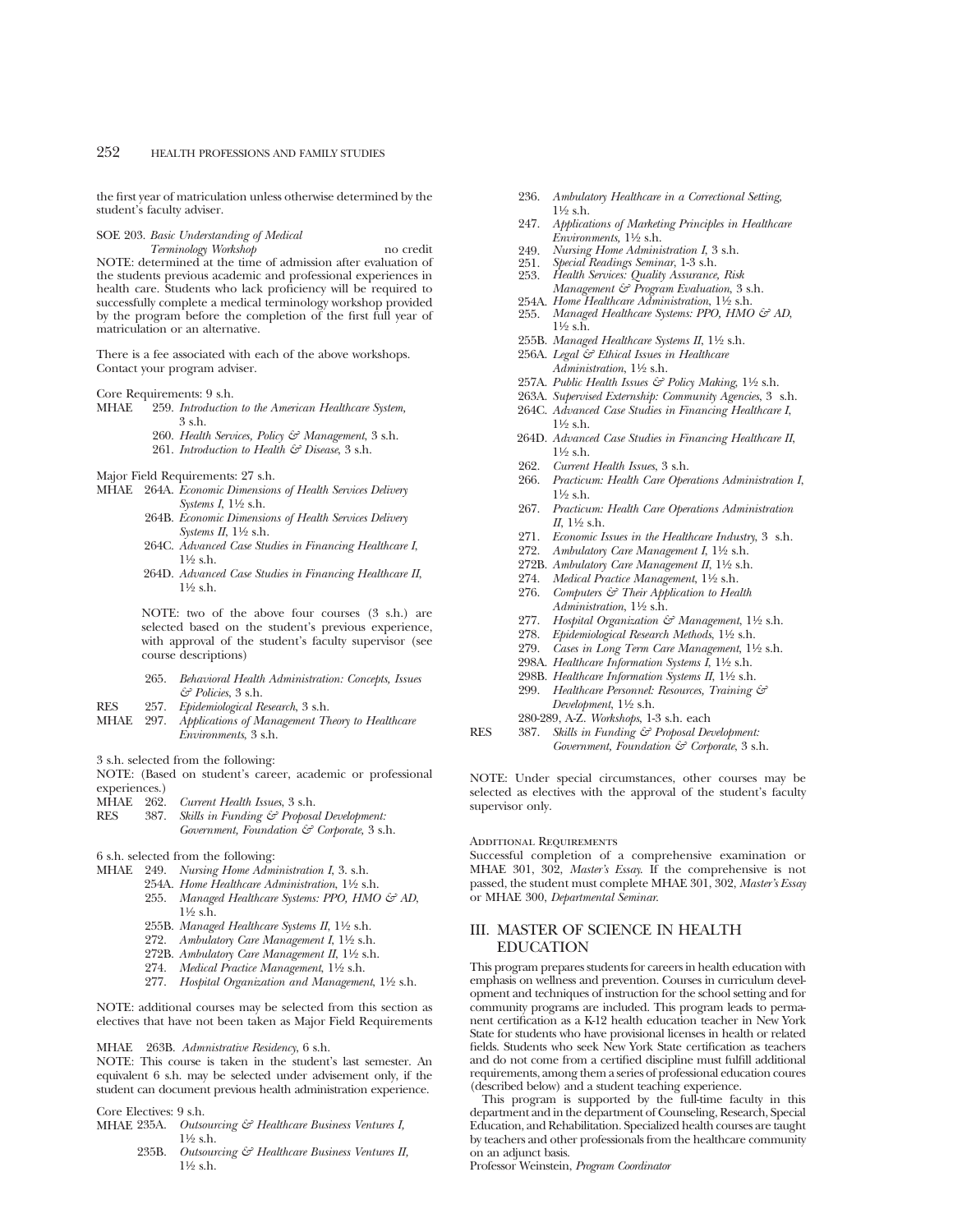the first year of matriculation unless otherwise determined by the student's faculty adviser.

SOE 203. *Basic Understanding of Medical Terminology Workshop* no credit

NOTE: determined at the time of admission after evaluation of the students previous academic and professional experiences in health care. Students who lack proficiency will be required to successfully complete a medical terminology workshop provided by the program before the completion of the first full year of matriculation or an alternative.

There is a fee associated with each of the above workshops. Contact your program adviser.

Core Requirements: 9 s.h.

- MHAE 259. *Introduction to the American Healthcare System,* 3 s.h.
- 260. *Health Services, Policy & Management,* 3 s.h.
- 261. *Introduction to Health & Disease,* 3 s.h.

Major Field Requirements: 27 s.h.

- MHAE 264A. *Economic Dimensions of Health Services Delivery Systems I,* 1½ s.h.
- 264B. *Economic Dimensions of Health Services Delivery Systems II,* 1½ s.h.
- 264C. *Advanced Case Studies in Financing Healthcare I,* 1½ s.h.
- 264D. *Advanced Case Studies in Financing Healthcare II,* 1½ s.h.

NOTE: two of the above four courses (3 s.h.) are selected based on the student's previous experience, with approval of the student's faculty supervisor (see course descriptions)

- 265. *Behavioral Health Administration: Concepts, Issues & Policies,* 3 s.h.
- RES 257. *Epidemiological Research,* 3 s.h.
- MHAE 297. *Applications of Management Theory to Healthcare Environments,* 3 s.h.

3 s.h. selected from the following:

NOTE: (Based on student's career, academic or professional experiences.)

- MHAE 262. *Current Health Issues,* 3 s.h.
- RES 387. *Skills in Funding & Proposal Development: Government, Foundation & Corporate,* 3 s.h.

6 s.h. selected from the following:

- MHAE 249. *Nursing Home Administration I,* 3. s.h.
- 254A. *Home Healthcare Administration,* 1½ s.h.
- 255. *Managed Healthcare Systems: PPO, HMO & AD,* 1½ s.h.
- 255B. *Managed Healthcare Systems II,* 1½ s.h.
- 272. *Ambulatory Care Management I,* 1½ s.h.
- 272B. *Ambulatory Care Management II,* 1½ s.h.
- 274. *Medical Practice Management,* 1½ s.h.
- 277. *Hospital Organization and Management,* 1½ s.h.

NOTE: additional courses may be selected from this section as electives that have not been taken as Major Field Requirements

MHAE 263B. *Admnistrative Residency,* 6 s.h.

NOTE: This course is taken in the student's last semester. An equivalent 6 s.h. may be selected under advisement only, if the student can document previous health administration experience.

Core Electives: 9 s.h.

- MHAE 235A. *Outsourcing & Healthcare Business Ventures I,* 1½ s.h.
- 235B. *Outsourcing & Healthcare Business Ventures II,* 1½ s.h.
- 236. *Ambulatory Healthcare in a Correctional Setting,* 1½ s.h.
- 247. *Applications of Marketing Principles in Healthcare Environments,* 1½ s.h.
- 249. *Nursing Home Administration I,* 3 s.h.
- 251. *Special Readings Seminar,* 1-3 s.h.
- 253. *Health Services: Quality Assurance, Risk Management & Program Evaluation,* 3 s.h.
- 254A. *Home Healthcare Administration,* 1½ s.h.
- 255. *Managed Healthcare Systems: PPO, HMO & AD,* 1½ s.h.
- 255B. *Managed Healthcare Systems II,* 1½ s.h.
- 256A. *Legal & Ethical Issues in Healthcare Administration,* 1½ s.h.
- 257A. *Public Health Issues & Policy Making,* 1½ s.h.
- 263A. *Supervised Externship: Community Agencies,* 3 s.h.
- 264C. *Advanced Case Studies in Financing Healthcare I,* 1½ s.h.
- 264D. *Advanced Case Studies in Financing Healthcare II,* 1½ s.h.
- 262. *Current Health Issues,* 3 s.h.
- 266. *Practicum: Health Care Operations Administration I,* 1½ s.h.
- 267. *Practicum: Health Care Operations Administration II,* 1½ s.h.
- 271. *Economic Issues in the Healthcare Industry,* 3 s.h.
- 272. *Ambulatory Care Management I,* 1½ s.h.
- 272B. *Ambulatory Care Management II,* 1½ s.h.
- 274. *Medical Practice Management,* 1½ s.h.
- 276. *Computers & Their Application to Health Administration,* 1½ s.h.
- 277. *Hospital Organization & Management,* 1½ s.h.
- 278. *Epidemiological Research Methods,* 1½ s.h.
- 279. *Cases in Long Term Care Management,* 1½ s.h.
- 298A. *Healthcare Information Systems I,* 1½ s.h.
- 298B. *Healthcare Information Systems II,* 1½ s.h.
- 299. *Healthcare Personnel: Resources, Training & Development,* 1½ s.h.
- 280-289, A-Z. *Workshops,* 1-3 s.h. each
- RES 387. *Skills in Funding & Proposal Development: Government, Foundation & Corporate,* 3 s.h.

NOTE: Under special circumstances, other courses may be selected as electives with the approval of the student's faculty supervisor only.

Additional Requirements

Successful completion of a comprehensive examination or MHAE 301, 302, *Master's Essay.* If the comprehensive is not passed, the student must complete MHAE 301, 302, *Master's Essay* or MHAE 300, *Departmental Seminar.*

## III. MASTER OF SCIENCE IN HEALTH EDUCATION

This program prepares students for careers in health education with emphasis on wellness and prevention. Courses in curriculum development and techniques of instruction for the school setting and for community programs are included. This program leads to permanent certification as a K-12 health education teacher in New York State for students who have provisional licenses in health or related fields. Students who seek New York State certification as teachers and do not come from a certified discipline must fulfill additional requirements, among them a series of professional education coures (described below) and a student teaching experience.

This program is supported by the full-time faculty in this department and in the department of Counseling, Research, Special Education, and Rehabilitation. Specialized health courses are taught by teachers and other professionals from the healthcare community on an adjunct basis.

Professor Weinstein, *Program Coordinator*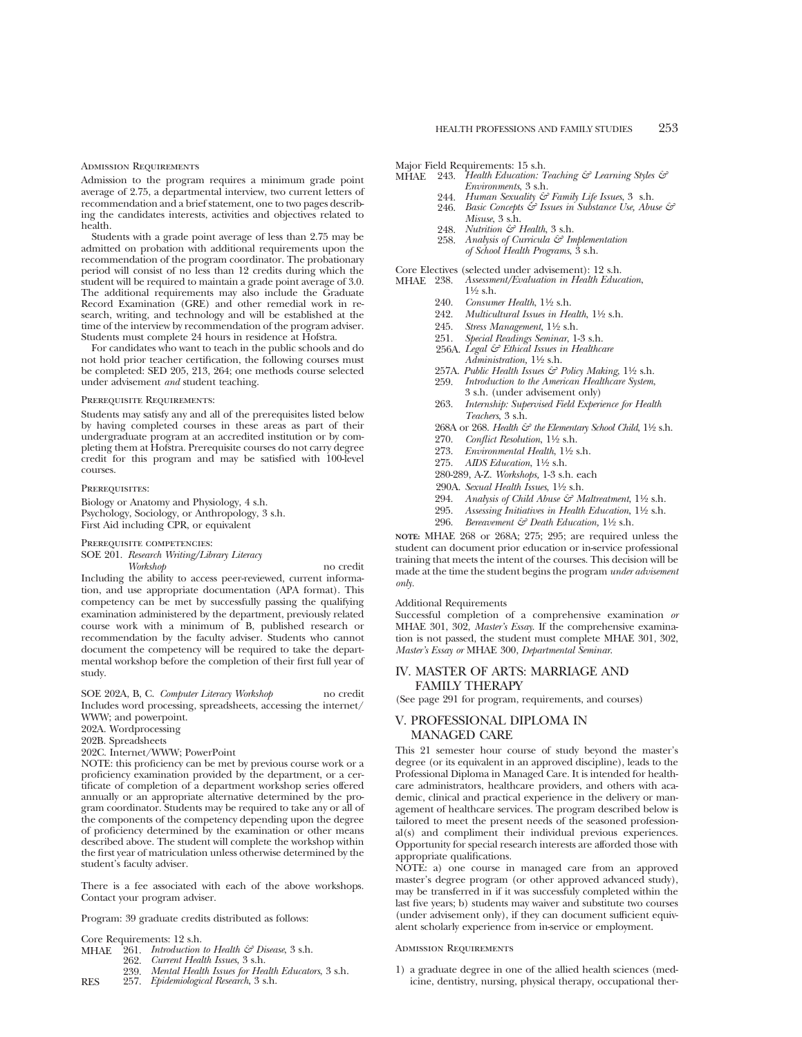#### Admission Requirements

Admission to the program requires a minimum grade point average of 2.75, a departmental interview, two current letters of recommendation and a brief statement, one to two pages describing the candidates interests, activities and objectives related to health.

Students with a grade point average of less than 2.75 may be admitted on probation with additional requirements upon the recommendation of the program coordinator. The probationary period will consist of no less than 12 credits during which the student will be required to maintain a grade point average of 3.0. The additional requirements may also include the Graduate Record Examination (GRE) and other remedial work in research, writing, and technology and will be established at the time of the interview by recommendation of the program adviser. Students must complete 24 hours in residence at Hofstra.

For candidates who want to teach in the public schools and do not hold prior teacher certification, the following courses must be completed: SED 205, 213, 264; one methods course selected under advisement *and* student teaching.

#### Prerequisite Requirements:

Students may satisfy any and all of the prerequisites listed below by having completed courses in these areas as part of their undergraduate program at an accredited institution or by completing them at Hofstra. Prerequisite courses do not carry degree credit for this program and may be satisfied with 100-level courses.

#### Prerequisites:

Biology or Anatomy and Physiology, 4 s.h.
Psychology, Sociology, or Anthropology, 3 s.h.
First Aid including CPR, or equivalent

#### Prerequisite competencies:

SOE 201. *Research Writing/Library Literacy Workshop* — no credit

Including the ability to access peer-reviewed, current information, and use appropriate documentation (APA format). This competency can be met by successfully passing the qualifying examination administered by the department, previously related course work with a minimum of B, published research or recommendation by the faculty adviser. Students who cannot document the competency will be required to take the departmental workshop before the completion of their first full year of study.

SOE 202A, B, C. *Computer Literacy Workshop* — no credit

Includes word processing, spreadsheets, accessing the internet/WWW; and powerpoint.

202A. Wordprocessing
202B. Spreadsheets
202C. Internet/WWW; PowerPoint

NOTE: this proficiency can be met by previous course work or a proficiency examination provided by the department, or a certificate of completion of a department workshop series offered annually or an appropriate alternative determined by the program coordinator. Students may be required to take any or all of the components of the competency depending upon the degree of proficiency determined by the examination or other means described above. The student will complete the workshop within the first year of matriculation unless otherwise determined by the student's faculty adviser.

There is a fee associated with each of the above workshops. Contact your program adviser.

Program: 39 graduate credits distributed as follows:

Core Requirements: 12 s.h.

- MHAE 261. *Introduction to Health & Disease*, 3 s.h.
- 262. *Current Health Issues*, 3 s.h.
- 239. *Mental Health Issues for Health Educators*, 3 s.h.
- RES 257. *Epidemiological Research*, 3 s.h.

Major Field Requirements: 15 s.h.

- MHAE 243. *Health Education: Teaching & Learning Styles & Environments*, 3 s.h.
- 244. *Human Sexuality & Family Life Issues*, 3 s.h.
- 246. *Basic Concepts & Issues in Substance Use, Abuse & Misuse*, 3 s.h.
- 248. *Nutrition & Health*, 3 s.h.
- 258. *Analysis of Curricula & Implementation of School Health Programs*, 3 s.h.

Core Electives (selected under advisement): 12 s.h.

- MHAE 238. *Assessment/Evaluation in Health Education*, 1½ s.h.
- 240. *Consumer Health*, 1½ s.h.
- 242. *Multicultural Issues in Health*, 1½ s.h.
- 245. *Stress Management*, 1½ s.h.
- 251. *Special Readings Seminar*, 1-3 s.h.
- 256A. *Legal & Ethical Issues in Healthcare Administration,* 1½ s.h.
- 257A. *Public Health Issues & Policy Making,* 1½ s.h.
- 259. *Introduction to the American Healthcare System*, 3 s.h. (under advisement only)
- 263. *Internship: Supervised Field Experience for Health Teachers*, 3 s.h.
- 268A or 268. *Health & the Elementary School Child*, 1½ s.h.
- 270. *Conflict Resolution*, 1½ s.h.
- 273. *Environmental Health*, 1½ s.h.
- 275. *AIDS Education*, 1½ s.h.
- 280-289, A-Z. *Workshops,* 1-3 s.h. each
- 290A. *Sexual Health Issues*, 1½ s.h.
- 294. *Analysis of Child Abuse & Maltreatment*, 1½ s.h.
- 295. *Assessing Initiatives in Health Education*, 1½ s.h.
- 296. *Bereavement & Death Education,* 1½ s.h.

**NOTE:** MHAE 268 or 268A; 275; 295; are required unless the student can document prior education or in-service professional training that meets the intent of the courses. This decision will be made at the time the student begins the program *under advisement only.*

Additional Requirements

Successful completion of a comprehensive examination *or* MHAE 301, 302, *Master's Essay*. If the comprehensive examination is not passed, the student must complete MHAE 301, 302, *Master's Essay or* MHAE 300, *Departmental Seminar*.

## IV. MASTER OF ARTS: MARRIAGE AND FAMILY THERAPY

(See page 291 for program, requirements, and courses)

## V. PROFESSIONAL DIPLOMA IN MANAGED CARE

This 21 semester hour course of study beyond the master's degree (or its equivalent in an approved discipline), leads to the Professional Diploma in Managed Care. It is intended for healthcare administrators, healthcare providers, and others with academic, clinical and practical experience in the delivery or management of healthcare services. The program described below is tailored to meet the present needs of the seasoned professional(s) and compliment their individual previous experiences. Opportunity for special research interests are afforded those with appropriate qualifications.

NOTE: a) one course in managed care from an approved master's degree program (or other approved advanced study), may be transferred in if it was successfully completed within the last five years; b) students may waiver and substitute two courses (under advisement only), if they can document sufficient equivalent scholarly experience from in-service or employment.

#### Admission Requirements

1) a graduate degree in one of the allied health sciences (medicine, dentistry, nursing, physical therapy, occupational ther-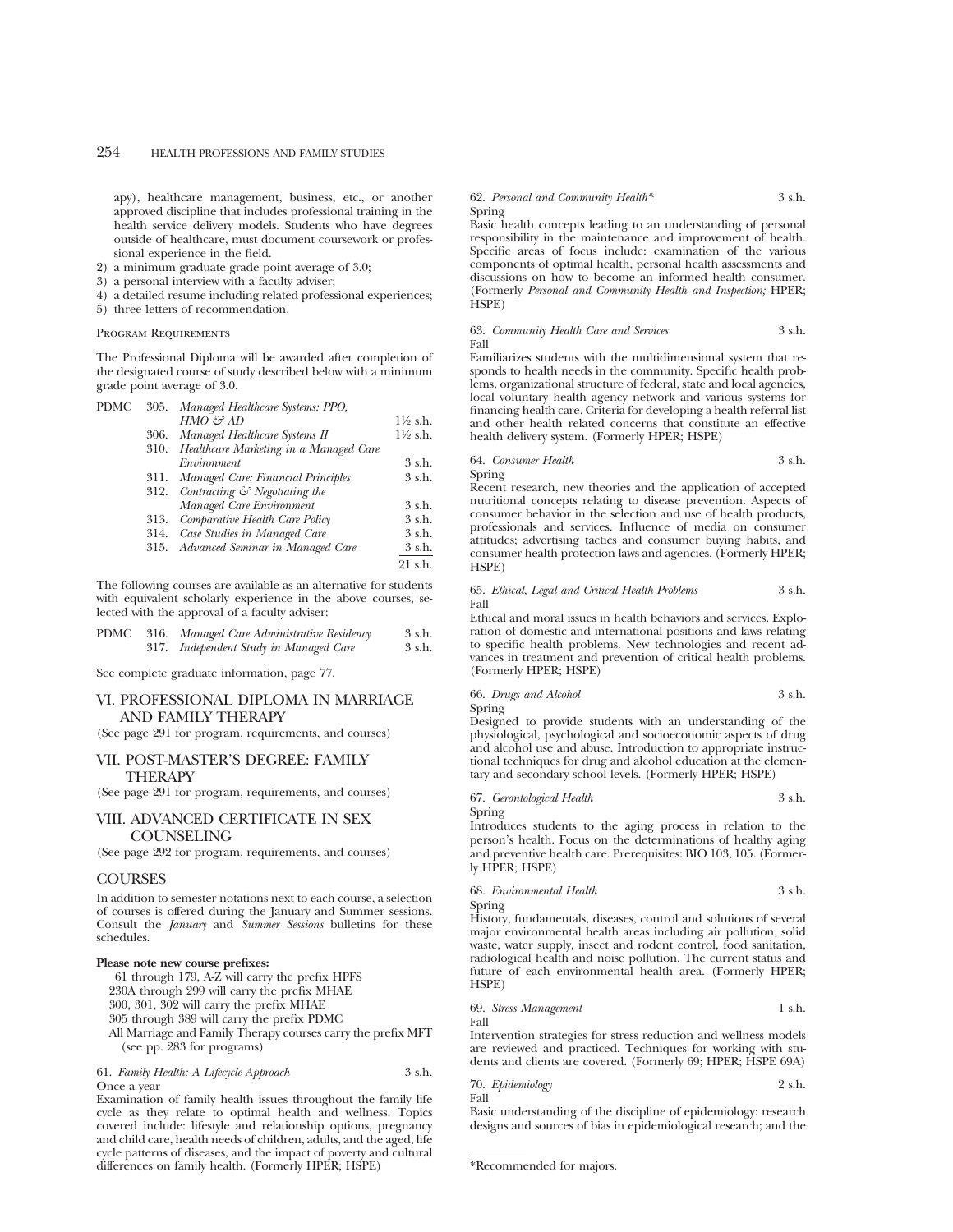apy), healthcare management, business, etc., or another approved discipline that includes professional training in the health service delivery models. Students who have degrees outside of healthcare, must document coursework or professional experience in the field.

2) a minimum graduate grade point average of 3.0;
3) a personal interview with a faculty adviser;
4) a detailed resume including related professional experiences;
5) three letters of recommendation.

Program Requirements

The Professional Diploma will be awarded after completion of the designated course of study described below with a minimum grade point average of 3.0.

| | | | |
|---|---|---|---|
| PDMC | 305. | *Managed Healthcare Systems: PPO, HMO & AD* | 1½ s.h. |
| | 306. | *Managed Healthcare Systems II* | 1½ s.h. |
| | 310. | *Healthcare Marketing in a Managed Care Environment* | 3 s.h. |
| | 311. | *Managed Care: Financial Principles* | 3 s.h. |
| | 312. | *Contracting & Negotiating the Managed Care Environment* | 3 s.h. |
| | 313. | *Comparative Health Care Policy* | 3 s.h. |
| | 314. | *Case Studies in Managed Care* | 3 s.h. |
| | 315. | *Advanced Seminar in Managed Care* | 3 s.h. |
| | | | 21 s.h. |

The following courses are available as an alternative for students with equivalent scholarly experience in the above courses, selected with the approval of a faculty adviser:

| | | | |
|---|---|---|---|
| PDMC | 316. | *Managed Care Administrative Residency* | 3 s.h. |
| | 317. | *Independent Study in Managed Care* | 3 s.h. |

See complete graduate information, page 77.

## VI. PROFESSIONAL DIPLOMA IN MARRIAGE AND FAMILY THERAPY

(See page 291 for program, requirements, and courses)

## VII. POST-MASTER'S DEGREE: FAMILY THERAPY

(See page 291 for program, requirements, and courses)

## VIII. ADVANCED CERTIFICATE IN SEX COUNSELING

(See page 292 for program, requirements, and courses)

## COURSES

In addition to semester notations next to each course, a selection of courses is offered during the January and Summer sessions. Consult the *January* and *Summer Sessions* bulletins for these schedules.

**Please note new course prefixes:**

61 through 179, A-Z will carry the prefix HPFS
230A through 299 will carry the prefix MHAE
300, 301, 302 will carry the prefix MHAE
305 through 389 will carry the prefix PDMC
All Marriage and Family Therapy courses carry the prefix MFT (see pp. 283 for programs)

61. *Family Health: A Lifecycle Approach* 3 s.h.
Once a year
Examination of family health issues throughout the family life cycle as they relate to optimal health and wellness. Topics covered include: lifestyle and relationship options, pregnancy and child care, health needs of children, adults, and the aged, life cycle patterns of diseases, and the impact of poverty and cultural differences on family health. (Formerly HPER; HSPE)

62. *Personal and Community Health** 3 s.h.
Spring
Basic health concepts leading to an understanding of personal responsibility in the maintenance and improvement of health. Specific areas of focus include: examination of the various components of optimal health, personal health assessments and discussions on how to become an informed health consumer. (Formerly *Personal and Community Health and Inspection;* HPER; HSPE)

63. *Community Health Care and Services* 3 s.h.
Fall
Familiarizes students with the multidimensional system that responds to health needs in the community. Specific health problems, organizational structure of federal, state and local agencies, local voluntary health agency network and various systems for financing health care. Criteria for developing a health referral list and other health related concerns that constitute an effective health delivery system. (Formerly HPER; HSPE)

64. *Consumer Health* 3 s.h.
Spring
Recent research, new theories and the application of accepted nutritional concepts relating to disease prevention. Aspects of consumer behavior in the selection and use of health products, professionals and services. Influence of media on consumer attitudes; advertising tactics and consumer buying habits, and consumer health protection laws and agencies. (Formerly HPER; HSPE)

65. *Ethical, Legal and Critical Health Problems* 3 s.h.
Fall
Ethical and moral issues in health behaviors and services. Exploration of domestic and international positions and laws relating to specific health problems. New technologies and recent advances in treatment and prevention of critical health problems. (Formerly HPER; HSPE)

66. *Drugs and Alcohol* 3 s.h.
Spring
Designed to provide students with an understanding of the physiological, psychological and socioeconomic aspects of drug and alcohol use and abuse. Introduction to appropriate instructional techniques for drug and alcohol education at the elementary and secondary school levels. (Formerly HPER; HSPE)

67. *Gerontological Health* 3 s.h.
Spring
Introduces students to the aging process in relation to the person's health. Focus on the determinations of healthy aging and preventive health care. Prerequisites: BIO 103, 105. (Formerly HPER; HSPE)

68. *Environmental Health* 3 s.h.
Spring
History, fundamentals, diseases, control and solutions of several major environmental health areas including air pollution, solid waste, water supply, insect and rodent control, food sanitation, radiological health and noise pollution. The current status and future of each environmental health area. (Formerly HPER; HSPE)

69. *Stress Management* 1 s.h.
Fall
Intervention strategies for stress reduction and wellness models are reviewed and practiced. Techniques for working with students and clients are covered. (Formerly 69; HPER; HSPE 69A)

70. *Epidemiology* 2 s.h.
Fall
Basic understanding of the discipline of epidemiology: research designs and sources of bias in epidemiological research; and the

*Recommended for majors.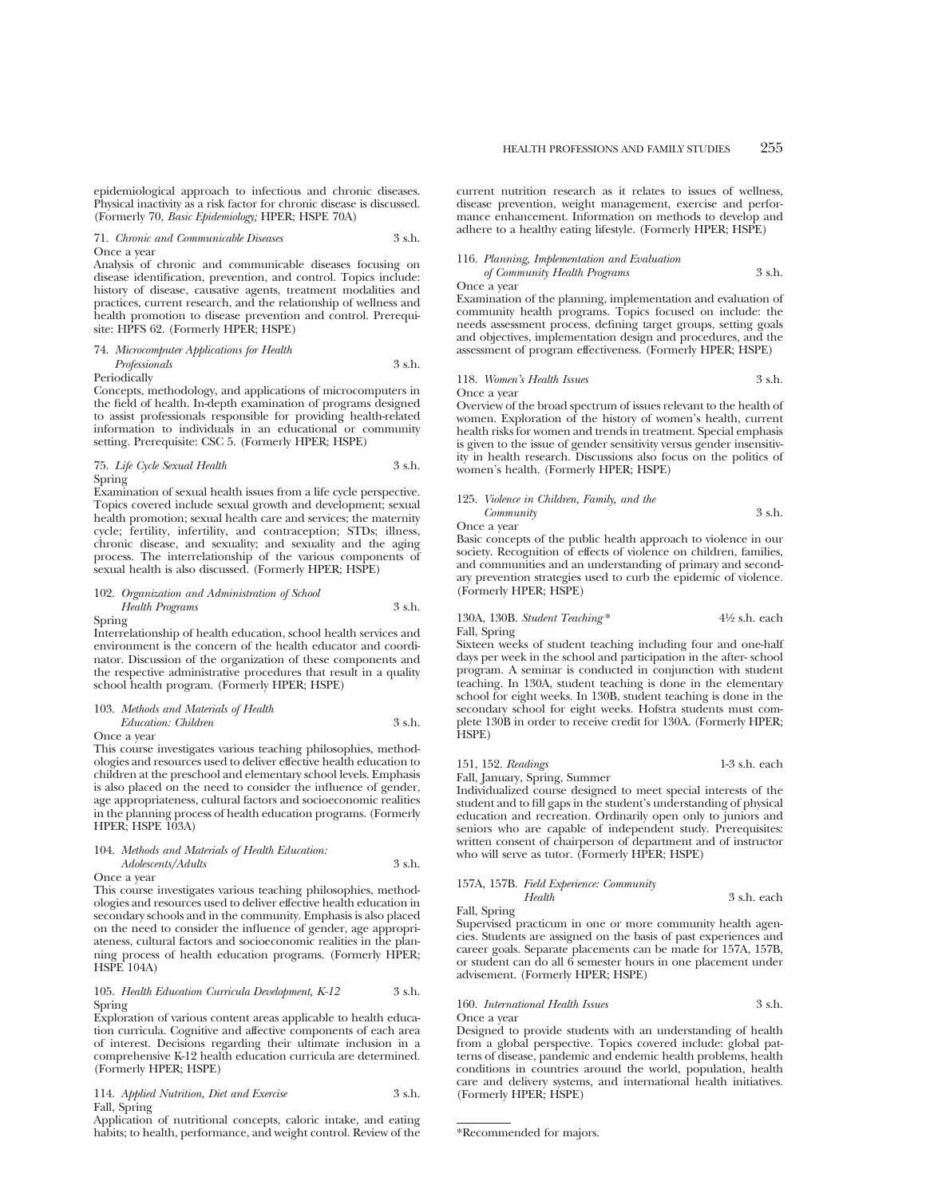epidemiological approach to infectious and chronic diseases. Physical inactivity as a risk factor for chronic disease is discussed. (Formerly 70, *Basic Epidemiology;* HPER; HSPE 70A)

71. *Chronic and Communicable Diseases* 3 s.h.
Once a year
Analysis of chronic and communicable diseases focusing on disease identification, prevention, and control. Topics include: history of disease, causative agents, treatment modalities and practices, current research, and the relationship of wellness and health promotion to disease prevention and control. Prerequisite: HPFS 62. (Formerly HPER; HSPE)

74. *Microcomputer Applications for Health Professionals* 3 s.h.
Periodically
Concepts, methodology, and applications of microcomputers in the field of health. In-depth examination of programs designed to assist professionals responsible for providing health-related information to individuals in an educational or community setting. Prerequisite: CSC 5. (Formerly HPER; HSPE)

75. *Life Cycle Sexual Health* 3 s.h.
Spring
Examination of sexual health issues from a life cycle perspective. Topics covered include sexual growth and development; sexual health promotion; sexual health care and services; the maternity cycle; fertility, infertility, and contraception; STDs; illness, chronic disease, and sexuality; and sexuality and the aging process. The interrelationship of the various components of sexual health is also discussed. (Formerly HPER; HSPE)

102. *Organization and Administration of School Health Programs* 3 s.h.
Spring
Interrelationship of health education, school health services and environment is the concern of the health educator and coordinator. Discussion of the organization of these components and the respective administrative procedures that result in a quality school health program. (Formerly HPER; HSPE)

103. *Methods and Materials of Health Education: Children* 3 s.h.
Once a year
This course investigates various teaching philosophies, methodologies and resources used to deliver effective health education to children at the preschool and elementary school levels. Emphasis is also placed on the need to consider the influence of gender, age appropriateness, cultural factors and socioeconomic realities in the planning process of health education programs. (Formerly HPER; HSPE 103A)

104. *Methods and Materials of Health Education: Adolescents/Adults* 3 s.h.
Once a year
This course investigates various teaching philosophies, methodologies and resources used to deliver effective health education in secondary schools and in the community. Emphasis is also placed on the need to consider the influence of gender, age appropriateness, cultural factors and socioeconomic realities in the planning process of health education programs. (Formerly HPER; HSPE 104A)

105. *Health Education Curricula Development, K-12* 3 s.h.
Spring
Exploration of various content areas applicable to health education curricula. Cognitive and affective components of each area of interest. Decisions regarding their ultimate inclusion in a comprehensive K-12 health education curricula are determined. (Formerly HPER; HSPE)

114. *Applied Nutrition, Diet and Exercise* 3 s.h.
Fall, Spring
Application of nutritional concepts, caloric intake, and eating habits; to health, performance, and weight control. Review of the current nutrition research as it relates to issues of wellness, disease prevention, weight management, exercise and performance enhancement. Information on methods to develop and adhere to a healthy eating lifestyle. (Formerly HPER; HSPE)

116. *Planning, Implementation and Evaluation of Community Health Programs* 3 s.h.
Once a year
Examination of the planning, implementation and evaluation of community health programs. Topics focused on include: the needs assessment process, defining target groups, setting goals and objectives, implementation design and procedures, and the assessment of program effectiveness. (Formerly HPER; HSPE)

118. *Women's Health Issues* 3 s.h.
Once a year
Overview of the broad spectrum of issues relevant to the health of women. Exploration of the history of women's health, current health risks for women and trends in treatment. Special emphasis is given to the issue of gender sensitivity versus gender insensitivity in health research. Discussions also focus on the politics of women's health. (Formerly HPER; HSPE)

125. *Violence in Children, Family, and the Community* 3 s.h.
Once a year
Basic concepts of the public health approach to violence in our society. Recognition of effects of violence on children, families, and communities and an understanding of primary and secondary prevention strategies used to curb the epidemic of violence. (Formerly HPER; HSPE)

130A, 130B. *Student Teaching\** 4½ s.h. each
Fall, Spring
Sixteen weeks of student teaching including four and one-half days per week in the school and participation in the after- school program. A seminar is conducted in conjunction with student teaching. In 130A, student teaching is done in the elementary school for eight weeks. In 130B, student teaching is done in the secondary school for eight weeks. Hofstra students must complete 130B in order to receive credit for 130A. (Formerly HPER; HSPE)

151, 152. *Readings* 1-3 s.h. each
Fall, January, Spring, Summer
Individualized course designed to meet special interests of the student and to fill gaps in the student's understanding of physical education and recreation. Ordinarily open only to juniors and seniors who are capable of independent study. Prerequisites: written consent of chairperson of department and of instructor who will serve as tutor. (Formerly HPER; HSPE)

157A, 157B. *Field Experience: Community Health* 3 s.h. each
Fall, Spring
Supervised practicum in one or more community health agencies. Students are assigned on the basis of past experiences and career goals. Separate placements can be made for 157A, 157B, or student can do all 6 semester hours in one placement under advisement. (Formerly HPER; HSPE)

160. *International Health Issues* 3 s.h.
Once a year
Designed to provide students with an understanding of health from a global perspective. Topics covered include: global patterns of disease, pandemic and endemic health problems, health conditions in countries around the world, population, health care and delivery systems, and international health initiatives. (Formerly HPER; HSPE)

\*Recommended for majors.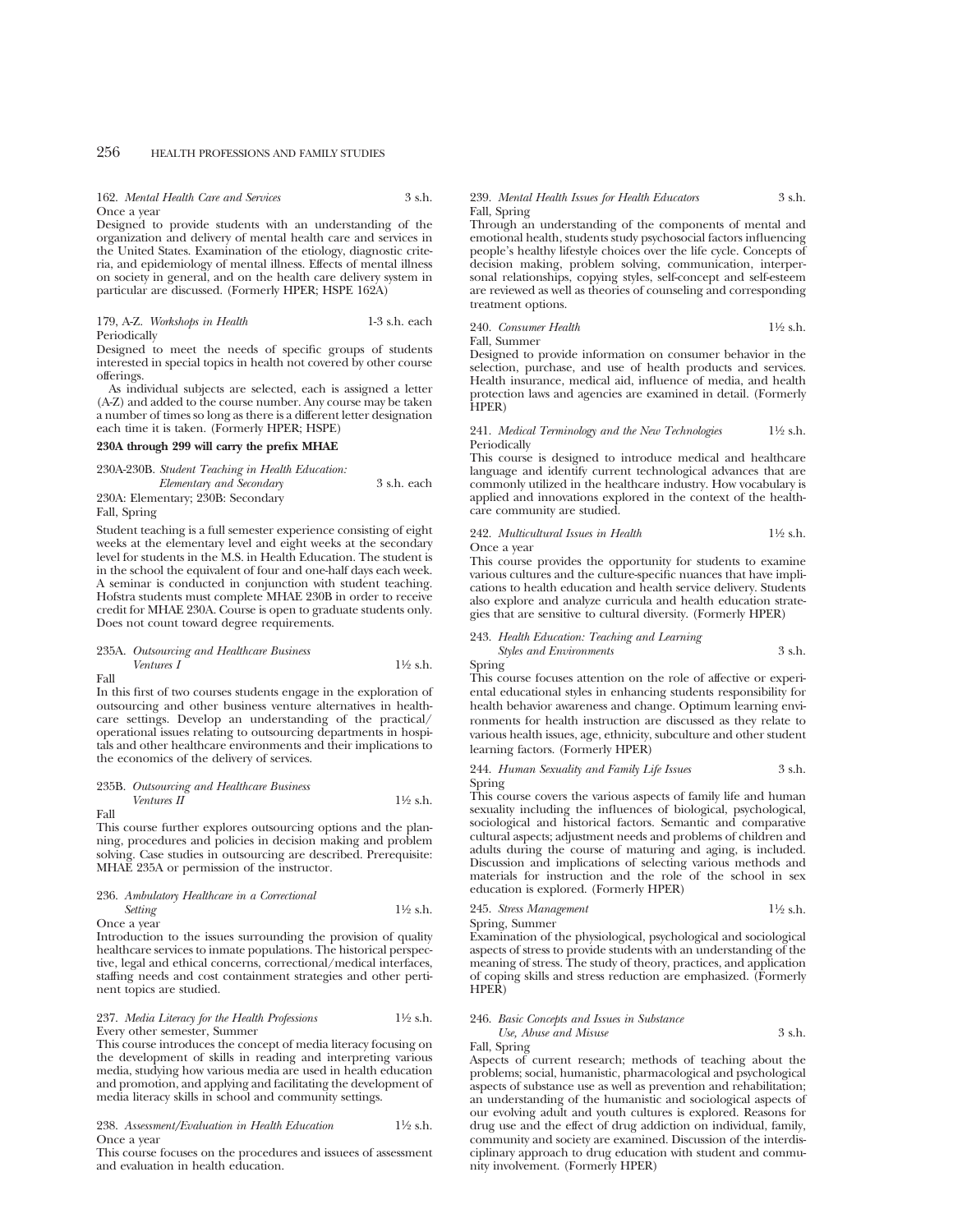162. *Mental Health Care and Services* 3 s.h.
Once a year
Designed to provide students with an understanding of the organization and delivery of mental health care and services in the United States. Examination of the etiology, diagnostic criteria, and epidemiology of mental illness. Effects of mental illness on society in general, and on the health care delivery system in particular are discussed. (Formerly HPER; HSPE 162A)

179, A-Z. *Workshops in Health* 1-3 s.h. each
Periodically
Designed to meet the needs of specific groups of students interested in special topics in health not covered by other course offerings.

As individual subjects are selected, each is assigned a letter (A-Z) and added to the course number. Any course may be taken a number of times so long as there is a different letter designation each time it is taken. (Formerly HPER; HSPE)

**230A through 299 will carry the prefix MHAE**

230A-230B. *Student Teaching in Health Education: Elementary and Secondary* 3 s.h. each
230A: Elementary; 230B: Secondary
Fall, Spring

Student teaching is a full semester experience consisting of eight weeks at the elementary level and eight weeks at the secondary level for students in the M.S. in Health Education. The student is in the school the equivalent of four and one-half days each week. A seminar is conducted in conjunction with student teaching. Hofstra students must complete MHAE 230B in order to receive credit for MHAE 230A. Course is open to graduate students only. Does not count toward degree requirements.

235A. *Outsourcing and Healthcare Business Ventures I* 1½ s.h.
Fall
In this first of two courses students engage in the exploration of outsourcing and other business venture alternatives in healthcare settings. Develop an understanding of the practical/operational issues relating to outsourcing departments in hospitals and other healthcare environments and their implications to the economics of the delivery of services.

235B. *Outsourcing and Healthcare Business Ventures II* 1½ s.h.
Fall
This course further explores outsourcing options and the planning, procedures and policies in decision making and problem solving. Case studies in outsourcing are described. Prerequisite: MHAE 235A or permission of the instructor.

236. *Ambulatory Healthcare in a Correctional Setting* 1½ s.h.
Once a year
Introduction to the issues surrounding the provision of quality healthcare services to inmate populations. The historical perspective, legal and ethical concerns, correctional/medical interfaces, staffing needs and cost containment strategies and other pertinent topics are studied.

237. *Media Literacy for the Health Professions* 1½ s.h.
Every other semester, Summer
This course introduces the concept of media literacy focusing on the development of skills in reading and interpreting various media, studying how various media are used in health education and promotion, and applying and facilitating the development of media literacy skills in school and community settings.

238. *Assessment/Evaluation in Health Education* 1½ s.h.
Once a year
This course focuses on the procedures and issuees of assessment and evaluation in health education.

239. *Mental Health Issues for Health Educators* 3 s.h.
Fall, Spring
Through an understanding of the components of mental and emotional health, students study psychosocial factors influencing people's healthy lifestyle choices over the life cycle. Concepts of decision making, problem solving, communication, interpersonal relationships, copying styles, self-concept and self-esteem are reviewed as well as theories of counseling and corresponding treatment options.

240. *Consumer Health* 1½ s.h.
Fall, Summer
Designed to provide information on consumer behavior in the selection, purchase, and use of health products and services. Health insurance, medical aid, influence of media, and health protection laws and agencies are examined in detail. (Formerly HPER)

241. *Medical Terminology and the New Technologies* 1½ s.h.
Periodically
This course is designed to introduce medical and healthcare language and identify current technological advances that are commonly utilized in the healthcare industry. How vocabulary is applied and innovations explored in the context of the healthcare community are studied.

242. *Multicultural Issues in Health* 1½ s.h.
Once a year
This course provides the opportunity for students to examine various cultures and the culture-specific nuances that have implications to health education and health service delivery. Students also explore and analyze curricula and health education strategies that are sensitive to cultural diversity. (Formerly HPER)

243. *Health Education: Teaching and Learning Styles and Environments* 3 s.h.
Spring
This course focuses attention on the role of affective or experiental educational styles in enhancing students responsibility for health behavior awareness and change. Optimum learning environments for health instruction are discussed as they relate to various health issues, age, ethnicity, subculture and other student learning factors. (Formerly HPER)

244. *Human Sexuality and Family Life Issues* 3 s.h.
Spring
This course covers the various aspects of family life and human sexuality including the influences of biological, psychological, sociological and historical factors. Semantic and comparative cultural aspects; adjustment needs and problems of children and adults during the course of maturing and aging, is included. Discussion and implications of selecting various methods and materials for instruction and the role of the school in sex education is explored. (Formerly HPER)

245. *Stress Management* 1½ s.h.
Spring, Summer
Examination of the physiological, psychological and sociological aspects of stress to provide students with an understanding of the meaning of stress. The study of theory, practices, and application of coping skills and stress reduction are emphasized. (Formerly HPER)

246. *Basic Concepts and Issues in Substance Use, Abuse and Misuse* 3 s.h.
Fall, Spring
Aspects of current research; methods of teaching about the problems; social, humanistic, pharmacological and psychological aspects of substance use as well as prevention and rehabilitation; an understanding of the humanistic and sociological aspects of our evolving adult and youth cultures is explored. Reasons for drug use and the effect of drug addiction on individual, family, community and society are examined. Discussion of the interdisciplinary approach to drug education with student and community involvement. (Formerly HPER)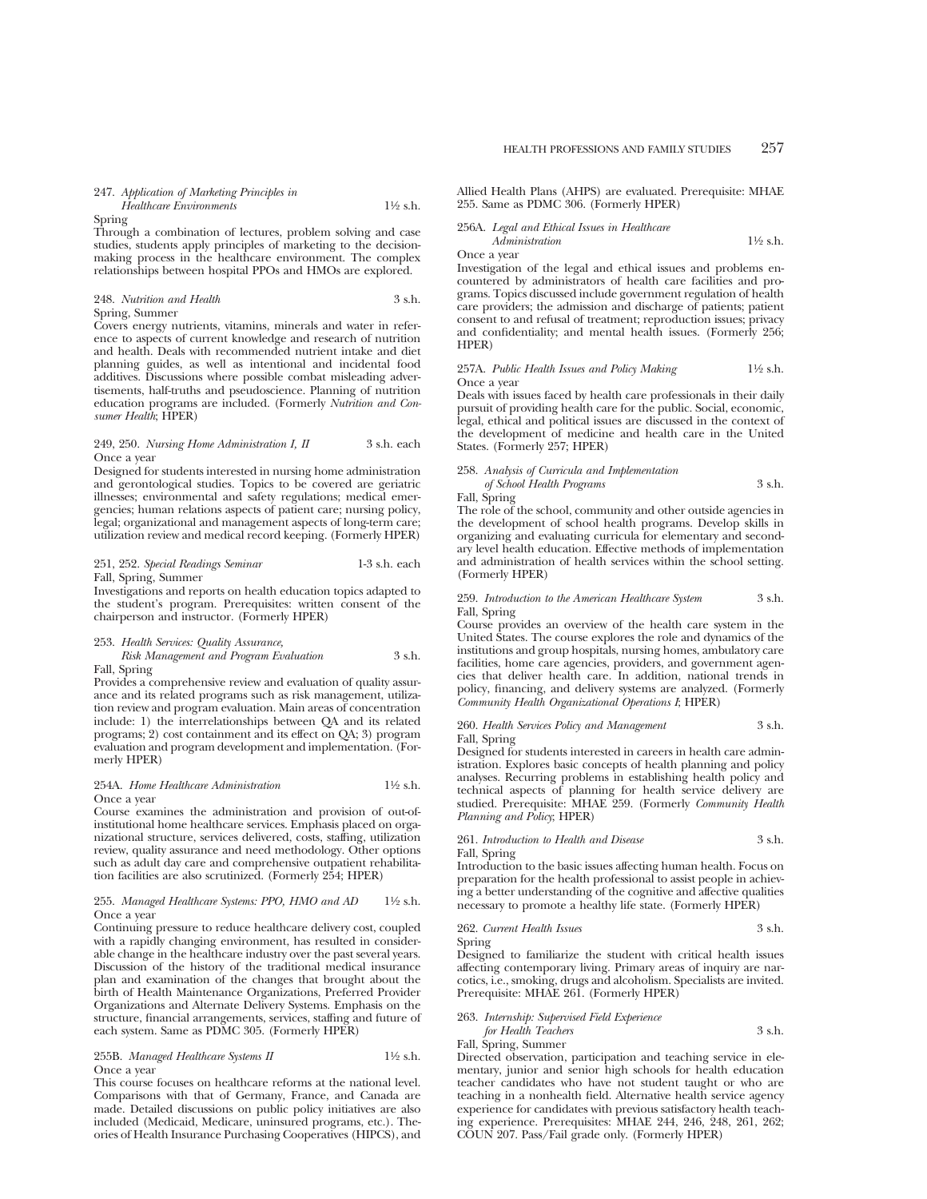247. *Application of Marketing Principles in Healthcare Environments* 1½ s.h.
Spring
Through a combination of lectures, problem solving and case studies, students apply principles of marketing to the decision-making process in the healthcare environment. The complex relationships between hospital PPOs and HMOs are explored.

248. *Nutrition and Health* 3 s.h.
Spring, Summer
Covers energy nutrients, vitamins, minerals and water in reference to aspects of current knowledge and research of nutrition and health. Deals with recommended nutrient intake and diet planning guides, as well as intentional and incidental food additives. Discussions where possible combat misleading advertisements, half-truths and pseudoscience. Planning of nutrition education programs are included. (Formerly *Nutrition and Consumer Health*; HPER)

249, 250. *Nursing Home Administration I, II* 3 s.h. each
Once a year
Designed for students interested in nursing home administration and gerontological studies. Topics to be covered are geriatric illnesses; environmental and safety regulations; medical emergencies; human relations aspects of patient care; nursing policy, legal; organizational and management aspects of long-term care; utilization review and medical record keeping. (Formerly HPER)

251, 252. *Special Readings Seminar* 1-3 s.h. each
Fall, Spring, Summer
Investigations and reports on health education topics adapted to the student's program. Prerequisites: written consent of the chairperson and instructor. (Formerly HPER)

253. *Health Services: Quality Assurance, Risk Management and Program Evaluation* 3 s.h.
Fall, Spring
Provides a comprehensive review and evaluation of quality assurance and its related programs such as risk management, utilization review and program evaluation. Main areas of concentration include: 1) the interrelationships between QA and its related programs; 2) cost containment and its effect on QA; 3) program evaluation and program development and implementation. (Formerly HPER)

254A. *Home Healthcare Administration* 1½ s.h.
Once a year
Course examines the administration and provision of out-of-institutional home healthcare services. Emphasis placed on organizational structure, services delivered, costs, staffing, utilization review, quality assurance and need methodology. Other options such as adult day care and comprehensive outpatient rehabilitation facilities are also scrutinized. (Formerly 254; HPER)

255. *Managed Healthcare Systems: PPO, HMO and AD* 1½ s.h.
Once a year
Continuing pressure to reduce healthcare delivery cost, coupled with a rapidly changing environment, has resulted in considerable change in the healthcare industry over the past several years. Discussion of the history of the traditional medical insurance plan and examination of the changes that brought about the birth of Health Maintenance Organizations, Preferred Provider Organizations and Alternate Delivery Systems. Emphasis on the structure, financial arrangements, services, staffing and future of each system. Same as PDMC 305. (Formerly HPER)

255B. *Managed Healthcare Systems II* 1½ s.h.
Once a year
This course focuses on healthcare reforms at the national level. Comparisons with that of Germany, France, and Canada are made. Detailed discussions on public policy initiatives are also included (Medicaid, Medicare, uninsured programs, etc.). Theories of Health Insurance Purchasing Cooperatives (HIPCS), and Allied Health Plans (AHPS) are evaluated. Prerequisite: MHAE 255. Same as PDMC 306. (Formerly HPER)

256A. *Legal and Ethical Issues in Healthcare Administration* 1½ s.h.
Once a year
Investigation of the legal and ethical issues and problems encountered by administrators of health care facilities and programs. Topics discussed include government regulation of health care providers; the admission and discharge of patients; patient consent to and refusal of treatment; reproduction issues; privacy and confidentiality; and mental health issues. (Formerly 256; HPER)

257A. *Public Health Issues and Policy Making* 1½ s.h.
Once a year
Deals with issues faced by health care professionals in their daily pursuit of providing health care for the public. Social, economic, legal, ethical and political issues are discussed in the context of the development of medicine and health care in the United States. (Formerly 257; HPER)

258. *Analysis of Curricula and Implementation of School Health Programs* 3 s.h.
Fall, Spring
The role of the school, community and other outside agencies in the development of school health programs. Develop skills in organizing and evaluating curricula for elementary and secondary level health education. Effective methods of implementation and administration of health services within the school setting. (Formerly HPER)

259. *Introduction to the American Healthcare System* 3 s.h.
Fall, Spring
Course provides an overview of the health care system in the United States. The course explores the role and dynamics of the institutions and group hospitals, nursing homes, ambulatory care facilities, home care agencies, providers, and government agencies that deliver health care. In addition, national trends in policy, financing, and delivery systems are analyzed. (Formerly *Community Health Organizational Operations I*; HPER)

260. *Health Services Policy and Management* 3 s.h.
Fall, Spring
Designed for students interested in careers in health care administration. Explores basic concepts of health planning and policy analyses. Recurring problems in establishing health policy and technical aspects of planning for health service delivery are studied. Prerequisite: MHAE 259. (Formerly *Community Health Planning and Policy*; HPER)

261. *Introduction to Health and Disease* 3 s.h.
Fall, Spring
Introduction to the basic issues affecting human health. Focus on preparation for the health professional to assist people in achieving a better understanding of the cognitive and affective qualities necessary to promote a healthy life state. (Formerly HPER)

262. *Current Health Issues* 3 s.h.
Spring
Designed to familiarize the student with critical health issues affecting contemporary living. Primary areas of inquiry are narcotics, i.e., smoking, drugs and alcoholism. Specialists are invited. Prerequisite: MHAE 261. (Formerly HPER)

263. *Internship: Supervised Field Experience for Health Teachers* 3 s.h.
Fall, Spring, Summer
Directed observation, participation and teaching service in elementary, junior and senior high schools for health education teacher candidates who have not student taught or who are teaching in a nonhealth field. Alternative health service agency experience for candidates with previous satisfactory health teaching experience. Prerequisites: MHAE 244, 246, 248, 261, 262; COUN 207. Pass/Fail grade only. (Formerly HPER)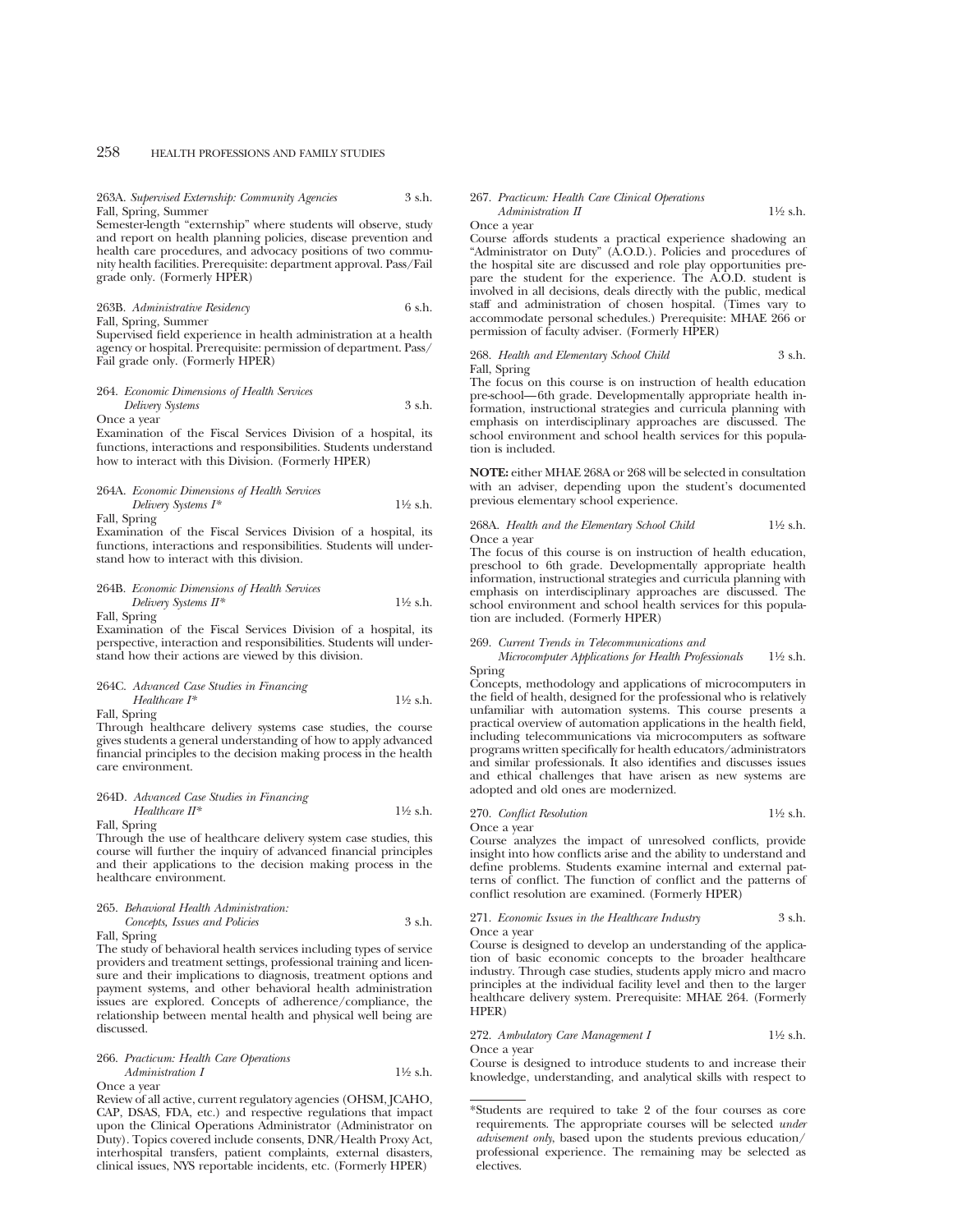263A. *Supervised Externship: Community Agencies* 3 s.h.
Fall, Spring, Summer
Semester-length "externship" where students will observe, study and report on health planning policies, disease prevention and health care procedures, and advocacy positions of two community health facilities. Prerequisite: department approval. Pass/Fail grade only. (Formerly HPER)

263B. *Administrative Residency* 6 s.h.
Fall, Spring, Summer
Supervised field experience in health administration at a health agency or hospital. Prerequisite: permission of department. Pass/Fail grade only. (Formerly HPER)

264. *Economic Dimensions of Health Services Delivery Systems* 3 s.h.
Once a year
Examination of the Fiscal Services Division of a hospital, its functions, interactions and responsibilities. Students understand how to interact with this Division. (Formerly HPER)

264A. *Economic Dimensions of Health Services Delivery Systems I** 1½ s.h.
Fall, Spring
Examination of the Fiscal Services Division of a hospital, its functions, interactions and responsibilities. Students will understand how to interact with this division.

264B. *Economic Dimensions of Health Services Delivery Systems II** 1½ s.h.
Fall, Spring
Examination of the Fiscal Services Division of a hospital, its perspective, interaction and responsibilities. Students will understand how their actions are viewed by this division.

264C. *Advanced Case Studies in Financing Healthcare I** 1½ s.h.
Fall, Spring
Through healthcare delivery systems case studies, the course gives students a general understanding of how to apply advanced financial principles to the decision making process in the health care environment.

264D. *Advanced Case Studies in Financing Healthcare II** 1½ s.h.
Fall, Spring
Through the use of healthcare delivery system case studies, this course will further the inquiry of advanced financial principles and their applications to the decision making process in the healthcare environment.

265. *Behavioral Health Administration: Concepts, Issues and Policies* 3 s.h.
Fall, Spring
The study of behavioral health services including types of service providers and treatment settings, professional training and licensure and their implications to diagnosis, treatment options and payment systems, and other behavioral health administration issues are explored. Concepts of adherence/compliance, the relationship between mental health and physical well being are discussed.

266. *Practicum: Health Care Operations Administration I* 1½ s.h.
Once a year
Review of all active, current regulatory agencies (OHSM, JCAHO, CAP, DSAS, FDA, etc.) and respective regulations that impact upon the Clinical Operations Administrator (Administrator on Duty). Topics covered include consents, DNR/Health Proxy Act, interhospital transfers, patient complaints, external disasters, clinical issues, NYS reportable incidents, etc. (Formerly HPER)

267. *Practicum: Health Care Clinical Operations Administration II* 1½ s.h.
Once a year
Course affords students a practical experience shadowing an "Administrator on Duty" (A.O.D.). Policies and procedures of the hospital site are discussed and role play opportunities prepare the student for the experience. The A.O.D. student is involved in all decisions, deals directly with the public, medical staff and administration of chosen hospital. (Times vary to accommodate personal schedules.) Prerequisite: MHAE 266 or permission of faculty adviser. (Formerly HPER)

268. *Health and Elementary School Child* 3 s.h.
Fall, Spring
The focus on this course is on instruction of health education pre-school—6th grade. Developmentally appropriate health information, instructional strategies and curricula planning with emphasis on interdisciplinary approaches are discussed. The school environment and school health services for this population is included.

**NOTE:** either MHAE 268A or 268 will be selected in consultation with an adviser, depending upon the student's documented previous elementary school experience.

268A. *Health and the Elementary School Child* 1½ s.h.
Once a year
The focus of this course is on instruction of health education, preschool to 6th grade. Developmentally appropriate health information, instructional strategies and curricula planning with emphasis on interdisciplinary approaches are discussed. The school environment and school health services for this population are included. (Formerly HPER)

269. *Current Trends in Telecommunications and Microcomputer Applications for Health Professionals* 1½ s.h.
Spring
Concepts, methodology and applications of microcomputers in the field of health, designed for the professional who is relatively unfamiliar with automation systems. This course presents a practical overview of automation applications in the health field, including telecommunications via microcomputers as software programs written specifically for health educators/administrators and similar professionals. It also identifies and discusses issues and ethical challenges that have arisen as new systems are adopted and old ones are modernized.

270. *Conflict Resolution* 1½ s.h.
Once a year
Course analyzes the impact of unresolved conflicts, provide insight into how conflicts arise and the ability to understand and define problems. Students examine internal and external patterns of conflict. The function of conflict and the patterns of conflict resolution are examined. (Formerly HPER)

271. *Economic Issues in the Healthcare Industry* 3 s.h.
Once a year
Course is designed to develop an understanding of the application of basic economic concepts to the broader healthcare industry. Through case studies, students apply micro and macro principles at the individual facility level and then to the larger healthcare delivery system. Prerequisite: MHAE 264. (Formerly HPER)

272. *Ambulatory Care Management I* 1½ s.h.
Once a year
Course is designed to introduce students to and increase their knowledge, understanding, and analytical skills with respect to

*Students are required to take 2 of the four courses as core requirements. The appropriate courses will be selected *under advisement only*, based upon the students previous education/professional experience. The remaining may be selected as electives.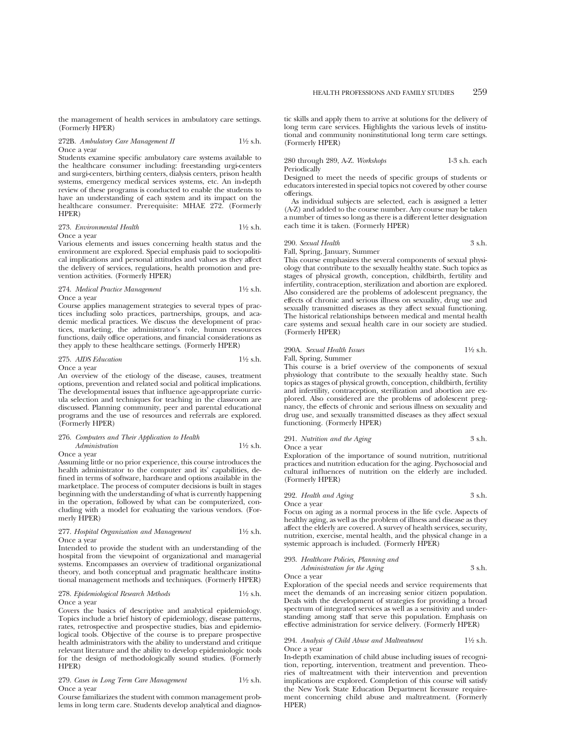the management of health services in ambulatory care settings. (Formerly HPER)

272B. *Ambulatory Care Management II* 1½ s.h.
Once a year
Students examine specific ambulatory care systems available to the healthcare consumer including: freestanding urgi-centers and surgi-centers, birthing centers, dialysis centers, prison health systems, emergency medical services systems, etc. An in-depth review of these programs is conducted to enable the students to have an understanding of each system and its impact on the healthcare consumer. Prerequisite: MHAE 272. (Formerly HPER)

273. *Environmental Health* 1½ s.h.
Once a year
Various elements and issues concerning health status and the environment are explored. Special emphasis paid to sociopolitical implications and personal attitudes and values as they affect the delivery of services, regulations, health promotion and prevention activities. (Formerly HPER)

274. *Medical Practice Management* 1½ s.h.
Once a year
Course applies management strategies to several types of practices including solo practices, partnerships, groups, and academic medical practices. We discuss the development of practices, marketing, the administrator's role, human resources functions, daily office operations, and financial considerations as they apply to these healthcare settings. (Formerly HPER)

275. *AIDS Education* 1½ s.h.
Once a year
An overview of the etiology of the disease, causes, treatment options, prevention and related social and political implications. The developmental issues that influence age-appropriate curricula selection and techniques for teaching in the classroom are discussed. Planning community, peer and parental educational programs and the use of resources and referrals are explored. (Formerly HPER)

276. *Computers and Their Application to Health Administration* 1½ s.h.
Once a year
Assuming little or no prior experience, this course introduces the health administrator to the computer and its' capabilities, defined in terms of software, hardware and options available in the marketplace. The process of computer decisions is built in stages beginning with the understanding of what is currently happening in the operation, followed by what can be computerized, concluding with a model for evaluating the various vendors. (Formerly HPER)

277. *Hospital Organization and Management* 1½ s.h.
Once a year
Intended to provide the student with an understanding of the hospital from the viewpoint of organizational and managerial systems. Encompasses an overview of traditional organizational theory, and both conceptual and pragmatic healthcare institutional management methods and techniques. (Formerly HPER)

278. *Epidemiological Research Methods* 1½ s.h.
Once a year
Covers the basics of descriptive and analytical epidemiology. Topics include a brief history of epidemiology, disease patterns, rates, retrospective and prospective studies, bias and epidemiological tools. Objective of the course is to prepare prospective health administrators with the ability to understand and critique relevant literature and the ability to develop epidemiologic tools for the design of methodologically sound studies. (Formerly HPER)

279. *Cases in Long Term Care Management* 1½ s.h.
Once a year
Course familiarizes the student with common management problems in long term care. Students develop analytical and diagnostic skills and apply them to arrive at solutions for the delivery of long term care services. Highlights the various levels of institutional and community noninstitutional long term care settings. (Formerly HPER)

280 through 289, A-Z. *Workshops* 1-3 s.h. each
Periodically
Designed to meet the needs of specific groups of students or educators interested in special topics not covered by other course offerings.

As individual subjects are selected, each is assigned a letter (A-Z) and added to the course number. Any course may be taken a number of times so long as there is a different letter designation each time it is taken. (Formerly HPER)

290. *Sexual Health* 3 s.h.
Fall, Spring, January, Summer
This course emphasizes the several components of sexual physiology that contribute to the sexually healthy state. Such topics as stages of physical growth, conception, childbirth, fertility and infertility, contraception, sterilization and abortion are explored. Also considered are the problems of adolescent pregnancy, the effects of chronic and serious illness on sexuality, drug use and sexually transmitted diseases as they affect sexual functioning. The historical relationships between medical and mental health care systems and sexual health care in our society are studied. (Formerly HPER)

290A. *Sexual Health Issues* 1½ s.h.
Fall, Spring, Summer
This course is a brief overview of the components of sexual physiology that contribute to the sexually healthy state. Such topics as stages of physical growth, conception, childbirth, fertility and infertility, contraception, sterilization and abortion are explored. Also considered are the problems of adolescent pregnancy, the effects of chronic and serious illness on sexuality and drug use, and sexually transmitted diseases as they affect sexual functioning. (Formerly HPER)

291. *Nutrition and the Aging* 3 s.h.
Once a year
Exploration of the importance of sound nutrition, nutritional practices and nutrition education for the aging. Psychosocial and cultural influences of nutrition on the elderly are included. (Formerly HPER)

292. *Health and Aging* 3 s.h.
Once a year
Focus on aging as a normal process in the life cycle. Aspects of healthy aging, as well as the problem of illness and disease as they affect the elderly are covered. A survey of health services, security, nutrition, exercise, mental health, and the physical change in a systemic approach is included. (Formerly HPER)

293. *Healthcare Policies, Planning and Administration for the Aging* 3 s.h.
Once a year
Exploration of the special needs and service requirements that meet the demands of an increasing senior citizen population. Deals with the development of strategies for providing a broad spectrum of integrated services as well as a sensitivity and understanding among staff that serve this population. Emphasis on effective administration for service delivery. (Formerly HPER)

294. *Analysis of Child Abuse and Maltreatment* 1½ s.h.
Once a year
In-depth examination of child abuse including issues of recognition, reporting, intervention, treatment and prevention. Theories of maltreatment with their intervention and prevention implications are explored. Completion of this course will satisfy the New York State Education Department licensure requirement concerning child abuse and maltreatment. (Formerly HPER)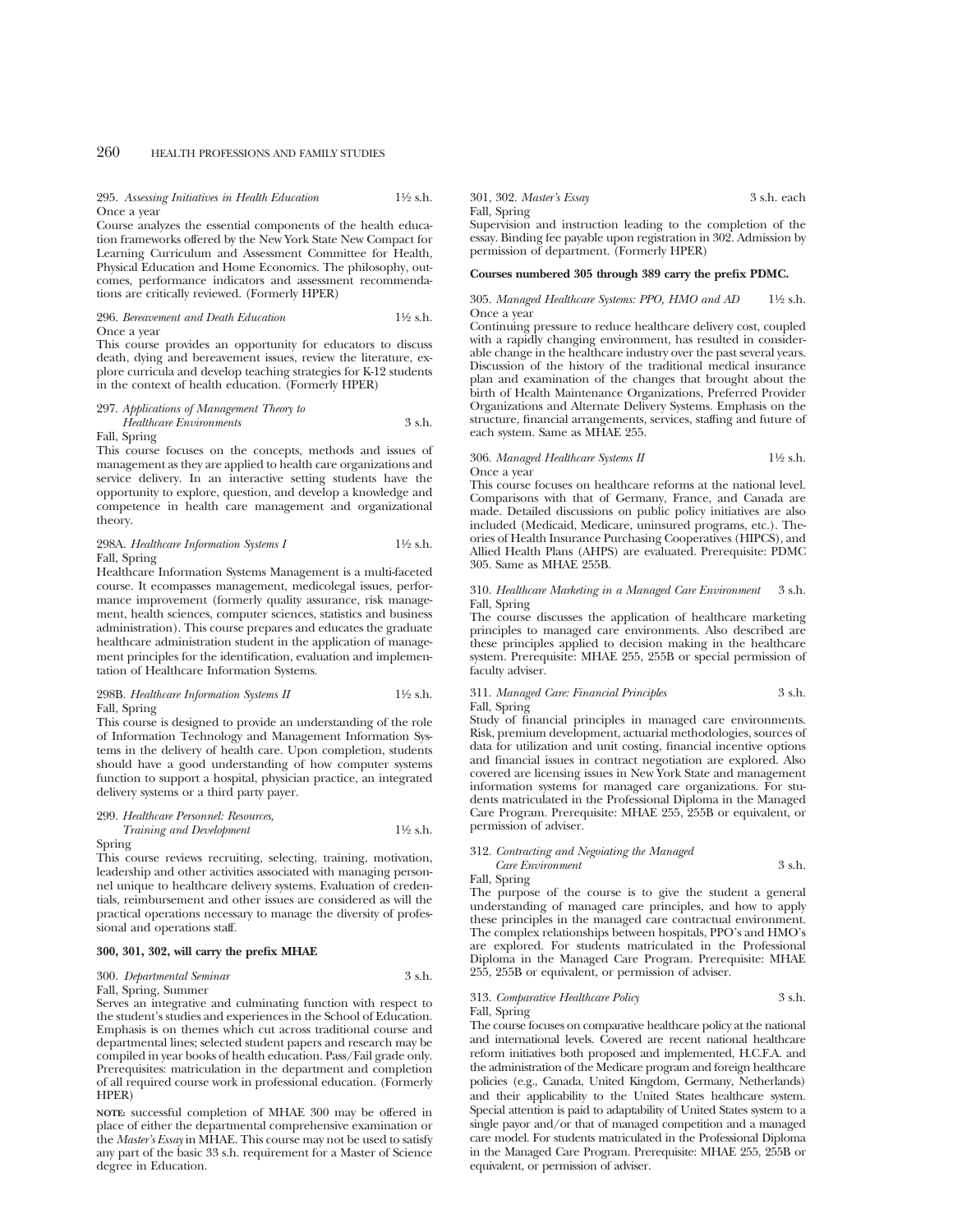295. *Assessing Initiatives in Health Education* 1½ s.h.
Once a year

Course analyzes the essential components of the health education frameworks offered by the New York State New Compact for Learning Curriculum and Assessment Committee for Health, Physical Education and Home Economics. The philosophy, outcomes, performance indicators and assessment recommendations are critically reviewed. (Formerly HPER)

296. *Bereavement and Death Education* 1½ s.h.
Once a year

This course provides an opportunity for educators to discuss death, dying and bereavement issues, review the literature, explore curricula and develop teaching strategies for K-12 students in the context of health education. (Formerly HPER)

297. *Applications of Management Theory to Healthcare Environments* 3 s.h.
Fall, Spring

This course focuses on the concepts, methods and issues of management as they are applied to health care organizations and service delivery. In an interactive setting students have the opportunity to explore, question, and develop a knowledge and competence in health care management and organizational theory.

298A. *Healthcare Information Systems I* 1½ s.h.
Fall, Spring

Healthcare Information Systems Management is a multi-faceted course. It ecompasses management, medicolegal issues, performance improvement (formerly quality assurance, risk management, health sciences, computer sciences, statistics and business administration). This course prepares and educates the graduate healthcare administration student in the application of management principles for the identification, evaluation and implementation of Healthcare Information Systems.

298B. *Healthcare Information Systems II* 1½ s.h.
Fall, Spring

This course is designed to provide an understanding of the role of Information Technology and Management Information Systems in the delivery of health care. Upon completion, students should have a good understanding of how computer systems function to support a hospital, physician practice, an integrated delivery systems or a third party payer.

299. *Healthcare Personnel: Resources, Training and Development* 1½ s.h.
Spring

This course reviews recruiting, selecting, training, motivation, leadership and other activities associated with managing personnel unique to healthcare delivery systems. Evaluation of credentials, reimbursement and other issues are considered as will the practical operations necessary to manage the diversity of professional and operations staff.

**300, 301, 302, will carry the prefix MHAE**

300. *Departmental Seminar* 3 s.h.
Fall, Spring, Summer

Serves an integrative and culminating function with respect to the student's studies and experiences in the School of Education. Emphasis is on themes which cut across traditional course and departmental lines; selected student papers and research may be compiled in year books of health education. Pass/Fail grade only. Prerequisites: matriculation in the department and completion of all required course work in professional education. (Formerly HPER)

**NOTE:** successful completion of MHAE 300 may be offered in place of either the departmental comprehensive examination or the *Master's Essay* in MHAE. This course may not be used to satisfy any part of the basic 33 s.h. requirement for a Master of Science degree in Education.

301, 302. *Master's Essay* 3 s.h. each
Fall, Spring

Supervision and instruction leading to the completion of the essay. Binding fee payable upon registration in 302. Admission by permission of department. (Formerly HPER)

**Courses numbered 305 through 389 carry the prefix PDMC.**

305. *Managed Healthcare Systems: PPO, HMO and AD* 1½ s.h.
Once a year

Continuing pressure to reduce healthcare delivery cost, coupled with a rapidly changing environment, has resulted in considerable change in the healthcare industry over the past several years. Discussion of the history of the traditional medical insurance plan and examination of the changes that brought about the birth of Health Maintenance Organizations, Preferred Provider Organizations and Alternate Delivery Systems. Emphasis on the structure, financial arrangements, services, staffing and future of each system. Same as MHAE 255.

306. *Managed Healthcare Systems II* 1½ s.h.
Once a year

This course focuses on healthcare reforms at the national level. Comparisons with that of Germany, France, and Canada are made. Detailed discussions on public policy initiatives are also included (Medicaid, Medicare, uninsured programs, etc.). Theories of Health Insurance Purchasing Cooperatives (HIPCS), and Allied Health Plans (AHPS) are evaluated. Prerequisite: PDMC 305. Same as MHAE 255B.

310. *Healthcare Marketing in a Managed Care Environment* 3 s.h.
Fall, Spring

The course discusses the application of healthcare marketing principles to managed care environments. Also described are these principles applied to decision making in the healthcare system. Prerequisite: MHAE 255, 255B or special permission of faculty adviser.

311. *Managed Care: Financial Principles* 3 s.h.
Fall, Spring

Study of financial principles in managed care environments. Risk, premium development, actuarial methodologies, sources of data for utilization and unit costing, financial incentive options and financial issues in contract negotiation are explored. Also covered are licensing issues in New York State and management information systems for managed care organizations. For students matriculated in the Professional Diploma in the Managed Care Program. Prerequisite: MHAE 255, 255B or equivalent, or permission of adviser.

312. *Contracting and Negoiating the Managed Care Environment* 3 s.h.
Fall, Spring

The purpose of the course is to give the student a general understanding of managed care principles, and how to apply these principles in the managed care contractual environment. The complex relationships between hospitals, PPO's and HMO's are explored. For students matriculated in the Professional Diploma in the Managed Care Program. Prerequisite: MHAE 255, 255B or equivalent, or permission of adviser.

313. *Comparative Healthcare Policy* 3 s.h.
Fall, Spring

The course focuses on comparative healthcare policy at the national and international levels. Covered are recent national healthcare reform initiatives both proposed and implemented, H.C.F.A. and the administration of the Medicare program and foreign healthcare policies (e.g., Canada, United Kingdom, Germany, Netherlands) and their applicability to the United States healthcare system. Special attention is paid to adaptability of United States system to a single payor and/or that of managed competition and a managed care model. For students matriculated in the Professional Diploma in the Managed Care Program. Prerequisite: MHAE 255, 255B or equivalent, or permission of adviser.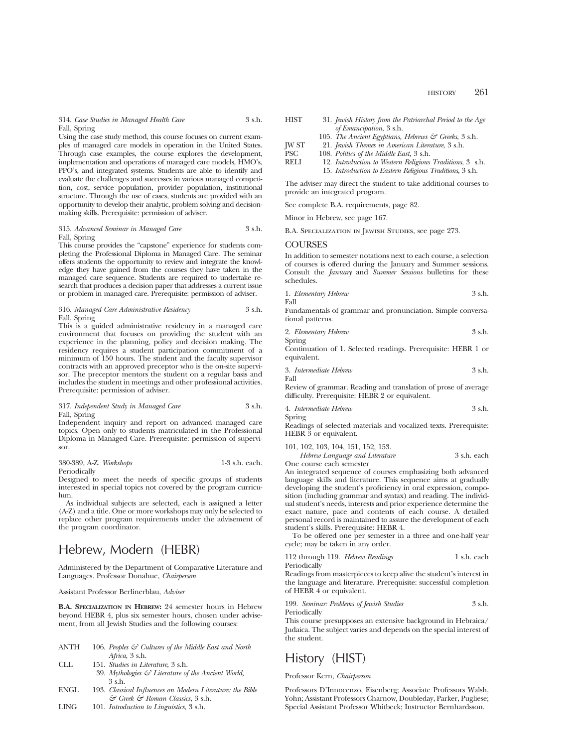314. *Case Studies in Managed Health Care* 3 s.h.
Fall, Spring

Using the case study method, this course focuses on current examples of managed care models in operation in the United States. Through case examples, the course explores the development, implementation and operations of managed care models, HMO's, PPO's, and integrated systems. Students are able to identify and evaluate the challenges and successes in various managed competition, cost, service population, provider population, institutional structure. Through the use of cases, students are provided with an opportunity to develop their analytic, problem solving and decision-making skills. Prerequisite: permission of adviser.

315. *Advanced Seminar in Managed Care* 3 s.h.
Fall, Spring

This course provides the "capstone" experience for students completing the Professional Diploma in Managed Care. The seminar offers students the opportunity to review and integrate the knowledge they have gained from the courses they have taken in the managed care sequence. Students are required to undertake research that produces a decision paper that addresses a current issue or problem in managed care. Prerequisite: permission of adviser.

316. *Managed Care Administrative Residency* 3 s.h.
Fall, Spring

This is a guided administrative residency in a managed care environment that focuses on providing the student with an experience in the planning, policy and decision making. The residency requires a student participation commitment of a minimum of 150 hours. The student and the faculty supervisor contracts with an approved preceptor who is the on-site supervisor. The preceptor mentors the student on a regular basis and includes the student in meetings and other professional activities. Prerequisite: permission of adviser.

317. *Independent Study in Managed Care* 3 s.h.
Fall, Spring

Independent inquiry and report on advanced managed care topics. Open only to students matriculated in the Professional Diploma in Managed Care. Prerequisite: permission of supervisor.

380-389, A-Z. *Workshops* 1-3 s.h. each.
Periodically

Designed to meet the needs of specific groups of students interested in special topics not covered by the program curriculum.

As individual subjects are selected, each is assigned a letter (A-Z) and a title. One or more workshops may only be selected to replace other program requirements under the advisement of the program coordinator.

# Hebrew, Modern (HEBR)

Administered by the Department of Comparative Literature and Languages. Professor Donahue, *Chairperson*

Assistant Professor Berlinerblau, *Adviser*

**B.A. Specialization in Hebrew:** 24 semester hours in Hebrew beyond HEBR 4, plus six semester hours, chosen under advisement, from all Jewish Studies and the following courses:

- ANTH 106. *Peoples & Cultures of the Middle East and North Africa*, 3 s.h.
- CLL 151. *Studies in Literature*, 3 s.h.
- CLL 39. *Mythologies & Literature of the Ancient World*, 3 s.h.
- ENGL 193. *Classical Influences on Modern Literature: the Bible & Greek & Roman Classics*, 3 s.h.
- LING 101. *Introduction to Linguistics*, 3 s.h.
- HIST 31. *Jewish History from the Patriarchal Period to the Age of Emancipation*, 3 s.h.
- HIST 105. *The Ancient Egyptians, Hebrews & Greeks*, 3 s.h.
- JW ST 21. *Jewish Themes in American Literature*, 3 s.h.
- PSC 108. *Politics of the Middle East*, 3 s.h.
- RELI 12. *Introduction to Western Religious Traditions*, 3 s.h.
- RELI 15. *Introduction to Eastern Religious Traditions*, 3 s.h.

The adviser may direct the student to take additional courses to provide an integrated program.

See complete B.A. requirements, page 82.

Minor in Hebrew, see page 167.

B.A. Specialization in Jewish Studies, see page 273.

## COURSES

In addition to semester notations next to each course, a selection of courses is offered during the January and Summer sessions. Consult the *January* and *Summer Sessions* bulletins for these schedules.

1. *Elementary Hebrew* 3 s.h.
Fall

Fundamentals of grammar and pronunciation. Simple conversational patterns.

2. *Elementary Hebrew* 3 s.h.
Spring

Continuation of 1. Selected readings. Prerequisite: HEBR 1 or equivalent.

3. *Intermediate Hebrew* 3 s.h.
Fall

Review of grammar. Reading and translation of prose of average difficulty. Prerequisite: HEBR 2 or equivalent.

4. *Intermediate Hebrew* 3 s.h.
Spring

Readings of selected materials and vocalized texts. Prerequisite: HEBR 3 or equivalent.

101, 102, 103, 104, 151, 152, 153.
*Hebrew Language and Literature* 3 s.h. each
One course each semester

An integrated sequence of courses emphasizing both advanced language skills and literature. This sequence aims at gradually developing the student's proficiency in oral expression, composition (including grammar and syntax) and reading. The individual student's needs, interests and prior experience determine the exact nature, pace and contents of each course. A detailed personal record is maintained to assure the development of each student's skills. Prerequisite: HEBR 4.

To be offered one per semester in a three and one-half year cycle; may be taken in any order.

112 through 119. *Hebrew Readings* 1 s.h. each
Periodically

Readings from masterpieces to keep alive the student's interest in the language and literature. Prerequisite: successful completion of HEBR 4 or equivalent.

199. *Seminar: Problems of Jewish Studies* 3 s.h.
Periodically

This course presupposes an extensive background in Hebraica/ Judaica. The subject varies and depends on the special interest of the student.

# History (HIST)

Professor Kern, *Chairperson*

Professors D'Innocenzo, Eisenberg; Associate Professors Walsh, Yohn; Assistant Professors Charnow, Doubleday, Parker, Pugliese; Special Assistant Professor Whitbeck; Instructor Bernhardsson.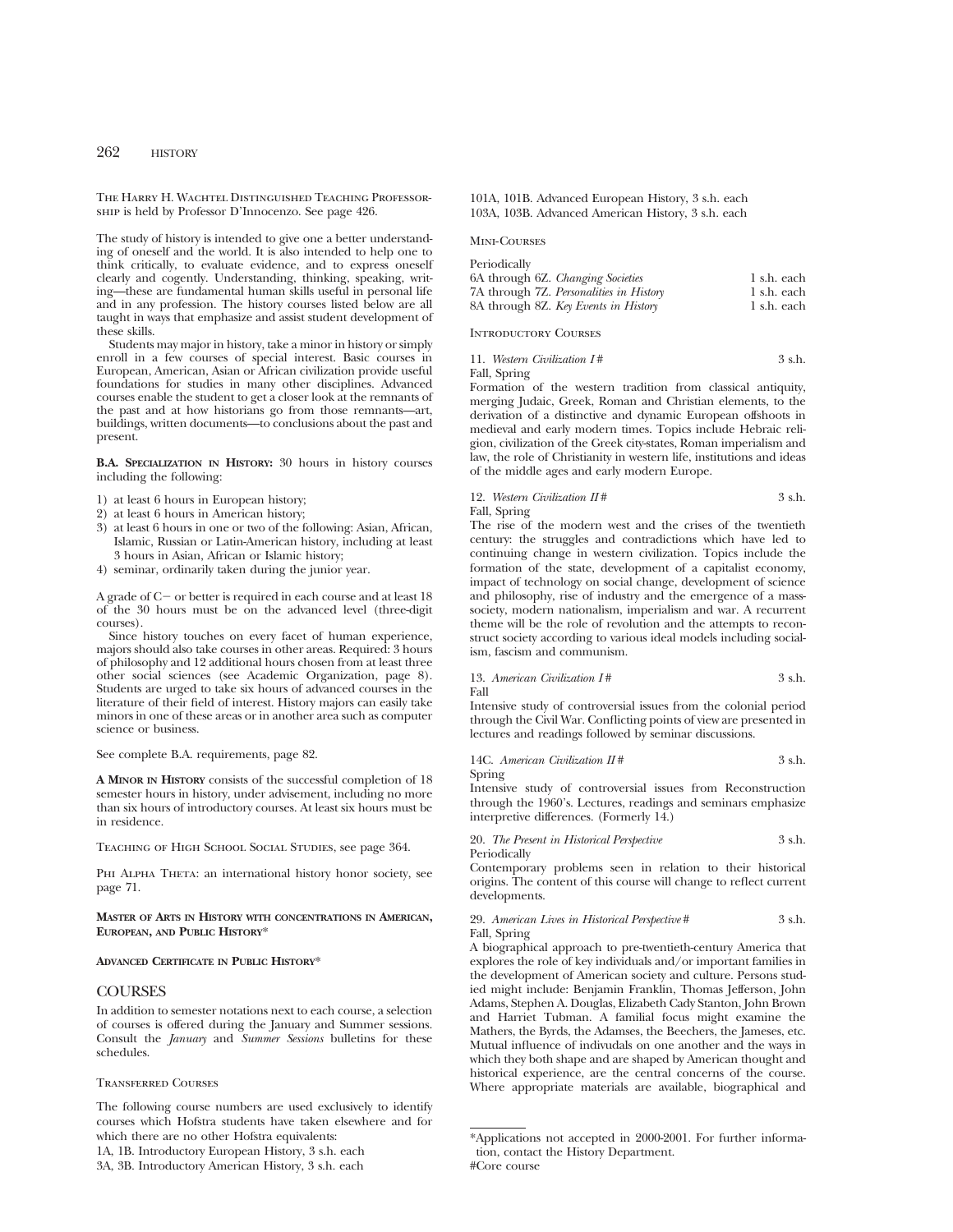The Harry H. Wachtel Distinguished Teaching Professorship is held by Professor D'Innocenzo. See page 426.

The study of history is intended to give one a better understanding of oneself and the world. It is also intended to help one to think critically, to evaluate evidence, and to express oneself clearly and cogently. Understanding, thinking, speaking, writing—these are fundamental human skills useful in personal life and in any profession. The history courses listed below are all taught in ways that emphasize and assist student development of these skills.

Students may major in history, take a minor in history or simply enroll in a few courses of special interest. Basic courses in European, American, Asian or African civilization provide useful foundations for studies in many other disciplines. Advanced courses enable the student to get a closer look at the remnants of the past and at how historians go from those remnants—art, buildings, written documents—to conclusions about the past and present.

**B.A. Specialization in History:** 30 hours in history courses including the following:

1) at least 6 hours in European history;
2) at least 6 hours in American history;
3) at least 6 hours in one or two of the following: Asian, African, Islamic, Russian or Latin-American history, including at least 3 hours in Asian, African or Islamic history;
4) seminar, ordinarily taken during the junior year.

A grade of C− or better is required in each course and at least 18 of the 30 hours must be on the advanced level (three-digit courses).

Since history touches on every facet of human experience, majors should also take courses in other areas. Required: 3 hours of philosophy and 12 additional hours chosen from at least three other social sciences (see Academic Organization, page 8). Students are urged to take six hours of advanced courses in the literature of their field of interest. History majors can easily take minors in one of these areas or in another area such as computer science or business.

See complete B.A. requirements, page 82.

**A Minor in History** consists of the successful completion of 18 semester hours in history, under advisement, including no more than six hours of introductory courses. At least six hours must be in residence.

Teaching of High School Social Studies, see page 364.

Phi Alpha Theta: an international history honor society, see page 71.

**Master of Arts in History with concentrations in American, European, and Public History***

**Advanced Certificate in Public History***

## COURSES

In addition to semester notations next to each course, a selection of courses is offered during the January and Summer sessions. Consult the *January* and *Summer Sessions* bulletins for these schedules.

### Transferred Courses

The following course numbers are used exclusively to identify courses which Hofstra students have taken elsewhere and for which there are no other Hofstra equivalents:

1A, 1B. Introductory European History, 3 s.h. each
3A, 3B. Introductory American History, 3 s.h. each
101A, 101B. Advanced European History, 3 s.h. each
103A, 103B. Advanced American History, 3 s.h. each

### Mini-Courses

Periodically

6A through 6Z. *Changing Societies* — 1 s.h. each
7A through 7Z. *Personalities in History* — 1 s.h. each
8A through 8Z. *Key Events in History* — 1 s.h. each

### Introductory Courses

11. *Western Civilization I* # — 3 s.h.
Fall, Spring
Formation of the western tradition from classical antiquity, merging Judaic, Greek, Roman and Christian elements, to the derivation of a distinctive and dynamic European offshoots in medieval and early modern times. Topics include Hebraic religion, civilization of the Greek city-states, Roman imperialism and law, the role of Christianity in western life, institutions and ideas of the middle ages and early modern Europe.

12. *Western Civilization II* # — 3 s.h.
Fall, Spring
The rise of the modern west and the crises of the twentieth century: the struggles and contradictions which have led to continuing change in western civilization. Topics include the formation of the state, development of a capitalist economy, impact of technology on social change, development of science and philosophy, rise of industry and the emergence of a mass-society, modern nationalism, imperialism and war. A recurrent theme will be the role of revolution and the attempts to reconstruct society according to various ideal models including socialism, fascism and communism.

13. *American Civilization I* # — 3 s.h.
Fall
Intensive study of controversial issues from the colonial period through the Civil War. Conflicting points of view are presented in lectures and readings followed by seminar discussions.

14C. *American Civilization II* # — 3 s.h.
Spring
Intensive study of controversial issues from Reconstruction through the 1960's. Lectures, readings and seminars emphasize interpretive differences. (Formerly 14.)

20. *The Present in Historical Perspective* — 3 s.h.
Periodically
Contemporary problems seen in relation to their historical origins. The content of this course will change to reflect current developments.

29. *American Lives in Historical Perspective* # — 3 s.h.
Fall, Spring
A biographical approach to pre-twentieth-century America that explores the role of key individuals and/or important families in the development of American society and culture. Persons studied might include: Benjamin Franklin, Thomas Jefferson, John Adams, Stephen A. Douglas, Elizabeth Cady Stanton, John Brown and Harriet Tubman. A familial focus might examine the Mathers, the Byrds, the Adamses, the Beechers, the Jameses, etc. Mutual influence of indivudals on one another and the ways in which they both shape and are shaped by American thought and historical experience, are the central concerns of the course. Where appropriate materials are available, biographical and

---

*Applications not accepted in 2000-2001. For further information, contact the History Department.
#Core course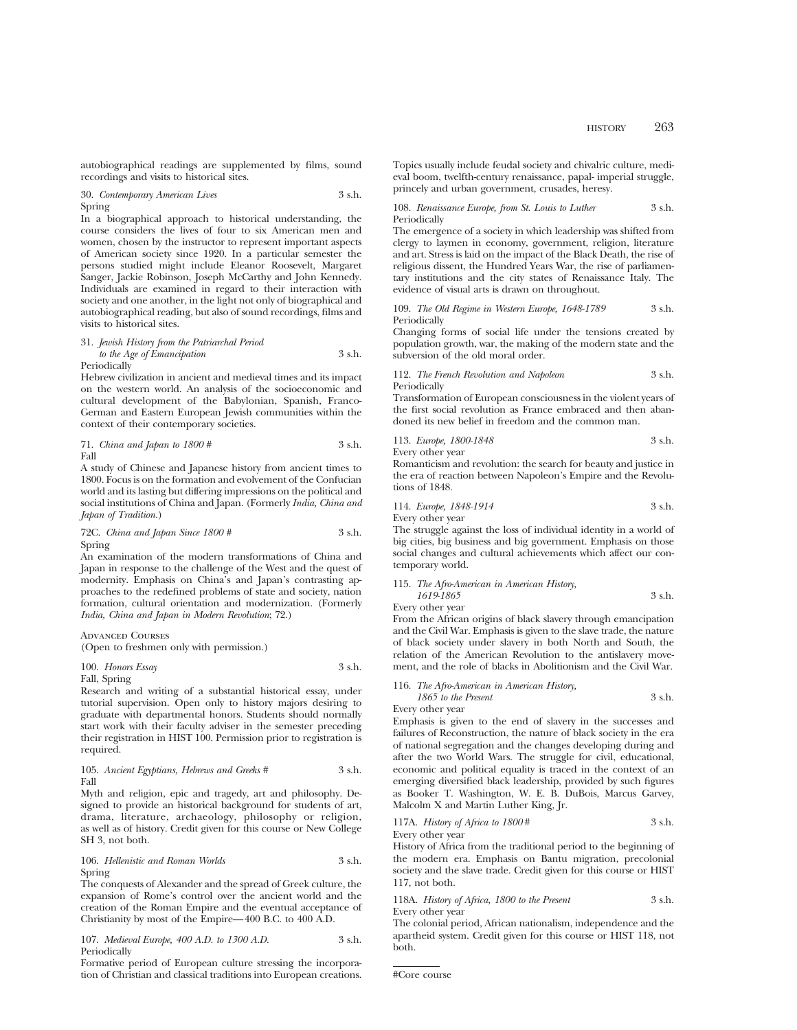autobiographical readings are supplemented by films, sound recordings and visits to historical sites.

30. *Contemporary American Lives* 3 s.h.
Spring

In a biographical approach to historical understanding, the course considers the lives of four to six American men and women, chosen by the instructor to represent important aspects of American society since 1920. In a particular semester the persons studied might include Eleanor Roosevelt, Margaret Sanger, Jackie Robinson, Joseph McCarthy and John Kennedy. Individuals are examined in regard to their interaction with society and one another, in the light not only of biographical and autobiographical reading, but also of sound recordings, films and visits to historical sites.

31. *Jewish History from the Patriarchal Period to the Age of Emancipation* 3 s.h.
Periodically

Hebrew civilization in ancient and medieval times and its impact on the western world. An analysis of the socioeconomic and cultural development of the Babylonian, Spanish, Franco-German and Eastern European Jewish communities within the context of their contemporary societies.

71. *China and Japan to 1800 #* 3 s.h.
Fall

A study of Chinese and Japanese history from ancient times to 1800. Focus is on the formation and evolvement of the Confucian world and its lasting but differing impressions on the political and social institutions of China and Japan. (Formerly *India, China and Japan of Tradition.*)

72C. *China and Japan Since 1800 #* 3 s.h.
Spring

An examination of the modern transformations of China and Japan in response to the challenge of the West and the quest of modernity. Emphasis on China's and Japan's contrasting approaches to the redefined problems of state and society, nation formation, cultural orientation and modernization. (Formerly *India, China and Japan in Modern Revolution*; 72.)

Advanced Courses
(Open to freshmen only with permission.)

100. *Honors Essay* 3 s.h.
Fall, Spring

Research and writing of a substantial historical essay, under tutorial supervision. Open only to history majors desiring to graduate with departmental honors. Students should normally start work with their faculty adviser in the semester preceding their registration in HIST 100. Permission prior to registration is required.

105. *Ancient Egyptians, Hebrews and Greeks #* 3 s.h.
Fall

Myth and religion, epic and tragedy, art and philosophy. Designed to provide an historical background for students of art, drama, literature, archaeology, philosophy or religion, as well as of history. Credit given for this course or New College SH 3, not both.

106. *Hellenistic and Roman Worlds* 3 s.h.
Spring

The conquests of Alexander and the spread of Greek culture, the expansion of Rome's control over the ancient world and the creation of the Roman Empire and the eventual acceptance of Christianity by most of the Empire—400 B.C. to 400 A.D.

107. *Medieval Europe, 400 A.D. to 1300 A.D.* 3 s.h.
Periodically

Formative period of European culture stressing the incorporation of Christian and classical traditions into European creations. Topics usually include feudal society and chivalric culture, medieval boom, twelfth-century renaissance, papal- imperial struggle, princely and urban government, crusades, heresy.

108. *Renaissance Europe, from St. Louis to Luther* 3 s.h.
Periodically

The emergence of a society in which leadership was shifted from clergy to laymen in economy, government, religion, literature and art. Stress is laid on the impact of the Black Death, the rise of religious dissent, the Hundred Years War, the rise of parliamentary institutions and the city states of Renaissance Italy. The evidence of visual arts is drawn on throughout.

109. *The Old Regime in Western Europe, 1648-1789* 3 s.h.
Periodically

Changing forms of social life under the tensions created by population growth, war, the making of the modern state and the subversion of the old moral order.

112. *The French Revolution and Napoleon* 3 s.h.
Periodically

Transformation of European consciousness in the violent years of the first social revolution as France embraced and then abandoned its new belief in freedom and the common man.

113. *Europe, 1800-1848* 3 s.h.
Every other year

Romanticism and revolution: the search for beauty and justice in the era of reaction between Napoleon's Empire and the Revolutions of 1848.

114. *Europe, 1848-1914* 3 s.h.
Every other year

The struggle against the loss of individual identity in a world of big cities, big business and big government. Emphasis on those social changes and cultural achievements which affect our contemporary world.

115. *The Afro-American in American History, 1619-1865* 3 s.h.
Every other year

From the African origins of black slavery through emancipation and the Civil War. Emphasis is given to the slave trade, the nature of black society under slavery in both North and South, the relation of the American Revolution to the antislavery movement, and the role of blacks in Abolitionism and the Civil War.

116. *The Afro-American in American History, 1865 to the Present* 3 s.h.
Every other year

Emphasis is given to the end of slavery in the successes and failures of Reconstruction, the nature of black society in the era of national segregation and the changes developing during and after the two World Wars. The struggle for civil, educational, economic and political equality is traced in the context of an emerging diversified black leadership, provided by such figures as Booker T. Washington, W. E. B. DuBois, Marcus Garvey, Malcolm X and Martin Luther King, Jr.

117A. *History of Africa to 1800 #* 3 s.h.
Every other year

History of Africa from the traditional period to the beginning of the modern era. Emphasis on Bantu migration, precolonial society and the slave trade. Credit given for this course or HIST 117, not both.

118A. *History of Africa, 1800 to the Present* 3 s.h.
Every other year

The colonial period, African nationalism, independence and the apartheid system. Credit given for this course or HIST 118, not both.

#Core course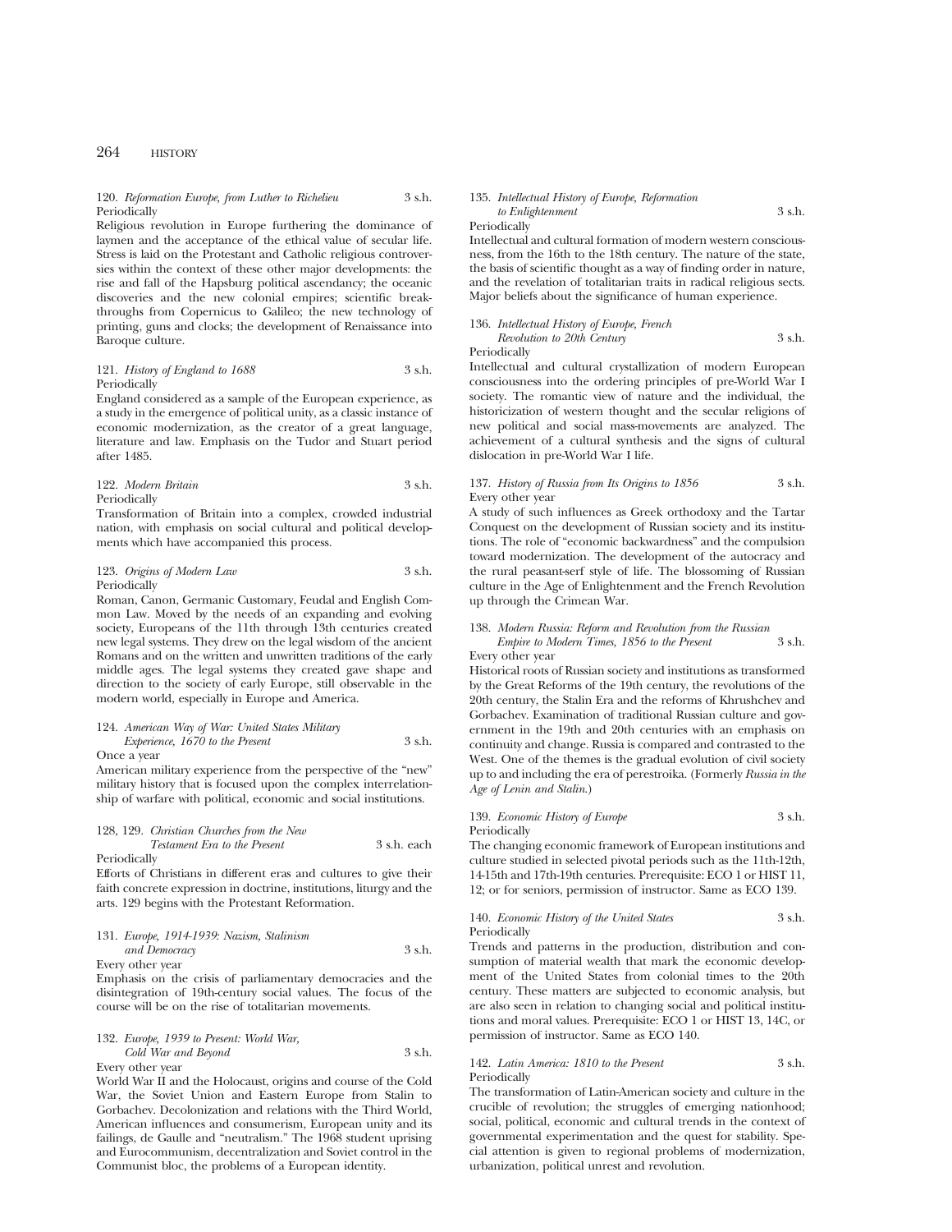120. *Reformation Europe, from Luther to Richelieu* 3 s.h.
Periodically

Religious revolution in Europe furthering the dominance of laymen and the acceptance of the ethical value of secular life. Stress is laid on the Protestant and Catholic religious controversies within the context of these other major developments: the rise and fall of the Hapsburg political ascendancy; the oceanic discoveries and the new colonial empires; scientific breakthroughs from Copernicus to Galileo; the new technology of printing, guns and clocks; the development of Renaissance into Baroque culture.

121. *History of England to 1688* 3 s.h.
Periodically

England considered as a sample of the European experience, as a study in the emergence of political unity, as a classic instance of economic modernization, as the creator of a great language, literature and law. Emphasis on the Tudor and Stuart period after 1485.

122. *Modern Britain* 3 s.h.
Periodically

Transformation of Britain into a complex, crowded industrial nation, with emphasis on social cultural and political developments which have accompanied this process.

123. *Origins of Modern Law* 3 s.h.
Periodically

Roman, Canon, Germanic Customary, Feudal and English Common Law. Moved by the needs of an expanding and evolving society, Europeans of the 11th through 13th centuries created new legal systems. They drew on the legal wisdom of the ancient Romans and on the written and unwritten traditions of the early middle ages. The legal systems they created gave shape and direction to the society of early Europe, still observable in the modern world, especially in Europe and America.

124. *American Way of War: United States Military Experience, 1670 to the Present* 3 s.h.
Once a year

American military experience from the perspective of the "new" military history that is focused upon the complex interrelationship of warfare with political, economic and social institutions.

128, 129. *Christian Churches from the New Testament Era to the Present* 3 s.h. each
Periodically

Efforts of Christians in different eras and cultures to give their faith concrete expression in doctrine, institutions, liturgy and the arts. 129 begins with the Protestant Reformation.

131. *Europe, 1914-1939: Nazism, Stalinism and Democracy* 3 s.h.
Every other year

Emphasis on the crisis of parliamentary democracies and the disintegration of 19th-century social values. The focus of the course will be on the rise of totalitarian movements.

132. *Europe, 1939 to Present: World War, Cold War and Beyond* 3 s.h.
Every other year

World War II and the Holocaust, origins and course of the Cold War, the Soviet Union and Eastern Europe from Stalin to Gorbachev. Decolonization and relations with the Third World, American influences and consumerism, European unity and its failings, de Gaulle and "neutralism." The 1968 student uprising and Eurocommunism, decentralization and Soviet control in the Communist bloc, the problems of a European identity.

135. *Intellectual History of Europe, Reformation to Enlightenment* 3 s.h.
Periodically

Intellectual and cultural formation of modern western consciousness, from the 16th to the 18th century. The nature of the state, the basis of scientific thought as a way of finding order in nature, and the revelation of totalitarian traits in radical religious sects. Major beliefs about the significance of human experience.

136. *Intellectual History of Europe, French Revolution to 20th Century* 3 s.h.
Periodically

Intellectual and cultural crystallization of modern European consciousness into the ordering principles of pre-World War I society. The romantic view of nature and the individual, the historicization of western thought and the secular religions of new political and social mass-movements are analyzed. The achievement of a cultural synthesis and the signs of cultural dislocation in pre-World War I life.

137. *History of Russia from Its Origins to 1856* 3 s.h.
Every other year

A study of such influences as Greek orthodoxy and the Tartar Conquest on the development of Russian society and its institutions. The role of "economic backwardness" and the compulsion toward modernization. The development of the autocracy and the rural peasant-serf style of life. The blossoming of Russian culture in the Age of Enlightenment and the French Revolution up through the Crimean War.

138. *Modern Russia: Reform and Revolution from the Russian Empire to Modern Times, 1856 to the Present* 3 s.h.
Every other year

Historical roots of Russian society and institutions as transformed by the Great Reforms of the 19th century, the revolutions of the 20th century, the Stalin Era and the reforms of Khrushchev and Gorbachev. Examination of traditional Russian culture and government in the 19th and 20th centuries with an emphasis on continuity and change. Russia is compared and contrasted to the West. One of the themes is the gradual evolution of civil society up to and including the era of perestroika. (Formerly *Russia in the Age of Lenin and Stalin*.)

139. *Economic History of Europe* 3 s.h.
Periodically

The changing economic framework of European institutions and culture studied in selected pivotal periods such as the 11th-12th, 14-15th and 17th-19th centuries. Prerequisite: ECO 1 or HIST 11, 12; or for seniors, permission of instructor. Same as ECO 139.

140. *Economic History of the United States* 3 s.h.
Periodically

Trends and patterns in the production, distribution and consumption of material wealth that mark the economic development of the United States from colonial times to the 20th century. These matters are subjected to economic analysis, but are also seen in relation to changing social and political institutions and moral values. Prerequisite: ECO 1 or HIST 13, 14C, or permission of instructor. Same as ECO 140.

142. *Latin America: 1810 to the Present* 3 s.h.
Periodically

The transformation of Latin-American society and culture in the crucible of revolution; the struggles of emerging nationhood; social, political, economic and cultural trends in the context of governmental experimentation and the quest for stability. Special attention is given to regional problems of modernization, urbanization, political unrest and revolution.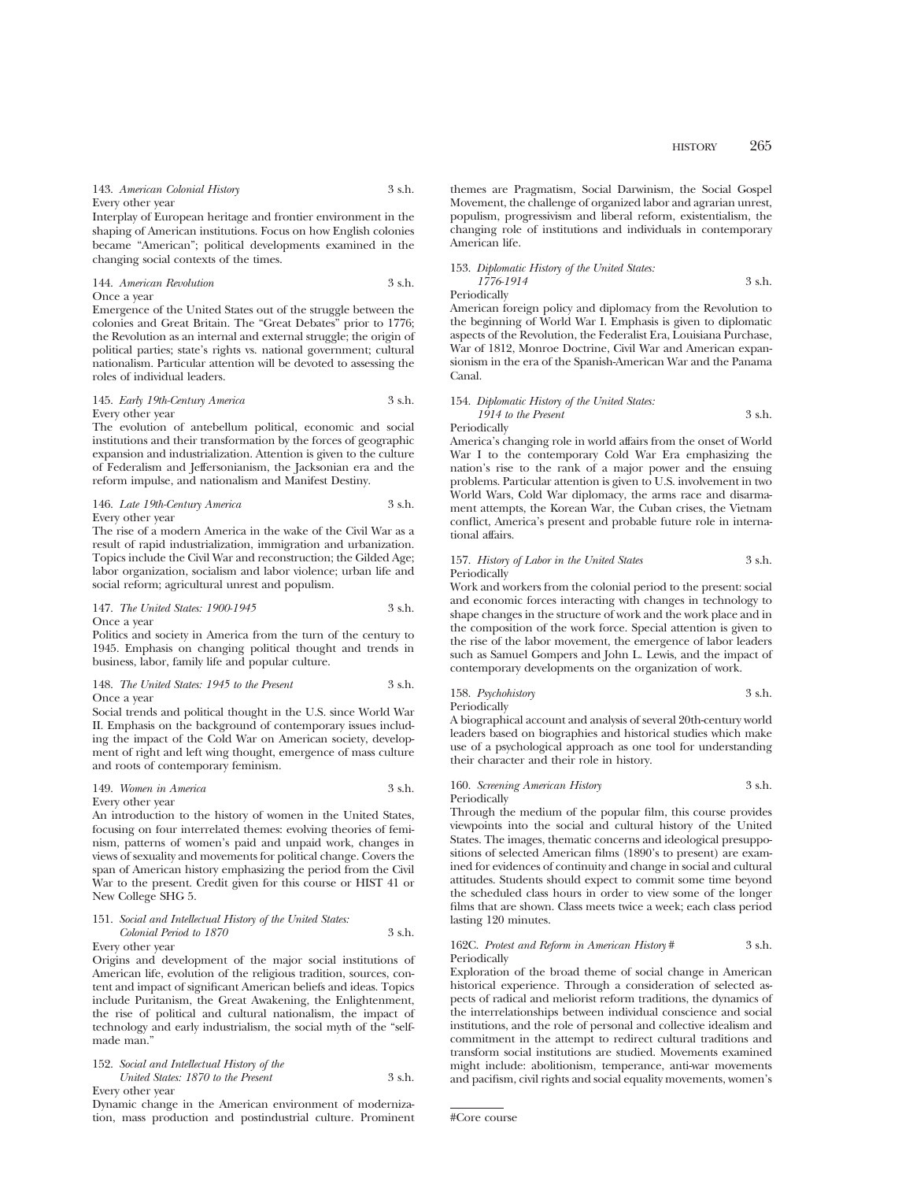143. *American Colonial History* 3 s.h.
Every other year
Interplay of European heritage and frontier environment in the shaping of American institutions. Focus on how English colonies became "American"; political developments examined in the changing social contexts of the times.

144. *American Revolution* 3 s.h.
Once a year
Emergence of the United States out of the struggle between the colonies and Great Britain. The "Great Debates" prior to 1776; the Revolution as an internal and external struggle; the origin of political parties; state's rights vs. national government; cultural nationalism. Particular attention will be devoted to assessing the roles of individual leaders.

145. *Early 19th-Century America* 3 s.h.
Every other year
The evolution of antebellum political, economic and social institutions and their transformation by the forces of geographic expansion and industrialization. Attention is given to the culture of Federalism and Jeffersonianism, the Jacksonian era and the reform impulse, and nationalism and Manifest Destiny.

146. *Late 19th-Century America* 3 s.h.
Every other year
The rise of a modern America in the wake of the Civil War as a result of rapid industrialization, immigration and urbanization. Topics include the Civil War and reconstruction; the Gilded Age; labor organization, socialism and labor violence; urban life and social reform; agricultural unrest and populism.

147. *The United States: 1900-1945* 3 s.h.
Once a year
Politics and society in America from the turn of the century to 1945. Emphasis on changing political thought and trends in business, labor, family life and popular culture.

148. *The United States: 1945 to the Present* 3 s.h.
Once a year
Social trends and political thought in the U.S. since World War II. Emphasis on the background of contemporary issues including the impact of the Cold War on American society, development of right and left wing thought, emergence of mass culture and roots of contemporary feminism.

149. *Women in America* 3 s.h.
Every other year
An introduction to the history of women in the United States, focusing on four interrelated themes: evolving theories of feminism, patterns of women's paid and unpaid work, changes in views of sexuality and movements for political change. Covers the span of American history emphasizing the period from the Civil War to the present. Credit given for this course or HIST 41 or New College SHG 5.

151. *Social and Intellectual History of the United States: Colonial Period to 1870* 3 s.h.
Every other year
Origins and development of the major social institutions of American life, evolution of the religious tradition, sources, content and impact of significant American beliefs and ideas. Topics include Puritanism, the Great Awakening, the Enlightenment, the rise of political and cultural nationalism, the impact of technology and early industrialism, the social myth of the "self-made man."

152. *Social and Intellectual History of the United States: 1870 to the Present* 3 s.h.
Every other year
Dynamic change in the American environment of modernization, mass production and postindustrial culture. Prominent themes are Pragmatism, Social Darwinism, the Social Gospel Movement, the challenge of organized labor and agrarian unrest, populism, progressivism and liberal reform, existentialism, the changing role of institutions and individuals in contemporary American life.

153. *Diplomatic History of the United States: 1776-1914* 3 s.h.
Periodically
American foreign policy and diplomacy from the Revolution to the beginning of World War I. Emphasis is given to diplomatic aspects of the Revolution, the Federalist Era, Louisiana Purchase, War of 1812, Monroe Doctrine, Civil War and American expansionism in the era of the Spanish-American War and the Panama Canal.

154. *Diplomatic History of the United States: 1914 to the Present* 3 s.h.
Periodically
America's changing role in world affairs from the onset of World War I to the contemporary Cold War Era emphasizing the nation's rise to the rank of a major power and the ensuing problems. Particular attention is given to U.S. involvement in two World Wars, Cold War diplomacy, the arms race and disarmament attempts, the Korean War, the Cuban crises, the Vietnam conflict, America's present and probable future role in international affairs.

157. *History of Labor in the United States* 3 s.h.
Periodically
Work and workers from the colonial period to the present: social and economic forces interacting with changes in technology to shape changes in the structure of work and the work place and in the composition of the work force. Special attention is given to the rise of the labor movement, the emergence of labor leaders such as Samuel Gompers and John L. Lewis, and the impact of contemporary developments on the organization of work.

158. *Psychohistory* 3 s.h.
Periodically
A biographical account and analysis of several 20th-century world leaders based on biographies and historical studies which make use of a psychological approach as one tool for understanding their character and their role in history.

160. *Screening American History* 3 s.h.
Periodically
Through the medium of the popular film, this course provides viewpoints into the social and cultural history of the United States. The images, thematic concerns and ideological presuppositions of selected American films (1890's to present) are examined for evidences of continuity and change in social and cultural attitudes. Students should expect to commit some time beyond the scheduled class hours in order to view some of the longer films that are shown. Class meets twice a week; each class period lasting 120 minutes.

162C. *Protest and Reform in American History* # 3 s.h.
Periodically
Exploration of the broad theme of social change in American historical experience. Through a consideration of selected aspects of radical and meliorist reform traditions, the dynamics of the interrelationships between individual conscience and social institutions, and the role of personal and collective idealism and commitment in the attempt to redirect cultural traditions and transform social institutions are studied. Movements examined might include: abolitionism, temperance, anti-war movements and pacifism, civil rights and social equality movements, women's

#Core course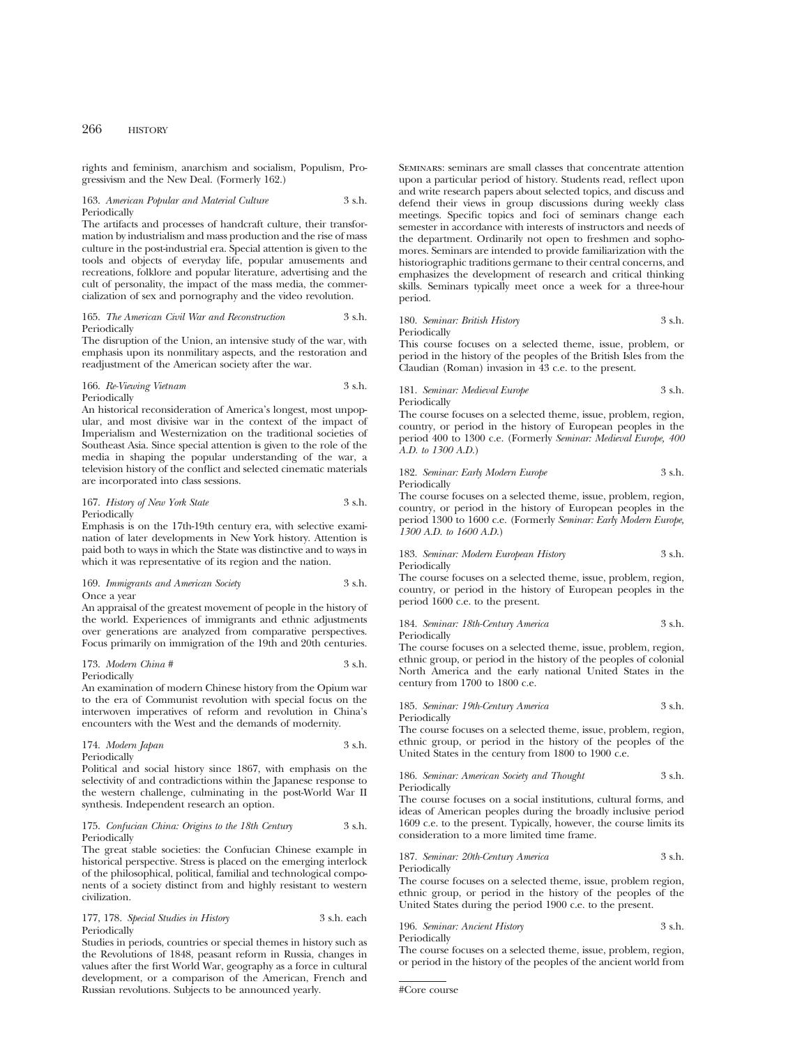rights and feminism, anarchism and socialism, Populism, Progressivism and the New Deal. (Formerly 162.)

163. *American Popular and Material Culture* 3 s.h.
Periodically

The artifacts and processes of handcraft culture, their transformation by industrialism and mass production and the rise of mass culture in the post-industrial era. Special attention is given to the tools and objects of everyday life, popular amusements and recreations, folklore and popular literature, advertising and the cult of personality, the impact of the mass media, the commercialization of sex and pornography and the video revolution.

165. *The American Civil War and Reconstruction* 3 s.h.
Periodically

The disruption of the Union, an intensive study of the war, with emphasis upon its nonmilitary aspects, and the restoration and readjustment of the American society after the war.

166. *Re-Viewing Vietnam* 3 s.h.
Periodically

An historical reconsideration of America's longest, most unpopular, and most divisive war in the context of the impact of Imperialism and Westernization on the traditional societies of Southeast Asia. Since special attention is given to the role of the media in shaping the popular understanding of the war, a television history of the conflict and selected cinematic materials are incorporated into class sessions.

167. *History of New York State* 3 s.h.
Periodically

Emphasis is on the 17th-19th century era, with selective examination of later developments in New York history. Attention is paid both to ways in which the State was distinctive and to ways in which it was representative of its region and the nation.

169. *Immigrants and American Society* 3 s.h.
Once a year

An appraisal of the greatest movement of people in the history of the world. Experiences of immigrants and ethnic adjustments over generations are analyzed from comparative perspectives. Focus primarily on immigration of the 19th and 20th centuries.

173. *Modern China #* 3 s.h.
Periodically

An examination of modern Chinese history from the Opium war to the era of Communist revolution with special focus on the interwoven imperatives of reform and revolution in China's encounters with the West and the demands of modernity.

174. *Modern Japan* 3 s.h.
Periodically

Political and social history since 1867, with emphasis on the selectivity of and contradictions within the Japanese response to the western challenge, culminating in the post-World War II synthesis. Independent research an option.

175. *Confucian China: Origins to the 18th Century* 3 s.h.
Periodically

The great stable societies: the Confucian Chinese example in historical perspective. Stress is placed on the emerging interlock of the philosophical, political, familial and technological components of a society distinct from and highly resistant to western civilization.

177, 178. *Special Studies in History* 3 s.h. each
Periodically

Studies in periods, countries or special themes in history such as the Revolutions of 1848, peasant reform in Russia, changes in values after the first World War, geography as a force in cultural development, or a comparison of the American, French and Russian revolutions. Subjects to be announced yearly.

Seminars: seminars are small classes that concentrate attention upon a particular period of history. Students read, reflect upon and write research papers about selected topics, and discuss and defend their views in group discussions during weekly class meetings. Specific topics and foci of seminars change each semester in accordance with interests of instructors and needs of the department. Ordinarily not open to freshmen and sophomores. Seminars are intended to provide familiarization with the historiographic traditions germane to their central concerns, and emphasizes the development of research and critical thinking skills. Seminars typically meet once a week for a three-hour period.

180. *Seminar: British History* 3 s.h.
Periodically

This course focuses on a selected theme, issue, problem, or period in the history of the peoples of the British Isles from the Claudian (Roman) invasion in 43 c.e. to the present.

181. *Seminar: Medieval Europe* 3 s.h.
Periodically

The course focuses on a selected theme, issue, problem, region, country, or period in the history of European peoples in the period 400 to 1300 c.e. (Formerly *Seminar: Medieval Europe, 400 A.D. to 1300 A.D.*)

182. *Seminar: Early Modern Europe* 3 s.h.
Periodically

The course focuses on a selected theme, issue, problem, region, country, or period in the history of European peoples in the period 1300 to 1600 c.e. (Formerly *Seminar: Early Modern Europe, 1300 A.D. to 1600 A.D.*)

183. *Seminar: Modern European History* 3 s.h.
Periodically

The course focuses on a selected theme, issue, problem, region, country, or period in the history of European peoples in the period 1600 c.e. to the present.

184. *Seminar: 18th-Century America* 3 s.h.
Periodically

The course focuses on a selected theme, issue, problem, region, ethnic group, or period in the history of the peoples of colonial North America and the early national United States in the century from 1700 to 1800 c.e.

185. *Seminar: 19th-Century America* 3 s.h.
Periodically

The course focuses on a selected theme, issue, problem, region, ethnic group, or period in the history of the peoples of the United States in the century from 1800 to 1900 c.e.

186. *Seminar: American Society and Thought* 3 s.h.
Periodically

The course focuses on a social institutions, cultural forms, and ideas of American peoples during the broadly inclusive period 1609 c.e. to the present. Typically, however, the course limits its consideration to a more limited time frame.

187. *Seminar: 20th-Century America* 3 s.h.
Periodically

The course focuses on a selected theme, issue, problem region, ethnic group, or period in the history of the peoples of the United States during the period 1900 c.e. to the present.

196. *Seminar: Ancient History* 3 s.h.
Periodically

The course focuses on a selected theme, issue, problem, region, or period in the history of the peoples of the ancient world from

#Core course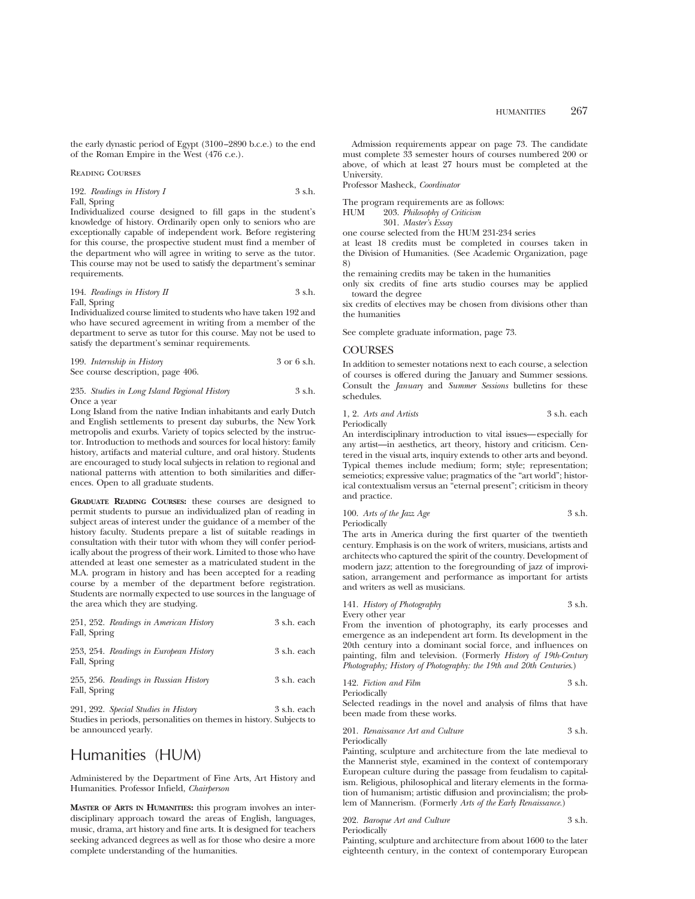the early dynastic period of Egypt (3100–2890 b.c.e.) to the end of the Roman Empire in the West (476 c.e.).

Reading Courses

192. *Readings in History I* 3 s.h.
Fall, Spring
Individualized course designed to fill gaps in the student's knowledge of history. Ordinarily open only to seniors who are exceptionally capable of independent work. Before registering for this course, the prospective student must find a member of the department who will agree in writing to serve as the tutor. This course may not be used to satisfy the department's seminar requirements.

194. *Readings in History II* 3 s.h.
Fall, Spring
Individualized course limited to students who have taken 192 and who have secured agreement in writing from a member of the department to serve as tutor for this course. May not be used to satisfy the department's seminar requirements.

199. *Internship in History* 3 or 6 s.h.
See course description, page 406.

235. *Studies in Long Island Regional History* 3 s.h.
Once a year
Long Island from the native Indian inhabitants and early Dutch and English settlements to present day suburbs, the New York metropolis and exurbs. Variety of topics selected by the instructor. Introduction to methods and sources for local history: family history, artifacts and material culture, and oral history. Students are encouraged to study local subjects in relation to regional and national patterns with attention to both similarities and differences. Open to all graduate students.

**Graduate Reading Courses:** these courses are designed to permit students to pursue an individualized plan of reading in subject areas of interest under the guidance of a member of the history faculty. Students prepare a list of suitable readings in consultation with their tutor with whom they will confer periodically about the progress of their work. Limited to those who have attended at least one semester as a matriculated student in the M.A. program in history and has been accepted for a reading course by a member of the department before registration. Students are normally expected to use sources in the language of the area which they are studying.

251, 252. *Readings in American History* 3 s.h. each
Fall, Spring

253, 254. *Readings in European History* 3 s.h. each
Fall, Spring

255, 256. *Readings in Russian History* 3 s.h. each
Fall, Spring

291, 292. *Special Studies in History* 3 s.h. each
Studies in periods, personalities on themes in history. Subjects to be announced yearly.

# Humanities (HUM)

Administered by the Department of Fine Arts, Art History and Humanities. Professor Infield, *Chairperson*

**Master of Arts in Humanities:** this program involves an interdisciplinary approach toward the areas of English, languages, music, drama, art history and fine arts. It is designed for teachers seeking advanced degrees as well as for those who desire a more complete understanding of the humanities.

Admission requirements appear on page 73. The candidate must complete 33 semester hours of courses numbered 200 or above, of which at least 27 hours must be completed at the University.
Professor Masheck, *Coordinator*

The program requirements are as follows:
HUM 203. *Philosophy of Criticism*
301. *Master's Essay*
one course selected from the HUM 231-234 series
at least 18 credits must be completed in courses taken in the Division of Humanities. (See Academic Organization, page 8)
the remaining credits may be taken in the humanities
only six credits of fine arts studio courses may be applied toward the degree
six credits of electives may be chosen from divisions other than the humanities

See complete graduate information, page 73.

## COURSES

In addition to semester notations next to each course, a selection of courses is offered during the January and Summer sessions. Consult the *January* and *Summer Sessions* bulletins for these schedules.

1, 2. *Arts and Artists* 3 s.h. each
Periodically
An interdisciplinary introduction to vital issues—especially for any artist—in aesthetics, art theory, history and criticism. Centered in the visual arts, inquiry extends to other arts and beyond. Typical themes include medium; form; style; representation; semeiotics; expressive value; pragmatics of the "art world"; historical contextualism versus an "eternal present"; criticism in theory and practice.

100. *Arts of the Jazz Age* 3 s.h.
Periodically
The arts in America during the first quarter of the twentieth century. Emphasis is on the work of writers, musicians, artists and architects who captured the spirit of the country. Development of modern jazz; attention to the foregrounding of jazz of improvisation, arrangement and performance as important for artists and writers as well as musicians.

141. *History of Photography* 3 s.h.
Every other year
From the invention of photography, its early processes and emergence as an independent art form. Its development in the 20th century into a dominant social force, and influences on painting, film and television. (Formerly *History of 19th-Century Photography; History of Photography: the 19th and 20th Centuries.*)

142. *Fiction and Film* 3 s.h.
Periodically
Selected readings in the novel and analysis of films that have been made from these works.

201. *Renaissance Art and Culture* 3 s.h.
Periodically
Painting, sculpture and architecture from the late medieval to the Mannerist style, examined in the context of contemporary European culture during the passage from feudalism to capitalism. Religious, philosophical and literary elements in the formation of humanism; artistic diffusion and provincialism; the problem of Mannerism. (Formerly *Arts of the Early Renaissance.*)

202. *Baroque Art and Culture* 3 s.h.
Periodically
Painting, sculpture and architecture from about 1600 to the later eighteenth century, in the context of contemporary European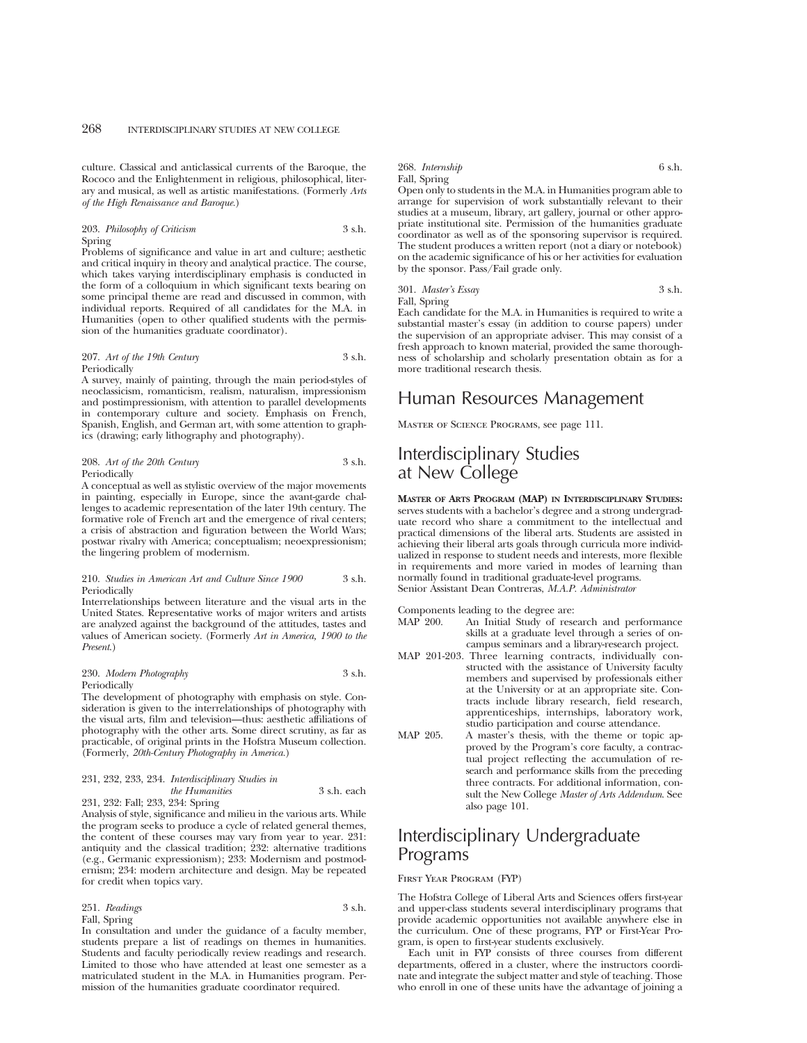culture. Classical and anticlassical currents of the Baroque, the Rococo and the Enlightenment in religious, philosophical, literary and musical, as well as artistic manifestations. (Formerly *Arts of the High Renaissance and Baroque.*)

203. *Philosophy of Criticism* 3 s.h.
Spring
Problems of significance and value in art and culture; aesthetic and critical inquiry in theory and analytical practice. The course, which takes varying interdisciplinary emphasis is conducted in the form of a colloquium in which significant texts bearing on some principal theme are read and discussed in common, with individual reports. Required of all candidates for the M.A. in Humanities (open to other qualified students with the permission of the humanities graduate coordinator).

207. *Art of the 19th Century* 3 s.h.
Periodically
A survey, mainly of painting, through the main period-styles of neoclassicism, romanticism, realism, naturalism, impressionism and postimpressionism, with attention to parallel developments in contemporary culture and society. Emphasis on French, Spanish, English, and German art, with some attention to graphics (drawing; early lithography and photography).

208. *Art of the 20th Century* 3 s.h.
Periodically
A conceptual as well as stylistic overview of the major movements in painting, especially in Europe, since the avant-garde challenges to academic representation of the later 19th century. The formative role of French art and the emergence of rival centers; a crisis of abstraction and figuration between the World Wars; postwar rivalry with America; conceptualism; neoexpressionism; the lingering problem of modernism.

210. *Studies in American Art and Culture Since 1900* 3 s.h.
Periodically
Interrelationships between literature and the visual arts in the United States. Representative works of major writers and artists are analyzed against the background of the attitudes, tastes and values of American society. (Formerly *Art in America, 1900 to the Present.*)

230. *Modern Photography* 3 s.h.
Periodically
The development of photography with emphasis on style. Consideration is given to the interrelationships of photography with the visual arts, film and television—thus: aesthetic affiliations of photography with the other arts. Some direct scrutiny, as far as practicable, of original prints in the Hofstra Museum collection. (Formerly, *20th-Century Photography in America.*)

231, 232, 233, 234. *Interdisciplinary Studies in the Humanities* 3 s.h. each
231, 232: Fall; 233, 234: Spring
Analysis of style, significance and milieu in the various arts. While the program seeks to produce a cycle of related general themes, the content of these courses may vary from year to year. 231: antiquity and the classical tradition; 232: alternative traditions (e.g., Germanic expressionism); 233: Modernism and postmodernism; 234: modern architecture and design. May be repeated for credit when topics vary.

251. *Readings* 3 s.h.
Fall, Spring
In consultation and under the guidance of a faculty member, students prepare a list of readings on themes in humanities. Students and faculty periodically review readings and research. Limited to those who have attended at least one semester as a matriculated student in the M.A. in Humanities program. Permission of the humanities graduate coordinator required.

268. *Internship* 6 s.h.
Fall, Spring
Open only to students in the M.A. in Humanities program able to arrange for supervision of work substantially relevant to their studies at a museum, library, art gallery, journal or other appropriate institutional site. Permission of the humanities graduate coordinator as well as of the sponsoring supervisor is required. The student produces a written report (not a diary or notebook) on the academic significance of his or her activities for evaluation by the sponsor. Pass/Fail grade only.

301. *Master's Essay* 3 s.h.
Fall, Spring
Each candidate for the M.A. in Humanities is required to write a substantial master's essay (in addition to course papers) under the supervision of an appropriate adviser. This may consist of a fresh approach to known material, provided the same thoroughness of scholarship and scholarly presentation obtain as for a more traditional research thesis.

# Human Resources Management

Master of Science Programs, see page 111.

# Interdisciplinary Studies at New College

**Master of Arts Program (MAP) in Interdisciplinary Studies:** serves students with a bachelor's degree and a strong undergraduate record who share a commitment to the intellectual and practical dimensions of the liberal arts. Students are assisted in achieving their liberal arts goals through curricula more individualized in response to student needs and interests, more flexible in requirements and more varied in modes of learning than normally found in traditional graduate-level programs.
Senior Assistant Dean Contreras, *M.A.P. Administrator*

Components leading to the degree are:

- MAP 200. An Initial Study of research and performance skills at a graduate level through a series of on-campus seminars and a library-research project.
- MAP 201-203. Three learning contracts, individually constructed with the assistance of University faculty members and supervised by professionals either at the University or at an appropriate site. Contracts include library research, field research, apprenticeships, internships, laboratory work, studio participation and course attendance.
- MAP 205. A master's thesis, with the theme or topic approved by the Program's core faculty, a contractual project reflecting the accumulation of research and performance skills from the preceding three contracts. For additional information, consult the New College *Master of Arts Addendum*. See also page 101.

# Interdisciplinary Undergraduate Programs

First Year Program (FYP)

The Hofstra College of Liberal Arts and Sciences offers first-year and upper-class students several interdisciplinary programs that provide academic opportunities not available anywhere else in the curriculum. One of these programs, FYP or First-Year Program, is open to first-year students exclusively.

Each unit in FYP consists of three courses from different departments, offered in a cluster, where the instructors coordinate and integrate the subject matter and style of teaching. Those who enroll in one of these units have the advantage of joining a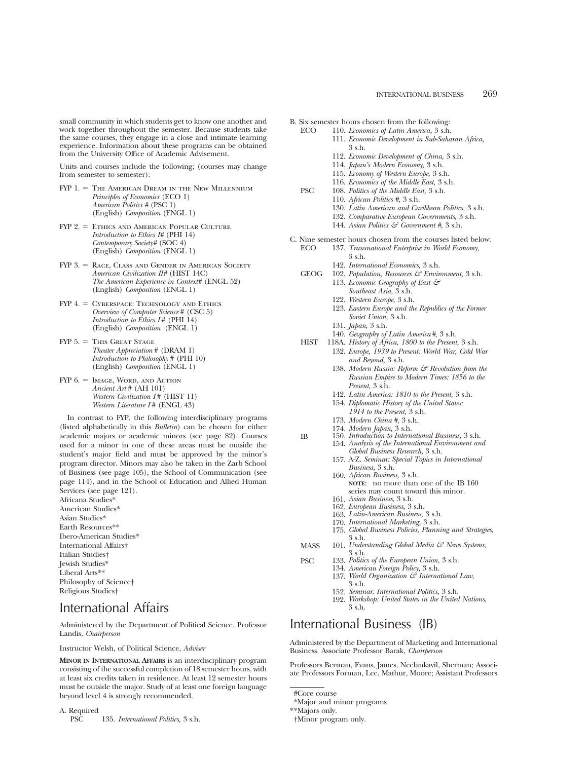small community in which students get to know one another and work together throughout the semester. Because students take the same courses, they engage in a close and intimate learning experience. Information about these programs can be obtained from the University Office of Academic Advisement.

Units and courses include the following; (courses may change from semester to semester):

FYP 1. = The American Dream in the New Millennium
*Principles of Economics* (ECO 1)
*American Politics* # (PSC 1)
(English) *Composition* (ENGL 1)

FYP 2. = Ethics and American Popular Culture
*Introduction to Ethics I*# (PHI 14)
*Contemporary Society*# (SOC 4)
(English) *Composition* (ENGL 1)

FYP 3. = Race, Class and Gender in American Society
*American Civilization II*# (HIST 14C)
*The American Experience in Context*# (ENGL 52)
(English) *Composition* (ENGL 1)

FYP 4. = Cyberspace: Technology and Ethics
*Overview of Computer Science* # (CSC 5)
*Introduction to Ethics I* # (PHI 14)
(English) *Composition* (ENGL 1)

FYP 5. = This Great Stage
*Theater Appreciation* # (DRAM 1)
*Introduction to Philosophy* # (PHI 10)
(English) *Composition* (ENGL 1)

FYP 6. = Image, Word, and Action
*Ancient Art* # (AH 101)
*Western Civilization I* # (HIST 11)
*Western Literature I* # (ENGL 43)

In contrast to FYP, the following interdisciplinary programs (listed alphabetically in this *Bulletin*) can be chosen for either academic majors or academic minors (see page 82). Courses used for a minor in one of these areas must be outside the student's major field and must be approved by the minor's program director. Minors may also be taken in the Zarb School of Business (see page 105), the School of Communication (see page 114), and in the School of Education and Allied Human Services (see page 121).

Africana Studies*
American Studies*
Asian Studies*
Earth Resources**
Ibero-American Studies*
International Affairs†
Italian Studies†
Jewish Studies*
Liberal Arts**
Philosophy of Science†
Religious Studies†

## International Affairs

Administered by the Department of Political Science. Professor Landis, *Chairperson*

Instructor Welsh, of Political Science, *Adviser*

**Minor in International Affairs** is an interdisciplinary program consisting of the successful completion of 18 semester hours, with at least six credits taken in residence. At least 12 semester hours must be outside the major. Study of at least one foreign language beyond level 4 is strongly recommended.

A. Required
PSC 135. *International Politics,* 3 s.h.

B. Six semester hours chosen from the following:
ECO 110. *Economics of Latin America,* 3 s.h.
111. *Economic Development in Sub-Saharan Africa,* 3 s.h.
112. *Economic Development of China,* 3 s.h.
114. *Japan's Modern Economy,* 3 s.h.
115. *Economy of Western Europe,* 3 s.h.
116. *Economics of the Middle East,* 3 s.h.
PSC 108. *Politics of the Middle East,* 3 s.h.
110. *African Politics #,* 3 s.h.
130. *Latin American and Caribbean Politics,* 3 s.h.
132. *Comparative European Governments,* 3 s.h.
144. *Asian Politics & Government #,* 3 s.h.

C. Nine semester hours chosen from the courses listed below:
ECO 137. *Transnational Enterprise in World Economy,* 3 s.h.
142. *International Economics,* 3 s.h.
GEOG 102. *Population, Resources & Environment,* 3 s.h.
113. *Economic Geography of East & Southeast Asia,* 3 s.h.
122. *Western Europe,* 3 s.h.
123. *Eastern Europe and the Republics of the Former Soviet Union,* 3 s.h.
131. *Japan,* 3 s.h.
140. *Geography of Latin America #,* 3 s.h.
HIST 118A. *History of Africa, 1800 to the Present,* 3 s.h.
132. *Europe, 1939 to Present: World War, Cold War and Beyond,* 3 s.h.
138. *Modern Russia: Reform & Revolution from the Russian Empire to Modern Times: 1856 to the Present,* 3 s.h.
142. *Latin America: 1810 to the Present,* 3 s.h.
154. *Diplomatic History of the United States: 1914 to the Present,* 3 s.h.
173. *Modern China #,* 3 s.h.
174. *Modern Japan,* 3 s.h.
IB 150. *Introduction to International Business,* 3 s.h.
154. *Analysis of the International Environment and Global Business Research,* 3 s.h.
157. A-Z. *Seminar: Special Topics in International Business,* 3 s.h.
160. *African Business,* 3 s.h.
**note**: no more than one of the IB 160 series may count toward this minor.
161. *Asian Business,* 3 s.h.
162. *European Business,* 3 s.h.
163. *Latin-American Business,* 3 s.h.
170. *International Marketing,* 3 s.h.
175. *Global Business Policies, Planning and Strategies,* 3 s.h.
MASS 101. *Understanding Global Media & News Systems,* 3 s.h.
PSC 133. *Politics of the European Union,* 3 s.h.
134. *American Foreign Policy,* 3 s.h.
137. *World Organization & International Law,* 3 s.h.
152. *Seminar: International Politics,* 3 s.h.
192. *Workshop: United States in the United Nations,* 3 s.h.

## International Business (IB)

Administered by the Department of Marketing and International Business. Associate Professor Barak, *Chairperson*

Professors Berman, Evans, James, Neelankavil, Sherman; Associate Professors Forman, Lee, Mathur, Moore; Assistant Professors

---

#Core course
*Major and minor programs
**Majors only.
†Minor program only.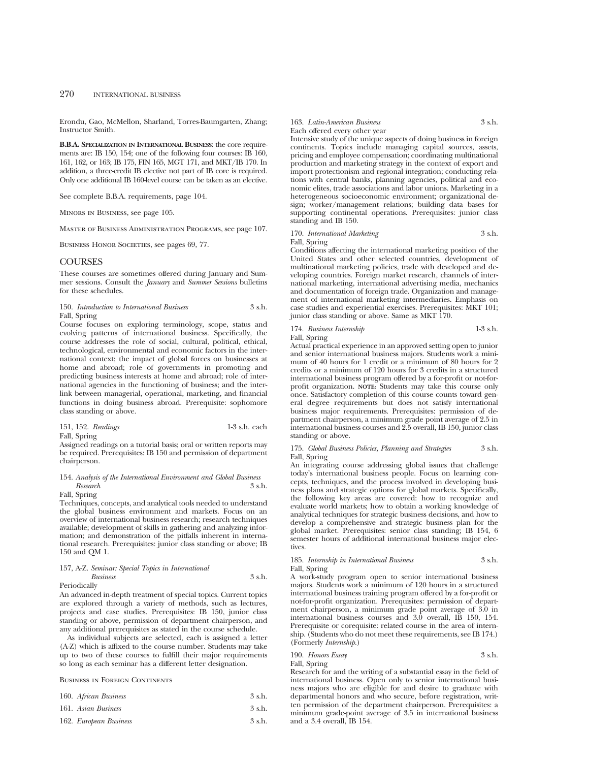Erondu, Gao, McMellon, Sharland, Torres-Baumgarten, Zhang; Instructor Smith.

**B.B.A. Specialization in International Business**: the core requirements are: IB 150, 154; one of the following four courses: IB 160, 161, 162, or 163; IB 175, FIN 165, MGT 171, and MKT/IB 170. In addition, a three-credit IB elective not part of IB core is required. Only one additional IB 160-level course can be taken as an elective.

See complete B.B.A. requirements, page 104.

Minors in Business, see page 105.

Master of Business Administration Programs, see page 107.

Business Honor Societies, see pages 69, 77.

## COURSES

These courses are sometimes offered during January and Summer sessions. Consult the *January* and *Summer Sessions* bulletins for these schedules.

150. *Introduction to International Business* — 3 s.h.
Fall, Spring
Course focuses on exploring terminology, scope, status and evolving patterns of international business. Specifically, the course addresses the role of social, cultural, political, ethical, technological, environmental and economic factors in the international context; the impact of global forces on businesses at home and abroad; role of governments in promoting and predicting business interests at home and abroad; role of international agencies in the functioning of business; and the interlink between managerial, operational, marketing, and financial functions in doing business abroad. Prerequisite: sophomore class standing or above.

151, 152. *Readings* — 1-3 s.h. each
Fall, Spring
Assigned readings on a tutorial basis; oral or written reports may be required. Prerequisites: IB 150 and permission of department chairperson.

154. *Analysis of the International Environment and Global Business Research* — 3 s.h.
Fall, Spring
Techniques, concepts, and analytical tools needed to understand the global business environment and markets. Focus on an overview of international business research; research techniques available; development of skills in gathering and analyzing information; and demonstration of the pitfalls inherent in international research. Prerequisites: junior class standing or above; IB 150 and QM 1.

157, A-Z. *Seminar: Special Topics in International Business* — 3 s.h.
Periodically
An advanced in-depth treatment of special topics. Current topics are explored through a variety of methods, such as lectures, projects and case studies. Prerequisites: IB 150, junior class standing or above, permission of department chairperson, and any additional prerequisites as stated in the course schedule.

As individual subjects are selected, each is assigned a letter (A-Z) which is affixed to the course number. Students may take up to two of these courses to fulfill their major requirements so long as each seminar has a different letter designation.

Business in Foreign Continents

160. *African Business* — 3 s.h.

161. *Asian Business* — 3 s.h.

162. *European Business* — 3 s.h.

163. *Latin-American Business* — 3 s.h.
Each offered every other year
Intensive study of the unique aspects of doing business in foreign continents. Topics include managing capital sources, assets, pricing and employee compensation; coordinating multinational production and marketing strategy in the context of export and import protectionism and regional integration; conducting relations with central banks, planning agencies, political and economic elites, trade associations and labor unions. Marketing in a heterogeneous socioeconomic environment; organizational design; worker/management relations; building data bases for supporting continental operations. Prerequisites: junior class standing and IB 150.

170. *International Marketing* — 3 s.h.
Fall, Spring
Conditions affecting the international marketing position of the United States and other selected countries, development of multinational marketing policies, trade with developed and developing countries. Foreign market research, channels of international marketing, international advertising media, mechanics and documentation of foreign trade. Organization and management of international marketing intermediaries. Emphasis on case studies and experiential exercises. Prerequisites: MKT 101; junior class standing or above. Same as MKT 170.

174. *Business Internship* — 1-3 s.h.
Fall, Spring
Actual practical experience in an approved setting open to junior and senior international business majors. Students work a minimum of 40 hours for 1 credit or a minimum of 80 hours for 2 credits or a minimum of 120 hours for 3 credits in a structured international business program offered by a for-profit or not-for-profit organization. **Note:** Students may take this course only once. Satisfactory completion of this course counts toward general degree requirements but does not satisfy international business major requirements. Prerequisites: permission of department chairperson, a minimum grade point average of 2.5 in international business courses and 2.5 overall, IB 150, junior class standing or above.

175. *Global Business Policies, Planning and Strategies* — 3 s.h.
Fall, Spring
An integrating course addressing global issues that challenge today's international business people. Focus on learning concepts, techniques, and the process involved in developing business plans and strategic options for global markets. Specifically, the following key areas are covered: how to recognize and evaluate world markets; how to obtain a working knowledge of analytical techniques for strategic business decisions, and how to develop a comprehensive and strategic business plan for the global market. Prerequisites: senior class standing; IB 154, 6 semester hours of additional international business major electives.

185. *Internship in International Business* — 3 s.h.
Fall, Spring
A work-study program open to senior international business majors. Students work a minimum of 120 hours in a structured international business training program offered by a for-profit or not-for-profit organization. Prerequisites: permission of department chairperson, a minimum grade point average of 3.0 in international business courses and 3.0 overall, IB 150, 154. Prerequisite or corequisite: related course in the area of internship. (Students who do not meet these requirements, see IB 174.) (Formerly *Internship*.)

190. *Honors Essay* — 3 s.h.
Fall, Spring
Research for and the writing of a substantial essay in the field of international business. Open only to senior international business majors who are eligible for and desire to graduate with departmental honors and who secure, before registration, written permission of the department chairperson. Prerequisites: a minimum grade-point average of 3.5 in international business and a 3.4 overall, IB 154.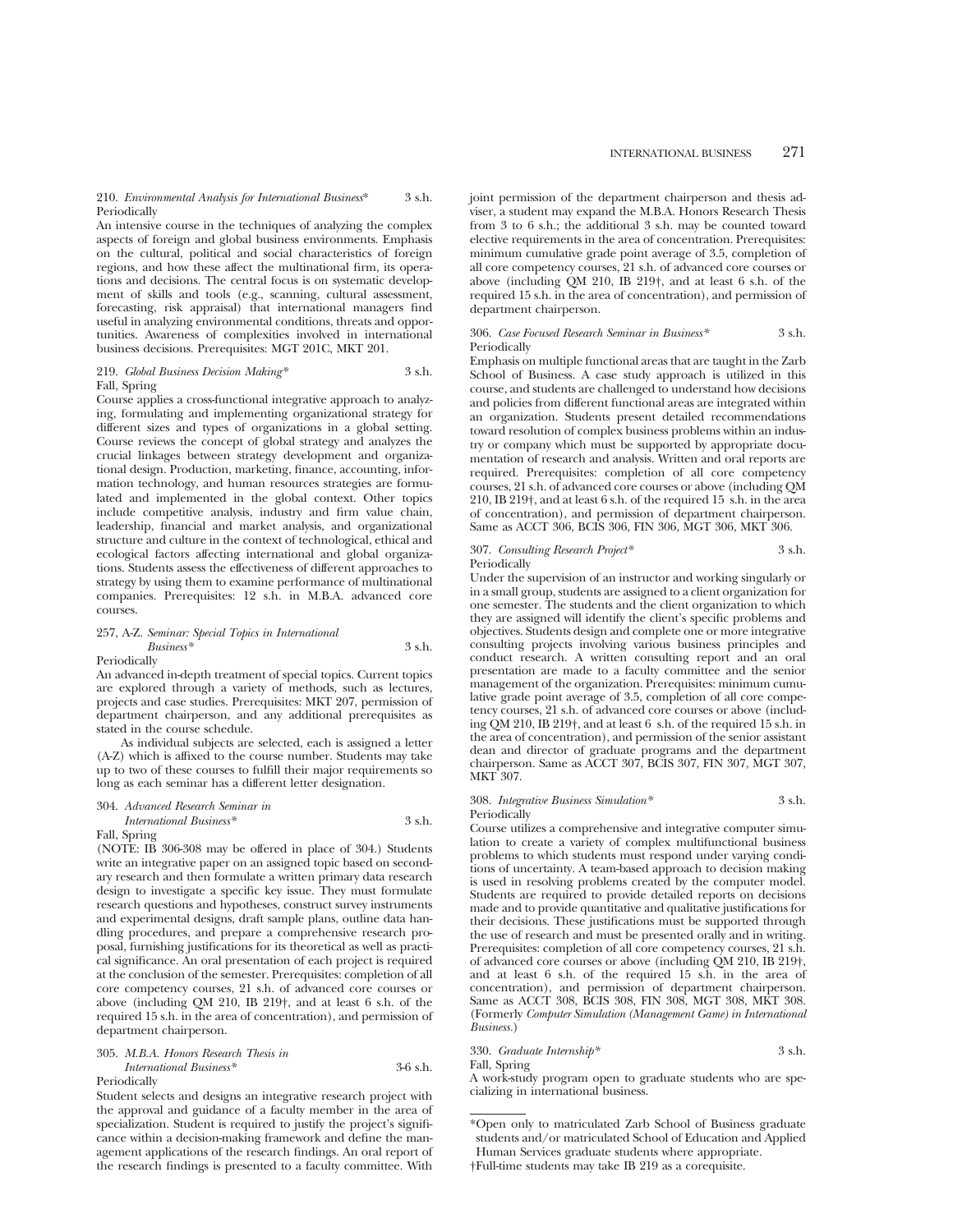210. *Environmental Analysis for International Business\** 3 s.h.
Periodically

An intensive course in the techniques of analyzing the complex aspects of foreign and global business environments. Emphasis on the cultural, political and social characteristics of foreign regions, and how these affect the multinational firm, its operations and decisions. The central focus is on systematic development of skills and tools (e.g., scanning, cultural assessment, forecasting, risk appraisal) that international managers find useful in analyzing environmental conditions, threats and opportunities. Awareness of complexities involved in international business decisions. Prerequisites: MGT 201C, MKT 201.

219. *Global Business Decision Making\** 3 s.h.
Fall, Spring

Course applies a cross-functional integrative approach to analyzing, formulating and implementing organizational strategy for different sizes and types of organizations in a global setting. Course reviews the concept of global strategy and analyzes the crucial linkages between strategy development and organizational design. Production, marketing, finance, accounting, information technology, and human resources strategies are formulated and implemented in the global context. Other topics include competitive analysis, industry and firm value chain, leadership, financial and market analysis, and organizational structure and culture in the context of technological, ethical and ecological factors affecting international and global organizations. Students assess the effectiveness of different approaches to strategy by using them to examine performance of multinational companies. Prerequisites: 12 s.h. in M.B.A. advanced core courses.

257, A-Z. *Seminar: Special Topics in International Business\** 3 s.h.
Periodically

An advanced in-depth treatment of special topics. Current topics are explored through a variety of methods, such as lectures, projects and case studies. Prerequisites: MKT 207, permission of department chairperson, and any additional prerequisites as stated in the course schedule.

As individual subjects are selected, each is assigned a letter (A-Z) which is affixed to the course number. Students may take up to two of these courses to fulfill their major requirements so long as each seminar has a different letter designation.

304. *Advanced Research Seminar in International Business\** 3 s.h.
Fall, Spring

(NOTE: IB 306-308 may be offered in place of 304.) Students write an integrative paper on an assigned topic based on secondary research and then formulate a written primary data research design to investigate a specific key issue. They must formulate research questions and hypotheses, construct survey instruments and experimental designs, draft sample plans, outline data handling procedures, and prepare a comprehensive research proposal, furnishing justifications for its theoretical as well as practical significance. An oral presentation of each project is required at the conclusion of the semester. Prerequisites: completion of all core competency courses, 21 s.h. of advanced core courses or above (including QM 210, IB 219†, and at least 6 s.h. of the required 15 s.h. in the area of concentration), and permission of department chairperson.

305. *M.B.A. Honors Research Thesis in International Business\** 3-6 s.h.
Periodically

Student selects and designs an integrative research project with the approval and guidance of a faculty member in the area of specialization. Student is required to justify the project's significance within a decision-making framework and define the management applications of the research findings. An oral report of the research findings is presented to a faculty committee. With joint permission of the department chairperson and thesis adviser, a student may expand the M.B.A. Honors Research Thesis from 3 to 6 s.h.; the additional 3 s.h. may be counted toward elective requirements in the area of concentration. Prerequisites: minimum cumulative grade point average of 3.5, completion of all core competency courses, 21 s.h. of advanced core courses or above (including QM 210, IB 219†, and at least 6 s.h. of the required 15 s.h. in the area of concentration), and permission of department chairperson.

306. *Case Focused Research Seminar in Business\** 3 s.h.
Periodically

Emphasis on multiple functional areas that are taught in the Zarb School of Business. A case study approach is utilized in this course, and students are challenged to understand how decisions and policies from different functional areas are integrated within an organization. Students present detailed recommendations toward resolution of complex business problems within an industry or company which must be supported by appropriate documentation of research and analysis. Written and oral reports are required. Prerequisites: completion of all core competency courses, 21 s.h. of advanced core courses or above (including QM 210, IB 219†, and at least 6 s.h. of the required 15 s.h. in the area of concentration), and permission of department chairperson. Same as ACCT 306, BCIS 306, FIN 306, MGT 306, MKT 306.

307. *Consulting Research Project\** 3 s.h.
Periodically

Under the supervision of an instructor and working singularly or in a small group, students are assigned to a client organization for one semester. The students and the client organization to which they are assigned will identify the client's specific problems and objectives. Students design and complete one or more integrative consulting projects involving various business principles and conduct research. A written consulting report and an oral presentation are made to a faculty committee and the senior management of the organization. Prerequisites: minimum cumulative grade point average of 3.5, completion of all core competency courses, 21 s.h. of advanced core courses or above (including QM 210, IB 219†, and at least 6 s.h. of the required 15 s.h. in the area of concentration), and permission of the senior assistant dean and director of graduate programs and the department chairperson. Same as ACCT 307, BCIS 307, FIN 307, MGT 307, MKT 307.

308. *Integrative Business Simulation\** 3 s.h.
Periodically

Course utilizes a comprehensive and integrative computer simulation to create a variety of complex multifunctional business problems to which students must respond under varying conditions of uncertainty. A team-based approach to decision making is used in resolving problems created by the computer model. Students are required to provide detailed reports on decisions made and to provide quantitative and qualitative justifications for their decisions. These justifications must be supported through the use of research and must be presented orally and in writing. Prerequisites: completion of all core competency courses, 21 s.h. of advanced core courses or above (including QM 210, IB 219†, and at least 6 s.h. of the required 15 s.h. in the area of concentration), and permission of department chairperson. Same as ACCT 308, BCIS 308, FIN 308, MGT 308, MKT 308. (Formerly *Computer Simulation (Management Game) in International Business*.)

330. *Graduate Internship\** 3 s.h.
Fall, Spring

A work-study program open to graduate students who are specializing in international business.

---

\*Open only to matriculated Zarb School of Business graduate students and/or matriculated School of Education and Applied Human Services graduate students where appropriate.

†Full-time students may take IB 219 as a corequisite.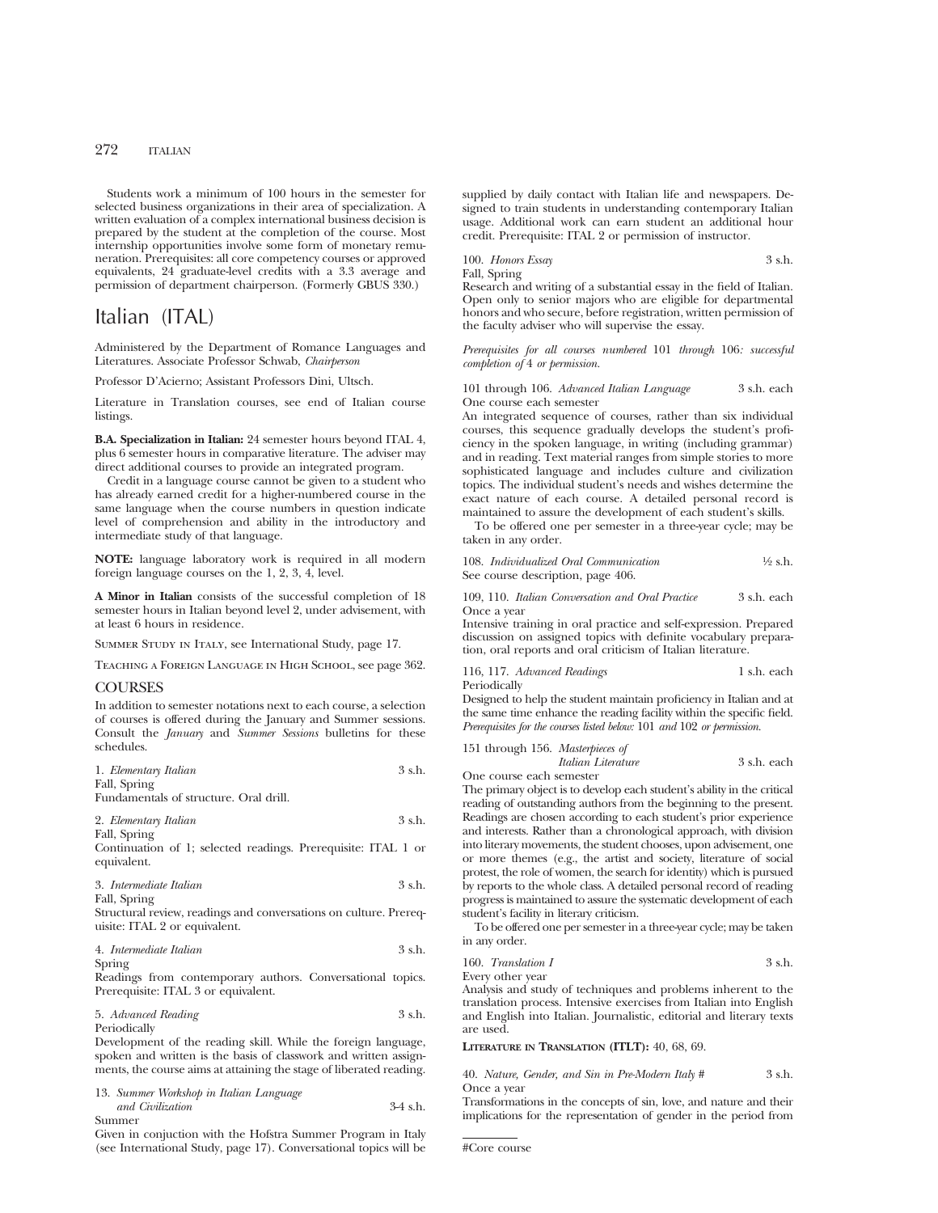Students work a minimum of 100 hours in the semester for selected business organizations in their area of specialization. A written evaluation of a complex international business decision is prepared by the student at the completion of the course. Most internship opportunities involve some form of monetary remuneration. Prerequisites: all core competency courses or approved equivalents, 24 graduate-level credits with a 3.3 average and permission of department chairperson. (Formerly GBUS 330.)

# Italian (ITAL)

Administered by the Department of Romance Languages and Literatures. Associate Professor Schwab, *Chairperson*

Professor D'Acierno; Assistant Professors Dini, Ultsch.

Literature in Translation courses, see end of Italian course listings.

**B.A. Specialization in Italian:** 24 semester hours beyond ITAL 4, plus 6 semester hours in comparative literature. The adviser may direct additional courses to provide an integrated program.

Credit in a language course cannot be given to a student who has already earned credit for a higher-numbered course in the same language when the course numbers in question indicate level of comprehension and ability in the introductory and intermediate study of that language.

**NOTE:** language laboratory work is required in all modern foreign language courses on the 1, 2, 3, 4, level.

**A Minor in Italian** consists of the successful completion of 18 semester hours in Italian beyond level 2, under advisement, with at least 6 hours in residence.

Summer Study in Italy, see International Study, page 17.

Teaching a Foreign Language in High School, see page 362.

## COURSES

In addition to semester notations next to each course, a selection of courses is offered during the January and Summer sessions. Consult the *January* and *Summer Sessions* bulletins for these schedules.

1. *Elementary Italian* 3 s.h.
Fall, Spring
Fundamentals of structure. Oral drill.

2. *Elementary Italian* 3 s.h.
Fall, Spring
Continuation of 1; selected readings. Prerequisite: ITAL 1 or equivalent.

3. *Intermediate Italian* 3 s.h.
Fall, Spring
Structural review, readings and conversations on culture. Prerequisite: ITAL 2 or equivalent.

4. *Intermediate Italian* 3 s.h.
Spring
Readings from contemporary authors. Conversational topics. Prerequisite: ITAL 3 or equivalent.

5. *Advanced Reading* 3 s.h.
Periodically
Development of the reading skill. While the foreign language, spoken and written is the basis of classwork and written assignments, the course aims at attaining the stage of liberated reading.

13. *Summer Workshop in Italian Language and Civilization* 3-4 s.h.
Summer
Given in conjuction with the Hofstra Summer Program in Italy (see International Study, page 17). Conversational topics will be supplied by daily contact with Italian life and newspapers. Designed to train students in understanding contemporary Italian usage. Additional work can earn student an additional hour credit. Prerequisite: ITAL 2 or permission of instructor.

100. *Honors Essay* 3 s.h.
Fall, Spring
Research and writing of a substantial essay in the field of Italian. Open only to senior majors who are eligible for departmental honors and who secure, before registration, written permission of the faculty adviser who will supervise the essay.

*Prerequisites for all courses numbered* 101 *through* 106*: successful completion of* 4 *or permission.*

101 through 106. *Advanced Italian Language* 3 s.h. each
One course each semester
An integrated sequence of courses, rather than six individual courses, this sequence gradually develops the student's proficiency in the spoken language, in writing (including grammar) and in reading. Text material ranges from simple stories to more sophisticated language and includes culture and civilization topics. The individual student's needs and wishes determine the exact nature of each course. A detailed personal record is maintained to assure the development of each student's skills.

To be offered one per semester in a three-year cycle; may be taken in any order.

108. *Individualized Oral Communication* ½ s.h.
See course description, page 406.

109, 110. *Italian Conversation and Oral Practice* 3 s.h. each
Once a year
Intensive training in oral practice and self-expression. Prepared discussion on assigned topics with definite vocabulary preparation, oral reports and oral criticism of Italian literature.

116, 117. *Advanced Readings* 1 s.h. each
Periodically
Designed to help the student maintain proficiency in Italian and at the same time enhance the reading facility within the specific field.
*Prerequisites for the courses listed below:* 101 *and* 102 *or permission.*

151 through 156. *Masterpieces of Italian Literature* 3 s.h. each
One course each semester
The primary object is to develop each student's ability in the critical reading of outstanding authors from the beginning to the present. Readings are chosen according to each student's prior experience and interests. Rather than a chronological approach, with division into literary movements, the student chooses, upon advisement, one or more themes (e.g., the artist and society, literature of social protest, the role of women, the search for identity) which is pursued by reports to the whole class. A detailed personal record of reading progress is maintained to assure the systematic development of each student's facility in literary criticism.

To be offered one per semester in a three-year cycle; may be taken in any order.

160. *Translation I* 3 s.h.
Every other year
Analysis and study of techniques and problems inherent to the translation process. Intensive exercises from Italian into English and English into Italian. Journalistic, editorial and literary texts are used.

**Literature in Translation (ITLT):** 40, 68, 69.

40. *Nature, Gender, and Sin in Pre-Modern Italy* # 3 s.h.
Once a year
Transformations in the concepts of sin, love, and nature and their implications for the representation of gender in the period from

#Core course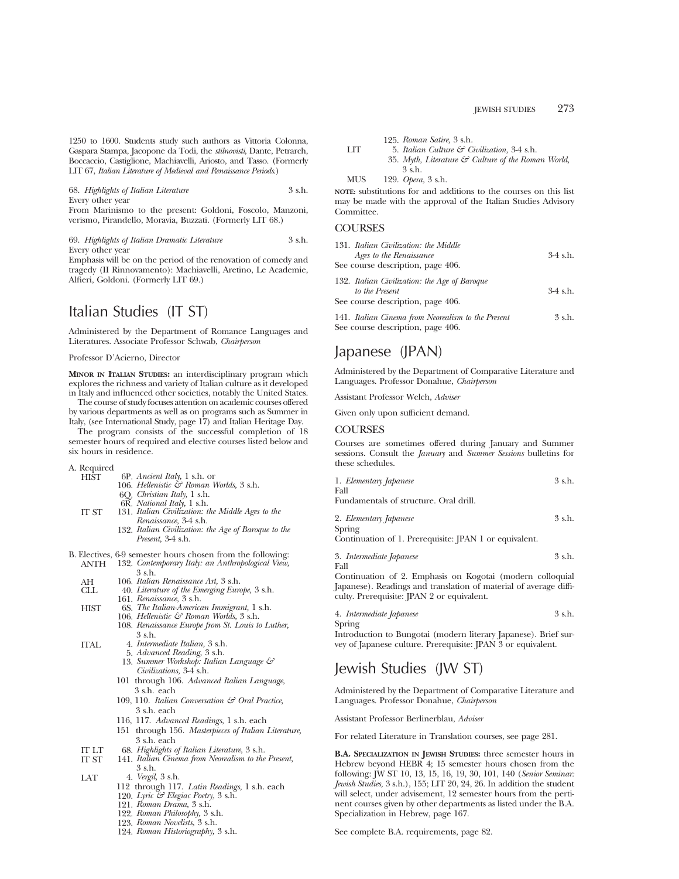1250 to 1600. Students study such authors as Vittoria Colonna, Gaspara Stampa, Jacopone da Todi, the *stilnovisti*, Dante, Petrarch, Boccaccio, Castiglione, Machiavelli, Ariosto, and Tasso. (Formerly LIT 67, *Italian Literature of Medieval and Renaissance Periods*.)

68. *Highlights of Italian Literature* 3 s.h.
Every other year
From Marinismo to the present: Goldoni, Foscolo, Manzoni, verismo, Pirandello, Moravia, Buzzati. (Formerly LIT 68.)

69. *Highlights of Italian Dramatic Literature* 3 s.h.
Every other year
Emphasis will be on the period of the renovation of comedy and tragedy (Il Rinnovamento): Machiavelli, Aretino, Le Academie, Alfieri, Goldoni. (Formerly LIT 69.)

# Italian Studies (IT ST)

Administered by the Department of Romance Languages and Literatures. Associate Professor Schwab, *Chairperson*

Professor D'Acierno, Director

**Minor in Italian Studies:** an interdisciplinary program which explores the richness and variety of Italian culture as it developed in Italy and influenced other societies, notably the United States.

The course of study focuses attention on academic courses offered by various departments as well as on programs such as Summer in Italy, (see International Study, page 17) and Italian Heritage Day.

The program consists of the successful completion of 18 semester hours of required and elective courses listed below and six hours in residence.

A. Required

- HIST
  - 6P. *Ancient Italy,* 1 s.h. or
  - 106. *Hellenistic & Roman Worlds,* 3 s.h.
  - 6Q. *Christian Italy,* 1 s.h.
  - 6R. *National Italy,* 1 s.h.
- IT ST
  - 131. *Italian Civilization: the Middle Ages to the Renaissance,* 3-4 s.h.
  - 132. *Italian Civilization: the Age of Baroque to the Present,* 3-4 s.h.

B. Electives, 6-9 semester hours chosen from the following:

- ANTH
  - 132. *Contemporary Italy: an Anthropological View,* 3 s.h.
- AH
  - 106. *Italian Renaissance Art,* 3 s.h.
- CLL
  - 40. *Literature of the Emerging Europe,* 3 s.h.
  - 161. *Renaissance,* 3 s.h.
- HIST
  - 6S. *The Italian-American Immigrant,* 1 s.h.
  - 106. *Hellenistic & Roman Worlds,* 3 s.h.
  - 108. *Renaissance Europe from St. Louis to Luther,* 3 s.h.
- ITAL
  - 4. *Intermediate Italian,* 3 s.h.
  - 5. *Advanced Reading,* 3 s.h.
  - 13. *Summer Workshop: Italian Language & Civilizations,* 3-4 s.h.
  - 101 through 106. *Advanced Italian Language,* 3 s.h. each
  - 109, 110. *Italian Conversation & Oral Practice,* 3 s.h. each
  - 116, 117. *Advanced Readings,* 1 s.h. each
  - 151 through 156. *Masterpieces of Italian Literature,* 3 s.h. each
- IT LT
  - 68. *Highlights of Italian Literature,* 3 s.h.
- IT ST
  - 141. *Italian Cinema from Neorealism to the Present,* 3 s.h.
- LAT
  - 4. *Vergil,* 3 s.h.
  - 112 through 117. *Latin Readings,* 1 s.h. each
  - 120. *Lyric & Elegiac Poetry,* 3 s.h.
  - 121. *Roman Drama,* 3 s.h.
  - 122. *Roman Philosophy,* 3 s.h.
  - 123. *Roman Novelists,* 3 s.h.
  - 124. *Roman Historiography,* 3 s.h.
  - 125. *Roman Satire,* 3 s.h.
- LIT
  - 5. *Italian Culture & Civilization,* 3-4 s.h.
  - 35. *Myth, Literature & Culture of the Roman World,* 3 s.h.
- MUS
  - 129. *Opera,* 3 s.h.

**Note:** substitutions for and additions to the courses on this list may be made with the approval of the Italian Studies Advisory Committee.

## Courses

131. *Italian Civilization: the Middle Ages to the Renaissance* 3-4 s.h.
See course description, page 406.

132. *Italian Civilization: the Age of Baroque to the Present* 3-4 s.h.
See course description, page 406.

141. *Italian Cinema from Neorealism to the Present* 3 s.h.
See course description, page 406.

# Japanese (JPAN)

Administered by the Department of Comparative Literature and Languages. Professor Donahue, *Chairperson*

Assistant Professor Welch, *Adviser*

Given only upon sufficient demand.

## Courses

Courses are sometimes offered during January and Summer sessions. Consult the *January* and *Summer Sessions* bulletins for these schedules.

1. *Elementary Japanese* 3 s.h.
Fall
Fundamentals of structure. Oral drill.

2. *Elementary Japanese* 3 s.h.
Spring
Continuation of 1. Prerequisite: JPAN 1 or equivalent.

3. *Intermediate Japanese* 3 s.h.
Fall
Continuation of 2. Emphasis on Kogotai (modern colloquial Japanese). Readings and translation of material of average difficulty. Prerequisite: JPAN 2 or equivalent.

4. *Intermediate Japanese* 3 s.h.
Spring
Introduction to Bungotai (modern literary Japanese). Brief survey of Japanese culture. Prerequisite: JPAN 3 or equivalent.

# Jewish Studies (JW ST)

Administered by the Department of Comparative Literature and Languages. Professor Donahue, *Chairperson*

Assistant Professor Berlinerblau, *Adviser*

For related Literature in Translation courses, see page 281.

**B.A. Specialization in Jewish Studies:** three semester hours in Hebrew beyond HEBR 4; 15 semester hours chosen from the following: JW ST 10, 13, 15, 16, 19, 30, 101, 140 (*Senior Seminar: Jewish Studies,* 3 s.h.), 155; LIT 20, 24, 26. In addition the student will select, under advisement, 12 semester hours from the pertinent courses given by other departments as listed under the B.A. Specialization in Hebrew, page 167.

See complete B.A. requirements, page 82.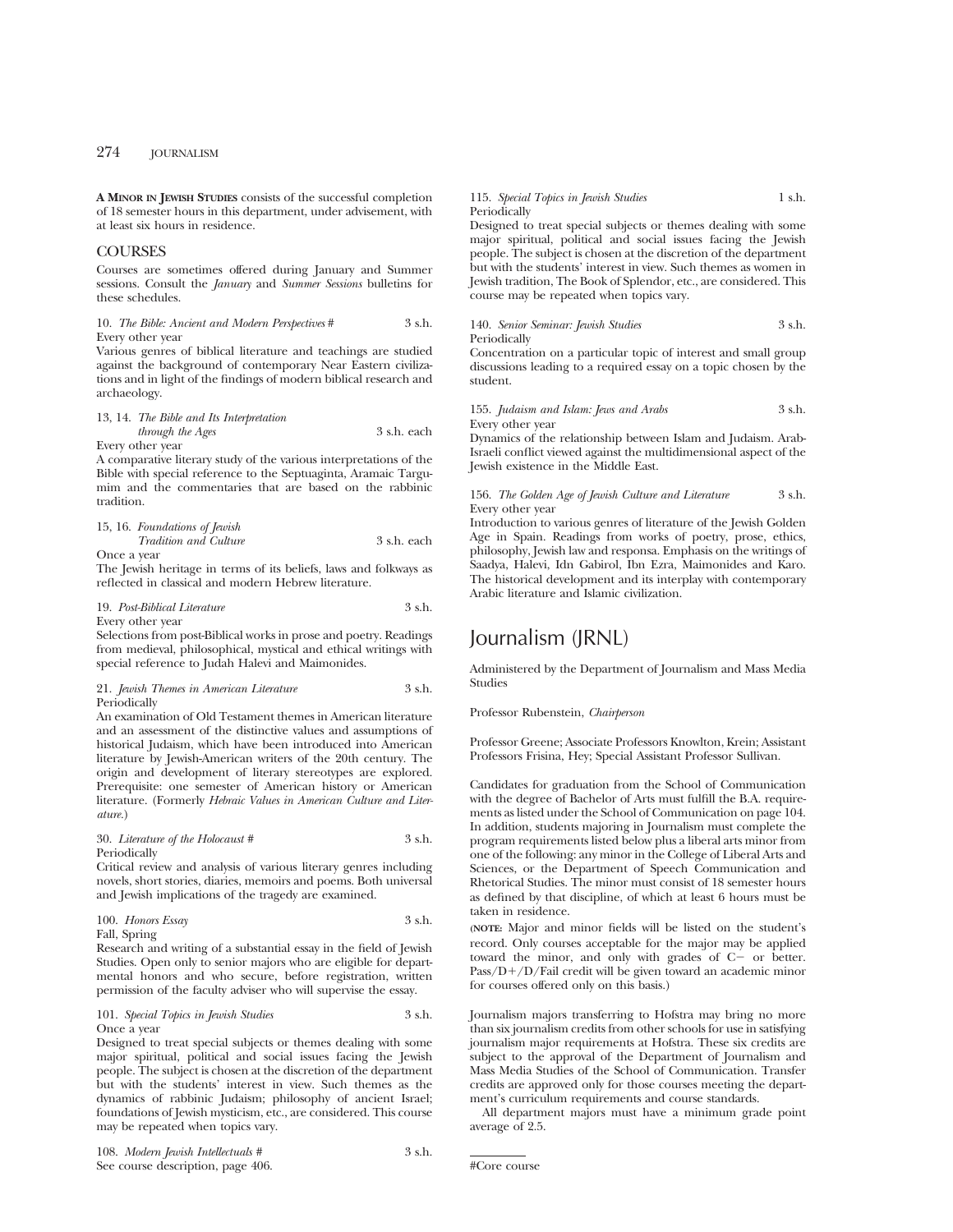**A Minor in Jewish Studies** consists of the successful completion of 18 semester hours in this department, under advisement, with at least six hours in residence.

## COURSES

Courses are sometimes offered during January and Summer sessions. Consult the *January* and *Summer Sessions* bulletins for these schedules.

10. *The Bible: Ancient and Modern Perspectives* # 3 s.h.
Every other year
Various genres of biblical literature and teachings are studied against the background of contemporary Near Eastern civilizations and in light of the findings of modern biblical research and archaeology.

13, 14. *The Bible and Its Interpretation through the Ages* 3 s.h. each
Every other year
A comparative literary study of the various interpretations of the Bible with special reference to the Septuaginta, Aramaic Targumim and the commentaries that are based on the rabbinic tradition.

15, 16. *Foundations of Jewish Tradition and Culture* 3 s.h. each
Once a year
The Jewish heritage in terms of its beliefs, laws and folkways as reflected in classical and modern Hebrew literature.

19. *Post-Biblical Literature* 3 s.h.
Every other year
Selections from post-Biblical works in prose and poetry. Readings from medieval, philosophical, mystical and ethical writings with special reference to Judah Halevi and Maimonides.

21. *Jewish Themes in American Literature* 3 s.h.
Periodically
An examination of Old Testament themes in American literature and an assessment of the distinctive values and assumptions of historical Judaism, which have been introduced into American literature by Jewish-American writers of the 20th century. The origin and development of literary stereotypes are explored. Prerequisite: one semester of American history or American literature. (Formerly *Hebraic Values in American Culture and Literature.*)

30. *Literature of the Holocaust* # 3 s.h.
Periodically
Critical review and analysis of various literary genres including novels, short stories, diaries, memoirs and poems. Both universal and Jewish implications of the tragedy are examined.

100. *Honors Essay* 3 s.h.
Fall, Spring
Research and writing of a substantial essay in the field of Jewish Studies. Open only to senior majors who are eligible for departmental honors and who secure, before registration, written permission of the faculty adviser who will supervise the essay.

101. *Special Topics in Jewish Studies* 3 s.h.
Once a year
Designed to treat special subjects or themes dealing with some major spiritual, political and social issues facing the Jewish people. The subject is chosen at the discretion of the department but with the students' interest in view. Such themes as the dynamics of rabbinic Judaism; philosophy of ancient Israel; foundations of Jewish mysticism, etc., are considered. This course may be repeated when topics vary.

108. *Modern Jewish Intellectuals* # 3 s.h.
See course description, page 406.

115. *Special Topics in Jewish Studies* 1 s.h.
Periodically
Designed to treat special subjects or themes dealing with some major spiritual, political and social issues facing the Jewish people. The subject is chosen at the discretion of the department but with the students' interest in view. Such themes as women in Jewish tradition, The Book of Splendor, etc., are considered. This course may be repeated when topics vary.

140. *Senior Seminar: Jewish Studies* 3 s.h.
Periodically
Concentration on a particular topic of interest and small group discussions leading to a required essay on a topic chosen by the student.

155. *Judaism and Islam: Jews and Arabs* 3 s.h.
Every other year
Dynamics of the relationship between Islam and Judaism. Arab-Israeli conflict viewed against the multidimensional aspect of the Jewish existence in the Middle East.

156. *The Golden Age of Jewish Culture and Literature* 3 s.h.
Every other year
Introduction to various genres of literature of the Jewish Golden Age in Spain. Readings from works of poetry, prose, ethics, philosophy, Jewish law and responsa. Emphasis on the writings of Saadya, Halevi, Idn Gabirol, Ibn Ezra, Maimonides and Karo. The historical development and its interplay with contemporary Arabic literature and Islamic civilization.

# Journalism (JRNL)

Administered by the Department of Journalism and Mass Media Studies

Professor Rubenstein, *Chairperson*

Professor Greene; Associate Professors Knowlton, Krein; Assistant Professors Frisina, Hey; Special Assistant Professor Sullivan.

Candidates for graduation from the School of Communication with the degree of Bachelor of Arts must fulfill the B.A. requirements as listed under the School of Communication on page 104. In addition, students majoring in Journalism must complete the program requirements listed below plus a liberal arts minor from one of the following: any minor in the College of Liberal Arts and Sciences, or the Department of Speech Communication and Rhetorical Studies. The minor must consist of 18 semester hours as defined by that discipline, of which at least 6 hours must be taken in residence.

(**NOTE:** Major and minor fields will be listed on the student's record. Only courses acceptable for the major may be applied toward the minor, and only with grades of C− or better. Pass/D+/D/Fail credit will be given toward an academic minor for courses offered only on this basis.)

Journalism majors transferring to Hofstra may bring no more than six journalism credits from other schools for use in satisfying journalism major requirements at Hofstra. These six credits are subject to the approval of the Department of Journalism and Mass Media Studies of the School of Communication. Transfer credits are approved only for those courses meeting the department's curriculum requirements and course standards.

All department majors must have a minimum grade point average of 2.5.

#Core course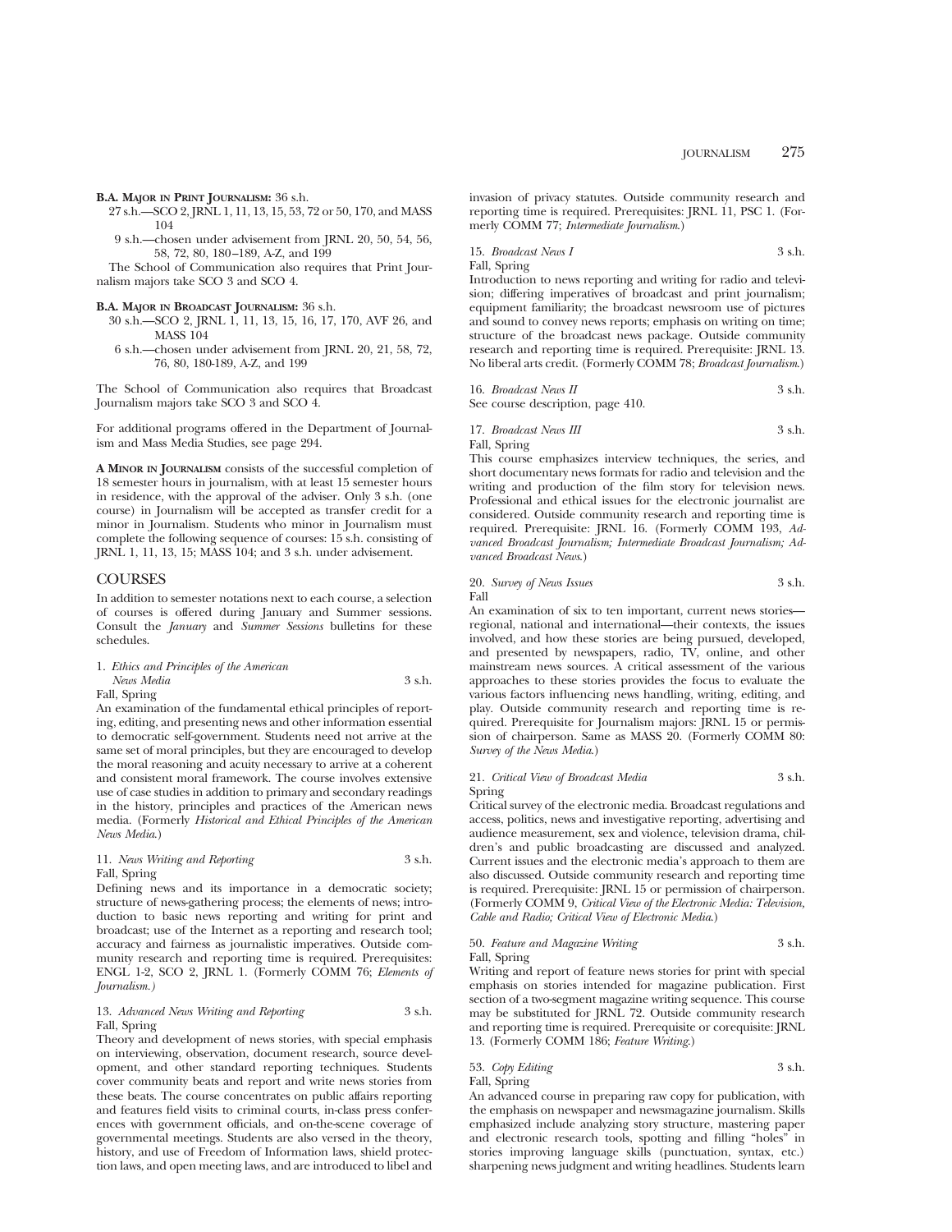**B.A. Major in Print Journalism:** 36 s.h.

- 27 s.h.—SCO 2, JRNL 1, 11, 13, 15, 53, 72 or 50, 170, and MASS 104
- 9 s.h.—chosen under advisement from JRNL 20, 50, 54, 56, 58, 72, 80, 180–189, A-Z, and 199

The School of Communication also requires that Print Journalism majors take SCO 3 and SCO 4.

**B.A. Major in Broadcast Journalism:** 36 s.h.

- 30 s.h.—SCO 2, JRNL 1, 11, 13, 15, 16, 17, 170, AVF 26, and MASS 104
- 6 s.h.—chosen under advisement from JRNL 20, 21, 58, 72, 76, 80, 180-189, A-Z, and 199

The School of Communication also requires that Broadcast Journalism majors take SCO 3 and SCO 4.

For additional programs offered in the Department of Journalism and Mass Media Studies, see page 294.

**A Minor in Journalism** consists of the successful completion of 18 semester hours in journalism, with at least 15 semester hours in residence, with the approval of the adviser. Only 3 s.h. (one course) in Journalism will be accepted as transfer credit for a minor in Journalism. Students who minor in Journalism must complete the following sequence of courses: 15 s.h. consisting of JRNL 1, 11, 13, 15; MASS 104; and 3 s.h. under advisement.

## COURSES

In addition to semester notations next to each course, a selection of courses is offered during January and Summer sessions. Consult the *January* and *Summer Sessions* bulletins for these schedules.

1. *Ethics and Principles of the American News Media* 3 s.h.
Fall, Spring
An examination of the fundamental ethical principles of reporting, editing, and presenting news and other information essential to democratic self-government. Students need not arrive at the same set of moral principles, but they are encouraged to develop the moral reasoning and acuity necessary to arrive at a coherent and consistent moral framework. The course involves extensive use of case studies in addition to primary and secondary readings in the history, principles and practices of the American news media. (Formerly *Historical and Ethical Principles of the American News Media*.)

11. *News Writing and Reporting* 3 s.h.
Fall, Spring
Defining news and its importance in a democratic society; structure of news-gathering process; the elements of news; introduction to basic news reporting and writing for print and broadcast; use of the Internet as a reporting and research tool; accuracy and fairness as journalistic imperatives. Outside community research and reporting time is required. Prerequisites: ENGL 1-2, SCO 2, JRNL 1. (Formerly COMM 76; *Elements of Journalism.)*

13. *Advanced News Writing and Reporting* 3 s.h.
Fall, Spring
Theory and development of news stories, with special emphasis on interviewing, observation, document research, source development, and other standard reporting techniques. Students cover community beats and report and write news stories from these beats. The course concentrates on public affairs reporting and features field visits to criminal courts, in-class press conferences with government officials, and on-the-scene coverage of governmental meetings. Students are also versed in the theory, history, and use of Freedom of Information laws, shield protection laws, and open meeting laws, and are introduced to libel and invasion of privacy statutes. Outside community research and reporting time is required. Prerequisites: JRNL 11, PSC 1. (Formerly COMM 77; *Intermediate Journalism*.)

15. *Broadcast News I* 3 s.h.
Fall, Spring
Introduction to news reporting and writing for radio and television; differing imperatives of broadcast and print journalism; equipment familiarity; the broadcast newsroom use of pictures and sound to convey news reports; emphasis on writing on time; structure of the broadcast news package. Outside community research and reporting time is required. Prerequisite: JRNL 13. No liberal arts credit. (Formerly COMM 78; *Broadcast Journalism*.)

16. *Broadcast News II* 3 s.h.
See course description, page 410.

17. *Broadcast News III* 3 s.h.
Fall, Spring
This course emphasizes interview techniques, the series, and short documentary news formats for radio and television and the writing and production of the film story for television news. Professional and ethical issues for the electronic journalist are considered. Outside community research and reporting time is required. Prerequisite: JRNL 16. (Formerly COMM 193, *Advanced Broadcast Journalism; Intermediate Broadcast Journalism; Advanced Broadcast News*.)

20. *Survey of News Issues* 3 s.h.
Fall
An examination of six to ten important, current news stories—regional, national and international—their contexts, the issues involved, and how these stories are being pursued, developed, and presented by newspapers, radio, TV, online, and other mainstream news sources. A critical assessment of the various approaches to these stories provides the focus to evaluate the various factors influencing news handling, writing, editing, and play. Outside community research and reporting time is required. Prerequisite for Journalism majors: JRNL 15 or permission of chairperson. Same as MASS 20. (Formerly COMM 80: *Survey of the News Media*.)

21. *Critical View of Broadcast Media* 3 s.h.
Spring
Critical survey of the electronic media. Broadcast regulations and access, politics, news and investigative reporting, advertising and audience measurement, sex and violence, television drama, children's and public broadcasting are discussed and analyzed. Current issues and the electronic media's approach to them are also discussed. Outside community research and reporting time is required. Prerequisite: JRNL 15 or permission of chairperson. (Formerly COMM 9, *Critical View of the Electronic Media: Television, Cable and Radio; Critical View of Electronic Media*.)

50. *Feature and Magazine Writing* 3 s.h.
Fall, Spring
Writing and report of feature news stories for print with special emphasis on stories intended for magazine publication. First section of a two-segment magazine writing sequence. This course may be substituted for JRNL 72. Outside community research and reporting time is required. Prerequisite or corequisite: JRNL 13. (Formerly COMM 186; *Feature Writing*.)

53. *Copy Editing* 3 s.h.
Fall, Spring
An advanced course in preparing raw copy for publication, with the emphasis on newspaper and newsmagazine journalism. Skills emphasized include analyzing story structure, mastering paper and electronic research tools, spotting and filling "holes" in stories improving language skills (punctuation, syntax, etc.) sharpening news judgment and writing headlines. Students learn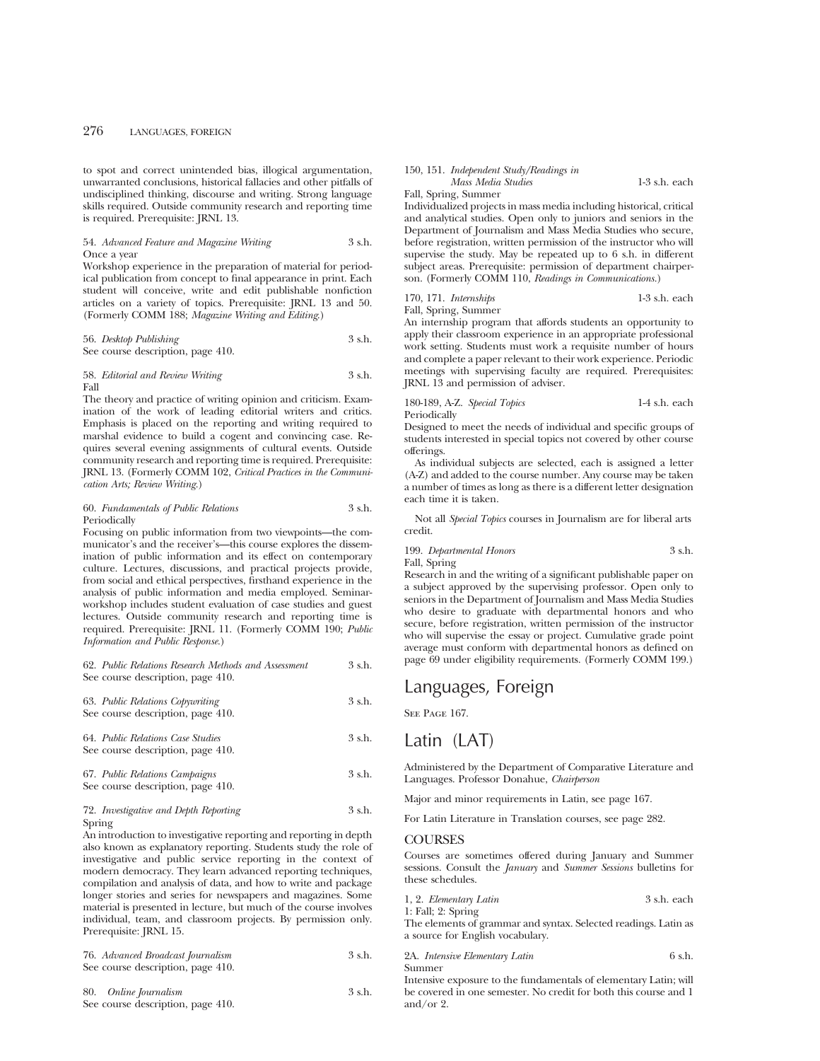to spot and correct unintended bias, illogical argumentation, unwarranted conclusions, historical fallacies and other pitfalls of undisciplined thinking, discourse and writing. Strong language skills required. Outside community research and reporting time is required. Prerequisite: JRNL 13.

54. *Advanced Feature and Magazine Writing* 3 s.h.
Once a year
Workshop experience in the preparation of material for periodical publication from concept to final appearance in print. Each student will conceive, write and edit publishable nonfiction articles on a variety of topics. Prerequisite: JRNL 13 and 50. (Formerly COMM 188; *Magazine Writing and Editing.*)

56. *Desktop Publishing* 3 s.h.
See course description, page 410.

58. *Editorial and Review Writing* 3 s.h.
Fall
The theory and practice of writing opinion and criticism. Examination of the work of leading editorial writers and critics. Emphasis is placed on the reporting and writing required to marshal evidence to build a cogent and convincing case. Requires several evening assignments of cultural events. Outside community research and reporting time is required. Prerequisite: JRNL 13. (Formerly COMM 102, *Critical Practices in the Communication Arts; Review Writing.*)

60. *Fundamentals of Public Relations* 3 s.h.
Periodically
Focusing on public information from two viewpoints—the communicator's and the receiver's—this course explores the dissemination of public information and its effect on contemporary culture. Lectures, discussions, and practical projects provide, from social and ethical perspectives, firsthand experience in the analysis of public information and media employed. Seminar-workshop includes student evaluation of case studies and guest lectures. Outside community research and reporting time is required. Prerequisite: JRNL 11. (Formerly COMM 190; *Public Information and Public Response.*)

62. *Public Relations Research Methods and Assessment* 3 s.h.
See course description, page 410.

63. *Public Relations Copywriting* 3 s.h.
See course description, page 410.

64. *Public Relations Case Studies* 3 s.h.
See course description, page 410.

67. *Public Relations Campaigns* 3 s.h.
See course description, page 410.

72. *Investigative and Depth Reporting* 3 s.h.
Spring
An introduction to investigative reporting and reporting in depth also known as explanatory reporting. Students study the role of investigative and public service reporting in the context of modern democracy. They learn advanced reporting techniques, compilation and analysis of data, and how to write and package longer stories and series for newspapers and magazines. Some material is presented in lecture, but much of the course involves individual, team, and classroom projects. By permission only. Prerequisite: JRNL 15.

76. *Advanced Broadcast Journalism* 3 s.h.
See course description, page 410.

80. *Online Journalism* 3 s.h.
See course description, page 410.

150, 151. *Independent Study/Readings in Mass Media Studies* 1-3 s.h. each
Fall, Spring, Summer
Individualized projects in mass media including historical, critical and analytical studies. Open only to juniors and seniors in the Department of Journalism and Mass Media Studies who secure, before registration, written permission of the instructor who will supervise the study. May be repeated up to 6 s.h. in different subject areas. Prerequisite: permission of department chairperson. (Formerly COMM 110, *Readings in Communications.*)

170, 171. *Internships* 1-3 s.h. each
Fall, Spring, Summer
An internship program that affords students an opportunity to apply their classroom experience in an appropriate professional work setting. Students must work a requisite number of hours and complete a paper relevant to their work experience. Periodic meetings with supervising faculty are required. Prerequisites: JRNL 13 and permission of adviser.

180-189, A-Z. *Special Topics* 1-4 s.h. each
Periodically
Designed to meet the needs of individual and specific groups of students interested in special topics not covered by other course offerings.

As individual subjects are selected, each is assigned a letter (A-Z) and added to the course number. Any course may be taken a number of times as long as there is a different letter designation each time it is taken.

Not all *Special Topics* courses in Journalism are for liberal arts credit.

199. *Departmental Honors* 3 s.h.
Fall, Spring
Research in and the writing of a significant publishable paper on a subject approved by the supervising professor. Open only to seniors in the Department of Journalism and Mass Media Studies who desire to graduate with departmental honors and who secure, before registration, written permission of the instructor who will supervise the essay or project. Cumulative grade point average must conform with departmental honors as defined on page 69 under eligibility requirements. (Formerly COMM 199.)

# Languages, Foreign

See Page 167.

# Latin (LAT)

Administered by the Department of Comparative Literature and Languages. Professor Donahue, *Chairperson*

Major and minor requirements in Latin, see page 167.

For Latin Literature in Translation courses, see page 282.

## COURSES

Courses are sometimes offered during January and Summer sessions. Consult the *January* and *Summer Sessions* bulletins for these schedules.

1, 2. *Elementary Latin* 3 s.h. each
1: Fall; 2: Spring
The elements of grammar and syntax. Selected readings. Latin as a source for English vocabulary.

2A. *Intensive Elementary Latin* 6 s.h.
Summer
Intensive exposure to the fundamentals of elementary Latin; will be covered in one semester. No credit for both this course and 1 and/or 2.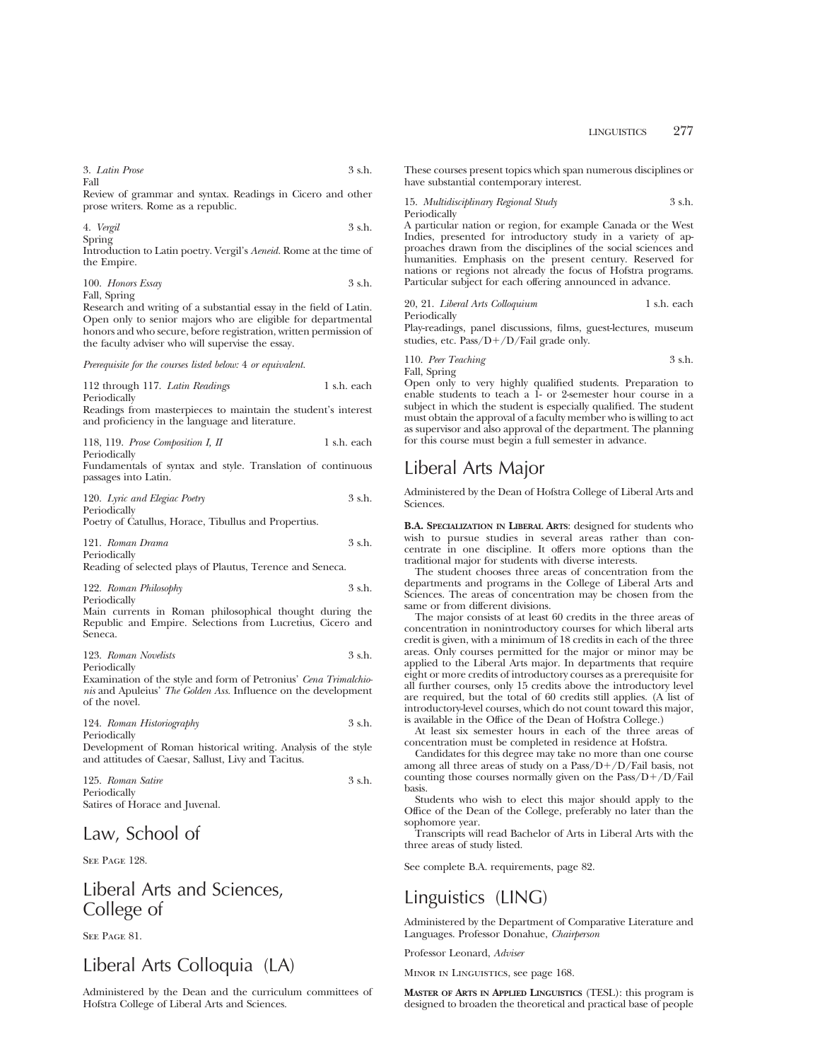3. *Latin Prose* 3 s.h.
Fall
Review of grammar and syntax. Readings in Cicero and other prose writers. Rome as a republic.

4. *Vergil* 3 s.h.
Spring
Introduction to Latin poetry. Vergil's *Aeneid*. Rome at the time of the Empire.

100. *Honors Essay* 3 s.h.
Fall, Spring
Research and writing of a substantial essay in the field of Latin. Open only to senior majors who are eligible for departmental honors and who secure, before registration, written permission of the faculty adviser who will supervise the essay.

*Prerequisite for the courses listed below:* 4 *or equivalent.*

112 through 117. *Latin Readings* 1 s.h. each
Periodically
Readings from masterpieces to maintain the student's interest and proficiency in the language and literature.

118, 119. *Prose Composition I, II* 1 s.h. each
Periodically
Fundamentals of syntax and style. Translation of continuous passages into Latin.

120. *Lyric and Elegiac Poetry* 3 s.h.
Periodically
Poetry of Catullus, Horace, Tibullus and Propertius.

121. *Roman Drama* 3 s.h.
Periodically
Reading of selected plays of Plautus, Terence and Seneca.

122. *Roman Philosophy* 3 s.h.
Periodically
Main currents in Roman philosophical thought during the Republic and Empire. Selections from Lucretius, Cicero and Seneca.

123. *Roman Novelists* 3 s.h.
Periodically
Examination of the style and form of Petronius' *Cena Trimalchionis* and Apuleius' *The Golden Ass*. Influence on the development of the novel.

124. *Roman Historiography* 3 s.h.
Periodically
Development of Roman historical writing. Analysis of the style and attitudes of Caesar, Sallust, Livy and Tacitus.

125. *Roman Satire* 3 s.h.
Periodically
Satires of Horace and Juvenal.

# Law, School of

See Page 128.

# Liberal Arts and Sciences, College of

See Page 81.

# Liberal Arts Colloquia (LA)

Administered by the Dean and the curriculum committees of Hofstra College of Liberal Arts and Sciences.

These courses present topics which span numerous disciplines or have substantial contemporary interest.

15. *Multidisciplinary Regional Study* 3 s.h.
Periodically
A particular nation or region, for example Canada or the West Indies, presented for introductory study in a variety of approaches drawn from the disciplines of the social sciences and humanities. Emphasis on the present century. Reserved for nations or regions not already the focus of Hofstra programs. Particular subject for each offering announced in advance.

20, 21. *Liberal Arts Colloquium* 1 s.h. each
Periodically
Play-readings, panel discussions, films, guest-lectures, museum studies, etc. Pass/D+/D/Fail grade only.

110. *Peer Teaching* 3 s.h.
Fall, Spring
Open only to very highly qualified students. Preparation to enable students to teach a 1- or 2-semester hour course in a subject in which the student is especially qualified. The student must obtain the approval of a faculty member who is willing to act as supervisor and also approval of the department. The planning for this course must begin a full semester in advance.

# Liberal Arts Major

Administered by the Dean of Hofstra College of Liberal Arts and Sciences.

**B.A. Specialization in Liberal Arts**: designed for students who wish to pursue studies in several areas rather than concentrate in one discipline. It offers more options than the traditional major for students with diverse interests.

The student chooses three areas of concentration from the departments and programs in the College of Liberal Arts and Sciences. The areas of concentration may be chosen from the same or from different divisions.

The major consists of at least 60 credits in the three areas of concentration in nonintroductory courses for which liberal arts credit is given, with a minimum of 18 credits in each of the three areas. Only courses permitted for the major or minor may be applied to the Liberal Arts major. In departments that require eight or more credits of introductory courses as a prerequisite for all further courses, only 15 credits above the introductory level are required, but the total of 60 credits still applies. (A list of introductory-level courses, which do not count toward this major, is available in the Office of the Dean of Hofstra College.)

At least six semester hours in each of the three areas of concentration must be completed in residence at Hofstra.

Candidates for this degree may take no more than one course among all three areas of study on a Pass/D+/D/Fail basis, not counting those courses normally given on the Pass/D+/D/Fail basis.

Students who wish to elect this major should apply to the Office of the Dean of the College, preferably no later than the sophomore year.

Transcripts will read Bachelor of Arts in Liberal Arts with the three areas of study listed.

See complete B.A. requirements, page 82.

# Linguistics (LING)

Administered by the Department of Comparative Literature and Languages. Professor Donahue, *Chairperson*

Professor Leonard, *Adviser*

Minor in Linguistics, see page 168.

**Master of Arts in Applied Linguistics** (TESL): this program is designed to broaden the theoretical and practical base of people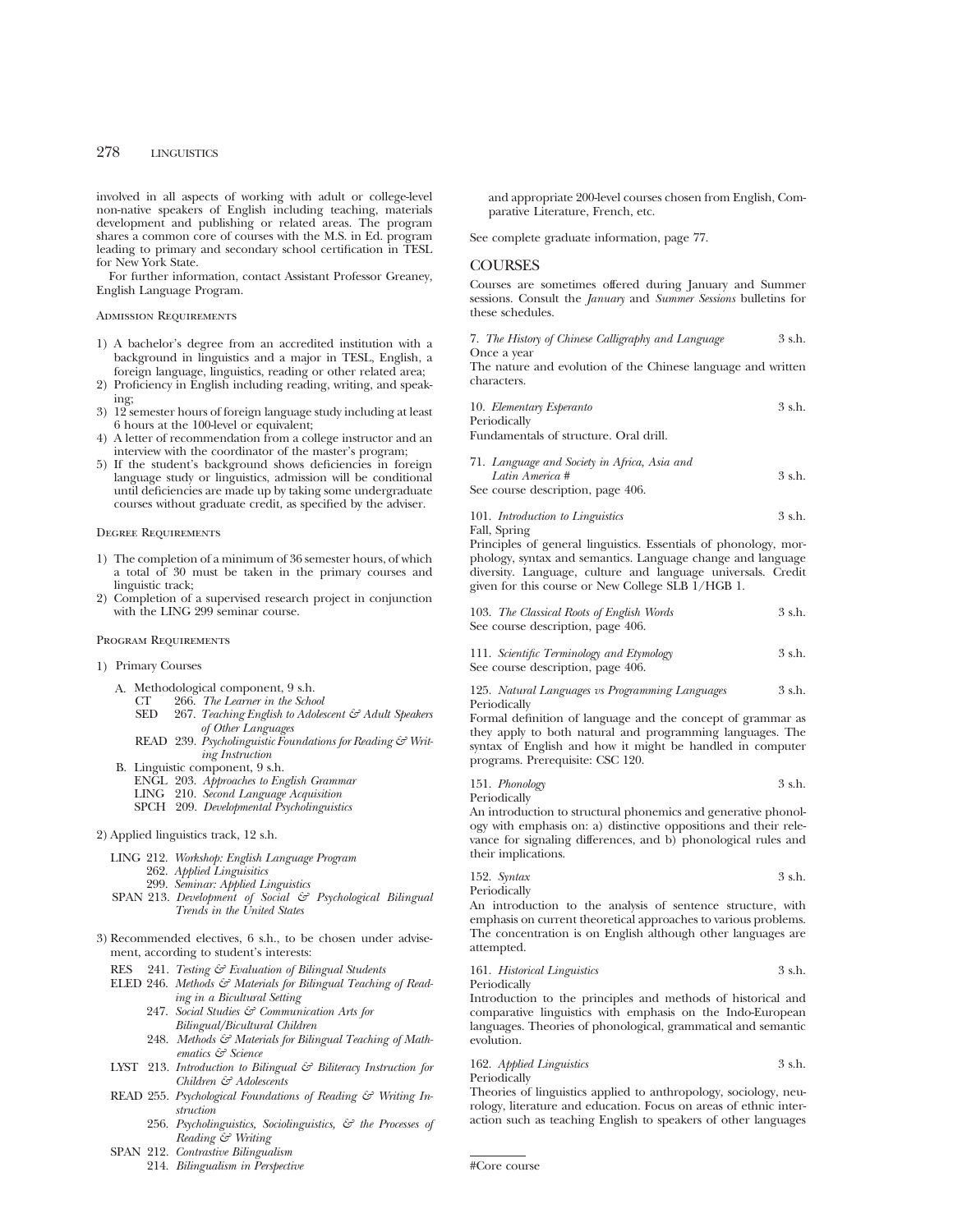involved in all aspects of working with adult or college-level non-native speakers of English including teaching, materials development and publishing or related areas. The program shares a common core of courses with the M.S. in Ed. program leading to primary and secondary school certification in TESL for New York State.

For further information, contact Assistant Professor Greaney, English Language Program.

### Admission Requirements

1) A bachelor's degree from an accredited institution with a background in linguistics and a major in TESL, English, a foreign language, linguistics, reading or other related area;
2) Proficiency in English including reading, writing, and speaking;
3) 12 semester hours of foreign language study including at least 6 hours at the 100-level or equivalent;
4) A letter of recommendation from a college instructor and an interview with the coordinator of the master's program;
5) If the student's background shows deficiencies in foreign language study or linguistics, admission will be conditional until deficiencies are made up by taking some undergraduate courses without graduate credit, as specified by the adviser.

### Degree Requirements

1) The completion of a minimum of 36 semester hours, of which a total of 30 must be taken in the primary courses and linguistic track;
2) Completion of a supervised research project in conjunction with the LING 299 seminar course.

### Program Requirements

1) Primary Courses
   - A. Methodological component, 9 s.h.
     - CT 266. *The Learner in the School*
     - SED 267. *Teaching English to Adolescent & Adult Speakers of Other Languages*
     - READ 239. *Psycholinguistic Foundations for Reading & Writing Instruction*
   - B. Linguistic component, 9 s.h.
     - ENGL 203. *Approaches to English Grammar*
     - LING 210. *Second Language Acquisition*
     - SPCH 209. *Developmental Psycholinguistics*

2) Applied linguistics track, 12 s.h.
   - LING 212. *Workshop: English Language Program*
     - 262. *Applied Linguisitics*
     - 299. *Seminar: Applied Linguistics*
   - SPAN 213. *Development of Social & Psychological Bilingual Trends in the United States*

3) Recommended electives, 6 s.h., to be chosen under advisement, according to student's interests:
   - RES 241. *Testing & Evaluation of Bilingual Students*
   - ELED 246. *Methods & Materials for Bilingual Teaching of Reading in a Bicultural Setting*
     - 247. *Social Studies & Communication Arts for Bilingual/Bicultural Children*
     - 248. *Methods & Materials for Bilingual Teaching of Mathematics & Science*
   - LYST 213. *Introduction to Bilingual & Biliteracy Instruction for Children & Adolescents*
   - READ 255. *Psychological Foundations of Reading & Writing Instruction*
     - 256. *Psycholinguistics, Sociolinguistics, & the Processes of Reading & Writing*
   - SPAN 212. *Contrastive Bilingualism*
     - 214. *Bilingualism in Perspective*

   and appropriate 200-level courses chosen from English, Comparative Literature, French, etc.

See complete graduate information, page 77.

## COURSES

Courses are sometimes offered during January and Summer sessions. Consult the *January* and *Summer Sessions* bulletins for these schedules.

7. *The History of Chinese Calligraphy and Language* 3 s.h.
Once a year
The nature and evolution of the Chinese language and written characters.

10. *Elementary Esperanto* 3 s.h.
Periodically
Fundamentals of structure. Oral drill.

71. *Language and Society in Africa, Asia and Latin America #* 3 s.h.
See course description, page 406.

101. *Introduction to Linguistics* 3 s.h.
Fall, Spring
Principles of general linguistics. Essentials of phonology, morphology, syntax and semantics. Language change and language diversity. Language, culture and language universals. Credit given for this course or New College SLB 1/HGB 1.

103. *The Classical Roots of English Words* 3 s.h.
See course description, page 406.

111. *Scientific Terminology and Etymology* 3 s.h.
See course description, page 406.

125. *Natural Languages vs Programming Languages* 3 s.h.
Periodically
Formal definition of language and the concept of grammar as they apply to both natural and programming languages. The syntax of English and how it might be handled in computer programs. Prerequisite: CSC 120.

151. *Phonology* 3 s.h.
Periodically
An introduction to structural phonemics and generative phonology with emphasis on: a) distinctive oppositions and their relevance for signaling differences, and b) phonological rules and their implications.

152. *Syntax* 3 s.h.
Periodically
An introduction to the analysis of sentence structure, with emphasis on current theoretical approaches to various problems. The concentration is on English although other languages are attempted.

161. *Historical Linguistics* 3 s.h.
Periodically
Introduction to the principles and methods of historical and comparative linguistics with emphasis on the Indo-European languages. Theories of phonological, grammatical and semantic evolution.

162. *Applied Linguistics* 3 s.h.
Periodically
Theories of linguistics applied to anthropology, sociology, neurology, literature and education. Focus on areas of ethnic interaction such as teaching English to speakers of other languages

#Core course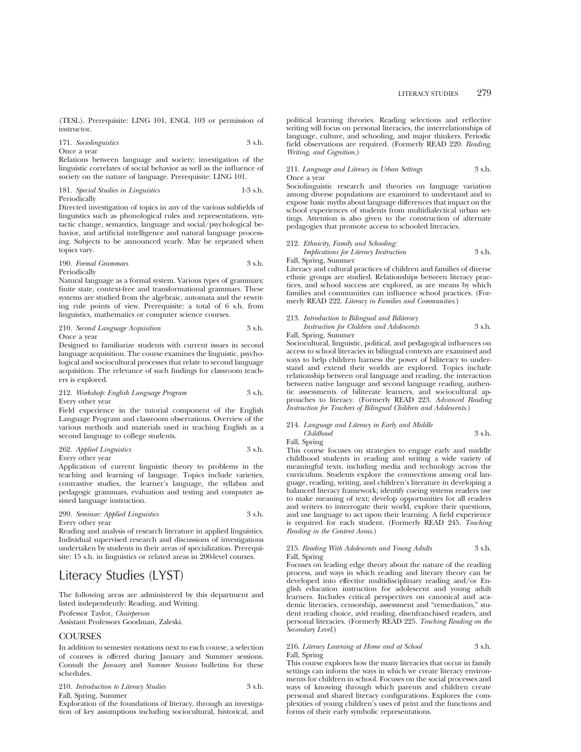(TESL). Prerequisite: LING 101, ENGL 103 or permission of instructor.

171. *Sociolinguistics* 3 s.h.
Once a year
Relations between language and society; investigation of the linguistic correlates of social behavior as well as the influence of society on the nature of language. Prerequisite: LING 101.

181. *Special Studies in Linguistics* 1-3 s.h.
Periodically
Directed investigation of topics in any of the various subfields of linguistics such as phonological rules and representations, syntactic change, semantics, language and social/psychological behavior, and artificial intelligence and natural language processing. Subjects to be announced yearly. May be repeated when topics vary.

190. *Formal Grammars* 3 s.h.
Periodically
Natural language as a formal system. Various types of grammars: finite state, context-free and transformational grammars. These systems are studied from the algebraic, automata and the rewriting rule points of view. Prerequisite: a total of 6 s.h. from linguistics, mathematics or computer science courses.

210. *Second Language Acquisition* 3 s.h.
Once a year
Designed to familiarize students with current issues in second language acquisition. The course examines the linguistic, psychological and sociocultural processes that relate to second language acquisition. The relevance of such findings for classroom teachers is explored.

212. *Workshop: English Language Program* 3 s.h.
Every other year
Field experience in the tutorial component of the English Language Program and classroom observations. Overview of the various methods and materials used in teaching English as a second language to college students.

262. *Applied Linguistics* 3 s.h.
Every other year
Application of current linguistic theory to problems in the teaching and learning of language. Topics include varieties, contrastive studies, the learner's language, the syllabus and pedagogic grammars, evaluation and testing and computer assisted language instruction.

299. *Seminar: Applied Linguistics* 3 s.h.
Every other year
Reading and analysis of research literature in applied linguistics. Individual supervised research and discussions of investigations undertaken by students in their areas of specialization. Prerequisite: 15 s.h. in linguistics or related areas in 200-level courses.

# Literacy Studies (LYST)

The following areas are administered by this department and listed independently: Reading, and Writing.

Professor Taylor, *Chairperson*
Assistant Professors Goodman, Zaleski.

## COURSES

In addition to semester notations next to each course, a selection of courses is offered during January and Summer sessions. Consult the *January* and *Summer Sessions* bulletins for these schedules.

210. *Introduction to Literacy Studies* 3 s.h.
Fall, Spring, Summer
Exploration of the foundations of literacy, through an investigation of key assumptions including sociocultural, historical, and political learning theories. Reading selections and reflective writing will focus on personal literacies, the interrelationships of language, culture, and schooling, and major thinkers. Periodic field observations are required. (Formerly READ 220. *Reading, Writing, and Cognition*.)

211. *Language and Literacy in Urban Settings* 3 s.h.
Once a year
Sociolinguistic research and theories on language variation among diverse populations are examined to understand and to expose basic myths about language differences that impact on the school experiences of students from multidialectical urban settings. Attention is also given to the construction of alternate pedagogies that promote access to schooled literacies.

212. *Ethnicity, Family and Schooling: Implications for Literacy Instruction* 3 s.h.
Fall, Spring, Summer
Literacy and cultural practices of children and families of diverse ethnic groups are studied. Relationships between literacy practices, and school success are explored, as are means by which families and communities can influence school practices. (Formerly READ 222. *Literacy in Families and Communities*.)

213. *Introduction to Bilingual and Biliteracy Instruction for Children and Adolescents* 3 s.h.
Fall, Spring, Summer
Sociocultural, linguistic, political, and pedagogical influences on access to school literacies in bilingual contexts are examined and ways to help children harness the power of biliteracy to understand and extend their worlds are explored. Topics include relationship between oral language and reading, the interaction between native language and second language reading, authentic assessments of biliterate learners, and sociocultural approaches to literacy. (Formerly READ 223. *Advanced Reading Instruction for Teachers of Bilingual Children and Adolescents*.)

214. *Language and Literacy in Early and Middle Childhood* 3 s.h.
Fall, Spring
This course focuses on strategies to engage early and middle childhood students in reading and writing a wide variety of meaningful texts, including media and technology across the curriculum. Students explore the connections among oral language, reading, writing, and children's literature in developing a balanced literacy framework; identify cueing systems readers use to make meaning of text; develop opportunities for all readers and writers to interrogate their world, explore their questions, and use language to act upon their learning. A field experience is required for each student. (Formerly READ 245. *Teaching Reading in the Content Areas*.)

215. *Reading With Adolescents and Young Adults* 3 s.h.
Fall, Spring
Focuses on leading edge theory about the nature of the reading process, and ways in which reading and literary theory can be developed into effective multidisciplinary reading and/or English education instruction for adolescent and young adult learners. Includes critical perspectives on canonical and academic literacies, censorship, assessment and "remediation," student reading choice, avid reading, disenfranchised readers, and personal literacies. (Formerly READ 225. *Teaching Reading on the Secondary Level*.)

216. *Literacy Learning at Home and at School* 3 s.h.
Fall, Spring
This course explores how the many literacies that occur in family settings can inform the ways in which we create literacy environments for children in school. Focuses on the social processes and ways of knowing through which parents and children create personal and shared literacy configurations. Explores the complexities of young children's uses of print and the functions and forms of their early symbolic representations.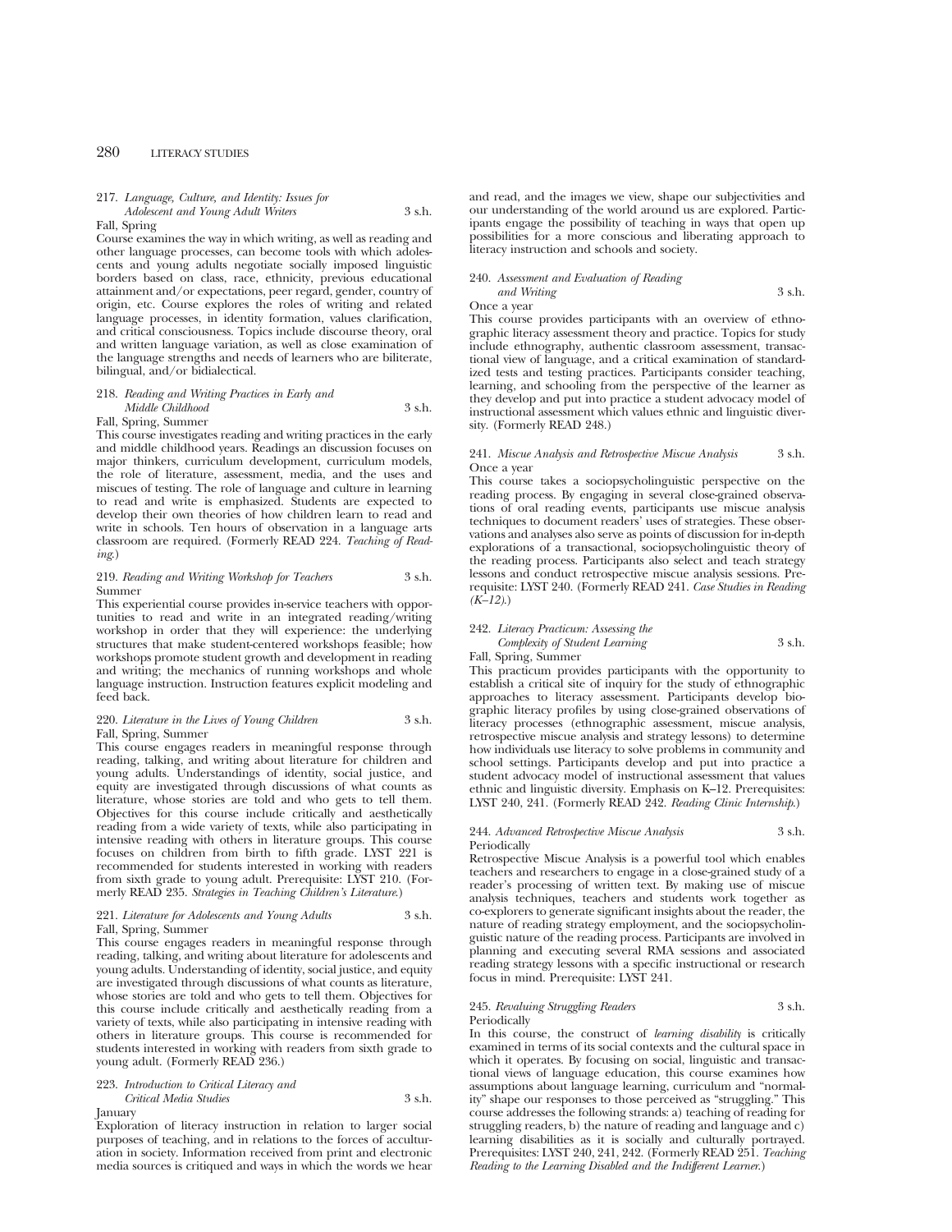217. *Language, Culture, and Identity: Issues for Adolescent and Young Adult Writers* 3 s.h.
Fall, Spring

Course examines the way in which writing, as well as reading and other language processes, can become tools with which adolescents and young adults negotiate socially imposed linguistic borders based on class, race, ethnicity, previous educational attainment and/or expectations, peer regard, gender, country of origin, etc. Course explores the roles of writing and related language processes, in identity formation, values clarification, and critical consciousness. Topics include discourse theory, oral and written language variation, as well as close examination of the language strengths and needs of learners who are biliterate, bilingual, and/or bidialectical.

218. *Reading and Writing Practices in Early and Middle Childhood* 3 s.h.
Fall, Spring, Summer

This course investigates reading and writing practices in the early and middle childhood years. Readings an discussion focuses on major thinkers, curriculum development, curriculum models, the role of literature, assessment, media, and the uses and miscues of testing. The role of language and culture in learning to read and write is emphasized. Students are expected to develop their own theories of how children learn to read and write in schools. Ten hours of observation in a language arts classroom are required. (Formerly READ 224. *Teaching of Reading*.)

219. *Reading and Writing Workshop for Teachers* 3 s.h.
Summer

This experiential course provides in-service teachers with opportunities to read and write in an integrated reading/writing workshop in order that they will experience: the underlying structures that make student-centered workshops feasible; how workshops promote student growth and development in reading and writing; the mechanics of running workshops and whole language instruction. Instruction features explicit modeling and feed back.

220. *Literature in the Lives of Young Children* 3 s.h.
Fall, Spring, Summer

This course engages readers in meaningful response through reading, talking, and writing about literature for children and young adults. Understandings of identity, social justice, and equity are investigated through discussions of what counts as literature, whose stories are told and who gets to tell them. Objectives for this course include critically and aesthetically reading from a wide variety of texts, while also participating in intensive reading with others in literature groups. This course focuses on children from birth to fifth grade. LYST 221 is recommended for students interested in working with readers from sixth grade to young adult. Prerequisite: LYST 210. (Formerly READ 235. *Strategies in Teaching Children's Literature*.)

221. *Literature for Adolescents and Young Adults* 3 s.h.
Fall, Spring, Summer

This course engages readers in meaningful response through reading, talking, and writing about literature for adolescents and young adults. Understanding of identity, social justice, and equity are investigated through discussions of what counts as literature, whose stories are told and who gets to tell them. Objectives for this course include critically and aesthetically reading from a variety of texts, while also participating in intensive reading with others in literature groups. This course is recommended for students interested in working with readers from sixth grade to young adult. (Formerly READ 236.)

223. *Introduction to Critical Literacy and Critical Media Studies* 3 s.h.
January

Exploration of literacy instruction in relation to larger social purposes of teaching, and in relations to the forces of acculturation in society. Information received from print and electronic media sources is critiqued and ways in which the words we hear and read, and the images we view, shape our subjectivities and our understanding of the world around us are explored. Participants engage the possibility of teaching in ways that open up possibilities for a more conscious and liberating approach to literacy instruction and schools and society.

240. *Assessment and Evaluation of Reading and Writing* 3 s.h.
Once a year

This course provides participants with an overview of ethnographic literacy assessment theory and practice. Topics for study include ethnography, authentic classroom assessment, transactional view of language, and a critical examination of standardized tests and testing practices. Participants consider teaching, learning, and schooling from the perspective of the learner as they develop and put into practice a student advocacy model of instructional assessment which values ethnic and linguistic diversity. (Formerly READ 248.)

241. *Miscue Analysis and Retrospective Miscue Analysis* 3 s.h.
Once a year

This course takes a sociopsycholinguistic perspective on the reading process. By engaging in several close-grained observations of oral reading events, participants use miscue analysis techniques to document readers' uses of strategies. These observations and analyses also serve as points of discussion for in-depth explorations of a transactional, sociopsycholinguistic theory of the reading process. Participants also select and teach strategy lessons and conduct retrospective miscue analysis sessions. Prerequisite: LYST 240. (Formerly READ 241. *Case Studies in Reading (K–12)*.)

242. *Literacy Practicum: Assessing the Complexity of Student Learning* 3 s.h.
Fall, Spring, Summer

This practicum provides participants with the opportunity to establish a critical site of inquiry for the study of ethnographic approaches to literacy assessment. Participants develop biographic literacy profiles by using close-grained observations of literacy processes (ethnographic assessment, miscue analysis, retrospective miscue analysis and strategy lessons) to determine how individuals use literacy to solve problems in community and school settings. Participants develop and put into practice a student advocacy model of instructional assessment that values ethnic and linguistic diversity. Emphasis on K–12. Prerequisites: LYST 240, 241. (Formerly READ 242. *Reading Clinic Internship*.)

244. *Advanced Retrospective Miscue Analysis* 3 s.h.
Periodically

Retrospective Miscue Analysis is a powerful tool which enables teachers and researchers to engage in a close-grained study of a reader's processing of written text. By making use of miscue analysis techniques, teachers and students work together as co-explorers to generate significant insights about the reader, the nature of reading strategy employment, and the sociopsycholinguistic nature of the reading process. Participants are involved in planning and executing several RMA sessions and associated reading strategy lessons with a specific instructional or research focus in mind. Prerequisite: LYST 241.

245. *Revaluing Struggling Readers* 3 s.h.
Periodically

In this course, the construct of *learning disability* is critically examined in terms of its social contexts and the cultural space in which it operates. By focusing on social, linguistic and transactional views of language education, this course examines how assumptions about language learning, curriculum and "normality" shape our responses to those perceived as "struggling." This course addresses the following strands: a) teaching of reading for struggling readers, b) the nature of reading and language and c) learning disabilities as it is socially and culturally portrayed. Prerequisites: LYST 240, 241, 242. (Formerly READ 251. *Teaching Reading to the Learning Disabled and the Indifferent Learner.*)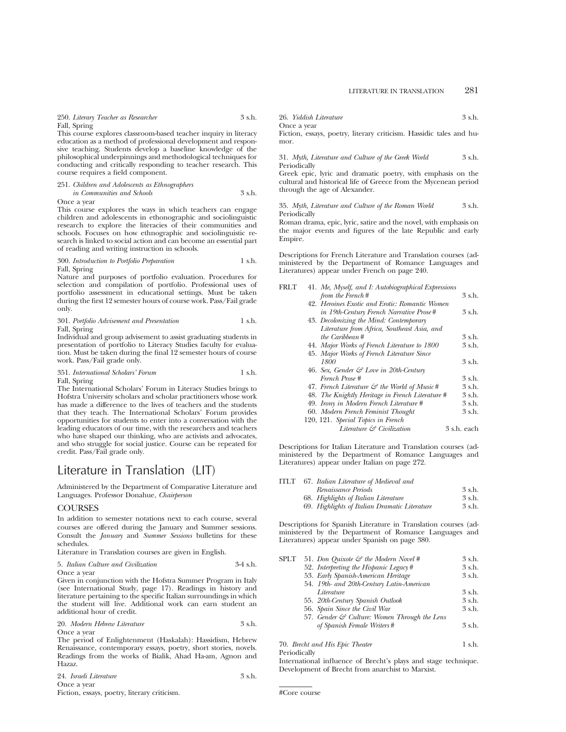250. *Literary Teacher as Researcher* 3 s.h.
Fall, Spring
This course explores classroom-based teacher inquiry in literacy education as a method of professional development and responsive teaching. Students develop a baseline knowledge of the philosophical underpinnings and methodological techniques for conducting and critically responding to teacher research. This course requires a field component.

251. *Children and Adolescents as Ethnographers in Communities and Schools* 3 s.h.
Once a year
This course explores the ways in which teachers can engage children and adolescents in ethonographic and sociolinguistic research to explore the literacies of their communities and schools. Focuses on how ethnographic and sociolinguistic research is linked to social action and can become an essential part of reading and writing instruction in schools.

300. *Introduction to Portfolio Preparation* 1 s.h.
Fall, Spring
Nature and purposes of portfolio evaluation. Procedures for selection and compilation of portfolio. Professional uses of portfolio assessment in educational settings. Must be taken during the first 12 semester hours of course work. Pass/Fail grade only.

301. *Portfolio Advisement and Presentation* 1 s.h.
Fall, Spring
Individual and group advisement to assist graduating students in presentation of portfolio to Literacy Studies faculty for evaluation. Must be taken during the final 12 semester hours of course work. Pass/Fail grade only.

351. *International Scholars' Forum* 1 s.h.
Fall, Spring
The International Scholars' Forum in Literacy Studies brings to Hofstra University scholars and scholar practitioners whose work has made a difference to the lives of teachers and the students that they teach. The International Scholars' Forum provides opportunities for students to enter into a conversation with the leading educators of our time, with the researchers and teachers who have shaped our thinking, who are activists and advocates, and who struggle for social justice. Course can be repeated for credit. Pass/Fail grade only.

# Literature in Translation (LIT)

Administered by the Department of Comparative Literature and Languages. Professor Donahue, *Chairperson*

## COURSES

In addition to semester notations next to each course, several courses are offered during the January and Summer sessions. Consult the *January* and *Summer Sessions* bulletins for these schedules.

Literature in Translation courses are given in English.

5. *Italian Culture and Civilization* 3-4 s.h.
Once a year
Given in conjunction with the Hofstra Summer Program in Italy (see International Study, page 17). Readings in history and literature pertaining to the specific Italian surroundings in which the student will live. Additional work can earn student an additional hour of credit.

20. *Modern Hebrew Literature* 3 s.h.
Once a year
The period of Enlightenment (Haskalah): Hassidism, Hebrew Renaissance, contemporary essays, poetry, short stories, novels. Readings from the works of Bialik, Ahad Ha-am, Agnon and Hazaz.

24. *Israeli Literature* 3 s.h.
Once a year
Fiction, essays, poetry, literary criticism.

26. *Yiddish Literature* 3 s.h.
Once a year
Fiction, essays, poetry, literary criticism. Hassidic tales and humor.

31. *Myth, Literature and Culture of the Greek World* 3 s.h.
Periodically
Greek epic, lyric and dramatic poetry, with emphasis on the cultural and historical life of Greece from the Mycenean period through the age of Alexander.

35. *Myth, Literature and Culture of the Roman World* 3 s.h.
Periodically
Roman drama, epic, lyric, satire and the novel, with emphasis on the major events and figures of the late Republic and early Empire.

Descriptions for French Literature and Translation courses (administered by the Department of Romance Languages and Literatures) appear under French on page 240.

| | | |
|---|---|---|
| FRLT | 41. *Me, Myself, and I: Autobiographical Expressions from the French* # | 3 s.h. |
| | 42. *Heroines Exotic and Erotic: Romantic Women in 19th-Century French Narrative Prose* # | 3 s.h. |
| | 43. *Decolonizing the Mind: Contemporary Literature from Africa, Southeast Asia, and the Caribbean* # | 3 s.h. |
| | 44. *Major Works of French Literature to 1800* | 3 s.h. |
| | 45. *Major Works of French Literature Since 1800* | 3 s.h. |
| | 46. *Sex, Gender & Love in 20th-Century French Prose* # | 3 s.h. |
| | 47. *French Literature & the World of Music* # | 3 s.h. |
| | 48. *The Knightly Heritage in French Literature* # | 3 s.h. |
| | 49. *Irony in Modern French Literature* # | 3 s.h. |
| | 60. *Modern French Feminist Thought* | 3 s.h. |
| | 120, 121. *Special Topics in French Literature & Civilization* | 3 s.h. each |

Descriptions for Italian Literature and Translation courses (administered by the Department of Romance Languages and Literatures) appear under Italian on page 272.

| | | |
|---|---|---|
| ITLT | 67. *Italian Literature of Medieval and Renaissance Periods* | 3 s.h. |
| | 68. *Highlights of Italian Literature* | 3 s.h. |
| | 69. *Highlights of Italian Dramatic Literature* | 3 s.h. |

Descriptions for Spanish Literature in Translation courses (administered by the Department of Romance Languages and Literatures) appear under Spanish on page 380.

| | | |
|---|---|---|
| SPLT | 51. *Don Quixote & the Modern Novel* # | 3 s.h. |
| | 52. *Interpreting the Hispanic Legacy* # | 3 s.h. |
| | 53. *Early Spanish-American Heritage* | 3 s.h. |
| | 54. *19th- and 20th-Century Latin-American Literature* | 3 s.h. |
| | 55. *20th-Century Spanish Outlook* | 3 s.h. |
| | 56. *Spain Since the Civil War* | 3 s.h. |
| | 57. *Gender & Culture: Women Through the Lens of Spanish Female Writers* # | 3 s.h. |

70. *Brecht and His Epic Theater* 1 s.h.
Periodically
International influence of Brecht's plays and stage technique. Development of Brecht from anarchist to Marxist.

#Core course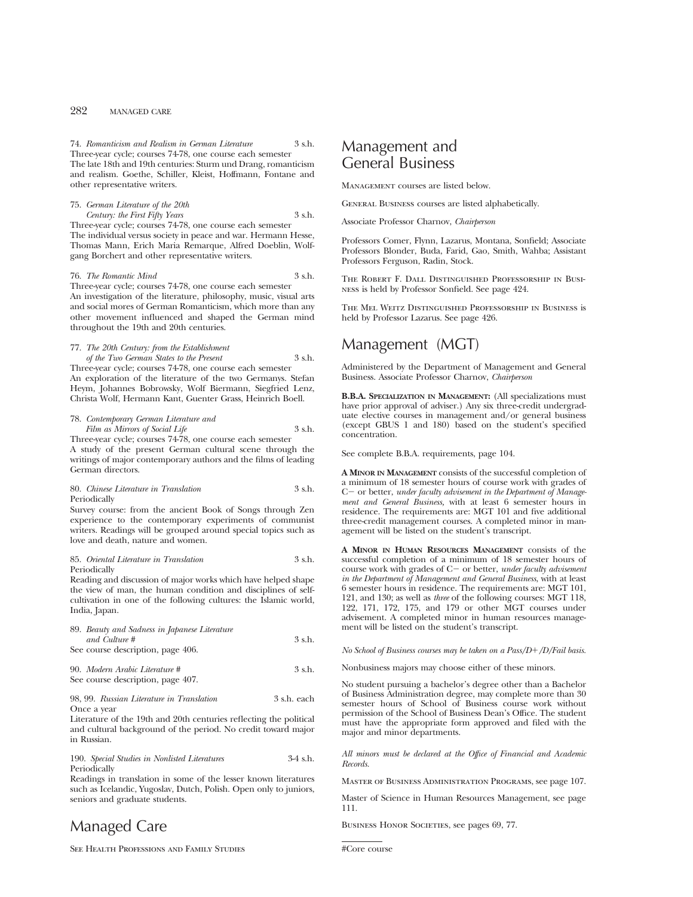74. *Romanticism and Realism in German Literature* 3 s.h.
Three-year cycle; courses 74-78, one course each semester
The late 18th and 19th centuries: Sturm und Drang, romanticism and realism. Goethe, Schiller, Kleist, Hoffmann, Fontane and other representative writers.

75. *German Literature of the 20th Century: the First Fifty Years* 3 s.h.
Three-year cycle; courses 74-78, one course each semester
The individual versus society in peace and war. Hermann Hesse, Thomas Mann, Erich Maria Remarque, Alfred Doeblin, Wolfgang Borchert and other representative writers.

76. *The Romantic Mind* 3 s.h.
Three-year cycle; courses 74-78, one course each semester
An investigation of the literature, philosophy, music, visual arts and social mores of German Romanticism, which more than any other movement influenced and shaped the German mind throughout the 19th and 20th centuries.

77. *The 20th Century: from the Establishment of the Two German States to the Present* 3 s.h.
Three-year cycle; courses 74-78, one course each semester
An exploration of the literature of the two Germanys. Stefan Heym, Johannes Bobrowsky, Wolf Biermann, Siegfried Lenz, Christa Wolf, Hermann Kant, Guenter Grass, Heinrich Boell.

78. *Contemporary German Literature and Film as Mirrors of Social Life* 3 s.h.
Three-year cycle; courses 74-78, one course each semester
A study of the present German cultural scene through the writings of major contemporary authors and the films of leading German directors.

80. *Chinese Literature in Translation* 3 s.h.
Periodically
Survey course: from the ancient Book of Songs through Zen experience to the contemporary experiments of communist writers. Readings will be grouped around special topics such as love and death, nature and women.

85. *Oriental Literature in Translation* 3 s.h.
Periodically
Reading and discussion of major works which have helped shape the view of man, the human condition and disciplines of self-cultivation in one of the following cultures: the Islamic world, India, Japan.

89. *Beauty and Sadness in Japanese Literature and Culture #* 3 s.h.
See course description, page 406.

90. *Modern Arabic Literature #* 3 s.h.
See course description, page 407.

98, 99. *Russian Literature in Translation* 3 s.h. each
Once a year
Literature of the 19th and 20th centuries reflecting the political and cultural background of the period. No credit toward major in Russian.

190. *Special Studies in Nonlisted Literatures* 3-4 s.h.
Periodically
Readings in translation in some of the lesser known literatures such as Icelandic, Yugoslav, Dutch, Polish. Open only to juniors, seniors and graduate students.

# Managed Care

See Health Professions and Family Studies

# Management and General Business

Management courses are listed below.

General Business courses are listed alphabetically.

Associate Professor Charnov, *Chairperson*

Professors Comer, Flynn, Lazarus, Montana, Sonfield; Associate Professors Blonder, Buda, Farid, Gao, Smith, Wahba; Assistant Professors Ferguson, Radin, Stock.

The Robert F. Dall Distinguished Professorship in Business is held by Professor Sonfield. See page 424.

The Mel Weitz Distinguished Professorship in Business is held by Professor Lazarus. See page 426.

# Management (MGT)

Administered by the Department of Management and General Business. Associate Professor Charnov, *Chairperson*

**B.B.A. Specialization in Management:** (All specializations must have prior approval of adviser.) Any six three-credit undergraduate elective courses in management and/or general business (except GBUS 1 and 180) based on the student's specified concentration.

See complete B.B.A. requirements, page 104.

**A Minor in Management** consists of the successful completion of a minimum of 18 semester hours of course work with grades of C− or better, *under faculty advisement in the Department of Management and General Business,* with at least 6 semester hours in residence. The requirements are: MGT 101 and five additional three-credit management courses. A completed minor in management will be listed on the student's transcript.

**A Minor in Human Resources Management** consists of the successful completion of a minimum of 18 semester hours of course work with grades of C− or better, *under faculty advisement in the Department of Management and General Business,* with at least 6 semester hours in residence. The requirements are: MGT 101, 121, and 130; as well as *three* of the following courses: MGT 118, 122, 171, 172, 175, and 179 or other MGT courses under advisement. A completed minor in human resources management will be listed on the student's transcript.

*No School of Business courses may be taken on a Pass/D+/D/Fail basis.*

Nonbusiness majors may choose either of these minors.

No student pursuing a bachelor's degree other than a Bachelor of Business Administration degree, may complete more than 30 semester hours of School of Business course work without permission of the School of Business Dean's Office. The student must have the appropriate form approved and filed with the major and minor departments.

*All minors must be declared at the Office of Financial and Academic Records.*

Master of Business Administration Programs, see page 107.

Master of Science in Human Resources Management, see page 111.

Business Honor Societies, see pages 69, 77.

#Core course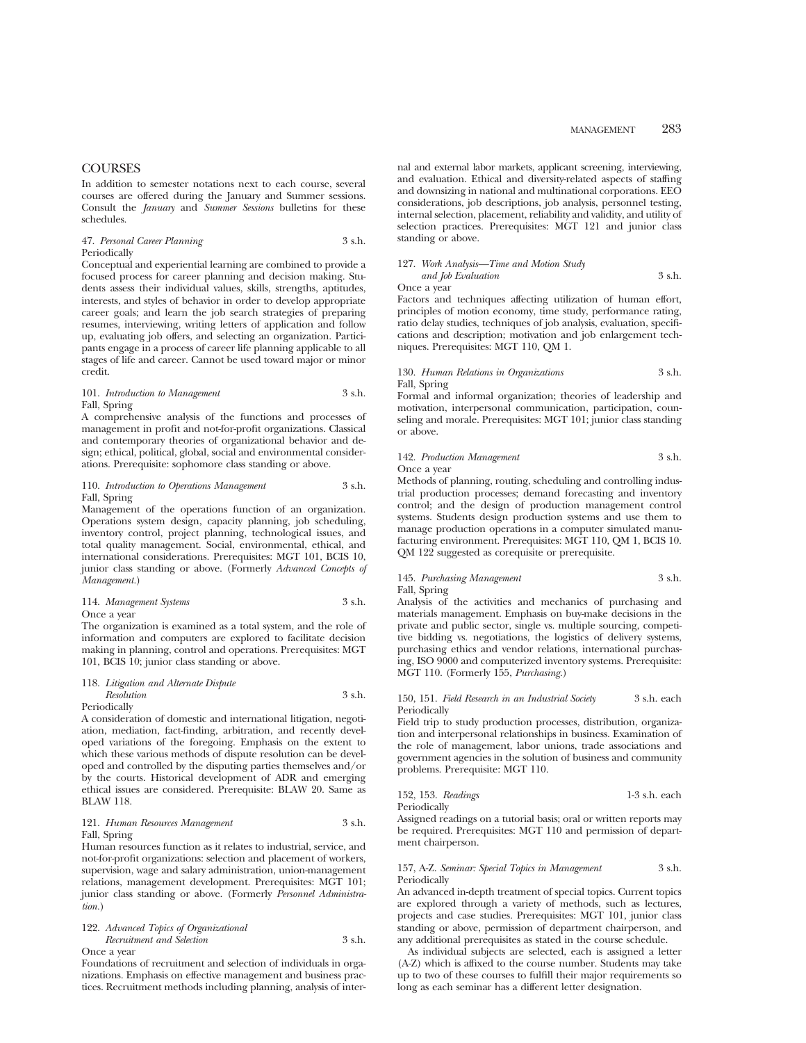## COURSES

In addition to semester notations next to each course, several courses are offered during the January and Summer sessions. Consult the *January* and *Summer Sessions* bulletins for these schedules.

47. *Personal Career Planning* 3 s.h.
Periodically

Conceptual and experiential learning are combined to provide a focused process for career planning and decision making. Students assess their individual values, skills, strengths, aptitudes, interests, and styles of behavior in order to develop appropriate career goals; and learn the job search strategies of preparing resumes, interviewing, writing letters of application and follow up, evaluating job offers, and selecting an organization. Participants engage in a process of career life planning applicable to all stages of life and career. Cannot be used toward major or minor credit.

101. *Introduction to Management* 3 s.h.
Fall, Spring

A comprehensive analysis of the functions and processes of management in profit and not-for-profit organizations. Classical and contemporary theories of organizational behavior and design; ethical, political, global, social and environmental considerations. Prerequisite: sophomore class standing or above.

110. *Introduction to Operations Management* 3 s.h.
Fall, Spring

Management of the operations function of an organization. Operations system design, capacity planning, job scheduling, inventory control, project planning, technological issues, and total quality management. Social, environmental, ethical, and international considerations. Prerequisites: MGT 101, BCIS 10, junior class standing or above. (Formerly *Advanced Concepts of Management.*)

114. *Management Systems* 3 s.h.
Once a year

The organization is examined as a total system, and the role of information and computers are explored to facilitate decision making in planning, control and operations. Prerequisites: MGT 101, BCIS 10; junior class standing or above.

118. *Litigation and Alternate Dispute Resolution* 3 s.h.
Periodically

A consideration of domestic and international litigation, negotiation, mediation, fact-finding, arbitration, and recently developed variations of the foregoing. Emphasis on the extent to which these various methods of dispute resolution can be developed and controlled by the disputing parties themselves and/or by the courts. Historical development of ADR and emerging ethical issues are considered. Prerequisite: BLAW 20. Same as BLAW 118.

121. *Human Resources Management* 3 s.h.
Fall, Spring

Human resources function as it relates to industrial, service, and not-for-profit organizations: selection and placement of workers, supervision, wage and salary administration, union-management relations, management development. Prerequisites: MGT 101; junior class standing or above. (Formerly *Personnel Administration.*)

122. *Advanced Topics of Organizational Recruitment and Selection* 3 s.h.
Once a year

Foundations of recruitment and selection of individuals in organizations. Emphasis on effective management and business practices. Recruitment methods including planning, analysis of internal and external labor markets, applicant screening, interviewing, and evaluation. Ethical and diversity-related aspects of staffing and downsizing in national and multinational corporations. EEO considerations, job descriptions, job analysis, personnel testing, internal selection, placement, reliability and validity, and utility of selection practices. Prerequisites: MGT 121 and junior class standing or above.

127. *Work Analysis—Time and Motion Study and Job Evaluation* 3 s.h.
Once a year

Factors and techniques affecting utilization of human effort, principles of motion economy, time study, performance rating, ratio delay studies, techniques of job analysis, evaluation, specifications and description; motivation and job enlargement techniques. Prerequisites: MGT 110, QM 1.

130. *Human Relations in Organizations* 3 s.h.
Fall, Spring

Formal and informal organization; theories of leadership and motivation, interpersonal communication, participation, counseling and morale. Prerequisites: MGT 101; junior class standing or above.

142. *Production Management* 3 s.h.
Once a year

Methods of planning, routing, scheduling and controlling industrial production processes; demand forecasting and inventory control; and the design of production management control systems. Students design production systems and use them to manage production operations in a computer simulated manufacturing environment. Prerequisites: MGT 110, QM 1, BCIS 10. QM 122 suggested as corequisite or prerequisite.

145. *Purchasing Management* 3 s.h.
Fall, Spring

Analysis of the activities and mechanics of purchasing and materials management. Emphasis on buy-make decisions in the private and public sector, single vs. multiple sourcing, competitive bidding vs. negotiations, the logistics of delivery systems, purchasing ethics and vendor relations, international purchasing, ISO 9000 and computerized inventory systems. Prerequisite: MGT 110. (Formerly 155, *Purchasing.*)

150, 151. *Field Research in an Industrial Society* 3 s.h. each
Periodically

Field trip to study production processes, distribution, organization and interpersonal relationships in business. Examination of the role of management, labor unions, trade associations and government agencies in the solution of business and community problems. Prerequisite: MGT 110.

152, 153. *Readings* 1-3 s.h. each
Periodically

Assigned readings on a tutorial basis; oral or written reports may be required. Prerequisites: MGT 110 and permission of department chairperson.

157, A-Z. *Seminar: Special Topics in Management* 3 s.h.
Periodically

An advanced in-depth treatment of special topics. Current topics are explored through a variety of methods, such as lectures, projects and case studies. Prerequisites: MGT 101, junior class standing or above, permission of department chairperson, and any additional prerequisites as stated in the course schedule.

As individual subjects are selected, each is assigned a letter (A-Z) which is affixed to the course number. Students may take up to two of these courses to fulfill their major requirements so long as each seminar has a different letter designation.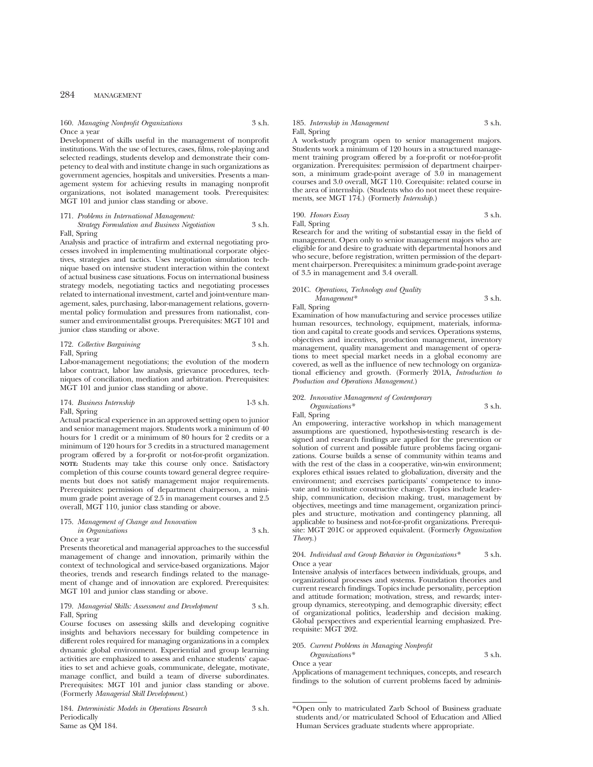160. *Managing Nonprofit Organizations* 3 s.h.
Once a year
Development of skills useful in the management of nonprofit institutions. With the use of lectures, cases, films, role-playing and selected readings, students develop and demonstrate their competency to deal with and institute change in such organizations as government agencies, hospitals and universities. Presents a management system for achieving results in managing nonprofit organizations, not isolated management tools. Prerequisites: MGT 101 and junior class standing or above.

171. *Problems in International Management: Strategy Formulation and Business Negotiation* 3 s.h.
Fall, Spring
Analysis and practice of intrafirm and external negotiating processes involved in implementing multinational corporate objectives, strategies and tactics. Uses negotiation simulation technique based on intensive student interaction within the context of actual business case situations. Focus on international business strategy models, negotiating tactics and negotiating processes related to international investment, cartel and joint-venture management, sales, purchasing, labor-management relations, governmental policy formulation and pressures from nationalist, consumer and environmentalist groups. Prerequisites: MGT 101 and junior class standing or above.

172. *Collective Bargaining* 3 s.h.
Fall, Spring
Labor-management negotiations; the evolution of the modern labor contract, labor law analysis, grievance procedures, techniques of conciliation, mediation and arbitration. Prerequisites: MGT 101 and junior class standing or above.

174. *Business Internship* 1-3 s.h.
Fall, Spring
Actual practical experience in an approved setting open to junior and senior management majors. Students work a minimum of 40 hours for 1 credit or a minimum of 80 hours for 2 credits or a minimum of 120 hours for 3 credits in a structured management program offered by a for-profit or not-for-profit organization. **NOTE:** Students may take this course only once. Satisfactory completion of this course counts toward general degree requirements but does not satisfy management major requirements. Prerequisites: permission of department chairperson, a minimum grade point average of 2.5 in management courses and 2.5 overall, MGT 110, junior class standing or above.

175. *Management of Change and Innovation in Organizations* 3 s.h.
Once a year
Presents theoretical and managerial approaches to the successful management of change and innovation, primarily within the context of technological and service-based organizations. Major theories, trends and research findings related to the management of change and of innovation are explored. Prerequisites: MGT 101 and junior class standing or above.

179. *Managerial Skills: Assessment and Development* 3 s.h.
Fall, Spring
Course focuses on assessing skills and developing cognitive insights and behaviors necessary for building competence in different roles required for managing organizations in a complex dynamic global environment. Experiential and group learning activities are emphasized to assess and enhance students' capacities to set and achieve goals, communicate, delegate, motivate, manage conflict, and build a team of diverse subordinates. Prerequisites: MGT 101 and junior class standing or above. (Formerly *Managerial Skill Development*.)

184. *Deterministic Models in Operations Research* 3 s.h.
Periodically
Same as QM 184.

185. *Internship in Management* 3 s.h.
Fall, Spring
A work-study program open to senior management majors. Students work a minimum of 120 hours in a structured management training program offered by a for-profit or not-for-profit organization. Prerequisites: permission of department chairperson, a minimum grade-point average of 3.0 in management courses and 3.0 overall, MGT 110. Corequisite: related course in the area of internship. (Students who do not meet these requirements, see MGT 174.) (Formerly *Internship*.)

190. *Honors Essay* 3 s.h.
Fall, Spring
Research for and the writing of substantial essay in the field of management. Open only to senior management majors who are eligible for and desire to graduate with departmental honors and who secure, before registration, written permission of the department chairperson. Prerequisites: a minimum grade-point average of 3.5 in management and 3.4 overall.

201C. *Operations, Technology and Quality Management** 3 s.h.
Fall, Spring
Examination of how manufacturing and service processes utilize human resources, technology, equipment, materials, information and capital to create goods and services. Operations systems, objectives and incentives, production management, inventory management, quality management and management of operations to meet special market needs in a global economy are covered, as well as the influence of new technology on organizational efficiency and growth. (Formerly 201A, *Introduction to Production and Operations Management*.)

202. *Innovative Management of Contemporary Organizations** 3 s.h.
Fall, Spring
An empowering, interactive workshop in which management assumptions are questioned, hypothesis-testing research is designed and research findings are applied for the prevention or solution of current and possible future problems facing organizations. Course builds a sense of community within teams and with the rest of the class in a cooperative, win-win environment; explores ethical issues related to globalization, diversity and the environment; and exercises participants' competence to innovate and to institute constructive change. Topics include leadership, communication, decision making, trust, management by objectives, meetings and time management, organization principles and structure, motivation and contingency planning, all applicable to business and not-for-profit organizations. Prerequisite: MGT 201C or approved equivalent. (Formerly *Organization Theory*.)

204. *Individual and Group Behavior in Organizations** 3 s.h.
Once a year
Intensive analysis of interfaces between individuals, groups, and organizational processes and systems. Foundation theories and current research findings. Topics include personality, perception and attitude formation; motivation, stress, and rewards; intergroup dynamics, stereotyping, and demographic diversity; effect of organizational politics, leadership and decision making. Global perspectives and experiential learning emphasized. Prerequisite: MGT 202.

205. *Current Problems in Managing Nonprofit Organizations** 3 s.h.
Once a year
Applications of management techniques, concepts, and research findings to the solution of current problems faced by adminis-

---

*Open only to matriculated Zarb School of Business graduate students and/or matriculated School of Education and Allied Human Services graduate students where appropriate.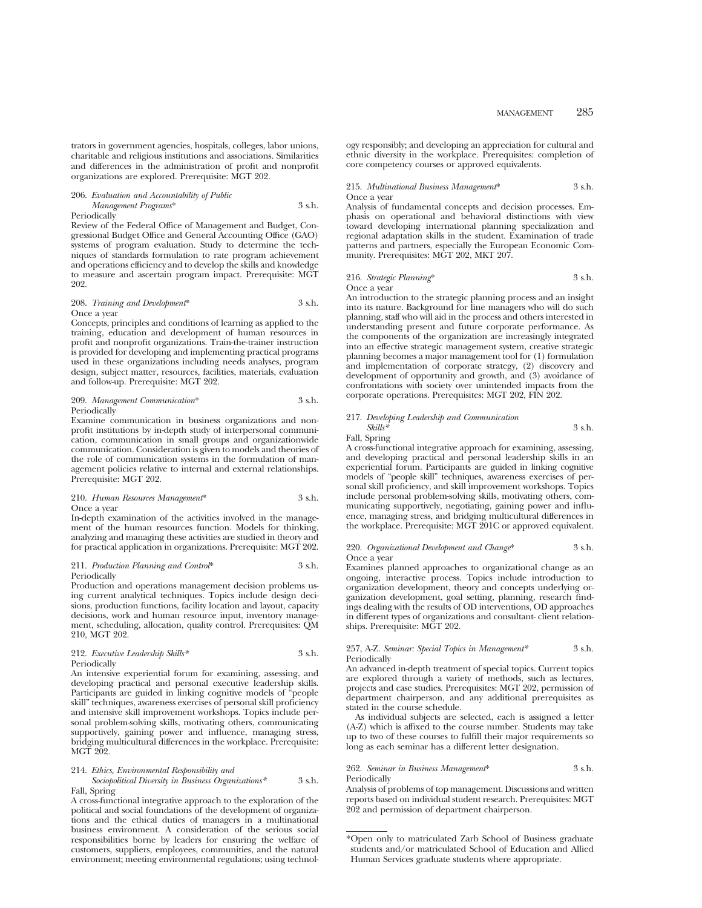trators in government agencies, hospitals, colleges, labor unions, charitable and religious institutions and associations. Similarities and differences in the administration of profit and nonprofit organizations are explored. Prerequisite: MGT 202.

206. *Evaluation and Accountability of Public Management Programs\** 3 s.h.
Periodically
Review of the Federal Office of Management and Budget, Congressional Budget Office and General Accounting Office (GAO) systems of program evaluation. Study to determine the techniques of standards formulation to rate program achievement and operations efficiency and to develop the skills and knowledge to measure and ascertain program impact. Prerequisite: MGT 202.

208. *Training and Development\** 3 s.h.
Once a year
Concepts, principles and conditions of learning as applied to the training, education and development of human resources in profit and nonprofit organizations. Train-the-trainer instruction is provided for developing and implementing practical programs used in these organizations including needs analyses, program design, subject matter, resources, facilities, materials, evaluation and follow-up. Prerequisite: MGT 202.

209. *Management Communication\** 3 s.h.
Periodically
Examine communication in business organizations and nonprofit institutions by in-depth study of interpersonal communication, communication in small groups and organizationwide communication. Consideration is given to models and theories of the role of communication systems in the formulation of management policies relative to internal and external relationships. Prerequisite: MGT 202.

210. *Human Resources Management\** 3 s.h.
Once a year
In-depth examination of the activities involved in the management of the human resources function. Models for thinking, analyzing and managing these activities are studied in theory and for practical application in organizations. Prerequisite: MGT 202.

211. *Production Planning and Control\** 3 s.h.
Periodically
Production and operations management decision problems using current analytical techniques. Topics include design decisions, production functions, facility location and layout, capacity decisions, work and human resource input, inventory management, scheduling, allocation, quality control. Prerequisites: QM 210, MGT 202.

212. *Executive Leadership Skills\** 3 s.h.
Periodically
An intensive experiential forum for examining, assessing, and developing practical and personal executive leadership skills. Participants are guided in linking cognitive models of "people skill" techniques, awareness exercises of personal skill proficiency and intensive skill improvement workshops. Topics include personal problem-solving skills, motivating others, communicating supportively, gaining power and influence, managing stress, bridging multicultural differences in the workplace. Prerequisite: MGT 202.

214. *Ethics, Environmental Responsibility and Sociopolitical Diversity in Business Organizations\** 3 s.h.
Fall, Spring
A cross-functional integrative approach to the exploration of the political and social foundations of the development of organizations and the ethical duties of managers in a multinational business environment. A consideration of the serious social responsibilities borne by leaders for ensuring the welfare of customers, suppliers, employees, communities, and the natural environment; meeting environmental regulations; using technology responsibly; and developing an appreciation for cultural and ethnic diversity in the workplace. Prerequisites: completion of core competency courses or approved equivalents.

215. *Multinational Business Management\** 3 s.h.
Once a year
Analysis of fundamental concepts and decision processes. Emphasis on operational and behavioral distinctions with view toward developing international planning specialization and regional adaptation skills in the student. Examination of trade patterns and partners, especially the European Economic Community. Prerequisites: MGT 202, MKT 207.

216. *Strategic Planning\** 3 s.h.
Once a year
An introduction to the strategic planning process and an insight into its nature. Background for line managers who will do such planning, staff who will aid in the process and others interested in understanding present and future corporate performance. As the components of the organization are increasingly integrated into an effective strategic management system, creative strategic planning becomes a major management tool for (1) formulation and implementation of corporate strategy, (2) discovery and development of opportunity and growth, and (3) avoidance of confrontations with society over unintended impacts from the corporate operations. Prerequisites: MGT 202, FIN 202.

217. *Developing Leadership and Communication Skills\** 3 s.h.
Fall, Spring
A cross-functional integrative approach for examining, assessing, and developing practical and personal leadership skills in an experiential forum. Participants are guided in linking cognitive models of "people skill" techniques, awareness exercises of personal skill proficiency, and skill improvement workshops. Topics include personal problem-solving skills, motivating others, communicating supportively, negotiating, gaining power and influence, managing stress, and bridging multicultural differences in the workplace. Prerequisite: MGT 201C or approved equivalent.

220. *Organizational Development and Change\** 3 s.h.
Once a year
Examines planned approaches to organizational change as an ongoing, interactive process. Topics include introduction to organization development, theory and concepts underlying organization development, goal setting, planning, research findings dealing with the results of OD interventions, OD approaches in different types of organizations and consultant- client relationships. Prerequisite: MGT 202.

257, A-Z. *Seminar: Special Topics in Management\** 3 s.h.
Periodically
An advanced in-depth treatment of special topics. Current topics are explored through a variety of methods, such as lectures, projects and case studies. Prerequisites: MGT 202, permission of department chairperson, and any additional prerequisites as stated in the course schedule.

As individual subjects are selected, each is assigned a letter (A-Z) which is affixed to the course number. Students may take up to two of these courses to fulfill their major requirements so long as each seminar has a different letter designation.

262. *Seminar in Business Management\** 3 s.h.
Periodically
Analysis of problems of top management. Discussions and written reports based on individual student research. Prerequisites: MGT 202 and permission of department chairperson.

---

\*Open only to matriculated Zarb School of Business graduate students and/or matriculated School of Education and Allied Human Services graduate students where appropriate.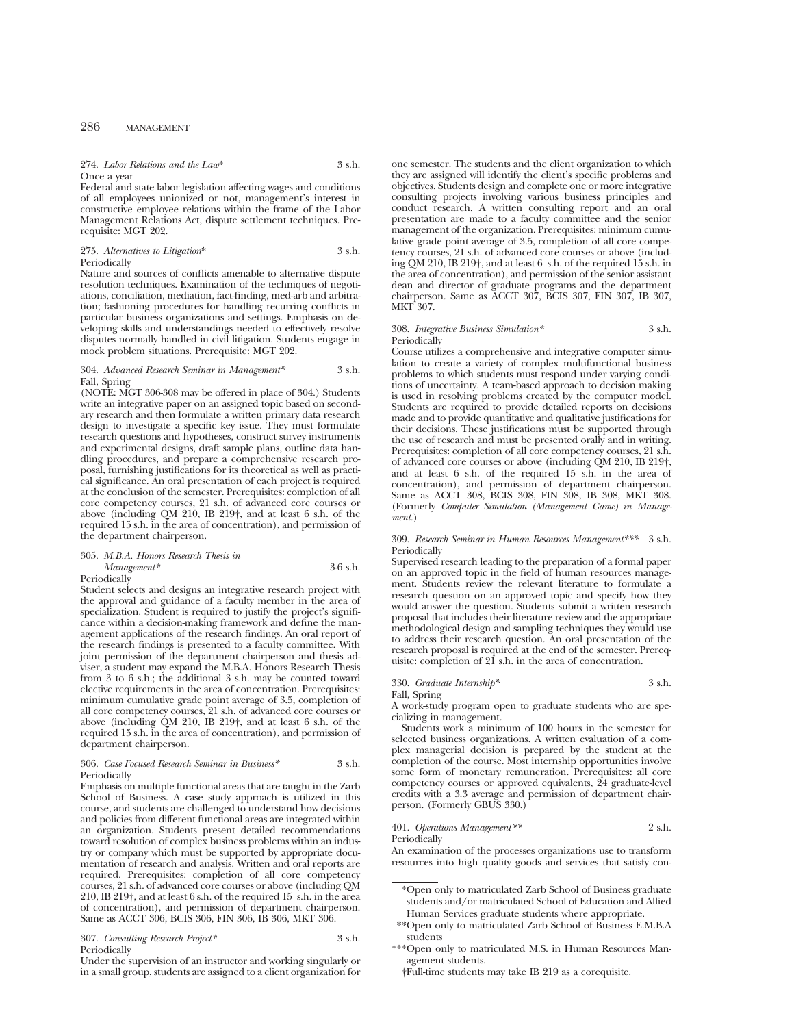274. *Labor Relations and the Law** 3 s.h.
Once a year
Federal and state labor legislation affecting wages and conditions of all employees unionized or not, management's interest in constructive employee relations within the frame of the Labor Management Relations Act, dispute settlement techniques. Prerequisite: MGT 202.

275. *Alternatives to Litigation** 3 s.h.
Periodically
Nature and sources of conflicts amenable to alternative dispute resolution techniques. Examination of the techniques of negotiations, conciliation, mediation, fact-finding, med-arb and arbitration; fashioning procedures for handling recurring conflicts in particular business organizations and settings. Emphasis on developing skills and understandings needed to effectively resolve disputes normally handled in civil litigation. Students engage in mock problem situations. Prerequisite: MGT 202.

304. *Advanced Research Seminar in Management** 3 s.h.
Fall, Spring
(NOTE: MGT 306-308 may be offered in place of 304.) Students write an integrative paper on an assigned topic based on secondary research and then formulate a written primary data research design to investigate a specific key issue. They must formulate research questions and hypotheses, construct survey instruments and experimental designs, draft sample plans, outline data handling procedures, and prepare a comprehensive research proposal, furnishing justifications for its theoretical as well as practical significance. An oral presentation of each project is required at the conclusion of the semester. Prerequisites: completion of all core competency courses, 21 s.h. of advanced core courses or above (including QM 210, IB 219†, and at least 6 s.h. of the required 15 s.h. in the area of concentration), and permission of the department chairperson.

305. *M.B.A. Honors Research Thesis in Management** 3-6 s.h.
Periodically
Student selects and designs an integrative research project with the approval and guidance of a faculty member in the area of specialization. Student is required to justify the project's significance within a decision-making framework and define the management applications of the research findings. An oral report of the research findings is presented to a faculty committee. With joint permission of the department chairperson and thesis adviser, a student may expand the M.B.A. Honors Research Thesis from 3 to 6 s.h.; the additional 3 s.h. may be counted toward elective requirements in the area of concentration. Prerequisites: minimum cumulative grade point average of 3.5, completion of all core competency courses, 21 s.h. of advanced core courses or above (including QM 210, IB 219†, and at least 6 s.h. of the required 15 s.h. in the area of concentration), and permission of department chairperson.

306. *Case Focused Research Seminar in Business** 3 s.h.
Periodically
Emphasis on multiple functional areas that are taught in the Zarb School of Business. A case study approach is utilized in this course, and students are challenged to understand how decisions and policies from different functional areas are integrated within an organization. Students present detailed recommendations toward resolution of complex business problems within an industry or company which must be supported by appropriate documentation of research and analysis. Written and oral reports are required. Prerequisites: completion of all core competency courses, 21 s.h. of advanced core courses or above (including QM 210, IB 219†, and at least 6 s.h. of the required 15 s.h. in the area of concentration), and permission of department chairperson. Same as ACCT 306, BCIS 306, FIN 306, IB 306, MKT 306.

307. *Consulting Research Project** 3 s.h.
Periodically
Under the supervision of an instructor and working singularly or in a small group, students are assigned to a client organization for one semester. The students and the client organization to which they are assigned will identify the client's specific problems and objectives. Students design and complete one or more integrative consulting projects involving various business principles and conduct research. A written consulting report and an oral presentation are made to a faculty committee and the senior management of the organization. Prerequisites: minimum cumulative grade point average of 3.5, completion of all core competency courses, 21 s.h. of advanced core courses or above (including QM 210, IB 219†, and at least 6 s.h. of the required 15 s.h. in the area of concentration), and permission of the senior assistant dean and director of graduate programs and the department chairperson. Same as ACCT 307, BCIS 307, FIN 307, IB 307, MKT 307.

308. *Integrative Business Simulation** 3 s.h.
Periodically
Course utilizes a comprehensive and integrative computer simulation to create a variety of complex multifunctional business problems to which students must respond under varying conditions of uncertainty. A team-based approach to decision making is used in resolving problems created by the computer model. Students are required to provide detailed reports on decisions made and to provide quantitative and qualitative justifications for their decisions. These justifications must be supported through the use of research and must be presented orally and in writing. Prerequisites: completion of all core competency courses, 21 s.h. of advanced core courses or above (including QM 210, IB 219†, and at least 6 s.h. of the required 15 s.h. in the area of concentration), and permission of department chairperson. Same as ACCT 308, BCIS 308, FIN 308, IB 308, MKT 308. (Formerly *Computer Simulation (Management Game) in Management.*)

309. *Research Seminar in Human Resources Management**** 3 s.h.
Periodically
Supervised research leading to the preparation of a formal paper on an approved topic in the field of human resources management. Students review the relevant literature to formulate a research question on an approved topic and specify how they would answer the question. Students submit a written research proposal that includes their literature review and the appropriate methodological design and sampling techniques they would use to address their research question. An oral presentation of the research proposal is required at the end of the semester. Prerequisite: completion of 21 s.h. in the area of concentration.

330. *Graduate Internship** 3 s.h.
Fall, Spring
A work-study program open to graduate students who are specializing in management.

Students work a minimum of 100 hours in the semester for selected business organizations. A written evaluation of a complex managerial decision is prepared by the student at the completion of the course. Most internship opportunities involve some form of monetary remuneration. Prerequisites: all core competency courses or approved equivalents, 24 graduate-level credits with a 3.3 average and permission of department chairperson. (Formerly GBUS 330.)

401. *Operations Management*** 2 s.h.
Periodically
An examination of the processes organizations use to transform resources into high quality goods and services that satisfy con-

\*Open only to matriculated Zarb School of Business graduate students and/or matriculated School of Education and Allied Human Services graduate students where appropriate.

\*\*Open only to matriculated Zarb School of Business E.M.B.A students

\*\*\*Open only to matriculated M.S. in Human Resources Management students.

†Full-time students may take IB 219 as a corequisite.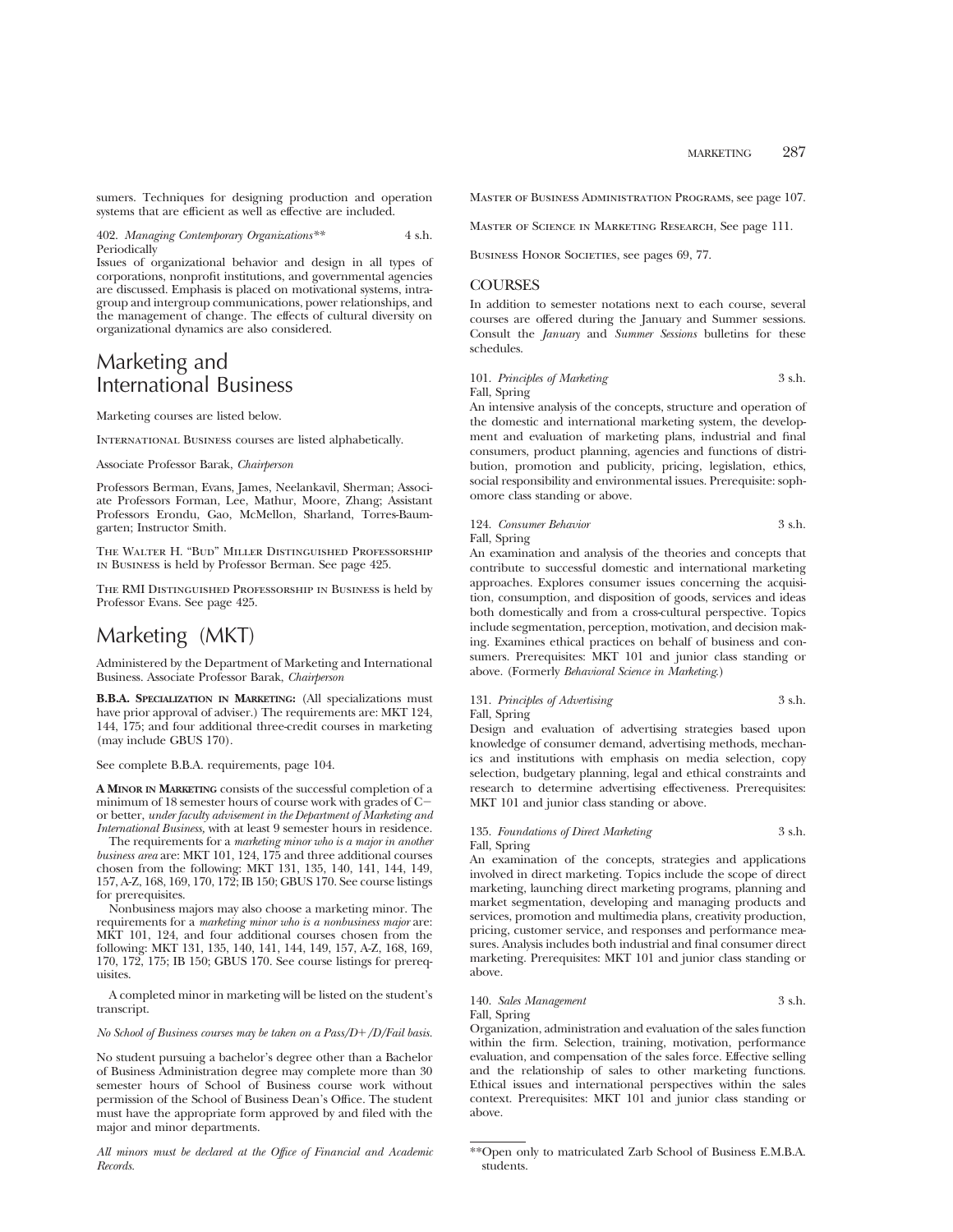sumers. Techniques for designing production and operation systems that are efficient as well as effective are included.

402. *Managing Contemporary Organizations*** 4 s.h.
Periodically
Issues of organizational behavior and design in all types of corporations, nonprofit institutions, and governmental agencies are discussed. Emphasis is placed on motivational systems, intragroup and intergroup communications, power relationships, and the management of change. The effects of cultural diversity on organizational dynamics are also considered.

# Marketing and International Business

Marketing courses are listed below.

INTERNATIONAL BUSINESS courses are listed alphabetically.

Associate Professor Barak, *Chairperson*

Professors Berman, Evans, James, Neelankavil, Sherman; Associate Professors Forman, Lee, Mathur, Moore, Zhang; Assistant Professors Erondu, Gao, McMellon, Sharland, Torres-Baumgarten; Instructor Smith.

THE WALTER H. "BUD" MILLER DISTINGUISHED PROFESSORSHIP IN BUSINESS is held by Professor Berman. See page 425.

THE RMI DISTINGUISHED PROFESSORSHIP IN BUSINESS is held by Professor Evans. See page 425.

# Marketing (MKT)

Administered by the Department of Marketing and International Business. Associate Professor Barak, *Chairperson*

**B.B.A. SPECIALIZATION IN MARKETING:** (All specializations must have prior approval of adviser.) The requirements are: MKT 124, 144, 175; and four additional three-credit courses in marketing (may include GBUS 170).

See complete B.B.A. requirements, page 104.

**A MINOR IN MARKETING** consists of the successful completion of a minimum of 18 semester hours of course work with grades of C− or better, *under faculty advisement in the Department of Marketing and International Business,* with at least 9 semester hours in residence.

The requirements for a *marketing minor who is a major in another business area* are: MKT 101, 124, 175 and three additional courses chosen from the following: MKT 131, 135, 140, 141, 144, 149, 157, A-Z, 168, 169, 170, 172; IB 150; GBUS 170. See course listings for prerequisites.

Nonbusiness majors may also choose a marketing minor. The requirements for a *marketing minor who is a nonbusiness major* are: MKT 101, 124, and four additional courses chosen from the following: MKT 131, 135, 140, 141, 144, 149, 157, A-Z, 168, 169, 170, 172, 175; IB 150; GBUS 170. See course listings for prerequisites.

A completed minor in marketing will be listed on the student's transcript.

*No School of Business courses may be taken on a Pass/D+/D/Fail basis.*

No student pursuing a bachelor's degree other than a Bachelor of Business Administration degree may complete more than 30 semester hours of School of Business course work without permission of the School of Business Dean's Office. The student must have the appropriate form approved by and filed with the major and minor departments.

*All minors must be declared at the Office of Financial and Academic Records.*

MASTER OF BUSINESS ADMINISTRATION PROGRAMS, see page 107.

MASTER OF SCIENCE IN MARKETING RESEARCH, See page 111.

BUSINESS HONOR SOCIETIES, see pages 69, 77.

## COURSES

In addition to semester notations next to each course, several courses are offered during the January and Summer sessions. Consult the *January* and *Summer Sessions* bulletins for these schedules.

101. *Principles of Marketing* 3 s.h.
Fall, Spring
An intensive analysis of the concepts, structure and operation of the domestic and international marketing system, the development and evaluation of marketing plans, industrial and final consumers, product planning, agencies and functions of distribution, promotion and publicity, pricing, legislation, ethics, social responsibility and environmental issues. Prerequisite: sophomore class standing or above.

124. *Consumer Behavior* 3 s.h.
Fall, Spring
An examination and analysis of the theories and concepts that contribute to successful domestic and international marketing approaches. Explores consumer issues concerning the acquisition, consumption, and disposition of goods, services and ideas both domestically and from a cross-cultural perspective. Topics include segmentation, perception, motivation, and decision making. Examines ethical practices on behalf of business and consumers. Prerequisites: MKT 101 and junior class standing or above. (Formerly *Behavioral Science in Marketing.*)

131. *Principles of Advertising* 3 s.h.
Fall, Spring
Design and evaluation of advertising strategies based upon knowledge of consumer demand, advertising methods, mechanics and institutions with emphasis on media selection, copy selection, budgetary planning, legal and ethical constraints and research to determine advertising effectiveness. Prerequisites: MKT 101 and junior class standing or above.

135. *Foundations of Direct Marketing* 3 s.h.
Fall, Spring
An examination of the concepts, strategies and applications involved in direct marketing. Topics include the scope of direct marketing, launching direct marketing programs, planning and market segmentation, developing and managing products and services, promotion and multimedia plans, creativity production, pricing, customer service, and responses and performance measures. Analysis includes both industrial and final consumer direct marketing. Prerequisites: MKT 101 and junior class standing or above.

140. *Sales Management* 3 s.h.
Fall, Spring
Organization, administration and evaluation of the sales function within the firm. Selection, training, motivation, performance evaluation, and compensation of the sales force. Effective selling and the relationship of sales to other marketing functions. Ethical issues and international perspectives within the sales context. Prerequisites: MKT 101 and junior class standing or above.

**Open only to matriculated Zarb School of Business E.M.B.A. students.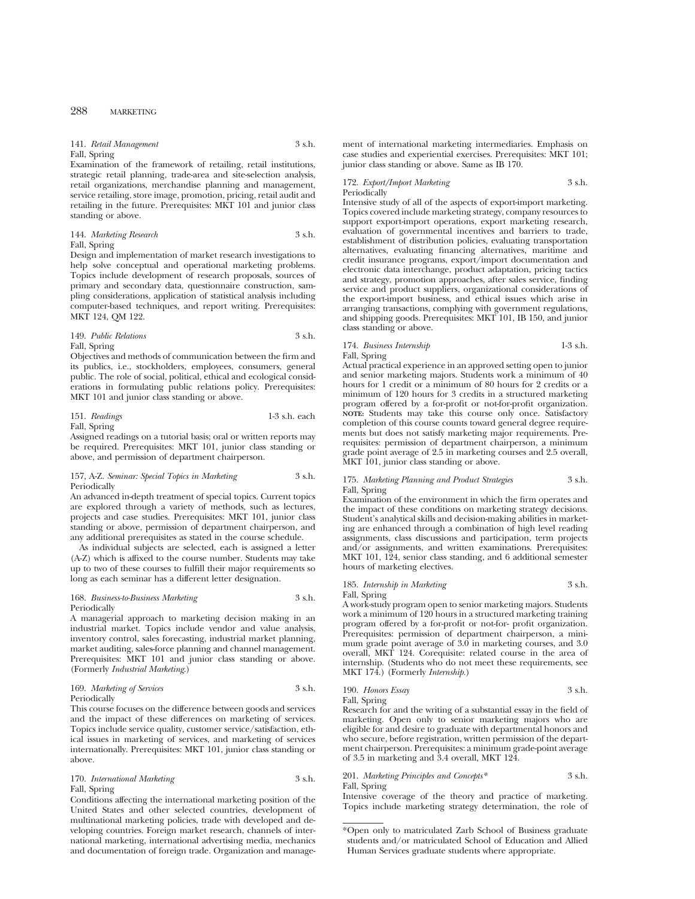141. *Retail Management* 3 s.h.
Fall, Spring
Examination of the framework of retailing, retail institutions, strategic retail planning, trade-area and site-selection analysis, retail organizations, merchandise planning and management, service retailing, store image, promotion, pricing, retail audit and retailing in the future. Prerequisites: MKT 101 and junior class standing or above.

144. *Marketing Research* 3 s.h.
Fall, Spring
Design and implementation of market research investigations to help solve conceptual and operational marketing problems. Topics include development of research proposals, sources of primary and secondary data, questionnaire construction, sampling considerations, application of statistical analysis including computer-based techniques, and report writing. Prerequisites: MKT 124, QM 122.

149. *Public Relations* 3 s.h.
Fall, Spring
Objectives and methods of communication between the firm and its publics, i.e., stockholders, employees, consumers, general public. The role of social, political, ethical and ecological considerations in formulating public relations policy. Prerequisites: MKT 101 and junior class standing or above.

151. *Readings* 1-3 s.h. each
Fall, Spring
Assigned readings on a tutorial basis; oral or written reports may be required. Prerequisites: MKT 101, junior class standing or above, and permission of department chairperson.

157, A-Z. *Seminar: Special Topics in Marketing* 3 s.h.
Periodically
An advanced in-depth treatment of special topics. Current topics are explored through a variety of methods, such as lectures, projects and case studies. Prerequisites: MKT 101, junior class standing or above, permission of department chairperson, and any additional prerequisites as stated in the course schedule.

As individual subjects are selected, each is assigned a letter (A-Z) which is affixed to the course number. Students may take up to two of these courses to fulfill their major requirements so long as each seminar has a different letter designation.

168. *Business-to-Business Marketing* 3 s.h.
Periodically
A managerial approach to marketing decision making in an industrial market. Topics include vendor and value analysis, inventory control, sales forecasting, industrial market planning, market auditing, sales-force planning and channel management. Prerequisites: MKT 101 and junior class standing or above. (Formerly *Industrial Marketing*.)

169. *Marketing of Services* 3 s.h.
Periodically
This course focuses on the difference between goods and services and the impact of these differences on marketing of services. Topics include service quality, customer service/satisfaction, ethical issues in marketing of services, and marketing of services internationally. Prerequisites: MKT 101, junior class standing or above.

170. *International Marketing* 3 s.h.
Fall, Spring
Conditions affecting the international marketing position of the United States and other selected countries, development of multinational marketing policies, trade with developed and developing countries. Foreign market research, channels of international marketing, international advertising media, mechanics and documentation of foreign trade. Organization and management of international marketing intermediaries. Emphasis on case studies and experiential exercises. Prerequisites: MKT 101; junior class standing or above. Same as IB 170.

172. *Export/Import Marketing* 3 s.h.
Periodically
Intensive study of all of the aspects of export-import marketing. Topics covered include marketing strategy, company resources to support export-import operations, export marketing research, evaluation of governmental incentives and barriers to trade, establishment of distribution policies, evaluating transportation alternatives, evaluating financing alternatives, maritime and credit insurance programs, export/import documentation and electronic data interchange, product adaptation, pricing tactics and strategy, promotion approaches, after sales service, finding service and product suppliers, organizational considerations of the export-import business, and ethical issues which arise in arranging transactions, complying with government regulations, and shipping goods. Prerequisites: MKT 101, IB 150, and junior class standing or above.

174. *Business Internship* 1-3 s.h.
Fall, Spring
Actual practical experience in an approved setting open to junior and senior marketing majors. Students work a minimum of 40 hours for 1 credit or a minimum of 80 hours for 2 credits or a minimum of 120 hours for 3 credits in a structured marketing program offered by a for-profit or not-for-profit organization. **NOTE:** Students may take this course only once. Satisfactory completion of this course counts toward general degree requirements but does not satisfy marketing major requirements. Prerequisites: permission of department chairperson, a minimum grade point average of 2.5 in marketing courses and 2.5 overall, MKT 101, junior class standing or above.

175. *Marketing Planning and Product Strategies* 3 s.h.
Fall, Spring
Examination of the environment in which the firm operates and the impact of these conditions on marketing strategy decisions. Student's analytical skills and decision-making abilities in marketing are enhanced through a combination of high level reading assignments, class discussions and participation, term projects and/or assignments, and written examinations. Prerequisites: MKT 101, 124, senior class standing, and 6 additional semester hours of marketing electives.

185. *Internship in Marketing* 3 s.h.
Fall, Spring
A work-study program open to senior marketing majors. Students work a minimum of 120 hours in a structured marketing training program offered by a for-profit or not-for- profit organization. Prerequisites: permission of department chairperson, a minimum grade point average of 3.0 in marketing courses, and 3.0 overall, MKT 124. Corequisite: related course in the area of internship. (Students who do not meet these requirements, see MKT 174.) (Formerly *Internship*.)

190. *Honors Essay* 3 s.h.
Fall, Spring
Research for and the writing of a substantial essay in the field of marketing. Open only to senior marketing majors who are eligible for and desire to graduate with departmental honors and who secure, before registration, written permission of the department chairperson. Prerequisites: a minimum grade-point average of 3.5 in marketing and 3.4 overall, MKT 124.

201. *Marketing Principles and Concepts** 3 s.h.
Fall, Spring
Intensive coverage of the theory and practice of marketing. Topics include marketing strategy determination, the role of

*Open only to matriculated Zarb School of Business graduate students and/or matriculated School of Education and Allied Human Services graduate students where appropriate.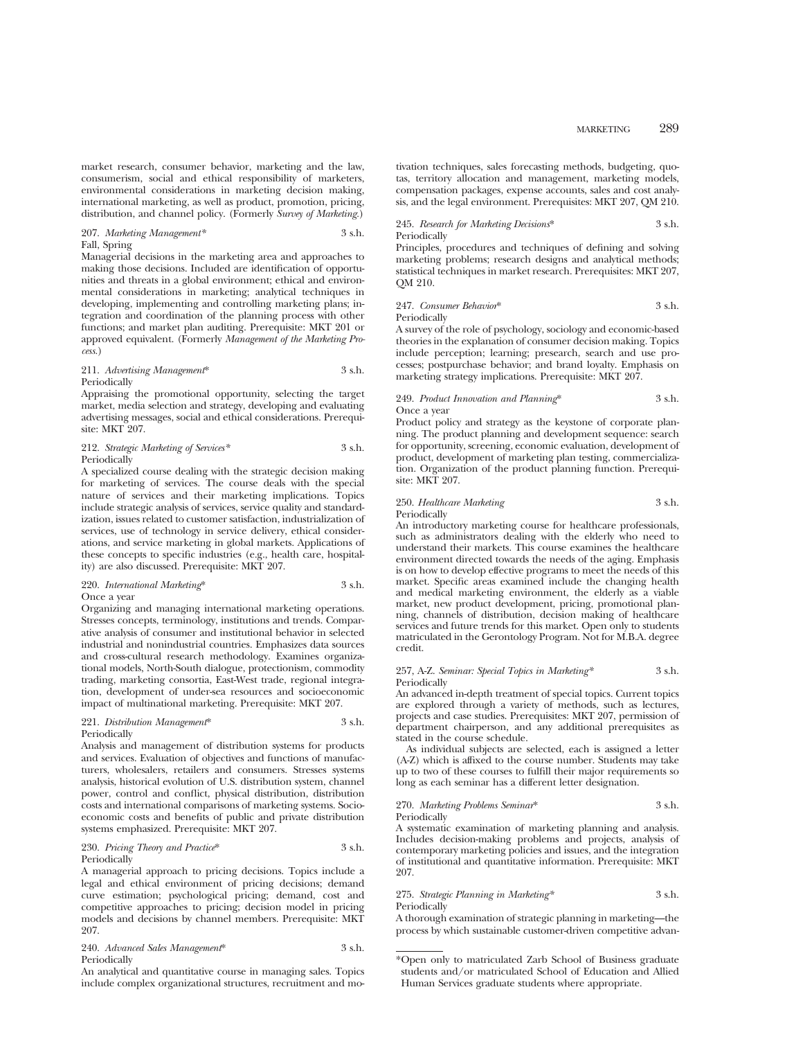market research, consumer behavior, marketing and the law, consumerism, social and ethical responsibility of marketers, environmental considerations in marketing decision making, international marketing, as well as product, promotion, pricing, distribution, and channel policy. (Formerly *Survey of Marketing*.)

207. *Marketing Management** 3 s.h.
Fall, Spring

Managerial decisions in the marketing area and approaches to making those decisions. Included are identification of opportunities and threats in a global environment; ethical and environmental considerations in marketing; analytical techniques in developing, implementing and controlling marketing plans; integration and coordination of the planning process with other functions; and market plan auditing. Prerequisite: MKT 201 or approved equivalent. (Formerly *Management of the Marketing Process*.)

211. *Advertising Management** 3 s.h.
Periodically

Appraising the promotional opportunity, selecting the target market, media selection and strategy, developing and evaluating advertising messages, social and ethical considerations. Prerequisite: MKT 207.

212. *Strategic Marketing of Services** 3 s.h.
Periodically

A specialized course dealing with the strategic decision making for marketing of services. The course deals with the special nature of services and their marketing implications. Topics include strategic analysis of services, service quality and standardization, issues related to customer satisfaction, industrialization of services, use of technology in service delivery, ethical considerations, and service marketing in global markets. Applications of these concepts to specific industries (e.g., health care, hospitality) are also discussed. Prerequisite: MKT 207.

220. *International Marketing** 3 s.h.
Once a year

Organizing and managing international marketing operations. Stresses concepts, terminology, institutions and trends. Comparative analysis of consumer and institutional behavior in selected industrial and nonindustrial countries. Emphasizes data sources and cross-cultural research methodology. Examines organizational models, North-South dialogue, protectionism, commodity trading, marketing consortia, East-West trade, regional integration, development of under-sea resources and socioeconomic impact of multinational marketing. Prerequisite: MKT 207.

221. *Distribution Management** 3 s.h.
Periodically

Analysis and management of distribution systems for products and services. Evaluation of objectives and functions of manufacturers, wholesalers, retailers and consumers. Stresses systems analysis, historical evolution of U.S. distribution system, channel power, control and conflict, physical distribution, distribution costs and international comparisons of marketing systems. Socioeconomic costs and benefits of public and private distribution systems emphasized. Prerequisite: MKT 207.

230. *Pricing Theory and Practice** 3 s.h.
Periodically

A managerial approach to pricing decisions. Topics include a legal and ethical environment of pricing decisions; demand curve estimation; psychological pricing; demand, cost and competitive approaches to pricing; decision model in pricing models and decisions by channel members. Prerequisite: MKT 207.

240. *Advanced Sales Management** 3 s.h.
Periodically

An analytical and quantitative course in managing sales. Topics include complex organizational structures, recruitment and motivation techniques, sales forecasting methods, budgeting, quotas, territory allocation and management, marketing models, compensation packages, expense accounts, sales and cost analysis, and the legal environment. Prerequisites: MKT 207, QM 210.

245. *Research for Marketing Decisions** 3 s.h.
Periodically

Principles, procedures and techniques of defining and solving marketing problems; research designs and analytical methods; statistical techniques in market research. Prerequisites: MKT 207, QM 210.

247. *Consumer Behavior** 3 s.h.
Periodically

A survey of the role of psychology, sociology and economic-based theories in the explanation of consumer decision making. Topics include perception; learning; presearch, search and use processes; postpurchase behavior; and brand loyalty. Emphasis on marketing strategy implications. Prerequisite: MKT 207.

249. *Product Innovation and Planning** 3 s.h.
Once a year

Product policy and strategy as the keystone of corporate planning. The product planning and development sequence: search for opportunity, screening, economic evaluation, development of product, development of marketing plan testing, commercialization. Organization of the product planning function. Prerequisite: MKT 207.

250. *Healthcare Marketing* 3 s.h.
Periodically

An introductory marketing course for healthcare professionals, such as administrators dealing with the elderly who need to understand their markets. This course examines the healthcare environment directed towards the needs of the aging. Emphasis is on how to develop effective programs to meet the needs of this market. Specific areas examined include the changing health and medical marketing environment, the elderly as a viable market, new product development, pricing, promotional planning, channels of distribution, decision making of healthcare services and future trends for this market. Open only to students matriculated in the Gerontology Program. Not for M.B.A. degree credit.

257, A-Z. *Seminar: Special Topics in Marketing** 3 s.h.
Periodically

An advanced in-depth treatment of special topics. Current topics are explored through a variety of methods, such as lectures, projects and case studies. Prerequisites: MKT 207, permission of department chairperson, and any additional prerequisites as stated in the course schedule.

As individual subjects are selected, each is assigned a letter (A-Z) which is affixed to the course number. Students may take up to two of these courses to fulfill their major requirements so long as each seminar has a different letter designation.

270. *Marketing Problems Seminar** 3 s.h.
Periodically

A systematic examination of marketing planning and analysis. Includes decision-making problems and projects, analysis of contemporary marketing policies and issues, and the integration of institutional and quantitative information. Prerequisite: MKT 207.

275. *Strategic Planning in Marketing** 3 s.h.
Periodically

A thorough examination of strategic planning in marketing—the process by which sustainable customer-driven competitive advan-

*Open only to matriculated Zarb School of Business graduate students and/or matriculated School of Education and Allied Human Services graduate students where appropriate.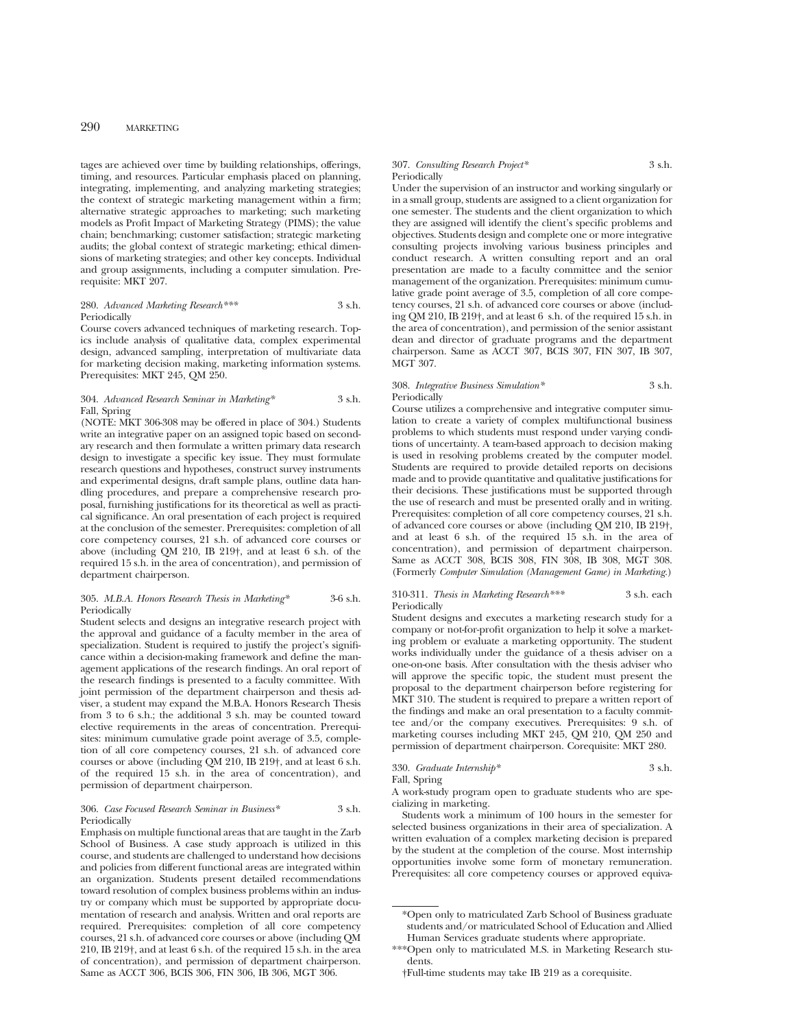tages are achieved over time by building relationships, offerings, timing, and resources. Particular emphasis placed on planning, integrating, implementing, and analyzing marketing strategies; the context of strategic marketing management within a firm; alternative strategic approaches to marketing; such marketing models as Profit Impact of Marketing Strategy (PIMS); the value chain; benchmarking; customer satisfaction; strategic marketing audits; the global context of strategic marketing; ethical dimensions of marketing strategies; and other key concepts. Individual and group assignments, including a computer simulation. Prerequisite: MKT 207.

280. *Advanced Marketing Research**** 3 s.h.
Periodically

Course covers advanced techniques of marketing research. Topics include analysis of qualitative data, complex experimental design, advanced sampling, interpretation of multivariate data for marketing decision making, marketing information systems. Prerequisites: MKT 245, QM 250.

304. *Advanced Research Seminar in Marketing** 3 s.h.
Fall, Spring

(NOTE: MKT 306-308 may be offered in place of 304.) Students write an integrative paper on an assigned topic based on secondary research and then formulate a written primary data research design to investigate a specific key issue. They must formulate research questions and hypotheses, construct survey instruments and experimental designs, draft sample plans, outline data handling procedures, and prepare a comprehensive research proposal, furnishing justifications for its theoretical as well as practical significance. An oral presentation of each project is required at the conclusion of the semester. Prerequisites: completion of all core competency courses, 21 s.h. of advanced core courses or above (including QM 210, IB 219†, and at least 6 s.h. of the required 15 s.h. in the area of concentration), and permission of department chairperson.

305. *M.B.A. Honors Research Thesis in Marketing** 3-6 s.h.
Periodically

Student selects and designs an integrative research project with the approval and guidance of a faculty member in the area of specialization. Student is required to justify the project's significance within a decision-making framework and define the management applications of the research findings. An oral report of the research findings is presented to a faculty committee. With joint permission of the department chairperson and thesis adviser, a student may expand the M.B.A. Honors Research Thesis from 3 to 6 s.h.; the additional 3 s.h. may be counted toward elective requirements in the areas of concentration. Prerequisites: minimum cumulative grade point average of 3.5, completion of all core competency courses, 21 s.h. of advanced core courses or above (including QM 210, IB 219†, and at least 6 s.h. of the required 15 s.h. in the area of concentration), and permission of department chairperson.

306. *Case Focused Research Seminar in Business** 3 s.h.
Periodically

Emphasis on multiple functional areas that are taught in the Zarb School of Business. A case study approach is utilized in this course, and students are challenged to understand how decisions and policies from different functional areas are integrated within an organization. Students present detailed recommendations toward resolution of complex business problems within an industry or company which must be supported by appropriate documentation of research and analysis. Written and oral reports are required. Prerequisites: completion of all core competency courses, 21 s.h. of advanced core courses or above (including QM 210, IB 219†, and at least 6 s.h. of the required 15 s.h. in the area of concentration), and permission of department chairperson. Same as ACCT 306, BCIS 306, FIN 306, IB 306, MGT 306.

307. *Consulting Research Project** 3 s.h.
Periodically

Under the supervision of an instructor and working singularly or in a small group, students are assigned to a client organization for one semester. The students and the client organization to which they are assigned will identify the client's specific problems and objectives. Students design and complete one or more integrative consulting projects involving various business principles and conduct research. A written consulting report and an oral presentation are made to a faculty committee and the senior management of the organization. Prerequisites: minimum cumulative grade point average of 3.5, completion of all core competency courses, 21 s.h. of advanced core courses or above (including QM 210, IB 219†, and at least 6 s.h. of the required 15 s.h. in the area of concentration), and permission of the senior assistant dean and director of graduate programs and the department chairperson. Same as ACCT 307, BCIS 307, FIN 307, IB 307, MGT 307.

308. *Integrative Business Simulation** 3 s.h.
Periodically

Course utilizes a comprehensive and integrative computer simulation to create a variety of complex multifunctional business problems to which students must respond under varying conditions of uncertainty. A team-based approach to decision making is used in resolving problems created by the computer model. Students are required to provide detailed reports on decisions made and to provide quantitative and qualitative justifications for their decisions. These justifications must be supported through the use of research and must be presented orally and in writing. Prerequisites: completion of all core competency courses, 21 s.h. of advanced core courses or above (including QM 210, IB 219†, and at least 6 s.h. of the required 15 s.h. in the area of concentration), and permission of department chairperson. Same as ACCT 308, BCIS 308, FIN 308, IB 308, MGT 308. (Formerly *Computer Simulation (Management Game) in Marketing*.)

310-311. *Thesis in Marketing Research**** 3 s.h. each
Periodically

Student designs and executes a marketing research study for a company or not-for-profit organization to help it solve a marketing problem or evaluate a marketing opportunity. The student works individually under the guidance of a thesis adviser on a one-on-one basis. After consultation with the thesis adviser who will approve the specific topic, the student must present the proposal to the department chairperson before registering for MKT 310. The student is required to prepare a written report of the findings and make an oral presentation to a faculty committee and/or the company executives. Prerequisites: 9 s.h. of marketing courses including MKT 245, QM 210, QM 250 and permission of department chairperson. Corequisite: MKT 280.

330. *Graduate Internship** 3 s.h.
Fall, Spring

A work-study program open to graduate students who are specializing in marketing.

Students work a minimum of 100 hours in the semester for selected business organizations in their area of specialization. A written evaluation of a complex marketing decision is prepared by the student at the completion of the course. Most internship opportunities involve some form of monetary remuneration. Prerequisites: all core competency courses or approved equiva-

---

*Open only to matriculated Zarb School of Business graduate students and/or matriculated School of Education and Allied Human Services graduate students where appropriate.

***Open only to matriculated M.S. in Marketing Research students.

†Full-time students may take IB 219 as a corequisite.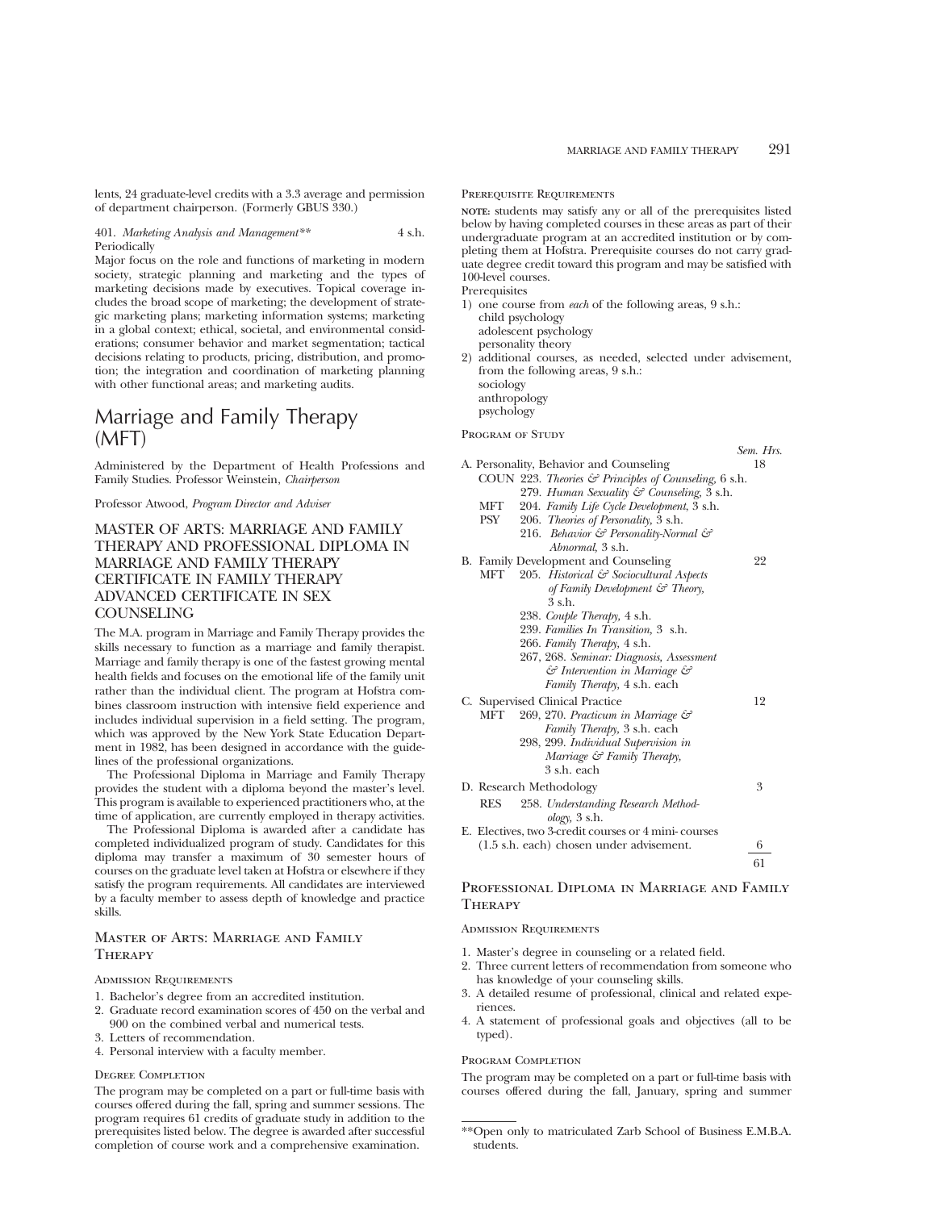lents, 24 graduate-level credits with a 3.3 average and permission of department chairperson. (Formerly GBUS 330.)

401. *Marketing Analysis and Management*** 4 s.h.
Periodically

Major focus on the role and functions of marketing in modern society, strategic planning and marketing and the types of marketing decisions made by executives. Topical coverage includes the broad scope of marketing; the development of strategic marketing plans; marketing information systems; marketing in a global context; ethical, societal, and environmental considerations; consumer behavior and market segmentation; tactical decisions relating to products, pricing, distribution, and promotion; the integration and coordination of marketing planning with other functional areas; and marketing audits.

# Marriage and Family Therapy (MFT)

Administered by the Department of Health Professions and Family Studies. Professor Weinstein, *Chairperson*

Professor Atwood, *Program Director and Adviser*

## MASTER OF ARTS: MARRIAGE AND FAMILY THERAPY AND PROFESSIONAL DIPLOMA IN MARRIAGE AND FAMILY THERAPY CERTIFICATE IN FAMILY THERAPY ADVANCED CERTIFICATE IN SEX COUNSELING

The M.A. program in Marriage and Family Therapy provides the skills necessary to function as a marriage and family therapist. Marriage and family therapy is one of the fastest growing mental health fields and focuses on the emotional life of the family unit rather than the individual client. The program at Hofstra combines classroom instruction with intensive field experience and includes individual supervision in a field setting. The program, which was approved by the New York State Education Department in 1982, has been designed in accordance with the guidelines of the professional organizations.

The Professional Diploma in Marriage and Family Therapy provides the student with a diploma beyond the master's level. This program is available to experienced practitioners who, at the time of application, are currently employed in therapy activities.

The Professional Diploma is awarded after a candidate has completed individualized program of study. Candidates for this diploma may transfer a maximum of 30 semester hours of courses on the graduate level taken at Hofstra or elsewhere if they satisfy the program requirements. All candidates are interviewed by a faculty member to assess depth of knowledge and practice skills.

### Master of Arts: Marriage and Family Therapy

#### Admission Requirements

1. Bachelor's degree from an accredited institution.
2. Graduate record examination scores of 450 on the verbal and 900 on the combined verbal and numerical tests.
3. Letters of recommendation.
4. Personal interview with a faculty member.

#### Degree Completion

The program may be completed on a part or full-time basis with courses offered during the fall, spring and summer sessions. The program requires 61 credits of graduate study in addition to the prerequisites listed below. The degree is awarded after successful completion of course work and a comprehensive examination.

#### Prerequisite Requirements

**NOTE:** students may satisfy any or all of the prerequisites listed below by having completed courses in these areas as part of their undergraduate program at an accredited institution or by completing them at Hofstra. Prerequisite courses do not carry graduate degree credit toward this program and may be satisfied with 100-level courses.

Prerequisites

1) one course from *each* of the following areas, 9 s.h.:
   child psychology
   adolescent psychology
   personality theory
2) additional courses, as needed, selected under advisement, from the following areas, 9 s.h.:
   sociology
   anthropology
   psychology

#### Program of Study

| | *Sem. Hrs.* |
|---|---|
| A. Personality, Behavior and Counseling | 18 |
| COUN 223. *Theories & Principles of Counseling,* 6 s.h. | |
| 279. *Human Sexuality & Counseling,* 3 s.h. | |
| MFT 204. *Family Life Cycle Development,* 3 s.h. | |
| PSY 206. *Theories of Personality,* 3 s.h. | |
| 216. *Behavior & Personality-Normal & Abnormal,* 3 s.h. | |
| B. Family Development and Counseling | 22 |
| MFT 205. *Historical & Sociocultural Aspects of Family Development & Theory,* 3 s.h. | |
| 238. *Couple Therapy,* 4 s.h. | |
| 239. *Families In Transition,* 3 s.h. | |
| 266. *Family Therapy,* 4 s.h. | |
| 267, 268. *Seminar: Diagnosis, Assessment & Intervention in Marriage & Family Therapy,* 4 s.h. each | |
| C. Supervised Clinical Practice | 12 |
| MFT 269, 270. *Practicum in Marriage & Family Therapy,* 3 s.h. each | |
| 298, 299. *Individual Supervision in Marriage & Family Therapy,* 3 s.h. each | |
| D. Research Methodology | 3 |
| RES 258. *Understanding Research Methodology,* 3 s.h. | |
| E. Electives, two 3-credit courses or 4 mini-courses (1.5 s.h. each) chosen under advisement. | 6 |
| | 61 |

### Professional Diploma in Marriage and Family Therapy

#### Admission Requirements

1. Master's degree in counseling or a related field.
2. Three current letters of recommendation from someone who has knowledge of your counseling skills.
3. A detailed resume of professional, clinical and related experiences.
4. A statement of professional goals and objectives (all to be typed).

#### Program Completion

The program may be completed on a part or full-time basis with courses offered during the fall, January, spring and summer

**Open only to matriculated Zarb School of Business E.M.B.A. students.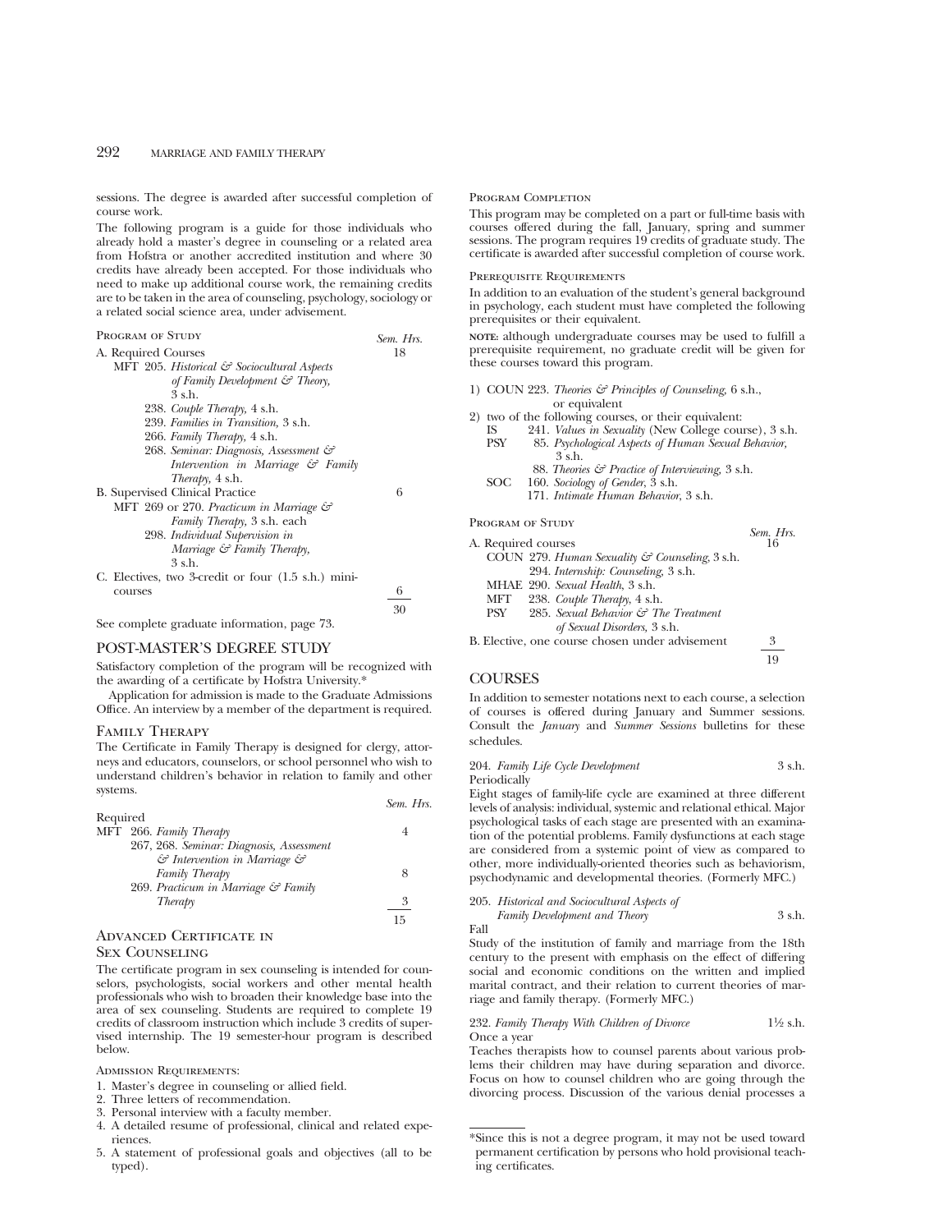sessions. The degree is awarded after successful completion of course work.

The following program is a guide for those individuals who already hold a master's degree in counseling or a related area from Hofstra or another accredited institution and where 30 credits have already been accepted. For those individuals who need to make up additional course work, the remaining credits are to be taken in the area of counseling, psychology, sociology or a related social science area, under advisement.

Program of Study

| | Sem. Hrs. |
|---|---|
| A. Required Courses | 18 |
| MFT 205. *Historical & Sociocultural Aspects of Family Development & Theory,* 3 s.h. | |
| 238. *Couple Therapy,* 4 s.h. | |
| 239. *Families in Transition,* 3 s.h. | |
| 266. *Family Therapy,* 4 s.h. | |
| 268. *Seminar: Diagnosis, Assessment & Intervention in Marriage & Family Therapy,* 4 s.h. | |
| B. Supervised Clinical Practice | 6 |
| MFT 269 or 270. *Practicum in Marriage & Family Therapy,* 3 s.h. each | |
| 298. *Individual Supervision in Marriage & Family Therapy,* 3 s.h. | |
| C. Electives, two 3-credit or four (1.5 s.h.) mini-courses | 6 |
| | 30 |

See complete graduate information, page 73.

## POST-MASTER'S DEGREE STUDY

Satisfactory completion of the program will be recognized with the awarding of a certificate by Hofstra University.*

Application for admission is made to the Graduate Admissions Office. An interview by a member of the department is required.

### Family Therapy

The Certificate in Family Therapy is designed for clergy, attorneys and educators, counselors, or school personnel who wish to understand children's behavior in relation to family and other systems.

| | Sem. Hrs. |
|---|---|
| Required | |
| MFT 266. *Family Therapy* | 4 |
| 267, 268. *Seminar: Diagnosis, Assessment & Intervention in Marriage & Family Therapy* | 8 |
| 269. *Practicum in Marriage & Family Therapy* | 3 |
| | 15 |

### Advanced Certificate in Sex Counseling

The certificate program in sex counseling is intended for counselors, psychologists, social workers and other mental health professionals who wish to broaden their knowledge base into the area of sex counseling. Students are required to complete 19 credits of classroom instruction which include 3 credits of supervised internship. The 19 semester-hour program is described below.

Admission Requirements:

1. Master's degree in counseling or allied field.
2. Three letters of recommendation.
3. Personal interview with a faculty member.
4. A detailed resume of professional, clinical and related experiences.
5. A statement of professional goals and objectives (all to be typed).

Program Completion

This program may be completed on a part or full-time basis with courses offered during the fall, January, spring and summer sessions. The program requires 19 credits of graduate study. The certificate is awarded after successful completion of course work.

Prerequisite Requirements

In addition to an evaluation of the student's general background in psychology, each student must have completed the following prerequisites or their equivalent.

**NOTE:** although undergraduate courses may be used to fulfill a prerequisite requirement, no graduate credit will be given for these courses toward this program.

1) COUN 223. *Theories & Principles of Counseling,* 6 s.h., or equivalent
2) two of the following courses, or their equivalent:
   - IS 241. *Values in Sexuality* (New College course), 3 s.h.
   - PSY 85. *Psychological Aspects of Human Sexual Behavior,* 3 s.h.
   - 88. *Theories & Practice of Interviewing,* 3 s.h.
   - SOC 160. *Sociology of Gender,* 3 s.h.
   - 171. *Intimate Human Behavior,* 3 s.h.

Program of Study

| | Sem. Hrs. |
|---|---|
| A. Required courses | 16 |
| COUN 279. *Human Sexuality & Counseling,* 3 s.h. | |
| 294. *Internship: Counseling,* 3 s.h. | |
| MHAE 290. *Sexual Health,* 3 s.h. | |
| MFT 238. *Couple Therapy,* 4 s.h. | |
| PSY 285. *Sexual Behavior & The Treatment of Sexual Disorders,* 3 s.h. | |
| B. Elective, one course chosen under advisement | 3 |
| | 19 |

## COURSES

In addition to semester notations next to each course, a selection of courses is offered during January and Summer sessions. Consult the *January* and *Summer Sessions* bulletins for these schedules.

204. *Family Life Cycle Development* — 3 s.h.
Periodically
Eight stages of family-life cycle are examined at three different levels of analysis: individual, systemic and relational ethical. Major psychological tasks of each stage are presented with an examination of the potential problems. Family dysfunctions at each stage are considered from a systemic point of view as compared to other, more individually-oriented theories such as behaviorism, psychodynamic and developmental theories. (Formerly MFC.)

205. *Historical and Sociocultural Aspects of Family Development and Theory* — 3 s.h.
Fall
Study of the institution of family and marriage from the 18th century to the present with emphasis on the effect of differing social and economic conditions on the written and implied marital contract, and their relation to current theories of marriage and family therapy. (Formerly MFC.)

232. *Family Therapy With Children of Divorce* — 1½ s.h.
Once a year
Teaches therapists how to counsel parents about various problems their children may have during separation and divorce. Focus on how to counsel children who are going through the divorcing process. Discussion of the various denial processes a

*Since this is not a degree program, it may not be used toward permanent certification by persons who hold provisional teaching certificates.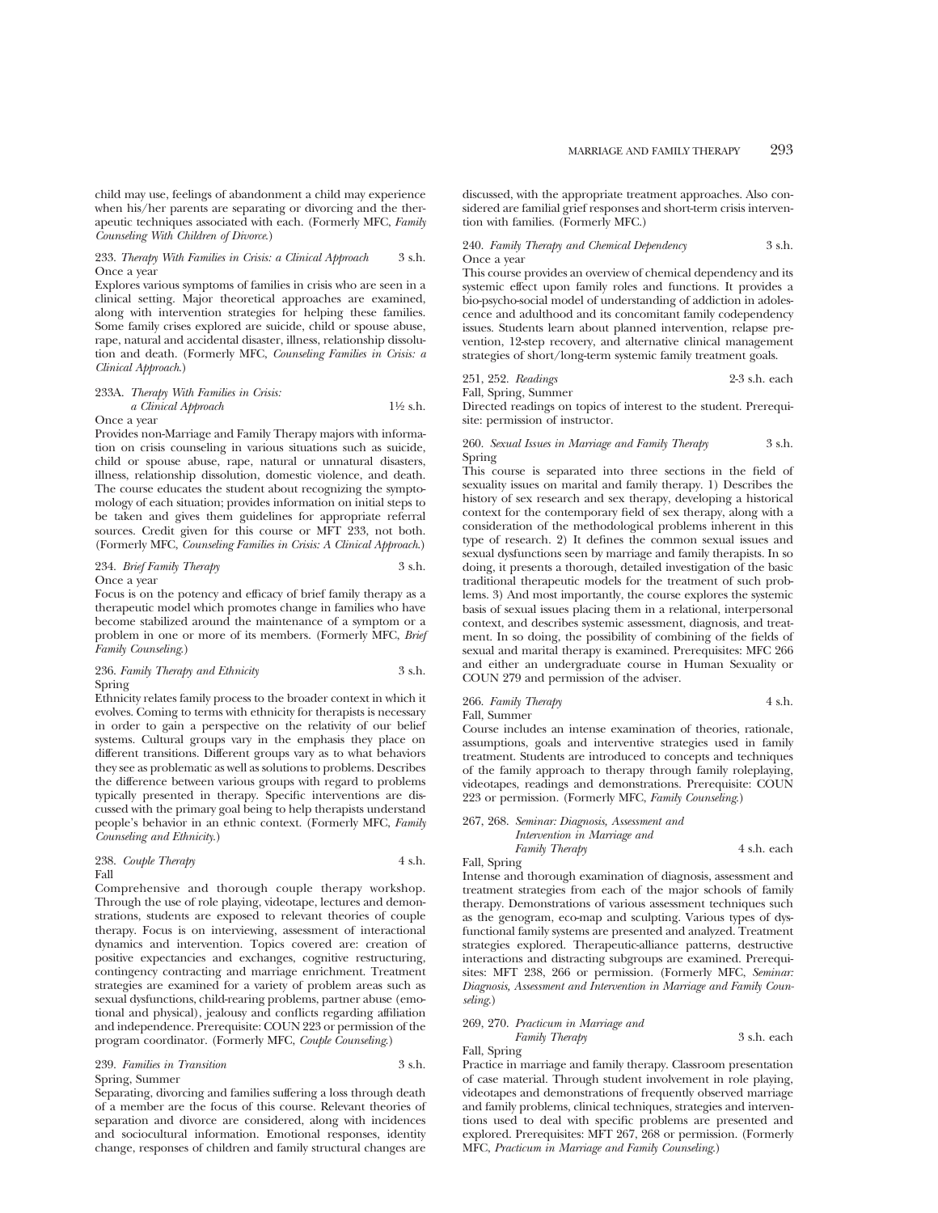child may use, feelings of abandonment a child may experience when his/her parents are separating or divorcing and the therapeutic techniques associated with each. (Formerly MFC, *Family Counseling With Children of Divorce.*)

233. *Therapy With Families in Crisis: a Clinical Approach* 3 s.h.
Once a year

Explores various symptoms of families in crisis who are seen in a clinical setting. Major theoretical approaches are examined, along with intervention strategies for helping these families. Some family crises explored are suicide, child or spouse abuse, rape, natural and accidental disaster, illness, relationship dissolution and death. (Formerly MFC, *Counseling Families in Crisis: a Clinical Approach.*)

233A. *Therapy With Families in Crisis: a Clinical Approach* 1½ s.h.
Once a year

Provides non-Marriage and Family Therapy majors with information on crisis counseling in various situations such as suicide, child or spouse abuse, rape, natural or unnatural disasters, illness, relationship dissolution, domestic violence, and death. The course educates the student about recognizing the symptomology of each situation; provides information on initial steps to be taken and gives them guidelines for appropriate referral sources. Credit given for this course or MFT 233, not both. (Formerly MFC, *Counseling Families in Crisis: A Clinical Approach.*)

234. *Brief Family Therapy* 3 s.h.
Once a year

Focus is on the potency and efficacy of brief family therapy as a therapeutic model which promotes change in families who have become stabilized around the maintenance of a symptom or a problem in one or more of its members. (Formerly MFC, *Brief Family Counseling.*)

236. *Family Therapy and Ethnicity* 3 s.h.
Spring

Ethnicity relates family process to the broader context in which it evolves. Coming to terms with ethnicity for therapists is necessary in order to gain a perspective on the relativity of our belief systems. Cultural groups vary in the emphasis they place on different transitions. Different groups vary as to what behaviors they see as problematic as well as solutions to problems. Describes the difference between various groups with regard to problems typically presented in therapy. Specific interventions are discussed with the primary goal being to help therapists understand people's behavior in an ethnic context. (Formerly MFC, *Family Counseling and Ethnicity.*)

238. *Couple Therapy* 4 s.h.
Fall

Comprehensive and thorough couple therapy workshop. Through the use of role playing, videotape, lectures and demonstrations, students are exposed to relevant theories of couple therapy. Focus is on interviewing, assessment of interactional dynamics and intervention. Topics covered are: creation of positive expectancies and exchanges, cognitive restructuring, contingency contracting and marriage enrichment. Treatment strategies are examined for a variety of problem areas such as sexual dysfunctions, child-rearing problems, partner abuse (emotional and physical), jealousy and conflicts regarding affiliation and independence. Prerequisite: COUN 223 or permission of the program coordinator. (Formerly MFC, *Couple Counseling.*)

239. *Families in Transition* 3 s.h.
Spring, Summer

Separating, divorcing and families suffering a loss through death of a member are the focus of this course. Relevant theories of separation and divorce are considered, along with incidences and sociocultural information. Emotional responses, identity change, responses of children and family structural changes are discussed, with the appropriate treatment approaches. Also considered are familial grief responses and short-term crisis intervention with families. (Formerly MFC.)

240. *Family Therapy and Chemical Dependency* 3 s.h.
Once a year

This course provides an overview of chemical dependency and its systemic effect upon family roles and functions. It provides a bio-psycho-social model of understanding of addiction in adolescence and adulthood and its concomitant family codependency issues. Students learn about planned intervention, relapse prevention, 12-step recovery, and alternative clinical management strategies of short/long-term systemic family treatment goals.

251, 252. *Readings* 2-3 s.h. each
Fall, Spring, Summer

Directed readings on topics of interest to the student. Prerequisite: permission of instructor.

260. *Sexual Issues in Marriage and Family Therapy* 3 s.h.
Spring

This course is separated into three sections in the field of sexuality issues on marital and family therapy. 1) Describes the history of sex research and sex therapy, developing a historical context for the contemporary field of sex therapy, along with a consideration of the methodological problems inherent in this type of research. 2) It defines the common sexual issues and sexual dysfunctions seen by marriage and family therapists. In so doing, it presents a thorough, detailed investigation of the basic traditional therapeutic models for the treatment of such problems. 3) And most importantly, the course explores the systemic basis of sexual issues placing them in a relational, interpersonal context, and describes systemic assessment, diagnosis, and treatment. In so doing, the possibility of combining of the fields of sexual and marital therapy is examined. Prerequisites: MFC 266 and either an undergraduate course in Human Sexuality or COUN 279 and permission of the adviser.

266. *Family Therapy* 4 s.h.
Fall, Summer

Course includes an intense examination of theories, rationale, assumptions, goals and interventive strategies used in family treatment. Students are introduced to concepts and techniques of the family approach to therapy through family roleplaying, videotapes, readings and demonstrations. Prerequisite: COUN 223 or permission. (Formerly MFC, *Family Counseling.*)

267, 268. *Seminar: Diagnosis, Assessment and Intervention in Marriage and Family Therapy* 4 s.h. each
Fall, Spring

Intense and thorough examination of diagnosis, assessment and treatment strategies from each of the major schools of family therapy. Demonstrations of various assessment techniques such as the genogram, eco-map and sculpting. Various types of dysfunctional family systems are presented and analyzed. Treatment strategies explored. Therapeutic-alliance patterns, destructive interactions and distracting subgroups are examined. Prerequisites: MFT 238, 266 or permission. (Formerly MFC, *Seminar: Diagnosis, Assessment and Intervention in Marriage and Family Counseling.*)

269, 270. *Practicum in Marriage and Family Therapy* 3 s.h. each
Fall, Spring

Practice in marriage and family therapy. Classroom presentation of case material. Through student involvement in role playing, videotapes and demonstrations of frequently observed marriage and family problems, clinical techniques, strategies and interventions used to deal with specific problems are presented and explored. Prerequisites: MFT 267, 268 or permission. (Formerly MFC, *Practicum in Marriage and Family Counseling.*)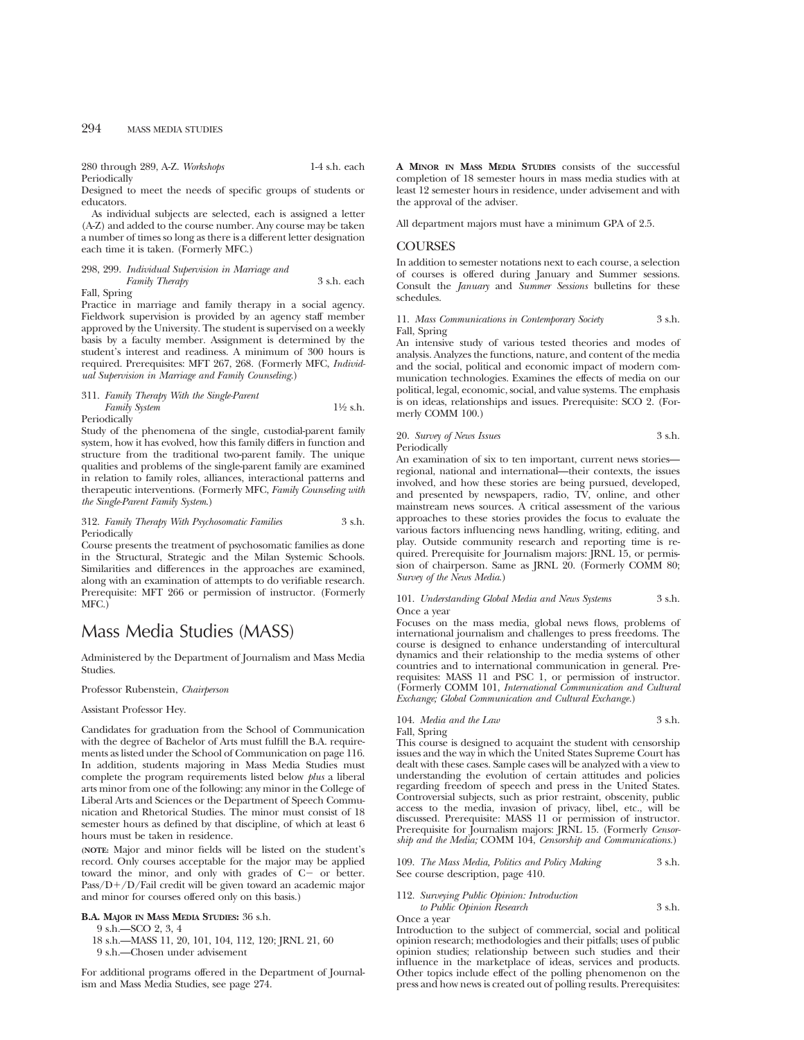280 through 289, A-Z. *Workshops* 1-4 s.h. each
Periodically
Designed to meet the needs of specific groups of students or educators.

As individual subjects are selected, each is assigned a letter (A-Z) and added to the course number. Any course may be taken a number of times so long as there is a different letter designation each time it is taken. (Formerly MFC.)

298, 299. *Individual Supervision in Marriage and Family Therapy* 3 s.h. each
Fall, Spring
Practice in marriage and family therapy in a social agency. Fieldwork supervision is provided by an agency staff member approved by the University. The student is supervised on a weekly basis by a faculty member. Assignment is determined by the student's interest and readiness. A minimum of 300 hours is required. Prerequisites: MFT 267, 268. (Formerly MFC, *Individual Supervision in Marriage and Family Counseling.*)

311. *Family Therapy With the Single-Parent Family System* 1½ s.h.
Periodically
Study of the phenomena of the single, custodial-parent family system, how it has evolved, how this family differs in function and structure from the traditional two-parent family. The unique qualities and problems of the single-parent family are examined in relation to family roles, alliances, interactional patterns and therapeutic interventions. (Formerly MFC, *Family Counseling with the Single-Parent Family System.*)

312. *Family Therapy With Psychosomatic Families* 3 s.h.
Periodically
Course presents the treatment of psychosomatic families as done in the Structural, Strategic and the Milan Systemic Schools. Similarities and differences in the approaches are examined, along with an examination of attempts to do verifiable research. Prerequisite: MFT 266 or permission of instructor. (Formerly MFC.)

# Mass Media Studies (MASS)

Administered by the Department of Journalism and Mass Media Studies.

Professor Rubenstein, *Chairperson*

Assistant Professor Hey.

Candidates for graduation from the School of Communication with the degree of Bachelor of Arts must fulfill the B.A. requirements as listed under the School of Communication on page 116. In addition, students majoring in Mass Media Studies must complete the program requirements listed below *plus* a liberal arts minor from one of the following: any minor in the College of Liberal Arts and Sciences or the Department of Speech Communication and Rhetorical Studies. The minor must consist of 18 semester hours as defined by that discipline, of which at least 6 hours must be taken in residence.

(**NOTE:** Major and minor fields will be listed on the student's record. Only courses acceptable for the major may be applied toward the minor, and only with grades of C− or better. Pass/D+/D/Fail credit will be given toward an academic major and minor for courses offered only on this basis.)

**B.A. Major in Mass Media Studies:** 36 s.h.

9 s.h.—SCO 2, 3, 4
18 s.h.—MASS 11, 20, 101, 104, 112, 120; JRNL 21, 60
9 s.h.—Chosen under advisement

For additional programs offered in the Department of Journalism and Mass Media Studies, see page 274.

**A Minor in Mass Media Studies** consists of the successful completion of 18 semester hours in mass media studies with at least 12 semester hours in residence, under advisement and with the approval of the adviser.

All department majors must have a minimum GPA of 2.5.

## COURSES

In addition to semester notations next to each course, a selection of courses is offered during January and Summer sessions. Consult the *January* and *Summer Sessions* bulletins for these schedules.

11. *Mass Communications in Contemporary Society* 3 s.h.
Fall, Spring
An intensive study of various tested theories and modes of analysis. Analyzes the functions, nature, and content of the media and the social, political and economic impact of modern communication technologies. Examines the effects of media on our political, legal, economic, social, and value systems. The emphasis is on ideas, relationships and issues. Prerequisite: SCO 2. (Formerly COMM 100.)

20. *Survey of News Issues* 3 s.h.
Periodically
An examination of six to ten important, current news stories—regional, national and international—their contexts, the issues involved, and how these stories are being pursued, developed, and presented by newspapers, radio, TV, online, and other mainstream news sources. A critical assessment of the various approaches to these stories provides the focus to evaluate the various factors influencing news handling, writing, editing, and play. Outside community research and reporting time is required. Prerequisite for Journalism majors: JRNL 15, or permission of chairperson. Same as JRNL 20. (Formerly COMM 80; *Survey of the News Media.*)

101. *Understanding Global Media and News Systems* 3 s.h.
Once a year
Focuses on the mass media, global news flows, problems of international journalism and challenges to press freedoms. The course is designed to enhance understanding of intercultural dynamics and their relationship to the media systems of other countries and to international communication in general. Prerequisites: MASS 11 and PSC 1, or permission of instructor. (Formerly COMM 101, *International Communication and Cultural Exchange; Global Communication and Cultural Exchange.*)

104. *Media and the Law* 3 s.h.
Fall, Spring
This course is designed to acquaint the student with censorship issues and the way in which the United States Supreme Court has dealt with these cases. Sample cases will be analyzed with a view to understanding the evolution of certain attitudes and policies regarding freedom of speech and press in the United States. Controversial subjects, such as prior restraint, obscenity, public access to the media, invasion of privacy, libel, etc., will be discussed. Prerequisite: MASS 11 or permission of instructor. Prerequisite for Journalism majors: JRNL 15. (Formerly *Censorship and the Media;* COMM 104, *Censorship and Communications.*)

109. *The Mass Media, Politics and Policy Making* 3 s.h.
See course description, page 410.

112. *Surveying Public Opinion: Introduction to Public Opinion Research* 3 s.h.
Once a year
Introduction to the subject of commercial, social and political opinion research; methodologies and their pitfalls; uses of public opinion studies; relationship between such studies and their influence in the marketplace of ideas, services and products. Other topics include effect of the polling phenomenon on the press and how news is created out of polling results. Prerequisites: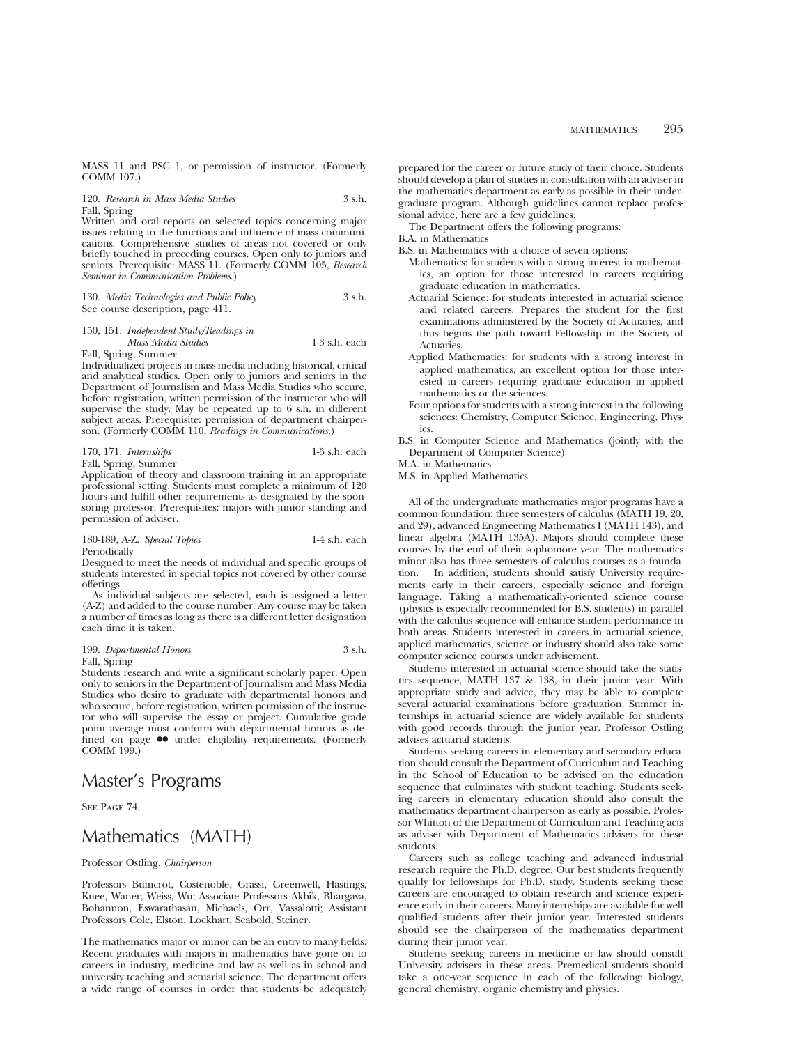MASS 11 and PSC 1, or permission of instructor. (Formerly COMM 107.)

120. *Research in Mass Media Studies* 3 s.h.
Fall, Spring
Written and oral reports on selected topics concerning major issues relating to the functions and influence of mass communications. Comprehensive studies of areas not covered or only briefly touched in preceding courses. Open only to juniors and seniors. Prerequisite: MASS 11. (Formerly COMM 105, *Research Seminar in Communication Problems*.)

130. *Media Technologies and Public Policy* 3 s.h.
See course description, page 411.

150, 151. *Independent Study/Readings in Mass Media Studies* 1-3 s.h. each
Fall, Spring, Summer
Individualized projects in mass media including historical, critical and analytical studies. Open only to juniors and seniors in the Department of Journalism and Mass Media Studies who secure, before registration, written permission of the instructor who will supervise the study. May be repeated up to 6 s.h. in different subject areas. Prerequisite: permission of department chairperson. (Formerly COMM 110, *Readings in Communications*.)

170, 171. *Internships* 1-3 s.h. each
Fall, Spring, Summer
Application of theory and classroom training in an appropriate professional setting. Students must complete a minimum of 120 hours and fulfill other requirements as designated by the sponsoring professor. Prerequisites: majors with junior standing and permission of adviser.

180-189, A-Z. *Special Topics* 1-4 s.h. each
Periodically
Designed to meet the needs of individual and specific groups of students interested in special topics not covered by other course offerings.

As individual subjects are selected, each is assigned a letter (A-Z) and added to the course number. Any course may be taken a number of times as long as there is a different letter designation each time it is taken.

199. *Departmental Honors* 3 s.h.
Fall, Spring
Students research and write a significant scholarly paper. Open only to seniors in the Department of Journalism and Mass Media Studies who desire to graduate with departmental honors and who secure, before registration, written permission of the instructor who will supervise the essay or project. Cumulative grade point average must conform with departmental honors as defined on page ●● under eligibility requirements. (Formerly COMM 199.)

# Master's Programs

SEE PAGE 74.

# Mathematics (MATH)

Professor Ostling, *Chairperson*

Professors Bumcrot, Costenoble, Grassi, Greenwell, Hastings, Knee, Waner, Weiss, Wu; Associate Professors Akbik, Bhargava, Bohannon, Eswarathasan, Michaels, Orr, Vassalotti; Assistant Professors Cole, Elston, Lockhart, Seabold, Steiner.

The mathematics major or minor can be an entry to many fields. Recent graduates with majors in mathematics have gone on to careers in industry, medicine and law as well as in school and university teaching and actuarial science. The department offers a wide range of courses in order that students be adequately prepared for the career or future study of their choice. Students should develop a plan of studies in consultation with an adviser in the mathematics department as early as possible in their undergraduate program. Although guidelines cannot replace professional advice, here are a few guidelines.

The Department offers the following programs:

B.A. in Mathematics

B.S. in Mathematics with a choice of seven options:

- Mathematics: for students with a strong interest in mathematics, an option for those interested in careers requiring graduate education in mathematics.
- Actuarial Science: for students interested in actuarial science and related careers. Prepares the student for the first examinations adminstered by the Society of Actuaries, and thus begins the path toward Fellowship in the Society of Actuaries.
- Applied Mathematics: for students with a strong interest in applied mathematics, an excellent option for those interested in careers requring graduate education in applied mathematics or the sciences.
- Four options for students with a strong interest in the following sciences: Chemistry, Computer Science, Engineering, Physics.

B.S. in Computer Science and Mathematics (jointly with the Department of Computer Science)

M.A. in Mathematics

M.S. in Applied Mathematics

All of the undergraduate mathematics major programs have a common foundation: three semesters of calculus (MATH 19, 20, and 29), advanced Engineering Mathematics I (MATH 143), and linear algebra (MATH 135A). Majors should complete these courses by the end of their sophomore year. The mathematics minor also has three semesters of calculus courses as a foundation. In addition, students should satisfy University requirements early in their careers, especially science and foreign language. Taking a mathematically-oriented science course (physics is especially recommended for B.S. students) in parallel with the calculus sequence will enhance student performance in both areas. Students interested in careers in actuarial science, applied mathematics, science or industry should also take some computer science courses under advisement.

Students interested in actuarial science should take the statistics sequence, MATH 137 & 138, in their junior year. With appropriate study and advice, they may be able to complete several actuarial examinations before graduation. Summer internships in actuarial science are widely available for students with good records through the junior year. Professor Ostling advises actuarial students.

Students seeking careers in elementary and secondary education should consult the Department of Curriculum and Teaching in the School of Education to be advised on the education sequence that culminates with student teaching. Students seeking careers in elementary education should also consult the mathematics department chairperson as early as possible. Professor Whitton of the Department of Curriculum and Teaching acts as adviser with Department of Mathematics advisers for these students.

Careers such as college teaching and advanced industrial research require the Ph.D. degree. Our best students frequently qualify for fellowships for Ph.D. study. Students seeking these careers are encouraged to obtain research and science experience early in their careers. Many internships are available for well qualified students after their junior year. Interested students should see the chairperson of the mathematics department during their junior year.

Students seeking careers in medicine or law should consult University advisers in these areas. Premedical students should take a one-year sequence in each of the following: biology, general chemistry, organic chemistry and physics.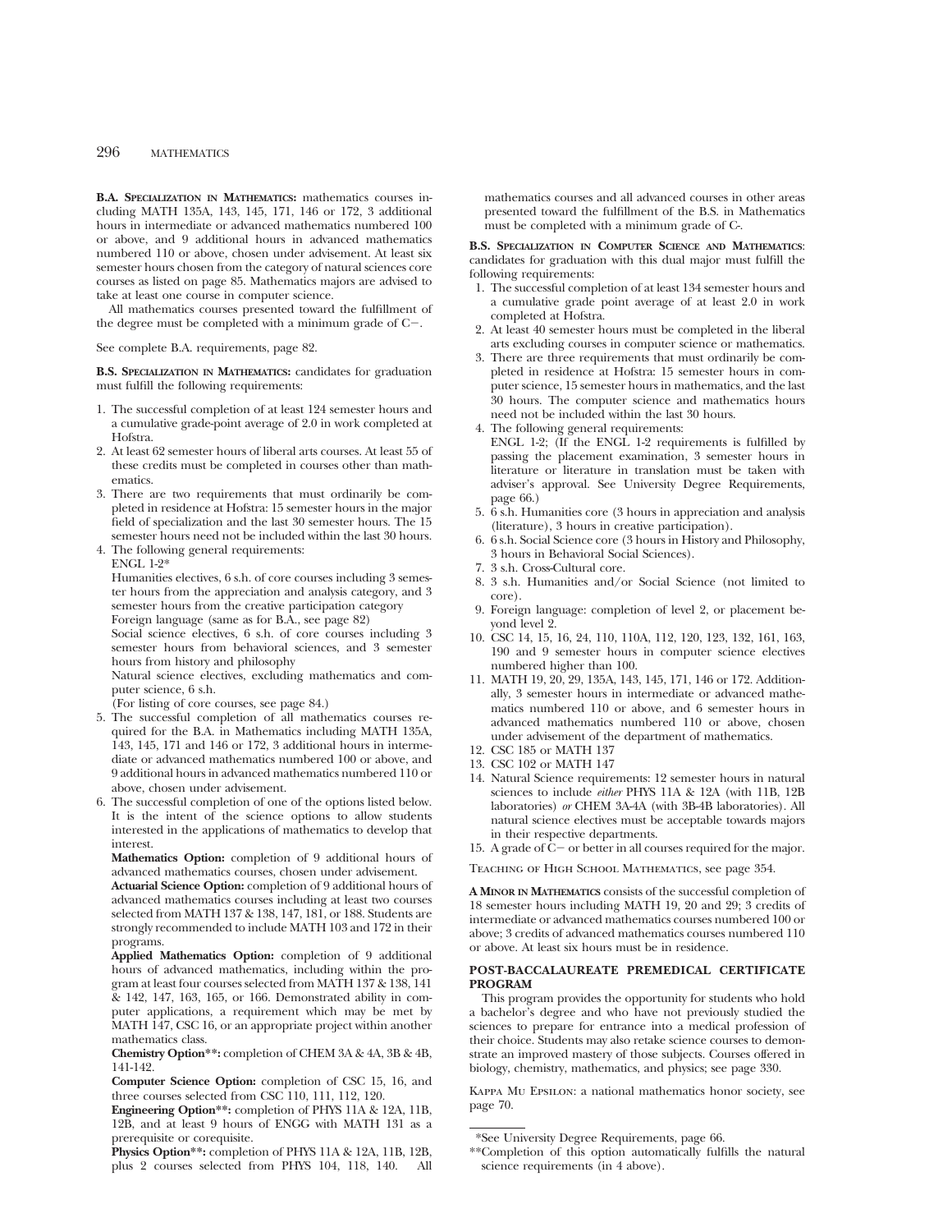**B.A. Specialization in Mathematics:** mathematics courses including MATH 135A, 143, 145, 171, 146 or 172, 3 additional hours in intermediate or advanced mathematics numbered 100 or above, and 9 additional hours in advanced mathematics numbered 110 or above, chosen under advisement. At least six semester hours chosen from the category of natural sciences core courses as listed on page 85. Mathematics majors are advised to take at least one course in computer science.

All mathematics courses presented toward the fulfillment of the degree must be completed with a minimum grade of C−.

See complete B.A. requirements, page 82.

**B.S. Specialization in Mathematics:** candidates for graduation must fulfill the following requirements:

1. The successful completion of at least 124 semester hours and a cumulative grade-point average of 2.0 in work completed at Hofstra.
2. At least 62 semester hours of liberal arts courses. At least 55 of these credits must be completed in courses other than mathematics.
3. There are two requirements that must ordinarily be completed in residence at Hofstra: 15 semester hours in the major field of specialization and the last 30 semester hours. The 15 semester hours need not be included within the last 30 hours.
4. The following general requirements:
   ENGL 1-2*
   Humanities electives, 6 s.h. of core courses including 3 semester hours from the appreciation and analysis category, and 3 semester hours from the creative participation category
   Foreign language (same as for B.A., see page 82)
   Social science electives, 6 s.h. of core courses including 3 semester hours from behavioral sciences, and 3 semester hours from history and philosophy
   Natural science electives, excluding mathematics and computer science, 6 s.h.
   (For listing of core courses, see page 84.)
5. The successful completion of all mathematics courses required for the B.A. in Mathematics including MATH 135A, 143, 145, 171 and 146 or 172, 3 additional hours in intermediate or advanced mathematics numbered 100 or above, and 9 additional hours in advanced mathematics numbered 110 or above, chosen under advisement.
6. The successful completion of one of the options listed below. It is the intent of the science options to allow students interested in the applications of mathematics to develop that interest.
   **Mathematics Option:** completion of 9 additional hours of advanced mathematics courses, chosen under advisement.
   **Actuarial Science Option:** completion of 9 additional hours of advanced mathematics courses including at least two courses selected from MATH 137 & 138, 147, 181, or 188. Students are strongly recommended to include MATH 103 and 172 in their programs.
   **Applied Mathematics Option:** completion of 9 additional hours of advanced mathematics, including within the program at least four courses selected from MATH 137 & 138, 141 & 142, 147, 163, 165, or 166. Demonstrated ability in computer applications, a requirement which may be met by MATH 147, CSC 16, or an appropriate project within another mathematics class.
   **Chemistry Option\*\*:** completion of CHEM 3A & 4A, 3B & 4B, 141-142.
   **Computer Science Option:** completion of CSC 15, 16, and three courses selected from CSC 110, 111, 112, 120.
   **Engineering Option\*\*:** completion of PHYS 11A & 12A, 11B, 12B, and at least 9 hours of ENGG with MATH 131 as a prerequisite or corequisite.
   **Physics Option\*\*:** completion of PHYS 11A & 12A, 11B, 12B, plus 2 courses selected from PHYS 104, 118, 140. All mathematics courses and all advanced courses in other areas presented toward the fulfillment of the B.S. in Mathematics must be completed with a minimum grade of C-.

**B.S. Specialization in Computer Science and Mathematics**: candidates for graduation with this dual major must fulfill the following requirements:

1. The successful completion of at least 134 semester hours and a cumulative grade point average of at least 2.0 in work completed at Hofstra.
2. At least 40 semester hours must be completed in the liberal arts excluding courses in computer science or mathematics.
3. There are three requirements that must ordinarily be completed in residence at Hofstra: 15 semester hours in computer science, 15 semester hours in mathematics, and the last 30 hours. The computer science and mathematics hours need not be included within the last 30 hours.
4. The following general requirements:
   ENGL 1-2; (If the ENGL 1-2 requirements is fulfilled by passing the placement examination, 3 semester hours in literature or literature in translation must be taken with adviser's approval. See University Degree Requirements, page 66.)
5. 6 s.h. Humanities core (3 hours in appreciation and analysis (literature), 3 hours in creative participation).
6. 6 s.h. Social Science core (3 hours in History and Philosophy, 3 hours in Behavioral Social Sciences).
7. 3 s.h. Cross-Cultural core.
8. 3 s.h. Humanities and/or Social Science (not limited to core).
9. Foreign language: completion of level 2, or placement beyond level 2.
10. CSC 14, 15, 16, 24, 110, 110A, 112, 120, 123, 132, 161, 163, 190 and 9 semester hours in computer science electives numbered higher than 100.
11. MATH 19, 20, 29, 135A, 143, 145, 171, 146 or 172. Additionally, 3 semester hours in intermediate or advanced mathematics numbered 110 or above, and 6 semester hours in advanced mathematics numbered 110 or above, chosen under advisement of the department of mathematics.
12. CSC 185 or MATH 137
13. CSC 102 or MATH 147
14. Natural Science requirements: 12 semester hours in natural sciences to include *either* PHYS 11A & 12A (with 11B, 12B laboratories) *or* CHEM 3A-4A (with 3B-4B laboratories). All natural science electives must be acceptable towards majors in their respective departments.
15. A grade of C− or better in all courses required for the major.

Teaching of High School Mathematics, see page 354.

**A Minor in Mathematics** consists of the successful completion of 18 semester hours including MATH 19, 20 and 29; 3 credits of intermediate or advanced mathematics courses numbered 100 or above; 3 credits of advanced mathematics courses numbered 110 or above. At least six hours must be in residence.

**POST-BACCALAUREATE PREMEDICAL CERTIFICATE PROGRAM**

This program provides the opportunity for students who hold a bachelor's degree and who have not previously studied the sciences to prepare for entrance into a medical profession of their choice. Students may also retake science courses to demonstrate an improved mastery of those subjects. Courses offered in biology, chemistry, mathematics, and physics; see page 330.

Kappa Mu Epsilon: a national mathematics honor society, see page 70.

---

\*See University Degree Requirements, page 66.

\*\*Completion of this option automatically fulfills the natural science requirements (in 4 above).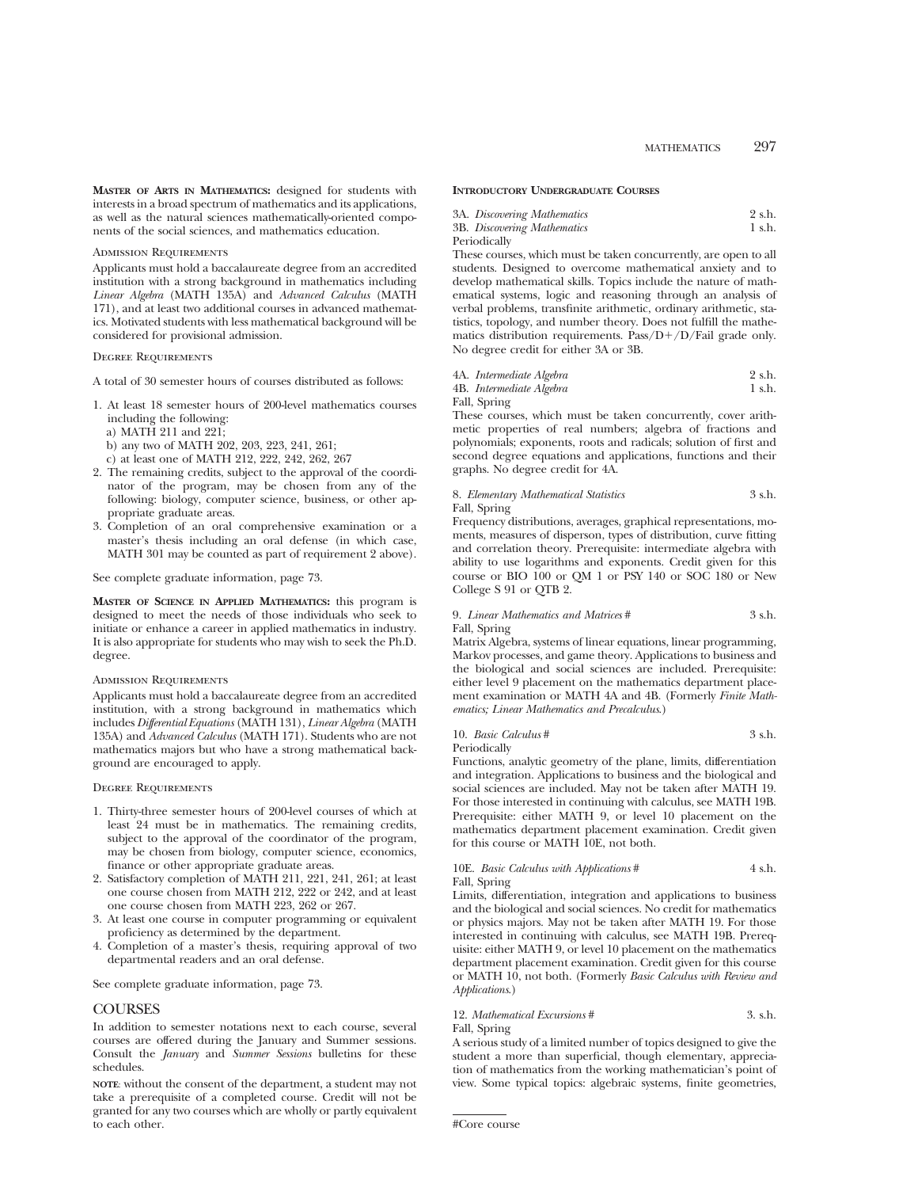**Master of Arts in Mathematics:** designed for students with interests in a broad spectrum of mathematics and its applications, as well as the natural sciences mathematically-oriented components of the social sciences, and mathematics education.

Admission Requirements

Applicants must hold a baccalaureate degree from an accredited institution with a strong background in mathematics including *Linear Algebra* (MATH 135A) and *Advanced Calculus* (MATH 171), and at least two additional courses in advanced mathematics. Motivated students with less mathematical background will be considered for provisional admission.

Degree Requirements

A total of 30 semester hours of courses distributed as follows:

1. At least 18 semester hours of 200-level mathematics courses including the following:
   a) MATH 211 and 221;
   b) any two of MATH 202, 203, 223, 241, 261;
   c) at least one of MATH 212, 222, 242, 262, 267
2. The remaining credits, subject to the approval of the coordinator of the program, may be chosen from any of the following: biology, computer science, business, or other appropriate graduate areas.
3. Completion of an oral comprehensive examination or a master's thesis including an oral defense (in which case, MATH 301 may be counted as part of requirement 2 above).

See complete graduate information, page 73.

**Master of Science in Applied Mathematics:** this program is designed to meet the needs of those individuals who seek to initiate or enhance a career in applied mathematics in industry. It is also appropriate for students who may wish to seek the Ph.D. degree.

Admission Requirements

Applicants must hold a baccalaureate degree from an accredited institution, with a strong background in mathematics which includes *Differential Equations* (MATH 131), *Linear Algebra* (MATH 135A) and *Advanced Calculus* (MATH 171). Students who are not mathematics majors but who have a strong mathematical background are encouraged to apply.

Degree Requirements

1. Thirty-three semester hours of 200-level courses of which at least 24 must be in mathematics. The remaining credits, subject to the approval of the coordinator of the program, may be chosen from biology, computer science, economics, finance or other appropriate graduate areas.
2. Satisfactory completion of MATH 211, 221, 241, 261; at least one course chosen from MATH 212, 222 or 242, and at least one course chosen from MATH 223, 262 or 267.
3. At least one course in computer programming or equivalent proficiency as determined by the department.
4. Completion of a master's thesis, requiring approval of two departmental readers and an oral defense.

See complete graduate information, page 73.

## COURSES

In addition to semester notations next to each course, several courses are offered during the January and Summer sessions. Consult the *January* and *Summer Sessions* bulletins for these schedules.

**note**: without the consent of the department, a student may not take a prerequisite of a completed course. Credit will not be granted for any two courses which are wholly or partly equivalent to each other.

**Introductory Undergraduate Courses**

3A. *Discovering Mathematics* 2 s.h.
3B. *Discovering Mathematics* 1 s.h.
Periodically

These courses, which must be taken concurrently, are open to all students. Designed to overcome mathematical anxiety and to develop mathematical skills. Topics include the nature of mathematical systems, logic and reasoning through an analysis of verbal problems, transfinite arithmetic, ordinary arithmetic, statistics, topology, and number theory. Does not fulfill the mathematics distribution requirements. Pass/D+/D/Fail grade only. No degree credit for either 3A or 3B.

4A. *Intermediate Algebra* 2 s.h.
4B. *Intermediate Algebra* 1 s.h.
Fall, Spring

These courses, which must be taken concurrently, cover arithmetic properties of real numbers; algebra of fractions and polynomials; exponents, roots and radicals; solution of first and second degree equations and applications, functions and their graphs. No degree credit for 4A.

8. *Elementary Mathematical Statistics* 3 s.h.
Fall, Spring

Frequency distributions, averages, graphical representations, moments, measures of disperson, types of distribution, curve fitting and correlation theory. Prerequisite: intermediate algebra with ability to use logarithms and exponents. Credit given for this course or BIO 100 or QM 1 or PSY 140 or SOC 180 or New College S 91 or QTB 2.

9. *Linear Mathematics and Matrices* # 3 s.h.
Fall, Spring

Matrix Algebra, systems of linear equations, linear programming, Markov processes, and game theory. Applications to business and the biological and social sciences are included. Prerequisite: either level 9 placement on the mathematics department placement examination or MATH 4A and 4B. (Formerly *Finite Mathematics; Linear Mathematics and Precalculus*.)

10. *Basic Calculus* # 3 s.h.
Periodically

Functions, analytic geometry of the plane, limits, differentiation and integration. Applications to business and the biological and social sciences are included. May not be taken after MATH 19. For those interested in continuing with calculus, see MATH 19B. Prerequisite: either MATH 9, or level 10 placement on the mathematics department placement examination. Credit given for this course or MATH 10E, not both.

10E. *Basic Calculus with Applications* # 4 s.h.
Fall, Spring

Limits, differentiation, integration and applications to business and the biological and social sciences. No credit for mathematics or physics majors. May not be taken after MATH 19. For those interested in continuing with calculus, see MATH 19B. Prerequisite: either MATH 9, or level 10 placement on the mathematics department placement examination. Credit given for this course or MATH 10, not both. (Formerly *Basic Calculus with Review and Applications*.)

12. *Mathematical Excursions* # 3. s.h.
Fall, Spring

A serious study of a limited number of topics designed to give the student a more than superficial, though elementary, appreciation of mathematics from the working mathematician's point of view. Some typical topics: algebraic systems, finite geometries,

#Core course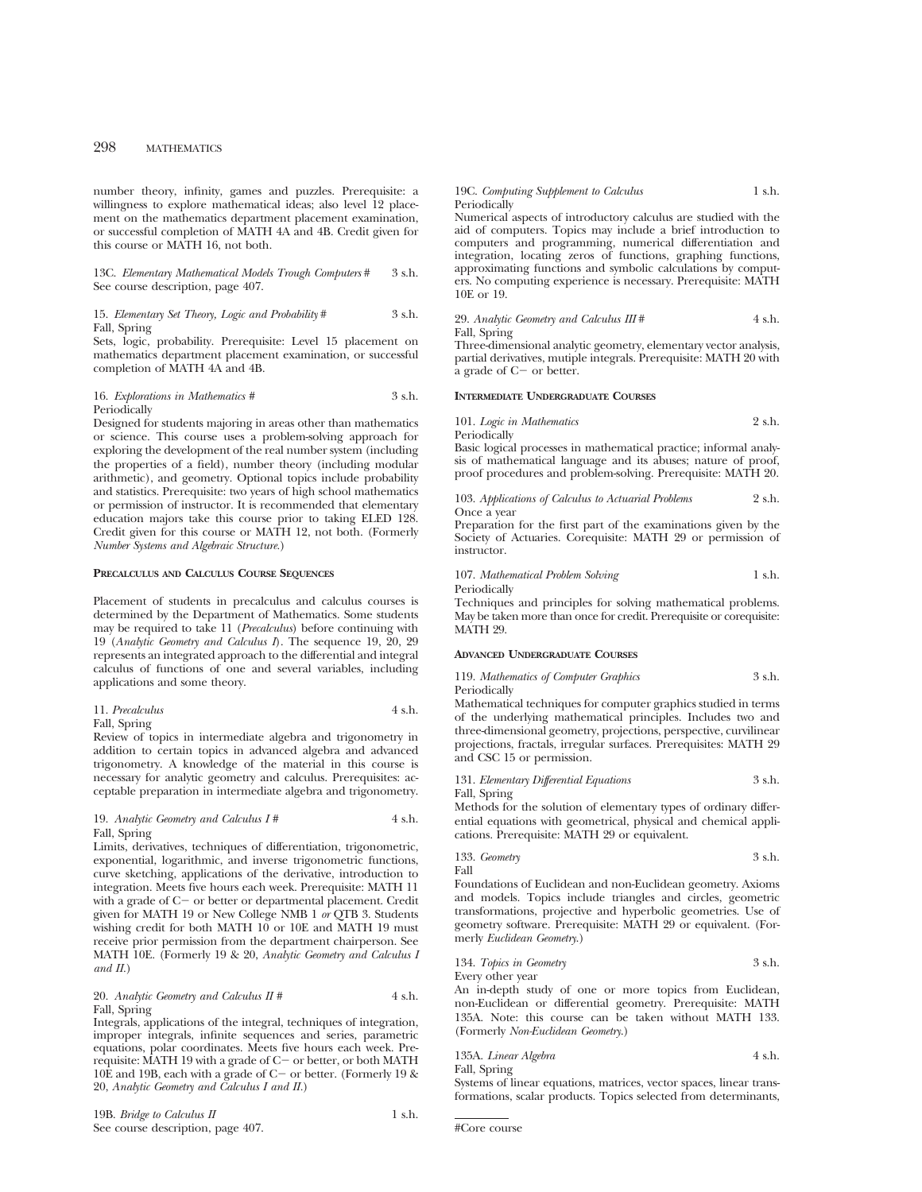number theory, infinity, games and puzzles. Prerequisite: a willingness to explore mathematical ideas; also level 12 placement on the mathematics department placement examination, or successful completion of MATH 4A and 4B. Credit given for this course or MATH 16, not both.

13C. *Elementary Mathematical Models Trough Computers* # 3 s.h.
See course description, page 407.

15. *Elementary Set Theory, Logic and Probability* # 3 s.h.
Fall, Spring
Sets, logic, probability. Prerequisite: Level 15 placement on mathematics department placement examination, or successful completion of MATH 4A and 4B.

16. *Explorations in Mathematics* # 3 s.h.
Periodically
Designed for students majoring in areas other than mathematics or science. This course uses a problem-solving approach for exploring the development of the real number system (including the properties of a field), number theory (including modular arithmetic), and geometry. Optional topics include probability and statistics. Prerequisite: two years of high school mathematics or permission of instructor. It is recommended that elementary education majors take this course prior to taking ELED 128. Credit given for this course or MATH 12, not both. (Formerly *Number Systems and Algebraic Structure.*)

**PRECALCULUS AND CALCULUS COURSE SEQUENCES**

Placement of students in precalculus and calculus courses is determined by the Department of Mathematics. Some students may be required to take 11 (*Precalculus*) before continuing with 19 (*Analytic Geometry and Calculus I*). The sequence 19, 20, 29 represents an integrated approach to the differential and integral calculus of functions of one and several variables, including applications and some theory.

11. *Precalculus* 4 s.h.
Fall, Spring
Review of topics in intermediate algebra and trigonometry in addition to certain topics in advanced algebra and advanced trigonometry. A knowledge of the material in this course is necessary for analytic geometry and calculus. Prerequisites: acceptable preparation in intermediate algebra and trigonometry.

19. *Analytic Geometry and Calculus I* # 4 s.h.
Fall, Spring
Limits, derivatives, techniques of differentiation, trigonometric, exponential, logarithmic, and inverse trigonometric functions, curve sketching, applications of the derivative, introduction to integration. Meets five hours each week. Prerequisite: MATH 11 with a grade of C− or better or departmental placement. Credit given for MATH 19 or New College NMB 1 *or* QTB 3. Students wishing credit for both MATH 10 or 10E and MATH 19 must receive prior permission from the department chairperson. See MATH 10E. (Formerly 19 & 20, *Analytic Geometry and Calculus I and II.*)

20. *Analytic Geometry and Calculus II* # 4 s.h.
Fall, Spring
Integrals, applications of the integral, techniques of integration, improper integrals, infinite sequences and series, parametric equations, polar coordinates. Meets five hours each week. Prerequisite: MATH 19 with a grade of C− or better, or both MATH 10E and 19B, each with a grade of C− or better. (Formerly 19 & 20, *Analytic Geometry and Calculus I and II.*)

19B. *Bridge to Calculus II* 1 s.h.
See course description, page 407.

19C. *Computing Supplement to Calculus* 1 s.h.
Periodically
Numerical aspects of introductory calculus are studied with the aid of computers. Topics may include a brief introduction to computers and programming, numerical differentiation and integration, locating zeros of functions, graphing functions, approximating functions and symbolic calculations by computers. No computing experience is necessary. Prerequisite: MATH 10E or 19.

29. *Analytic Geometry and Calculus III* # 4 s.h.
Fall, Spring
Three-dimensional analytic geometry, elementary vector analysis, partial derivatives, mutiple integrals. Prerequisite: MATH 20 with a grade of C− or better.

**INTERMEDIATE UNDERGRADUATE COURSES**

101. *Logic in Mathematics* 2 s.h.
Periodically
Basic logical processes in mathematical practice; informal analysis of mathematical language and its abuses; nature of proof, proof procedures and problem-solving. Prerequisite: MATH 20.

103. *Applications of Calculus to Actuarial Problems* 2 s.h.
Once a year
Preparation for the first part of the examinations given by the Society of Actuaries. Corequisite: MATH 29 or permission of instructor.

107. *Mathematical Problem Solving* 1 s.h.
Periodically
Techniques and principles for solving mathematical problems. May be taken more than once for credit. Prerequisite or corequisite: MATH 29.

**ADVANCED UNDERGRADUATE COURSES**

119. *Mathematics of Computer Graphics* 3 s.h.
Periodically
Mathematical techniques for computer graphics studied in terms of the underlying mathematical principles. Includes two and three-dimensional geometry, projections, perspective, curvilinear projections, fractals, irregular surfaces. Prerequisites: MATH 29 and CSC 15 or permission.

131. *Elementary Differential Equations* 3 s.h.
Fall, Spring
Methods for the solution of elementary types of ordinary differential equations with geometrical, physical and chemical applications. Prerequisite: MATH 29 or equivalent.

133. *Geometry* 3 s.h.
Fall
Foundations of Euclidean and non-Euclidean geometry. Axioms and models. Topics include triangles and circles, geometric transformations, projective and hyperbolic geometries. Use of geometry software. Prerequisite: MATH 29 or equivalent. (Formerly *Euclidean Geometry.*)

134. *Topics in Geometry* 3 s.h.
Every other year
An in-depth study of one or more topics from Euclidean, non-Euclidean or differential geometry. Prerequisite: MATH 135A. Note: this course can be taken without MATH 133. (Formerly *Non-Euclidean Geometry.*)

135A. *Linear Algebra* 4 s.h.
Fall, Spring
Systems of linear equations, matrices, vector spaces, linear transformations, scalar products. Topics selected from determinants,

#Core course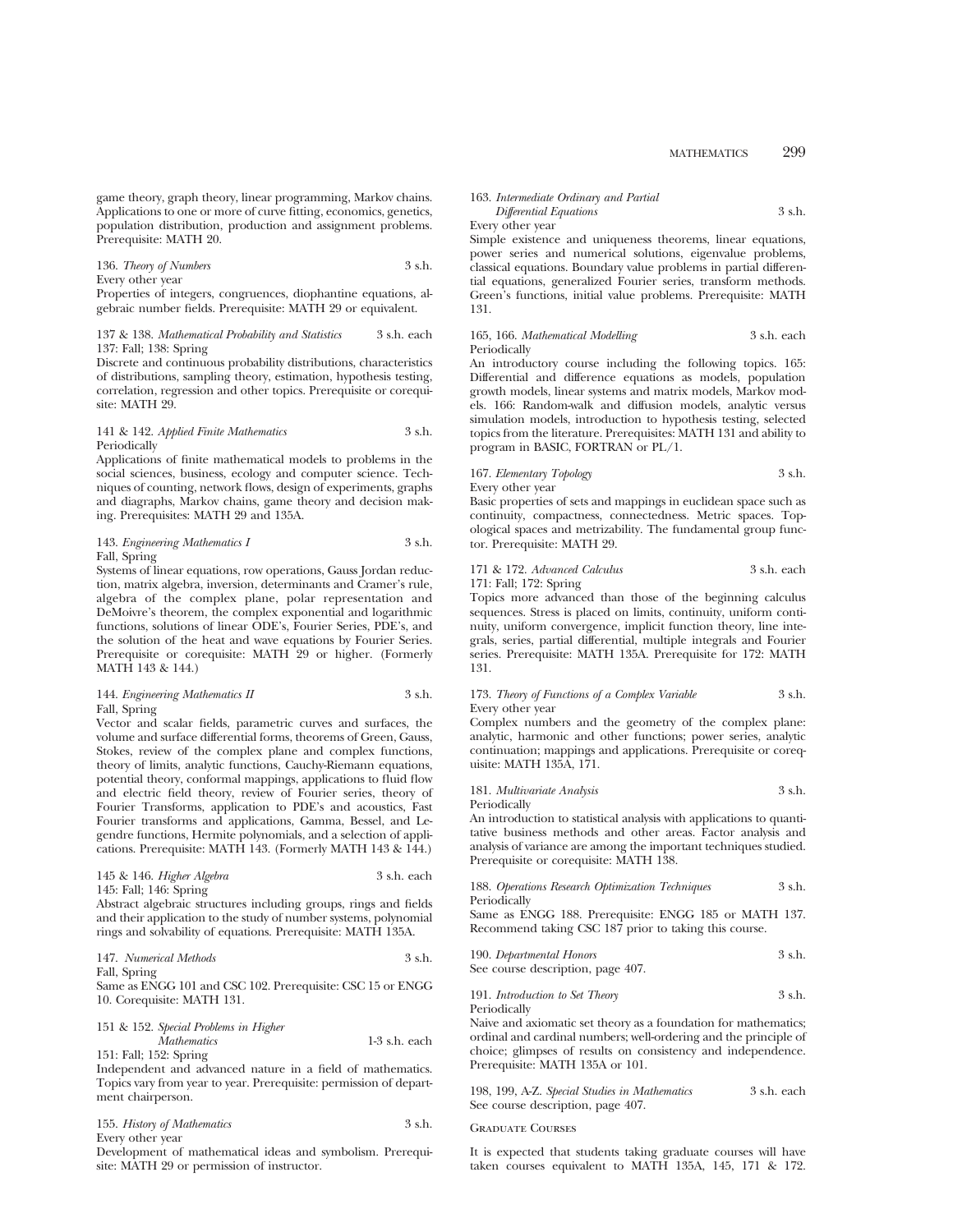game theory, graph theory, linear programming, Markov chains. Applications to one or more of curve fitting, economics, genetics, population distribution, production and assignment problems. Prerequisite: MATH 20.

136. *Theory of Numbers* 3 s.h.
Every other year
Properties of integers, congruences, diophantine equations, algebraic number fields. Prerequisite: MATH 29 or equivalent.

137 & 138. *Mathematical Probability and Statistics* 3 s.h. each
137: Fall; 138: Spring
Discrete and continuous probability distributions, characteristics of distributions, sampling theory, estimation, hypothesis testing, correlation, regression and other topics. Prerequisite or corequisite: MATH 29.

141 & 142. *Applied Finite Mathematics* 3 s.h.
Periodically
Applications of finite mathematical models to problems in the social sciences, business, ecology and computer science. Techniques of counting, network flows, design of experiments, graphs and diagraphs, Markov chains, game theory and decision making. Prerequisites: MATH 29 and 135A.

143. *Engineering Mathematics I* 3 s.h.
Fall, Spring
Systems of linear equations, row operations, Gauss Jordan reduction, matrix algebra, inversion, determinants and Cramer's rule, algebra of the complex plane, polar representation and DeMoivre's theorem, the complex exponential and logarithmic functions, solutions of linear ODE's, Fourier Series, PDE's, and the solution of the heat and wave equations by Fourier Series. Prerequisite or corequisite: MATH 29 or higher. (Formerly MATH 143 & 144.)

144. *Engineering Mathematics II* 3 s.h.
Fall, Spring
Vector and scalar fields, parametric curves and surfaces, the volume and surface differential forms, theorems of Green, Gauss, Stokes, review of the complex plane and complex functions, theory of limits, analytic functions, Cauchy-Riemann equations, potential theory, conformal mappings, applications to fluid flow and electric field theory, review of Fourier series, theory of Fourier Transforms, application to PDE's and acoustics, Fast Fourier transforms and applications, Gamma, Bessel, and Legendre functions, Hermite polynomials, and a selection of applications. Prerequisite: MATH 143. (Formerly MATH 143 & 144.)

145 & 146. *Higher Algebra* 3 s.h. each
145: Fall; 146: Spring
Abstract algebraic structures including groups, rings and fields and their application to the study of number systems, polynomial rings and solvability of equations. Prerequisite: MATH 135A.

147. *Numerical Methods* 3 s.h.
Fall, Spring
Same as ENGG 101 and CSC 102. Prerequisite: CSC 15 or ENGG 10. Corequisite: MATH 131.

151 & 152. *Special Problems in Higher Mathematics* 1-3 s.h. each
151: Fall; 152: Spring
Independent and advanced nature in a field of mathematics. Topics vary from year to year. Prerequisite: permission of department chairperson.

155. *History of Mathematics* 3 s.h.
Every other year
Development of mathematical ideas and symbolism. Prerequisite: MATH 29 or permission of instructor.

163. *Intermediate Ordinary and Partial Differential Equations* 3 s.h.
Every other year
Simple existence and uniqueness theorems, linear equations, power series and numerical solutions, eigenvalue problems, classical equations. Boundary value problems in partial differential equations, generalized Fourier series, transform methods. Green's functions, initial value problems. Prerequisite: MATH 131.

165, 166. *Mathematical Modelling* 3 s.h. each
Periodically
An introductory course including the following topics. 165: Differential and difference equations as models, population growth models, linear systems and matrix models, Markov models. 166: Random-walk and diffusion models, analytic versus simulation models, introduction to hypothesis testing, selected topics from the literature. Prerequisites: MATH 131 and ability to program in BASIC, FORTRAN or PL/1.

167. *Elementary Topology* 3 s.h.
Every other year
Basic properties of sets and mappings in euclidean space such as continuity, compactness, connectedness. Metric spaces. Topological spaces and metrizability. The fundamental group functor. Prerequisite: MATH 29.

171 & 172. *Advanced Calculus* 3 s.h. each
171: Fall; 172: Spring
Topics more advanced than those of the beginning calculus sequences. Stress is placed on limits, continuity, uniform continuity, uniform convergence, implicit function theory, line integrals, series, partial differential, multiple integrals and Fourier series. Prerequisite: MATH 135A. Prerequisite for 172: MATH 131.

173. *Theory of Functions of a Complex Variable* 3 s.h.
Every other year
Complex numbers and the geometry of the complex plane: analytic, harmonic and other functions; power series, analytic continuation; mappings and applications. Prerequisite or corequisite: MATH 135A, 171.

181. *Multivariate Analysis* 3 s.h.
Periodically
An introduction to statistical analysis with applications to quantitative business methods and other areas. Factor analysis and analysis of variance are among the important techniques studied. Prerequisite or corequisite: MATH 138.

188. *Operations Research Optimization Techniques* 3 s.h.
Periodically
Same as ENGG 188. Prerequisite: ENGG 185 or MATH 137. Recommend taking CSC 187 prior to taking this course.

190. *Departmental Honors* 3 s.h.
See course description, page 407.

191. *Introduction to Set Theory* 3 s.h.
Periodically
Naive and axiomatic set theory as a foundation for mathematics; ordinal and cardinal numbers; well-ordering and the principle of choice; glimpses of results on consistency and independence. Prerequisite: MATH 135A or 101.

198, 199, A-Z. *Special Studies in Mathematics* 3 s.h. each
See course description, page 407.

## Graduate Courses

It is expected that students taking graduate courses will have taken courses equivalent to MATH 135A, 145, 171 & 172.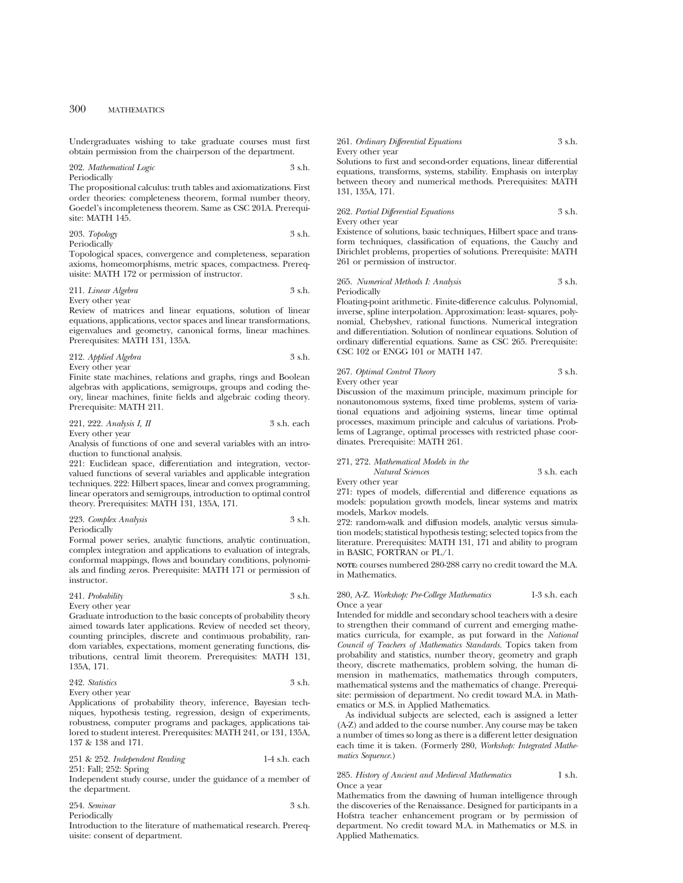Undergraduates wishing to take graduate courses must first obtain permission from the chairperson of the department.

202. *Mathematical Logic* 3 s.h.
Periodically
The propositional calculus: truth tables and axiomatizations. First order theories: completeness theorem, formal number theory, Goedel's incompleteness theorem. Same as CSC 201A. Prerequisite: MATH 145.

203. *Topology* 3 s.h.
Periodically
Topological spaces, convergence and completeness, separation axioms, homeomorphisms, metric spaces, compactness. Prerequisite: MATH 172 or permission of instructor.

211. *Linear Algebra* 3 s.h.
Every other year
Review of matrices and linear equations, solution of linear equations, applications, vector spaces and linear transformations, eigenvalues and geometry, canonical forms, linear machines. Prerequisites: MATH 131, 135A.

212. *Applied Algebra* 3 s.h.
Every other year
Finite state machines, relations and graphs, rings and Boolean algebras with applications, semigroups, groups and coding theory, linear machines, finite fields and algebraic coding theory. Prerequisite: MATH 211.

221, 222. *Analysis I, II* 3 s.h. each
Every other year
Analysis of functions of one and several variables with an introduction to functional analysis.
221: Euclidean space, differentiation and integration, vector-valued functions of several variables and applicable integration techniques. 222: Hilbert spaces, linear and convex programming, linear operators and semigroups, introduction to optimal control theory. Prerequisites: MATH 131, 135A, 171.

223. *Complex Analysis* 3 s.h.
Periodically
Formal power series, analytic functions, analytic continuation, complex integration and applications to evaluation of integrals, conformal mappings, flows and boundary conditions, polynomials and finding zeros. Prerequisite: MATH 171 or permission of instructor.

241. *Probability* 3 s.h.
Every other year
Graduate introduction to the basic concepts of probability theory aimed towards later applications. Review of needed set theory, counting principles, discrete and continuous probability, random variables, expectations, moment generating functions, distributions, central limit theorem. Prerequisites: MATH 131, 135A, 171.

242. *Statistics* 3 s.h.
Every other year
Applications of probability theory, inference, Bayesian techniques, hypothesis testing, regression, design of experiments, robustness, computer programs and packages, applications tailored to student interest. Prerequisites: MATH 241, or 131, 135A, 137 & 138 and 171.

251 & 252. *Independent Reading* 1-4 s.h. each
251: Fall; 252: Spring
Independent study course, under the guidance of a member of the department.

254. *Seminar* 3 s.h.
Periodically
Introduction to the literature of mathematical research. Prerequisite: consent of department.

261. *Ordinary Differential Equations* 3 s.h.
Every other year
Solutions to first and second-order equations, linear differential equations, transforms, systems, stability. Emphasis on interplay between theory and numerical methods. Prerequisites: MATH 131, 135A, 171.

262. *Partial Differential Equations* 3 s.h.
Every other year
Existence of solutions, basic techniques, Hilbert space and transform techniques, classification of equations, the Cauchy and Dirichlet problems, properties of solutions. Prerequisite: MATH 261 or permission of instructor.

265. *Numerical Methods I: Analysis* 3 s.h.
Periodically
Floating-point arithmetic. Finite-difference calculus. Polynomial, inverse, spline interpolation. Approximation: least- squares, polynomial, Chebyshev, rational functions. Numerical integration and differentiation. Solution of nonlinear equations. Solution of ordinary differential equations. Same as CSC 265. Prerequisite: CSC 102 or ENGG 101 or MATH 147.

267. *Optimal Control Theory* 3 s.h.
Every other year
Discussion of the maximum principle, maximum principle for nonautonomous systems, fixed time problems, system of variational equations and adjoining systems, linear time optimal processes, maximum principle and calculus of variations. Problems of Lagrange, optimal processes with restricted phase coordinates. Prerequisite: MATH 261.

271, 272. *Mathematical Models in the Natural Sciences* 3 s.h. each
Every other year
271: types of models, differential and difference equations as models: population growth models, linear systems and matrix models, Markov models.
272: random-walk and diffusion models, analytic versus simulation models; statistical hypothesis testing; selected topics from the literature. Prerequisites: MATH 131, 171 and ability to program in BASIC, FORTRAN or PL/1.

**NOTE:** courses numbered 280-288 carry no credit toward the M.A. in Mathematics.

280, A-Z. *Workshop: Pre-College Mathematics* 1-3 s.h. each
Once a year
Intended for middle and secondary school teachers with a desire to strengthen their command of current and emerging mathematics curricula, for example, as put forward in the *National Council of Teachers of Mathematics Standards*. Topics taken from probability and statistics, number theory, geometry and graph theory, discrete mathematics, problem solving, the human dimension in mathematics, mathematics through computers, mathematical systems and the mathematics of change. Prerequisite: permission of department. No credit toward M.A. in Mathematics or M.S. in Applied Mathematics.

As individual subjects are selected, each is assigned a letter (A-Z) and added to the course number. Any course may be taken a number of times so long as there is a different letter designation each time it is taken. (Formerly 280, *Workshop: Integrated Mathematics Sequence*.)

285. *History of Ancient and Medieval Mathematics* 1 s.h.
Once a year
Mathematics from the dawning of human intelligence through the discoveries of the Renaissance. Designed for participants in a Hofstra teacher enhancement program or by permission of department. No credit toward M.A. in Mathematics or M.S. in Applied Mathematics.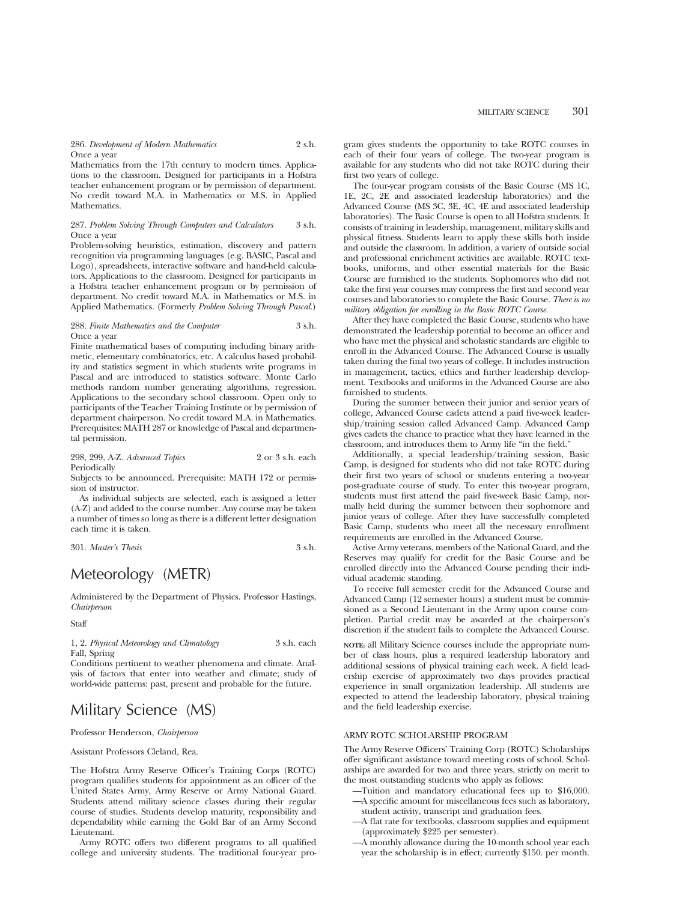286. *Development of Modern Mathematics* 2 s.h.
Once a year

Mathematics from the 17th century to modern times. Applications to the classroom. Designed for participants in a Hofstra teacher enhancement program or by permission of department. No credit toward M.A. in Mathematics or M.S. in Applied Mathematics.

287. *Problem Solving Through Computers and Calculators* 3 s.h.
Once a year

Problem-solving heuristics, estimation, discovery and pattern recognition via programming languages (e.g. BASIC, Pascal and Logo), spreadsheets, interactive software and hand-held calculators. Applications to the classroom. Designed for participants in a Hofstra teacher enhancement program or by permission of department. No credit toward M.A. in Mathematics or M.S. in Applied Mathematics. (Formerly *Problem Solving Through Pascal*.)

288. *Finite Mathematics and the Computer* 3 s.h.
Once a year

Finite mathematical bases of computing including binary arithmetic, elementary combinatorics, etc. A calculus based probability and statistics segment in which students write programs in Pascal and are introduced to statistics software. Monte Carlo methods random number generating algorithms, regression. Applications to the secondary school classroom. Open only to participants of the Teacher Training Institute or by permission of department chairperson. No credit toward M.A. in Mathematics. Prerequisites: MATH 287 or knowledge of Pascal and departmental permission.

298, 299, A-Z. *Advanced Topics* 2 or 3 s.h. each
Periodically

Subjects to be announced. Prerequisite: MATH 172 or permission of instructor.

As individual subjects are selected, each is assigned a letter (A-Z) and added to the course number. Any course may be taken a number of times so long as there is a different letter designation each time it is taken.

301. *Master's Thesis* 3 s.h.

# Meteorology (METR)

Administered by the Department of Physics. Professor Hastings, *Chairperson*

Staff

1, 2. *Physical Meteorology and Climatology* 3 s.h. each
Fall, Spring

Conditions pertinent to weather phenomena and climate. Analysis of factors that enter into weather and climate; study of world-wide patterns: past, present and probable for the future.

# Military Science (MS)

Professor Henderson, *Chairperson*

Assistant Professors Cleland, Rea.

The Hofstra Army Reserve Officer's Training Corps (ROTC) program qualifies students for appointment as an officer of the United States Army, Army Reserve or Army National Guard. Students attend military science classes during their regular course of studies. Students develop maturity, responsibility and dependability while earning the Gold Bar of an Army Second Lieutenant.

Army ROTC offers two different programs to all qualified college and university students. The traditional four-year program gives students the opportunity to take ROTC courses in each of their four years of college. The two-year program is available for any students who did not take ROTC during their first two years of college.

The four-year program consists of the Basic Course (MS 1C, 1E, 2C, 2E and associated leadership laboratories) and the Advanced Course (MS 3C, 3E, 4C, 4E and associated leadership laboratories). The Basic Course is open to all Hofstra students. It consists of training in leadership, management, military skills and physical fitness. Students learn to apply these skills both inside and outside the classroom. In addition, a variety of outside social and professional enrichment activities are available. ROTC textbooks, uniforms, and other essential materials for the Basic Course are furnished to the students. Sophomores who did not take the first year courses may compress the first and second year courses and laboratories to complete the Basic Course. *There is no military obligation for enrolling in the Basic ROTC Course.*

After they have completed the Basic Course, students who have demonstrated the leadership potential to become an officer and who have met the physical and scholastic standards are eligible to enroll in the Advanced Course. The Advanced Course is usually taken during the final two years of college. It includes instruction in management, tactics, ethics and further leadership development. Textbooks and uniforms in the Advanced Course are also furnished to students.

During the summer between their junior and senior years of college, Advanced Course cadets attend a paid five-week leadership/training session called Advanced Camp. Advanced Camp gives cadets the chance to practice what they have learned in the classroom, and introduces them to Army life "in the field."

Additionally, a special leadership/training session, Basic Camp, is designed for students who did not take ROTC during their first two years of school or students entering a two-year post-graduate course of study. To enter this two-year program, students must first attend the paid five-week Basic Camp, normally held during the summer between their sophomore and junior years of college. After they have successfully completed Basic Camp, students who meet all the necessary enrollment requirements are enrolled in the Advanced Course.

Active Army veterans, members of the National Guard, and the Reserves may qualify for credit for the Basic Course and be enrolled directly into the Advanced Course pending their individual academic standing.

To receive full semester credit for the Advanced Course and Advanced Camp (12 semester hours) a student must be commissioned as a Second Lieutenant in the Army upon course completion. Partial credit may be awarded at the chairperson's discretion if the student fails to complete the Advanced Course.

**NOTE:** all Military Science courses include the appropriate number of class hours, plus a required leadership laboratory and additional sessions of physical training each week. A field leadership exercise of approximately two days provides practical experience in small organization leadership. All students are expected to attend the leadership laboratory, physical training and the field leadership exercise.

## ARMY ROTC SCHOLARSHIP PROGRAM

The Army Reserve Officers' Training Corp (ROTC) Scholarships offer significant assistance toward meeting costs of school. Scholarships are awarded for two and three years, strictly on merit to the most outstanding students who apply as follows:

- —Tuition and mandatory educational fees up to $16,000.
- —A specific amount for miscellaneous fees such as laboratory, student activity, transcript and graduation fees.
- —A flat rate for textbooks, classroom supplies and equipment (approximately $225 per semester).
- —A monthly allowance during the 10-month school year each year the scholarship is in effect; currently $150. per month.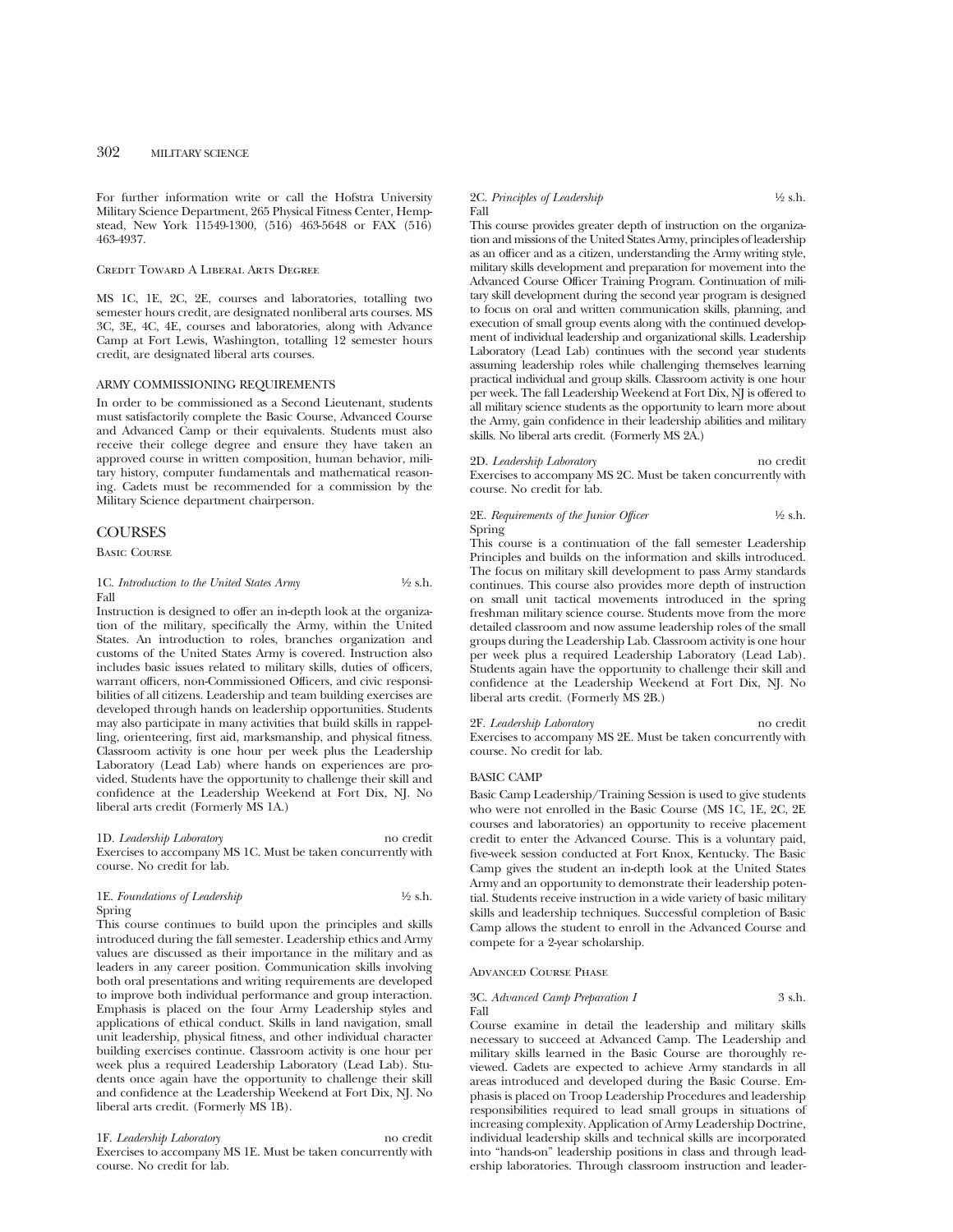For further information write or call the Hofstra University Military Science Department, 265 Physical Fitness Center, Hempstead, New York 11549-1300, (516) 463-5648 or FAX (516) 463-4937.

### Credit Toward A Liberal Arts Degree

MS 1C, 1E, 2C, 2E, courses and laboratories, totalling two semester hours credit, are designated nonliberal arts courses. MS 3C, 3E, 4C, 4E, courses and laboratories, along with Advance Camp at Fort Lewis, Washington, totalling 12 semester hours credit, are designated liberal arts courses.

### ARMY COMMISSIONING REQUIREMENTS

In order to be commissioned as a Second Lieutenant, students must satisfactorily complete the Basic Course, Advanced Course and Advanced Camp or their equivalents. Students must also receive their college degree and ensure they have taken an approved course in written composition, human behavior, military history, computer fundamentals and mathematical reasoning. Cadets must be recommended for a commission by the Military Science department chairperson.

## COURSES

### Basic Course

1C. *Introduction to the United States Army* ½ s.h.
Fall

Instruction is designed to offer an in-depth look at the organization of the military, specifically the Army, within the United States. An introduction to roles, branches organization and customs of the United States Army is covered. Instruction also includes basic issues related to military skills, duties of officers, warrant officers, non-Commissioned Officers, and civic responsibilities of all citizens. Leadership and team building exercises are developed through hands on leadership opportunities. Students may also participate in many activities that build skills in rappelling, orienteering, first aid, marksmanship, and physical fitness. Classroom activity is one hour per week plus the Leadership Laboratory (Lead Lab) where hands on experiences are provided. Students have the opportunity to challenge their skill and confidence at the Leadership Weekend at Fort Dix, NJ. No liberal arts credit (Formerly MS 1A.)

1D. *Leadership Laboratory* no credit

Exercises to accompany MS 1C. Must be taken concurrently with course. No credit for lab.

1E. *Foundations of Leadership* ½ s.h.
Spring

This course continues to build upon the principles and skills introduced during the fall semester. Leadership ethics and Army values are discussed as their importance in the military and as leaders in any career position. Communication skills involving both oral presentations and writing requirements are developed to improve both individual performance and group interaction. Emphasis is placed on the four Army Leadership styles and applications of ethical conduct. Skills in land navigation, small unit leadership, physical fitness, and other individual character building exercises continue. Classroom activity is one hour per week plus a required Leadership Laboratory (Lead Lab). Students once again have the opportunity to challenge their skill and confidence at the Leadership Weekend at Fort Dix, NJ. No liberal arts credit. (Formerly MS 1B).

1F. *Leadership Laboratory* no credit

Exercises to accompany MS 1E. Must be taken concurrently with course. No credit for lab.

2C. *Principles of Leadership* ½ s.h.
Fall

This course provides greater depth of instruction on the organization and missions of the United States Army, principles of leadership as an officer and as a citizen, understanding the Army writing style, military skills development and preparation for movement into the Advanced Course Officer Training Program. Continuation of military skill development during the second year program is designed to focus on oral and written communication skills, planning, and execution of small group events along with the continued development of individual leadership and organizational skills. Leadership Laboratory (Lead Lab) continues with the second year students assuming leadership roles while challenging themselves learning practical individual and group skills. Classroom activity is one hour per week. The fall Leadership Weekend at Fort Dix, NJ is offered to all military science students as the opportunity to learn more about the Army, gain confidence in their leadership abilities and military skills. No liberal arts credit. (Formerly MS 2A.)

2D. *Leadership Laboratory* no credit

Exercises to accompany MS 2C. Must be taken concurrently with course. No credit for lab.

2E. *Requirements of the Junior Officer* ½ s.h.
Spring

This course is a continuation of the fall semester Leadership Principles and builds on the information and skills introduced. The focus on military skill development to pass Army standards continues. This course also provides more depth of instruction on small unit tactical movements introduced in the spring freshman military science course. Students move from the more detailed classroom and now assume leadership roles of the small groups during the Leadership Lab. Classroom activity is one hour per week plus a required Leadership Laboratory (Lead Lab). Students again have the opportunity to challenge their skill and confidence at the Leadership Weekend at Fort Dix, NJ. No liberal arts credit. (Formerly MS 2B.)

2F. *Leadership Laboratory* no credit

Exercises to accompany MS 2E. Must be taken concurrently with course. No credit for lab.

### BASIC CAMP

Basic Camp Leadership/Training Session is used to give students who were not enrolled in the Basic Course (MS 1C, 1E, 2C, 2E courses and laboratories) an opportunity to receive placement credit to enter the Advanced Course. This is a voluntary paid, five-week session conducted at Fort Knox, Kentucky. The Basic Camp gives the student an in-depth look at the United States Army and an opportunity to demonstrate their leadership potential. Students receive instruction in a wide variety of basic military skills and leadership techniques. Successful completion of Basic Camp allows the student to enroll in the Advanced Course and compete for a 2-year scholarship.

### Advanced Course Phase

3C. *Advanced Camp Preparation I* 3 s.h.
Fall

Course examine in detail the leadership and military skills necessary to succeed at Advanced Camp. The Leadership and military skills learned in the Basic Course are thoroughly reviewed. Cadets are expected to achieve Army standards in all areas introduced and developed during the Basic Course. Emphasis is placed on Troop Leadership Procedures and leadership responsibilities required to lead small groups in situations of increasing complexity. Application of Army Leadership Doctrine, individual leadership skills and technical skills are incorporated into "hands-on" leadership positions in class and through leadership laboratories. Through classroom instruction and leader-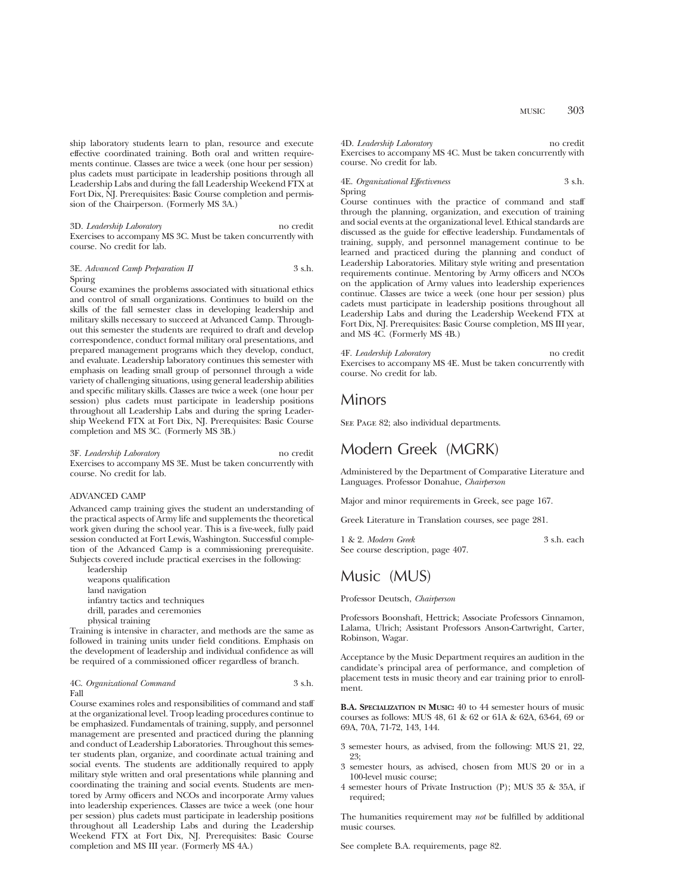ship laboratory students learn to plan, resource and execute effective coordinated training. Both oral and written requirements continue. Classes are twice a week (one hour per session) plus cadets must participate in leadership positions through all Leadership Labs and during the fall Leadership Weekend FTX at Fort Dix, NJ. Prerequisites: Basic Course completion and permission of the Chairperson. (Formerly MS 3A.)

3D. *Leadership Laboratory* no credit
Exercises to accompany MS 3C. Must be taken concurrently with course. No credit for lab.

3E. *Advanced Camp Preparation II* 3 s.h.
Spring
Course examines the problems associated with situational ethics and control of small organizations. Continues to build on the skills of the fall semester class in developing leadership and military skills necessary to succeed at Advanced Camp. Throughout this semester the students are required to draft and develop correspondence, conduct formal military oral presentations, and prepared management programs which they develop, conduct, and evaluate. Leadership laboratory continues this semester with emphasis on leading small group of personnel through a wide variety of challenging situations, using general leadership abilities and specific military skills. Classes are twice a week (one hour per session) plus cadets must participate in leadership positions throughout all Leadership Labs and during the spring Leadership Weekend FTX at Fort Dix, NJ. Prerequisites: Basic Course completion and MS 3C. (Formerly MS 3B.)

3F. *Leadership Laboratory* no credit
Exercises to accompany MS 3E. Must be taken concurrently with course. No credit for lab.

ADVANCED CAMP

Advanced camp training gives the student an understanding of the practical aspects of Army life and supplements the theoretical work given during the school year. This is a five-week, fully paid session conducted at Fort Lewis, Washington. Successful completion of the Advanced Camp is a commissioning prerequisite. Subjects covered include practical exercises in the following:

- leadership
- weapons qualification
- land navigation
- infantry tactics and techniques
- drill, parades and ceremonies
- physical training

Training is intensive in character, and methods are the same as followed in training units under field conditions. Emphasis on the development of leadership and individual confidence as will be required of a commissioned officer regardless of branch.

4C. *Organizational Command* 3 s.h.
Fall
Course examines roles and responsibilities of command and staff at the organizational level. Troop leading procedures continue to be emphasized. Fundamentals of training, supply, and personnel management are presented and practiced during the planning and conduct of Leadership Laboratories. Throughout this semester students plan, organize, and coordinate actual training and social events. The students are additionally required to apply military style written and oral presentations while planning and coordinating the training and social events. Students are mentored by Army officers and NCOs and incorporate Army values into leadership experiences. Classes are twice a week (one hour per session) plus cadets must participate in leadership positions throughout all Leadership Labs and during the Leadership Weekend FTX at Fort Dix, NJ. Prerequisites: Basic Course completion and MS III year. (Formerly MS 4A.)

4D. *Leadership Laboratory* no credit
Exercises to accompany MS 4C. Must be taken concurrently with course. No credit for lab.

4E. *Organizational Effectiveness* 3 s.h.
Spring
Course continues with the practice of command and staff through the planning, organization, and execution of training and social events at the organizational level. Ethical standards are discussed as the guide for effective leadership. Fundamentals of training, supply, and personnel management continue to be learned and practiced during the planning and conduct of Leadership Laboratories. Military style writing and presentation requirements continue. Mentoring by Army officers and NCOs on the application of Army values into leadership experiences continue. Classes are twice a week (one hour per session) plus cadets must participate in leadership positions throughout all Leadership Labs and during the Leadership Weekend FTX at Fort Dix, NJ. Prerequisites: Basic Course completion, MS III year, and MS 4C. (Formerly MS 4B.)

4F. *Leadership Laboratory* no credit
Exercises to accompany MS 4E. Must be taken concurrently with course. No credit for lab.

# Minors

See Page 82; also individual departments.

# Modern Greek (MGRK)

Administered by the Department of Comparative Literature and Languages. Professor Donahue, *Chairperson*

Major and minor requirements in Greek, see page 167.

Greek Literature in Translation courses, see page 281.

1 & 2. *Modern Greek* 3 s.h. each
See course description, page 407.

# Music (MUS)

Professor Deutsch, *Chairperson*

Professors Boonshaft, Hettrick; Associate Professors Cinnamon, Lalama, Ulrich; Assistant Professors Anson-Cartwright, Carter, Robinson, Wagar.

Acceptance by the Music Department requires an audition in the candidate's principal area of performance, and completion of placement tests in music theory and ear training prior to enrollment.

**B.A. Specialization in Music:** 40 to 44 semester hours of music courses as follows: MUS 48, 61 & 62 or 61A & 62A, 63-64, 69 or 69A, 70A, 71-72, 143, 144.

- 3 semester hours, as advised, from the following: MUS 21, 22, 23;
- 3 semester hours, as advised, chosen from MUS 20 or in a 100-level music course;
- 4 semester hours of Private Instruction (P); MUS 35 & 35A, if required;

The humanities requirement may *not* be fulfilled by additional music courses.

See complete B.A. requirements, page 82.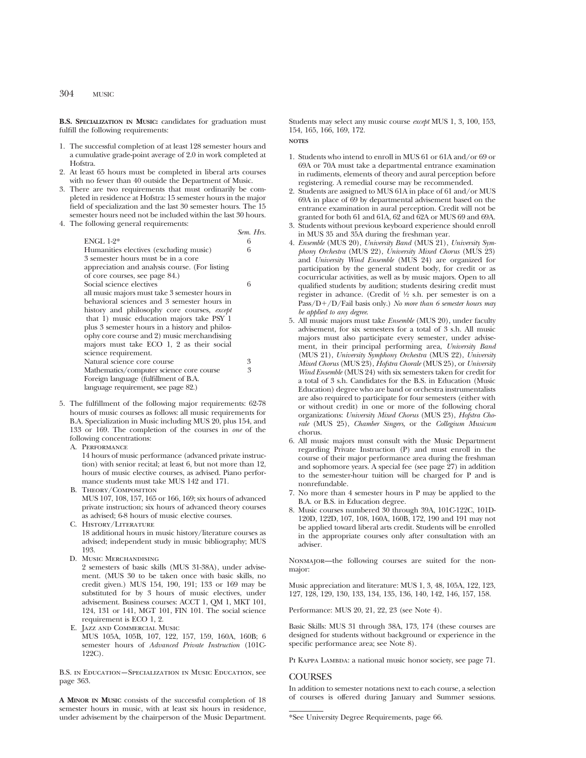**B.S. Specialization in Music:** candidates for graduation must fulfill the following requirements:

1. The successful completion of at least 128 semester hours and a cumulative grade-point average of 2.0 in work completed at Hofstra.
2. At least 65 hours must be completed in liberal arts courses with no fewer than 40 outside the Department of Music.
3. There are two requirements that must ordinarily be completed in residence at Hofstra: 15 semester hours in the major field of specialization and the last 30 semester hours. The 15 semester hours need not be included within the last 30 hours.
4. The following general requirements:

| | *Sem. Hrs.* |
|---|---|
| ENGL 1-2* | 6 |
| Humanities electives (excluding music) 3 semester hours must be in a core appreciation and analysis course. (For listing of core courses, see page 84.) | 6 |
| Social science electives all music majors must take 3 semester hours in behavioral sciences and 3 semester hours in history and philosophy core courses, *except* that 1) music education majors take PSY 1 plus 3 semester hours in a history and philosophy core course and 2) music merchandising majors must take ECO 1, 2 as their social science requirement. | 6 |
| Natural science core course | 3 |
| Mathematics/computer science core course | 3 |
| Foreign language (fulfillment of B.A. language requirement, see page 82.) | |

5. The fulfillment of the following major requirements: 62-78 hours of music courses as follows: all music requirements for B.A. Specialization in Music including MUS 20, plus 154, and 133 or 169. The completion of the courses in *one* of the following concentrations:
   A. Performance
      14 hours of music performance (advanced private instruction) with senior recital; at least 6, but not more than 12, hours of music elective courses, as advised. Piano performance students must take MUS 142 and 171.
   B. Theory/Composition
      MUS 107, 108, 157, 165 or 166, 169; six hours of advanced private instruction; six hours of advanced theory courses as advised; 6-8 hours of music elective courses.
   C. History/Literature
      18 additional hours in music history/literature courses as advised; independent study in music bibliography; MUS 193.
   D. Music Merchandising
      2 semesters of basic skills (MUS 31-38A), under advisement. (MUS 30 to be taken once with basic skills, no credit given.) MUS 154, 190, 191; 133 or 169 may be substituted for by 3 hours of music electives, under advisement. Business courses: ACCT 1, QM 1, MKT 101, 124, 131 or 141, MGT 101, FIN 101. The social science requirement is ECO 1, 2.
   E. Jazz and Commercial Music
      MUS 105A, 105B, 107, 122, 157, 159, 160A, 160B; 6 semester hours of *Advanced Private Instruction* (101C-122C).

B.S. in Education—Specialization in Music Education, see page 363.

**A Minor in Music** consists of the successful completion of 18 semester hours in music, with at least six hours in residence, under advisement by the chairperson of the Music Department. Students may select any music course *except* MUS 1, 3, 100, 153, 154, 165, 166, 169, 172.

**NOTES**

1. Students who intend to enroll in MUS 61 or 61A and/or 69 or 69A or 70A must take a departmental entrance examination in rudiments, elements of theory and aural perception before registering. A remedial course may be recommended.
2. Students are assigned to MUS 61A in place of 61 and/or MUS 69A in place of 69 by departmental advisement based on the entrance examination in aural perception. Credit will not be granted for both 61 and 61A, 62 and 62A or MUS 69 and 69A.
3. Students without previous keyboard experience should enroll in MUS 35 and 35A during the freshman year.
4. *Ensemble* (MUS 20), *University Band* (MUS 21), *University Symphony Orchestra* (MUS 22), *University Mixed Chorus* (MUS 23) and *University Wind Ensemble* (MUS 24) are organized for participation by the general student body, for credit or as cocurricular activities, as well as by music majors. Open to all qualified students by audition; students desiring credit must register in advance. (Credit of ½ s.h. per semester is on a Pass/D+/D/Fail basis only.) *No more than 6 semester hours may be applied to any degree.*
5. All music majors must take *Ensemble* (MUS 20), under faculty advisement, for six semesters for a total of 3 s.h. All music majors must also participate every semester, under advisement, in their principal performing area, *University Band* (MUS 21), *University Symphony Orchestra* (MUS 22), *University Mixed Chorus* (MUS 23), *Hofstra Chorale* (MUS 25), or *University Wind Ensemble* (MUS 24) with six semesters taken for credit for a total of 3 s.h. Candidates for the B.S. in Education (Music Education) degree who are band or orchestra instrumentalists are also required to participate for four semesters (either with or without credit) in one or more of the following choral organizations: *University Mixed Chorus* (MUS 23), *Hofstra Chorale* (MUS 25), *Chamber Singers,* or the *Collegium Musicum* chorus.
6. All music majors must consult with the Music Department regarding Private Instruction (P) and must enroll in the course of their major performance area during the freshman and sophomore years. A special fee (see page 27) in addition to the semester-hour tuition will be charged for P and is nonrefundable.
7. No more than 4 semester hours in P may be applied to the B.A. or B.S. in Education degree.
8. Music courses numbered 30 through 39A, 101C-122C, 101D-120D, 122D, 107, 108, 160A, 160B, 172, 190 and 191 may not be applied toward liberal arts credit. Students will be enrolled in the appropriate courses only after consultation with an adviser.

Nonmajor—the following courses are suited for the nonmajor:

Music appreciation and literature: MUS 1, 3, 48, 105A, 122, 123, 127, 128, 129, 130, 133, 134, 135, 136, 140, 142, 146, 157, 158.

Performance: MUS 20, 21, 22, 23 (see Note 4).

Basic Skills: MUS 31 through 38A, 173, 174 (these courses are designed for students without background or experience in the specific performance area; see Note 8).

Pi Kappa Lambda: a national music honor society, see page 71.

## COURSES

In addition to semester notations next to each course, a selection of courses is offered during January and Summer sessions.

---

*See University Degree Requirements, page 66.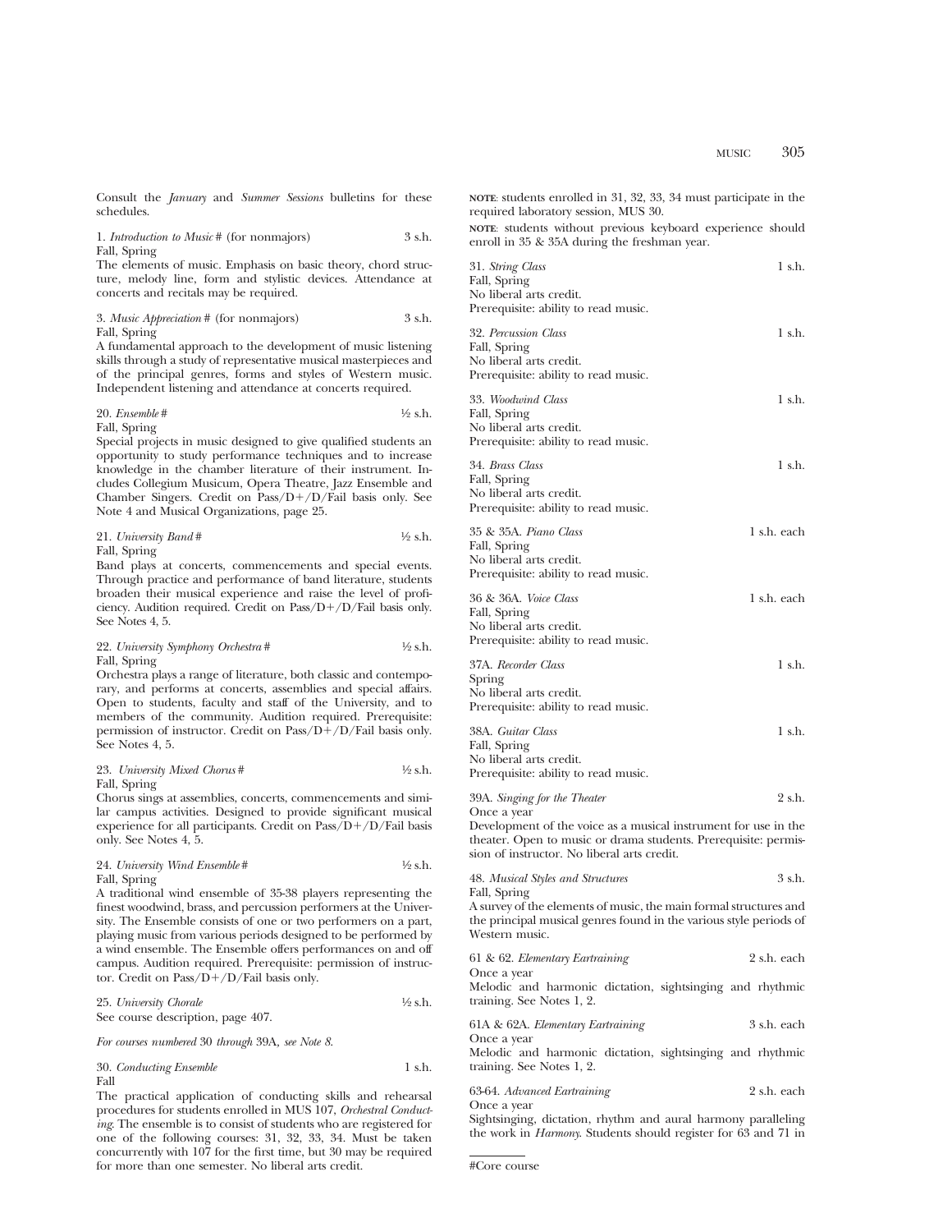Consult the *January* and *Summer Sessions* bulletins for these schedules.

1. *Introduction to Music* # (for nonmajors) 3 s.h.
Fall, Spring
The elements of music. Emphasis on basic theory, chord structure, melody line, form and stylistic devices. Attendance at concerts and recitals may be required.

3. *Music Appreciation* # (for nonmajors) 3 s.h.
Fall, Spring
A fundamental approach to the development of music listening skills through a study of representative musical masterpieces and of the principal genres, forms and styles of Western music. Independent listening and attendance at concerts required.

20. *Ensemble* # ½ s.h.
Fall, Spring
Special projects in music designed to give qualified students an opportunity to study performance techniques and to increase knowledge in the chamber literature of their instrument. Includes Collegium Musicum, Opera Theatre, Jazz Ensemble and Chamber Singers. Credit on Pass/D+/D/Fail basis only. See Note 4 and Musical Organizations, page 25.

21. *University Band* # ½ s.h.
Fall, Spring
Band plays at concerts, commencements and special events. Through practice and performance of band literature, students broaden their musical experience and raise the level of proficiency. Audition required. Credit on Pass/D+/D/Fail basis only. See Notes 4, 5.

22. *University Symphony Orchestra* # ½ s.h.
Fall, Spring
Orchestra plays a range of literature, both classic and contemporary, and performs at concerts, assemblies and special affairs. Open to students, faculty and staff of the University, and to members of the community. Audition required. Prerequisite: permission of instructor. Credit on Pass/D+/D/Fail basis only. See Notes 4, 5.

23. *University Mixed Chorus* # ½ s.h.
Fall, Spring
Chorus sings at assemblies, concerts, commencements and similar campus activities. Designed to provide significant musical experience for all participants. Credit on Pass/D+/D/Fail basis only. See Notes 4, 5.

24. *University Wind Ensemble* # ½ s.h.
Fall, Spring
A traditional wind ensemble of 35-38 players representing the finest woodwind, brass, and percussion performers at the University. The Ensemble consists of one or two performers on a part, playing music from various periods designed to be performed by a wind ensemble. The Ensemble offers performances on and off campus. Audition required. Prerequisite: permission of instructor. Credit on Pass/D+/D/Fail basis only.

25. *University Chorale* ½ s.h.
See course description, page 407.

*For courses numbered* 30 *through* 39A, *see Note 8.*

30. *Conducting Ensemble* 1 s.h.
Fall
The practical application of conducting skills and rehearsal procedures for students enrolled in MUS 107, *Orchestral Conducting*. The ensemble is to consist of students who are registered for one of the following courses: 31, 32, 33, 34. Must be taken concurrently with 107 for the first time, but 30 may be required for more than one semester. No liberal arts credit.

**NOTE**: students enrolled in 31, 32, 33, 34 must participate in the required laboratory session, MUS 30.

**NOTE**: students without previous keyboard experience should enroll in 35 & 35A during the freshman year.

31. *String Class* 1 s.h.
Fall, Spring
No liberal arts credit.
Prerequisite: ability to read music.

32. *Percussion Class* 1 s.h.
Fall, Spring
No liberal arts credit.
Prerequisite: ability to read music.

33. *Woodwind Class* 1 s.h.
Fall, Spring
No liberal arts credit.
Prerequisite: ability to read music.

34. *Brass Class* 1 s.h.
Fall, Spring
No liberal arts credit.
Prerequisite: ability to read music.

35 & 35A. *Piano Class* 1 s.h. each
Fall, Spring
No liberal arts credit.
Prerequisite: ability to read music.

36 & 36A. *Voice Class* 1 s.h. each
Fall, Spring
No liberal arts credit.
Prerequisite: ability to read music.

37A. *Recorder Class* 1 s.h.
Spring
No liberal arts credit.
Prerequisite: ability to read music.

38A. *Guitar Class* 1 s.h.
Fall, Spring
No liberal arts credit.
Prerequisite: ability to read music.

39A. *Singing for the Theater* 2 s.h.
Once a year
Development of the voice as a musical instrument for use in the theater. Open to music or drama students. Prerequisite: permission of instructor. No liberal arts credit.

48. *Musical Styles and Structures* 3 s.h.
Fall, Spring
A survey of the elements of music, the main formal structures and the principal musical genres found in the various style periods of Western music.

61 & 62. *Elementary Eartraining* 2 s.h. each
Once a year
Melodic and harmonic dictation, sightsinging and rhythmic training. See Notes 1, 2.

61A & 62A. *Elementary Eartraining* 3 s.h. each
Once a year
Melodic and harmonic dictation, sightsinging and rhythmic training. See Notes 1, 2.

63-64. *Advanced Eartraining* 2 s.h. each
Once a year
Sightsinging, dictation, rhythm and aural harmony paralleling the work in *Harmony*. Students should register for 63 and 71 in

#Core course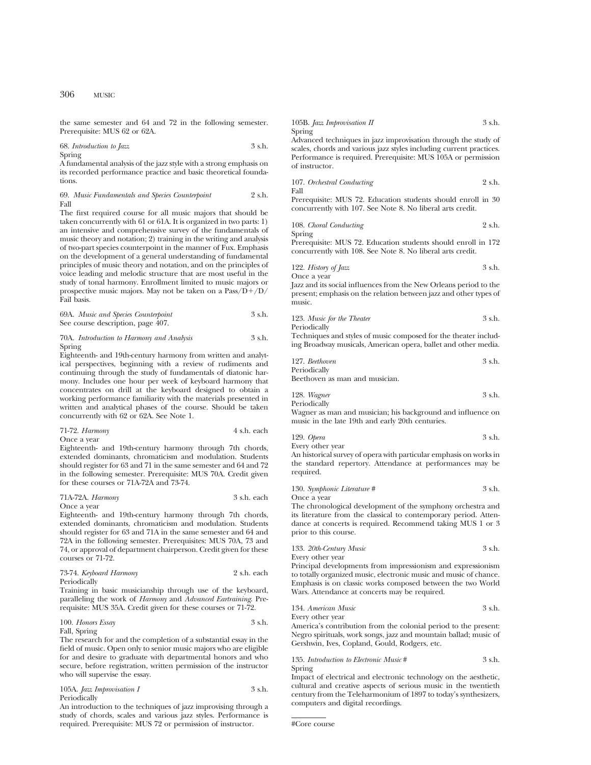the same semester and 64 and 72 in the following semester. Prerequisite: MUS 62 or 62A.

68. *Introduction to Jazz* 3 s.h.
Spring
A fundamental analysis of the jazz style with a strong emphasis on its recorded performance practice and basic theoretical foundations.

69. *Music Fundamentals and Species Counterpoint* 2 s.h.
Fall
The first required course for all music majors that should be taken concurrently with 61 or 61A. It is organized in two parts: 1) an intensive and comprehensive survey of the fundamentals of music theory and notation; 2) training in the writing and analysis of two-part species counterpoint in the manner of Fux. Emphasis on the development of a general understanding of fundamental principles of music theory and notation, and on the principles of voice leading and melodic structure that are most useful in the study of tonal harmony. Enrollment limited to music majors or prospective music majors. May not be taken on a Pass/D+/D/Fail basis.

69A. *Music and Species Counterpoint* 3 s.h.
See course description, page 407.

70A. *Introduction to Harmony and Analysis* 3 s.h.
Spring
Eighteenth- and 19th-century harmony from written and analytical perspectives, beginning with a review of rudiments and continuing through the study of fundamentals of diatonic harmony. Includes one hour per week of keyboard harmony that concentrates on drill at the keyboard designed to obtain a working performance familiarity with the materials presented in written and analytical phases of the course. Should be taken concurrently with 62 or 62A. See Note 1.

71-72. *Harmony* 4 s.h. each
Once a year
Eighteenth- and 19th-century harmony through 7th chords, extended dominants, chromaticism and modulation. Students should register for 63 and 71 in the same semester and 64 and 72 in the following semester. Prerequisite: MUS 70A. Credit given for these courses or 71A-72A and 73-74.

71A-72A. *Harmony* 3 s.h. each
Once a year
Eighteenth- and 19th-century harmony through 7th chords, extended dominants, chromaticism and modulation. Students should register for 63 and 71A in the same semester and 64 and 72A in the following semester. Prerequisites: MUS 70A, 73 and 74, or approval of department chairperson. Credit given for these courses or 71-72.

73-74. *Keyboard Harmony* 2 s.h. each
Periodically
Training in basic musicianship through use of the keyboard, paralleling the work of *Harmony* and *Advanced Eartraining*. Prerequisite: MUS 35A. Credit given for these courses or 71-72.

100. *Honors Essay* 3 s.h.
Fall, Spring
The research for and the completion of a substantial essay in the field of music. Open only to senior music majors who are eligible for and desire to graduate with departmental honors and who secure, before registration, written permission of the instructor who will supervise the essay.

105A. *Jazz Improvisation I* 3 s.h.
Periodically
An introduction to the techniques of jazz improvising through a study of chords, scales and various jazz styles. Performance is required. Prerequisite: MUS 72 or permission of instructor.

105B. *Jazz Improvisation II* 3 s.h.
Spring
Advanced techniques in jazz improvisation through the study of scales, chords and various jazz styles including current practices. Performance is required. Prerequisite: MUS 105A or permission of instructor.

107. *Orchestral Conducting* 2 s.h.
Fall
Prerequisite: MUS 72. Education students should enroll in 30 concurrently with 107. See Note 8. No liberal arts credit.

108. *Choral Conducting* 2 s.h.
Spring
Prerequisite: MUS 72. Education students should enroll in 172 concurrently with 108. See Note 8. No liberal arts credit.

122. *History of Jazz* 3 s.h.
Once a year
Jazz and its social influences from the New Orleans period to the present; emphasis on the relation between jazz and other types of music.

123. *Music for the Theater* 3 s.h.
Periodically
Techniques and styles of music composed for the theater including Broadway musicals, American opera, ballet and other media.

127. *Beethoven* 3 s.h.
Periodically
Beethoven as man and musician.

128. *Wagner* 3 s.h.
Periodically
Wagner as man and musician; his background and influence on music in the late 19th and early 20th centuries.

129. *Opera* 3 s.h.
Every other year
An historical survey of opera with particular emphasis on works in the standard repertory. Attendance at performances may be required.

130. *Symphonic Literature* # 3 s.h.
Once a year
The chronological development of the symphony orchestra and its literature from the classical to contemporary period. Attendance at concerts is required. Recommend taking MUS 1 or 3 prior to this course.

133. *20th-Century Music* 3 s.h.
Every other year
Principal developments from impressionism and expressionism to totally organized music, electronic music and music of chance. Emphasis is on classic works composed between the two World Wars. Attendance at concerts may be required.

134. *American Music* 3 s.h.
Every other year
America's contribution from the colonial period to the present: Negro spirituals, work songs, jazz and mountain ballad; music of Gershwin, Ives, Copland, Gould, Rodgers, etc.

135. *Introduction to Electronic Music* # 3 s.h.
Spring
Impact of electrical and electronic technology on the aesthetic, cultural and creative aspects of serious music in the twentieth century from the Teleharmonium of 1897 to today's synthesizers, computers and digital recordings.

---

#Core course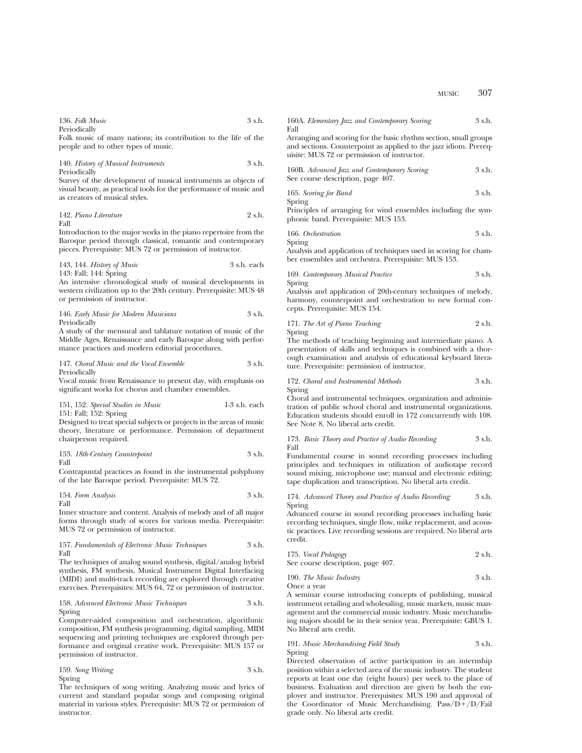136. *Folk Music* 3 s.h.
Periodically
Folk music of many nations; its contribution to the life of the people and to other types of music.

140. *History of Musical Instruments* 3 s.h.
Periodically
Survey of the development of musical instruments as objects of visual beauty, as practical tools for the performance of music and as creators of musical styles.

142. *Piano Literature* 2 s.h.
Fall
Introduction to the major works in the piano repertoire from the Baroque period through classical, romantic and contemporary pieces. Prerequisite: MUS 72 or permission of instructor.

143, 144. *History of Music* 3 s.h. each
143: Fall; 144: Spring
An intensive chronological study of musical developments in western civilization up to the 20th century. Prerequisite: MUS 48 or permission of instructor.

146. *Early Music for Modern Musicians* 3 s.h.
Periodically
A study of the mensural and tablature notation of music of the Middle Ages, Renaissance and early Baroque along with performance practices and modern editorial procedures.

147. *Choral Music and the Vocal Ensemble* 3 s.h.
Periodically
Vocal music from Renaissance to present day, with emphasis on significant works for chorus and chamber ensembles.

151, 152. *Special Studies in Music* 1-3 s.h. each
151: Fall; 152: Spring
Designed to treat special subjects or projects in the areas of music theory, literature or performance. Permission of department chairperson required.

153. *18th-Century Counterpoint* 3 s.h.
Fall
Contrapuntal practices as found in the instrumental polyphony of the late Baroque period. Prerequisite: MUS 72.

154. *Form Analysis* 3 s.h.
Fall
Inner structure and content. Analysis of melody and of all major forms through study of scores for various media. Prerequisite: MUS 72 or permission of instructor.

157. *Fundamentals of Electronic Music Techniques* 3 s.h.
Fall
The techniques of analog sound synthesis, digital/analog hybrid synthesis, FM synthesis, Musical Instrument Digital Interfacing (MIDI) and multi-track recording are explored through creative exercises. Prerequisites: MUS 64, 72 or permission of instructor.

158. *Advanced Electronic Music Techniques* 3 s.h.
Spring
Computer-aided composition and orchestration, algorithmic composition, FM synthesis programming, digital sampling, MIDI sequencing and printing techniques are explored through performance and original creative work. Prerequisite: MUS 157 or permission of instructor.

159. *Song Writing* 3 s.h.
Spring
The techniques of song writing. Analyzing music and lyrics of current and standard popular songs and composing original material in various styles. Prerequisite: MUS 72 or permission of instructor.

160A. *Elementary Jazz and Contemporary Scoring* 3 s.h.
Fall
Arranging and scoring for the basic rhythm section, small groups and sections. Counterpoint as applied to the jazz idiom. Prerequisite: MUS 72 or permission of instructor.

160B. *Advanced Jazz and Contemporary Scoring* 3 s.h.
See course description, page 407.

165. *Scoring for Band* 3 s.h.
Spring
Principles of arranging for wind ensembles including the symphonic band. Prerequisite: MUS 153.

166. *Orchestration* 3 s.h.
Spring
Analysis and application of techniques used in scoring for chamber ensembles and orchestra. Prerequisite: MUS 153.

169. *Contemporary Musical Practice* 3 s.h.
Spring
Analysis and application of 20th-century techniques of melody, harmony, counterpoint and orchestration to new formal concepts. Prerequisite: MUS 154.

171. *The Art of Piano Teaching* 2 s.h.
Spring
The methods of teaching beginning and intermediate piano. A presentation of skills and techniques is combined with a thorough examination and analysis of educational keyboard literature. Prerequisite: permission of instructor.

172. *Choral and Instrumental Methods* 3 s.h.
Spring
Choral and instrumental techniques, organization and administration of public school choral and instrumental organizations. Education students should enroll in 172 concurrently with 108. See Note 8. No liberal arts credit.

173. *Basic Theory and Practice of Audio Recording* 3 s.h.
Fall
Fundamental course in sound recording processes including principles and techniques in utilization of audiotape record sound mixing, microphone use; manual and electronic editing; tape duplication and transcription. No liberal arts credit.

174. *Advanced Theory and Practice of Audio Recording* 3 s.h.
Spring
Advanced course in sound recording processes including basic recording techniques, single flow, mike replacement, and acoustic practices. Live recording sessions are required. No liberal arts credit.

175. *Vocal Pedagogy* 2 s.h.
See course description, page 407.

190. *The Music Industry* 3 s.h.
Once a year
A seminar course introducing concepts of publishing, musical instrument retailing and wholesaling, music markets, music management and the commercial music industry. Music merchandising majors should be in their senior year. Prerequisite: GBUS 1. No liberal arts credit.

191. *Music Merchandising Field Study* 3 s.h.
Spring
Directed observation of active participation in an internship position within a selected area of the music industry. The student reports at least one day (eight hours) per week to the place of business. Evaluation and direction are given by both the employer and instructor. Prerequisites: MUS 190 and approval of the Coordinator of Music Merchandising. Pass/D+/D/Fail grade only. No liberal arts credit.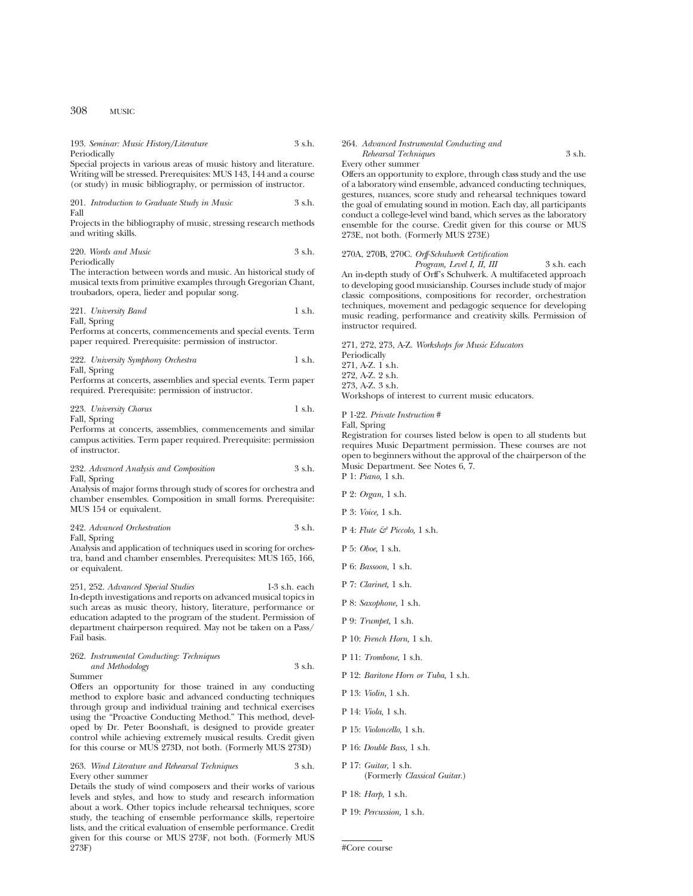193. *Seminar: Music History/Literature* 3 s.h.
Periodically
Special projects in various areas of music history and literature. Writing will be stressed. Prerequisites: MUS 143, 144 and a course (or study) in music bibliography, or permission of instructor.

201. *Introduction to Graduate Study in Music* 3 s.h.
Fall
Projects in the bibliography of music, stressing research methods and writing skills.

220. *Words and Music* 3 s.h.
Periodically
The interaction between words and music. An historical study of musical texts from primitive examples through Gregorian Chant, troubadors, opera, lieder and popular song.

221. *University Band* 1 s.h.
Fall, Spring
Performs at concerts, commencements and special events. Term paper required. Prerequisite: permission of instructor.

222. *University Symphony Orchestra* 1 s.h.
Fall, Spring
Performs at concerts, assemblies and special events. Term paper required. Prerequisite: permission of instructor.

223. *University Chorus* 1 s.h.
Fall, Spring
Performs at concerts, assemblies, commencements and similar campus activities. Term paper required. Prerequisite: permission of instructor.

232. *Advanced Analysis and Composition* 3 s.h.
Fall, Spring
Analysis of major forms through study of scores for orchestra and chamber ensembles. Composition in small forms. Prerequisite: MUS 154 or equivalent.

242. *Advanced Orchestration* 3 s.h.
Fall, Spring
Analysis and application of techniques used in scoring for orchestra, band and chamber ensembles. Prerequisites: MUS 165, 166, or equivalent.

251, 252. *Advanced Special Studies* 1-3 s.h. each
In-depth investigations and reports on advanced musical topics in such areas as music theory, history, literature, performance or education adapted to the program of the student. Permission of department chairperson required. May not be taken on a Pass/Fail basis.

262. *Instrumental Conducting: Techniques and Methodology* 3 s.h.
Summer
Offers an opportunity for those trained in any conducting method to explore basic and advanced conducting techniques through group and individual training and technical exercises using the "Proactive Conducting Method." This method, developed by Dr. Peter Boonshaft, is designed to provide greater control while achieving extremely musical results. Credit given for this course or MUS 273D, not both. (Formerly MUS 273D)

263. *Wind Literature and Rehearsal Techniques* 3 s.h.
Every other summer
Details the study of wind composers and their works of various levels and styles, and how to study and research information about a work. Other topics include rehearsal techniques, score study, the teaching of ensemble performance skills, repertoire lists, and the critical evaluation of ensemble performance. Credit given for this course or MUS 273F, not both. (Formerly MUS 273F)

264. *Advanced Instrumental Conducting and Rehearsal Techniques* 3 s.h.
Every other summer
Offers an opportunity to explore, through class study and the use of a laboratory wind ensemble, advanced conducting techniques, gestures, nuances, score study and rehearsal techniques toward the goal of emulating sound in motion. Each day, all participants conduct a college-level wind band, which serves as the laboratory ensemble for the course. Credit given for this course or MUS 273E, not both. (Formerly MUS 273E)

270A, 270B, 270C. *Orff-Schulwerk Certification Program, Level I, II, III* 3 s.h. each
An in-depth study of Orff's Schulwerk. A multifaceted approach to developing good musicianship. Courses include study of major classic compositions, compositions for recorder, orchestration techniques, movement and pedagogic sequence for developing music reading, performance and creativity skills. Permission of instructor required.

271, 272, 273, A-Z. *Workshops for Music Educators*
Periodically
271, A-Z. 1 s.h.
272, A-Z. 2 s.h.
273, A-Z. 3 s.h.
Workshops of interest to current music educators.

P 1-22. *Private Instruction* #
Fall, Spring
Registration for courses listed below is open to all students but requires Music Department permission. These courses are not open to beginners without the approval of the chairperson of the Music Department. See Notes 6, 7.

P 1: *Piano,* 1 s.h.

P 2: *Organ,* 1 s.h.

P 3: *Voice,* 1 s.h.

P 4: *Flute & Piccolo,* 1 s.h.

P 5: *Oboe,* 1 s.h.

P 6: *Bassoon,* 1 s.h.

P 7: *Clarinet,* 1 s.h.

P 8: *Saxophone,* 1 s.h.

P 9: *Trumpet,* 1 s.h.

P 10: *French Horn,* 1 s.h.

P 11: *Trombone,* 1 s.h.

P 12: *Baritone Horn or Tuba,* 1 s.h.

P 13: *Violin,* 1 s.h.

P 14: *Viola,* 1 s.h.

P 15: *Violoncello,* 1 s.h.

P 16: *Double Bass,* 1 s.h.

P 17: *Guitar,* 1 s.h.
(Formerly *Classical Guitar.*)

P 18: *Harp,* 1 s.h.

P 19: *Percussion,* 1 s.h.

#Core course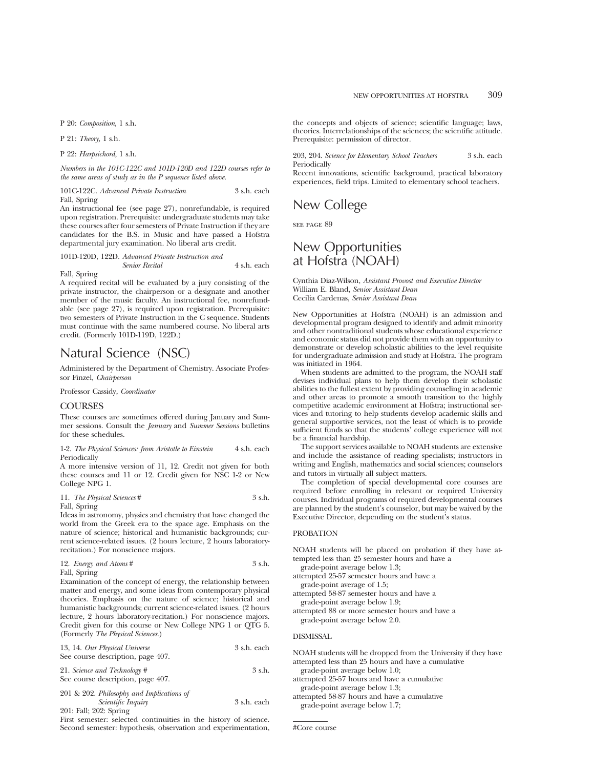P 20: *Composition,* 1 s.h.

P 21: *Theory,* 1 s.h.

P 22: *Harpsichord,* 1 s.h.

*Numbers in the 101C-122C and 101D-120D and 122D courses refer to the same areas of study as in the P sequence listed above.*

101C-122C. *Advanced Private Instruction* 3 s.h. each
Fall, Spring
An instructional fee (see page 27), nonrefundable, is required upon registration. Prerequisite: undergraduate students may take these courses after four semesters of Private Instruction if they are candidates for the B.S. in Music and have passed a Hofstra departmental jury examination. No liberal arts credit.

101D-120D, 122D. *Advanced Private Instruction and Senior Recital* 4 s.h. each
Fall, Spring
A required recital will be evaluated by a jury consisting of the private instructor, the chairperson or a designate and another member of the music faculty. An instructional fee, nonrefundable (see page 27), is required upon registration. Prerequisite: two semesters of Private Instruction in the C sequence. Students must continue with the same numbered course. No liberal arts credit. (Formerly 101D-119D, 122D.)

# Natural Science (NSC)

Administered by the Department of Chemistry. Associate Professor Finzel, *Chairperson*

Professor Cassidy, *Coordinator*

## COURSES

These courses are sometimes offered during January and Summer sessions. Consult the *January* and *Summer Sessions* bulletins for these schedules.

1-2. *The Physical Sciences: from Aristotle to Einstein* 4 s.h. each
Periodically
A more intensive version of 11, 12. Credit not given for both these courses and 11 or 12. Credit given for NSC 1-2 or New College NPG 1.

11. *The Physical Sciences* # 3 s.h.
Fall, Spring
Ideas in astronomy, physics and chemistry that have changed the world from the Greek era to the space age. Emphasis on the nature of science; historical and humanistic backgrounds; current science-related issues. (2 hours lecture, 2 hours laboratory-recitation.) For nonscience majors.

12. *Energy and Atoms* # 3 s.h.
Fall, Spring
Examination of the concept of energy, the relationship between matter and energy, and some ideas from contemporary physical theories. Emphasis on the nature of science; historical and humanistic backgrounds; current science-related issues. (2 hours lecture, 2 hours laboratory-recitation.) For nonscience majors. Credit given for this course or New College NPG 1 or QTG 5. (Formerly *The Physical Sciences*.)

13, 14. *Our Physical Universe* 3 s.h. each
See course description, page 407.

21. *Science and Technology* # 3 s.h.
See course description, page 407.

201 & 202. *Philosophy and Implications of Scientific Inquiry* 3 s.h. each
201: Fall; 202: Spring
First semester: selected continuities in the history of science. Second semester: hypothesis, observation and experimentation, the concepts and objects of science; scientific language; laws, theories. Interrelationships of the sciences; the scientific attitude. Prerequisite: permission of director.

203, 204. *Science for Elementary School Teachers* 3 s.h. each
Periodically
Recent innovations, scientific background, practical laboratory experiences, field trips. Limited to elementary school teachers.

# New College

SEE PAGE 89

# New Opportunities at Hofstra (NOAH)

Cynthia Diaz-Wilson, *Assistant Provost and Executive Director*
William E. Bland, *Senior Assistant Dean*
Cecilia Cardenas, *Senior Assistant Dean*

New Opportunities at Hofstra (NOAH) is an admission and developmental program designed to identify and admit minority and other nontraditional students whose educational experience and economic status did not provide them with an opportunity to demonstrate or develop scholastic abilities to the level requisite for undergraduate admission and study at Hofstra. The program was initiated in 1964.

When students are admitted to the program, the NOAH staff devises individual plans to help them develop their scholastic abilities to the fullest extent by providing counseling in academic and other areas to promote a smooth transition to the highly competitive academic environment at Hofstra; instructional services and tutoring to help students develop academic skills and general supportive services, not the least of which is to provide sufficient funds so that the students' college experience will not be a financial hardship.

The support services available to NOAH students are extensive and include the assistance of reading specialists; instructors in writing and English, mathematics and social sciences; counselors and tutors in virtually all subject matters.

The completion of special developmental core courses are required before enrolling in relevant or required University courses. Individual programs of required developmental courses are planned by the student's counselor, but may be waived by the Executive Director, depending on the student's status.

## PROBATION

NOAH students will be placed on probation if they have attempted less than 25 semester hours and have a grade-point average below 1.3;
attempted 25-57 semester hours and have a grade-point average of 1.5;
attempted 58-87 semester hours and have a grade-point average below 1.9;
attempted 88 or more semester hours and have a grade-point average below 2.0.

## DISMISSAL

NOAH students will be dropped from the University if they have attempted less than 25 hours and have a cumulative grade-point average below 1.0;
attempted 25-57 hours and have a cumulative grade-point average below 1.3;
attempted 58-87 hours and have a cumulative grade-point average below 1.7;

#Core course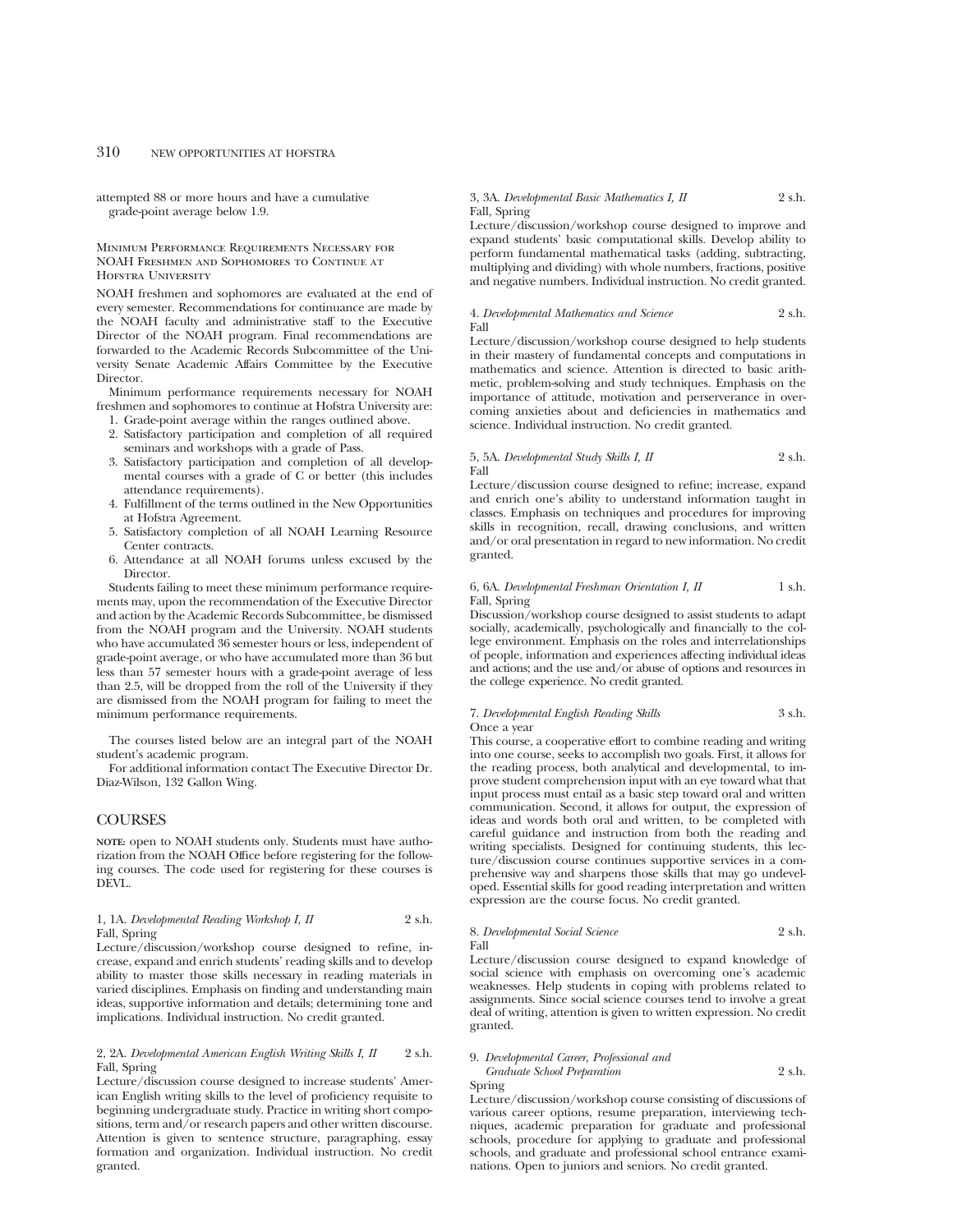attempted 88 or more hours and have a cumulative grade-point average below 1.9.

### Minimum Performance Requirements Necessary for NOAH Freshmen and Sophomores to Continue at Hofstra University

NOAH freshmen and sophomores are evaluated at the end of every semester. Recommendations for continuance are made by the NOAH faculty and administrative staff to the Executive Director of the NOAH program. Final recommendations are forwarded to the Academic Records Subcommittee of the University Senate Academic Affairs Committee by the Executive Director.

Minimum performance requirements necessary for NOAH freshmen and sophomores to continue at Hofstra University are:

1. Grade-point average within the ranges outlined above.
2. Satisfactory participation and completion of all required seminars and workshops with a grade of Pass.
3. Satisfactory participation and completion of all developmental courses with a grade of C or better (this includes attendance requirements).
4. Fulfillment of the terms outlined in the New Opportunities at Hofstra Agreement.
5. Satisfactory completion of all NOAH Learning Resource Center contracts.
6. Attendance at all NOAH forums unless excused by the Director.

Students failing to meet these minimum performance requirements may, upon the recommendation of the Executive Director and action by the Academic Records Subcommittee, be dismissed from the NOAH program and the University. NOAH students who have accumulated 36 semester hours or less, independent of grade-point average, or who have accumulated more than 36 but less than 57 semester hours with a grade-point average of less than 2.5, will be dropped from the roll of the University if they are dismissed from the NOAH program for failing to meet the minimum performance requirements.

The courses listed below are an integral part of the NOAH student's academic program.

For additional information contact The Executive Director Dr. Diaz-Wilson, 132 Gallon Wing.

## COURSES

**NOTE:** open to NOAH students only. Students must have authorization from the NOAH Office before registering for the following courses. The code used for registering for these courses is DEVL.

1, 1A. *Developmental Reading Workshop I, II* 2 s.h.
Fall, Spring
Lecture/discussion/workshop course designed to refine, increase, expand and enrich students' reading skills and to develop ability to master those skills necessary in reading materials in varied disciplines. Emphasis on finding and understanding main ideas, supportive information and details; determining tone and implications. Individual instruction. No credit granted.

2, 2A. *Developmental American English Writing Skills I, II* 2 s.h.
Fall, Spring
Lecture/discussion course designed to increase students' American English writing skills to the level of proficiency requisite to beginning undergraduate study. Practice in writing short compositions, term and/or research papers and other written discourse. Attention is given to sentence structure, paragraphing, essay formation and organization. Individual instruction. No credit granted.

3, 3A. *Developmental Basic Mathematics I, II* 2 s.h.
Fall, Spring
Lecture/discussion/workshop course designed to improve and expand students' basic computational skills. Develop ability to perform fundamental mathematical tasks (adding, subtracting, multiplying and dividing) with whole numbers, fractions, positive and negative numbers. Individual instruction. No credit granted.

4. *Developmental Mathematics and Science* 2 s.h.
Fall
Lecture/discussion/workshop course designed to help students in their mastery of fundamental concepts and computations in mathematics and science. Attention is directed to basic arithmetic, problem-solving and study techniques. Emphasis on the importance of attitude, motivation and perserverance in overcoming anxieties about and deficiencies in mathematics and science. Individual instruction. No credit granted.

5, 5A. *Developmental Study Skills I, II* 2 s.h.
Fall
Lecture/discussion course designed to refine; increase, expand and enrich one's ability to understand information taught in classes. Emphasis on techniques and procedures for improving skills in recognition, recall, drawing conclusions, and written and/or oral presentation in regard to new information. No credit granted.

6, 6A. *Developmental Freshman Orientation I, II* 1 s.h.
Fall, Spring
Discussion/workshop course designed to assist students to adapt socially, academically, psychologically and financially to the college environment. Emphasis on the roles and interrelationships of people, information and experiences affecting individual ideas and actions; and the use and/or abuse of options and resources in the college experience. No credit granted.

7. *Developmental English Reading Skills* 3 s.h.
Once a year
This course, a cooperative effort to combine reading and writing into one course, seeks to accomplish two goals. First, it allows for the reading process, both analytical and developmental, to improve student comprehension input with an eye toward what that input process must entail as a basic step toward oral and written communication. Second, it allows for output, the expression of ideas and words both oral and written, to be completed with careful guidance and instruction from both the reading and writing specialists. Designed for continuing students, this lecture/discussion course continues supportive services in a comprehensive way and sharpens those skills that may go undeveloped. Essential skills for good reading interpretation and written expression are the course focus. No credit granted.

8. *Developmental Social Science* 2 s.h.
Fall
Lecture/discussion course designed to expand knowledge of social science with emphasis on overcoming one's academic weaknesses. Help students in coping with problems related to assignments. Since social science courses tend to involve a great deal of writing, attention is given to written expression. No credit granted.

9. *Developmental Career, Professional and Graduate School Preparation* 2 s.h.
Spring
Lecture/discussion/workshop course consisting of discussions of various career options, resume preparation, interviewing techniques, academic preparation for graduate and professional schools, procedure for applying to graduate and professional schools, and graduate and professional school entrance examinations. Open to juniors and seniors. No credit granted.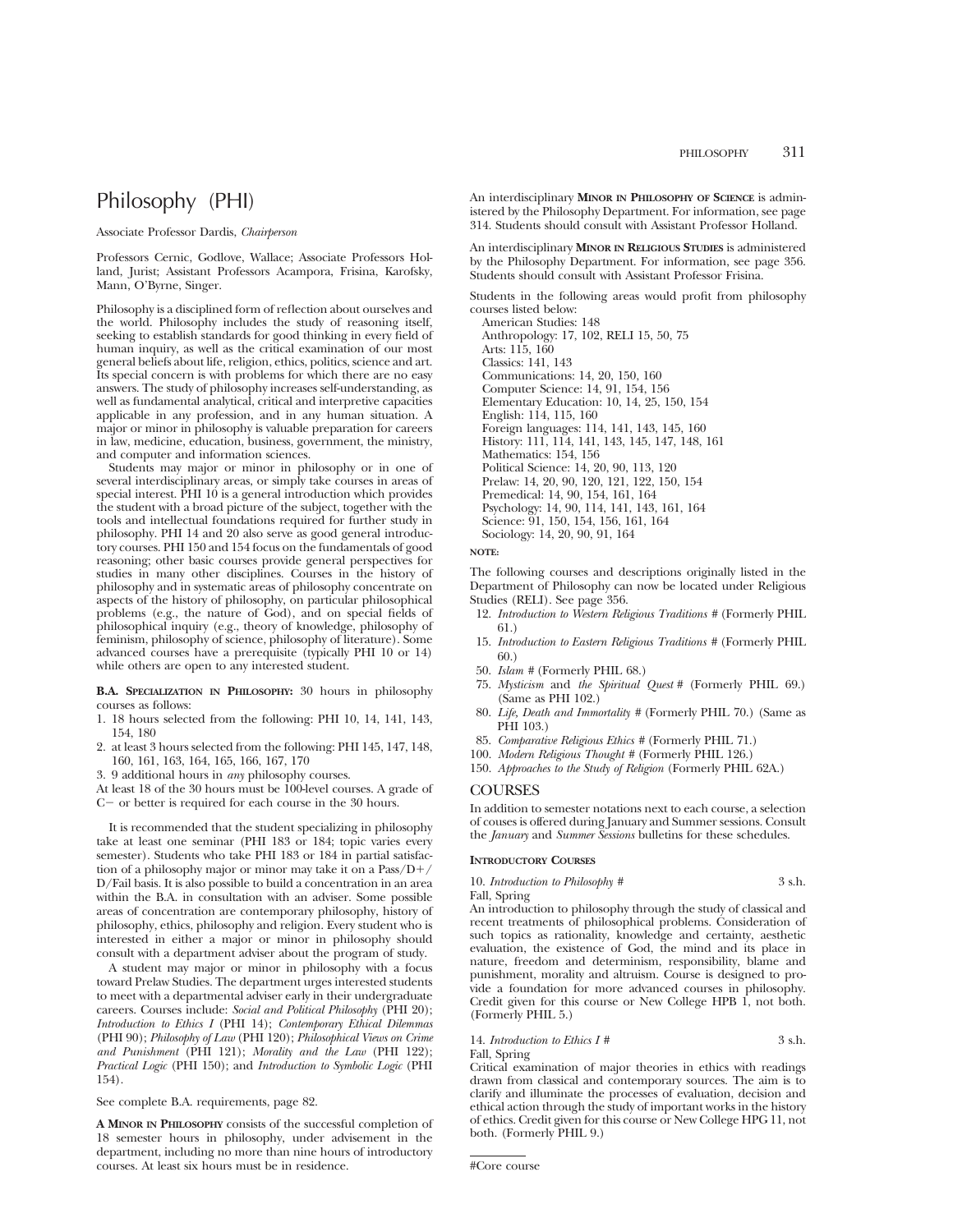# Philosophy (PHI)

Associate Professor Dardis, *Chairperson*

Professors Cernic, Godlove, Wallace; Associate Professors Holland, Jurist; Assistant Professors Acampora, Frisina, Karofsky, Mann, O'Byrne, Singer.

Philosophy is a disciplined form of reflection about ourselves and the world. Philosophy includes the study of reasoning itself, seeking to establish standards for good thinking in every field of human inquiry, as well as the critical examination of our most general beliefs about life, religion, ethics, politics, science and art. Its special concern is with problems for which there are no easy answers. The study of philosophy increases self-understanding, as well as fundamental analytical, critical and interpretive capacities applicable in any profession, and in any human situation. A major or minor in philosophy is valuable preparation for careers in law, medicine, education, business, government, the ministry, and computer and information sciences.

Students may major or minor in philosophy or in one of several interdisciplinary areas, or simply take courses in areas of special interest. PHI 10 is a general introduction which provides the student with a broad picture of the subject, together with the tools and intellectual foundations required for further study in philosophy. PHI 14 and 20 also serve as good general introductory courses. PHI 150 and 154 focus on the fundamentals of good reasoning; other basic courses provide general perspectives for studies in many other disciplines. Courses in the history of philosophy and in systematic areas of philosophy concentrate on aspects of the history of philosophy, on particular philosophical problems (e.g., the nature of God), and on special fields of philosophical inquiry (e.g., theory of knowledge, philosophy of feminism, philosophy of science, philosophy of literature). Some advanced courses have a prerequisite (typically PHI 10 or 14) while others are open to any interested student.

**B.A. Specialization in Philosophy:** 30 hours in philosophy courses as follows:

1. 18 hours selected from the following: PHI 10, 14, 141, 143, 154, 180
2. at least 3 hours selected from the following: PHI 145, 147, 148, 160, 161, 163, 164, 165, 166, 167, 170
3. 9 additional hours in *any* philosophy courses.

At least 18 of the 30 hours must be 100-level courses. A grade of C− or better is required for each course in the 30 hours.

It is recommended that the student specializing in philosophy take at least one seminar (PHI 183 or 184; topic varies every semester). Students who take PHI 183 or 184 in partial satisfaction of a philosophy major or minor may take it on a Pass/D+/D/Fail basis. It is also possible to build a concentration in an area within the B.A. in consultation with an adviser. Some possible areas of concentration are contemporary philosophy, history of philosophy, ethics, philosophy and religion. Every student who is interested in either a major or minor in philosophy should consult with a department adviser about the program of study.

A student may major or minor in philosophy with a focus toward Prelaw Studies. The department urges interested students to meet with a departmental adviser early in their undergraduate careers. Courses include: *Social and Political Philosophy* (PHI 20); *Introduction to Ethics I* (PHI 14); *Contemporary Ethical Dilemmas* (PHI 90); *Philosophy of Law* (PHI 120); *Philosophical Views on Crime and Punishment* (PHI 121); *Morality and the Law* (PHI 122); *Practical Logic* (PHI 150); and *Introduction to Symbolic Logic* (PHI 154).

See complete B.A. requirements, page 82.

**A Minor in Philosophy** consists of the successful completion of 18 semester hours in philosophy, under advisement in the department, including no more than nine hours of introductory courses. At least six hours must be in residence.

An interdisciplinary **Minor in Philosophy of Science** is administered by the Philosophy Department. For information, see page 314. Students should consult with Assistant Professor Holland.

An interdisciplinary **Minor in Religious Studies** is administered by the Philosophy Department. For information, see page 356. Students should consult with Assistant Professor Frisina.

Students in the following areas would profit from philosophy courses listed below:

- American Studies: 148
- Anthropology: 17, 102, RELI 15, 50, 75
- Arts: 115, 160
- Classics: 141, 143
- Communications: 14, 20, 150, 160
- Computer Science: 14, 91, 154, 156
- Elementary Education: 10, 14, 25, 150, 154
- English: 114, 115, 160
- Foreign languages: 114, 141, 143, 145, 160
- History: 111, 114, 141, 143, 145, 147, 148, 161
- Mathematics: 154, 156
- Political Science: 14, 20, 90, 113, 120
- Prelaw: 14, 20, 90, 120, 121, 122, 150, 154
- Premedical: 14, 90, 154, 161, 164
- Psychology: 14, 90, 114, 141, 143, 161, 164
- Science: 91, 150, 154, 156, 161, 164
- Sociology: 14, 20, 90, 91, 164

**Note:**

The following courses and descriptions originally listed in the Department of Philosophy can now be located under Religious Studies (RELI). See page 356.

- 12. *Introduction to Western Religious Traditions* # (Formerly PHIL 61.)
- 15. *Introduction to Eastern Religious Traditions* # (Formerly PHIL 60.)
- 50. *Islam* # (Formerly PHIL 68.)
- 75. *Mysticism* and *the Spiritual Quest* # (Formerly PHIL 69.) (Same as PHI 102.)
- 80. *Life, Death and Immortality* # (Formerly PHIL 70.) (Same as PHI 103.)
- 85. *Comparative Religious Ethics* # (Formerly PHIL 71.)
- 100. *Modern Religious Thought* # (Formerly PHIL 126.)
- 150. *Approaches to the Study of Religion* (Formerly PHIL 62A.)

## COURSES

In addition to semester notations next to each course, a selection of couses is offered during January and Summer sessions. Consult the *January* and *Summer Sessions* bulletins for these schedules.

### Introductory Courses

10. *Introduction to Philosophy* # — 3 s.h.
Fall, Spring
An introduction to philosophy through the study of classical and recent treatments of philosophical problems. Consideration of such topics as rationality, knowledge and certainty, aesthetic evaluation, the existence of God, the mind and its place in nature, freedom and determinism, responsibility, blame and punishment, morality and altruism. Course is designed to provide a foundation for more advanced courses in philosophy. Credit given for this course or New College HPB 1, not both. (Formerly PHIL 5.)

14. *Introduction to Ethics I* # — 3 s.h.
Fall, Spring
Critical examination of major theories in ethics with readings drawn from classical and contemporary sources. The aim is to clarify and illuminate the processes of evaluation, decision and ethical action through the study of important works in the history of ethics. Credit given for this course or New College HPG 11, not both. (Formerly PHIL 9.)

#Core course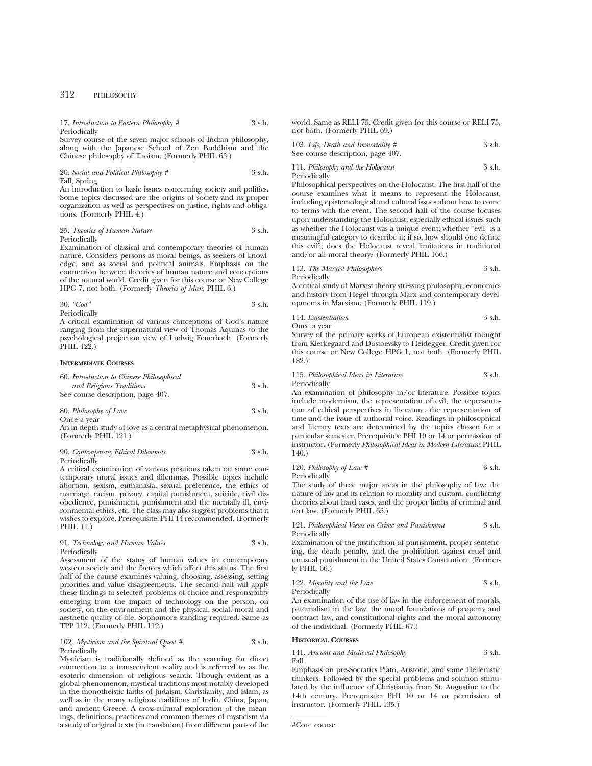17. *Introduction to Eastern Philosophy* # 3 s.h.
Periodically
Survey course of the seven major schools of Indian philosophy, along with the Japanese School of Zen Buddhism and the Chinese philosophy of Taoism. (Formerly PHIL 63.)

20. *Social and Political Philosophy* # 3 s.h.
Fall, Spring
An introduction to basic issues concerning society and politics. Some topics discussed are the origins of society and its proper organization as well as perspectives on justice, rights and obligations. (Formerly PHIL 4.)

25. *Theories of Human Nature* 3 s.h.
Periodically
Examination of classical and contemporary theories of human nature. Considers persons as moral beings, as seekers of knowledge, and as social and political animals. Emphasis on the connection between theories of human nature and conceptions of the natural world. Credit given for this course or New College HPG 7, not both. (Formerly *Theories of Man*; PHIL 6.)

30. *"God"* 3 s.h.
Periodically
A critical examination of various conceptions of God's nature ranging from the supernatural view of Thomas Aquinas to the psychological projection view of Ludwig Feuerbach. (Formerly PHIL 122.)

### Intermediate Courses

60. *Introduction to Chinese Philosophical and Religious Traditions* 3 s.h.
See course description, page 407.

80. *Philosophy of Love* 3 s.h.
Once a year
An in-depth study of love as a central metaphysical phenomenon. (Formerly PHIL 121.)

90. *Contemporary Ethical Dilemmas* 3 s.h.
Periodically
A critical examination of various positions taken on some contemporary moral issues and dilemmas. Possible topics include abortion, sexism, euthanasia, sexual preference, the ethics of marriage, racism, privacy, capital punishment, suicide, civil disobedience, punishment, punishment and the mentally ill, environmental ethics, etc. The class may also suggest problems that it wishes to explore. Prerequisite: PHI 14 recommended. (Formerly PHIL 11.)

91. *Technology and Human Values* 3 s.h.
Periodically
Assessment of the status of human values in contemporary western society and the factors which affect this status. The first half of the course examines valuing, choosing, assessing, setting priorities and value disagreements. The second half will apply these findings to selected problems of choice and responsibility emerging from the impact of technology on the person, on society, on the environment and the physical, social, moral and aesthetic quality of life. Sophomore standing required. Same as TPP 112. (Formerly PHIL 112.)

102. *Mysticism and the Spiritual Quest* # 3 s.h.
Periodically
Mysticism is traditionally defined as the yearning for direct connection to a transcendent reality and is referred to as the esoteric dimension of religious search. Though evident as a global phenomenon, mystical traditions most notably developed in the monotheistic faiths of Judaism, Christianity, and Islam, as well as in the many religious traditions of India, China, Japan, and ancient Greece. A cross-cultural exploration of the meanings, definitions, practices and common themes of mysticism via a study of original texts (in translation) from different parts of the world. Same as RELI 75. Credit given for this course or RELI 75, not both. (Formerly PHIL 69.)

103. *Life, Death and Immortality* # 3 s.h.
See course description, page 407.

111. *Philosophy and the Holocaust* 3 s.h.
Periodically
Philosophical perspectives on the Holocaust. The first half of the course examines what it means to represent the Holocaust, including epistemological and cultural issues about how to come to terms with the event. The second half of the course focuses upon understanding the Holocaust, especially ethical issues such as whether the Holocaust was a unique event; whether "evil" is a meaningful category to describe it; if so, how should one define this evil?; does the Holocaust reveal limitations in traditional and/or all moral theory? (Formerly PHIL 166.)

113. *The Marxist Philosophers* 3 s.h.
Periodically
A critical study of Marxist theory stressing philosophy, economics and history from Hegel through Marx and contemporary developments in Marxism. (Formerly PHIL 119.)

114. *Existentialism* 3 s.h.
Once a year
Survey of the primary works of European existentialist thought from Kierkegaard and Dostoevsky to Heidegger. Credit given for this course or New College HPG 1, not both. (Formerly PHIL 182.)

115. *Philosophical Ideas in Literature* 3 s.h.
Periodically
An examination of philosophy in/or literature. Possible topics include modernism, the representation of evil, the representation of ethical perspectives in literature, the representation of time and the issue of authorial voice. Readings in philosophical and literary texts are determined by the topics chosen for a particular semester. Prerequisites: PHI 10 or 14 or permission of instructor. (Formerly *Philosophical Ideas in Modern Literature*; PHIL 140.)

120. *Philosophy of Law* # 3 s.h.
Periodically
The study of three major areas in the philosophy of law; the nature of law and its relation to morality and custom, conflicting theories about hard cases, and the proper limits of criminal and tort law. (Formerly PHIL 65.)

121. *Philosophical Views on Crime and Punishment* 3 s.h.
Periodically
Examination of the justification of punishment, proper sentencing, the death penalty, and the prohibition against cruel and unusual punishment in the United States Constitution. (Formerly PHIL 66.)

122. *Morality and the Law* 3 s.h.
Periodically
An examination of the use of law in the enforcement of morals, paternalism in the law, the moral foundations of property and contract law, and constitutional rights and the moral autonomy of the individual. (Formerly PHIL 67.)

### Historical Courses

141. *Ancient and Medieval Philosophy* 3 s.h.
Fall
Emphasis on pre-Socratics Plato, Aristotle, and some Hellenistic thinkers. Followed by the special problems and solution stimulated by the influence of Christianity from St. Augustine to the 14th century. Prerequisite: PHI 10 or 14 or permission of instructor. (Formerly PHIL 135.)

#Core course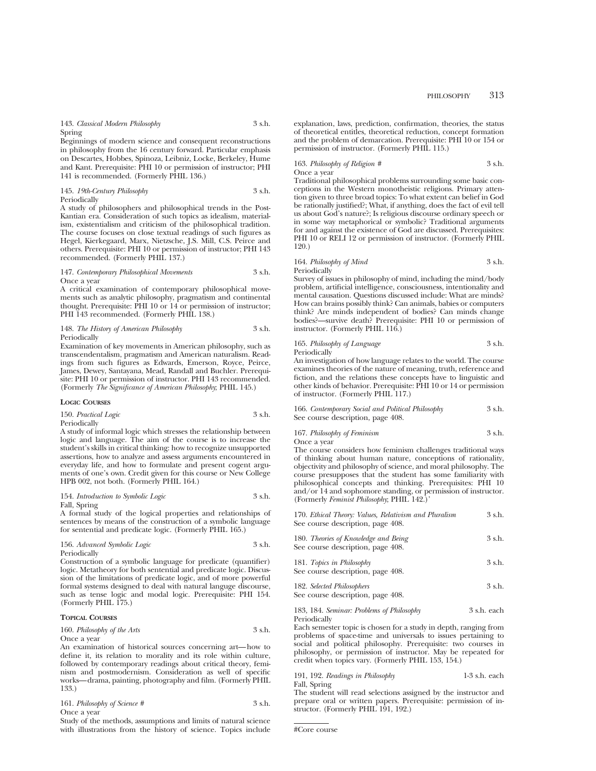143. *Classical Modern Philosophy* 3 s.h.
Spring
Beginnings of modern science and consequent reconstructions in philosophy from the 16 century forward. Particular emphasis on Descartes, Hobbes, Spinoza, Leibniz, Locke, Berkeley, Hume and Kant. Prerequisite: PHI 10 or permission of instructor; PHI 141 is recommended. (Formerly PHIL 136.)

145. *19th-Century Philosophy* 3 s.h.
Periodically
A study of philosophers and philosophical trends in the Post-Kantian era. Consideration of such topics as idealism, materialism, existentialism and criticism of the philosophical tradition. The course focuses on close textual readings of such figures as Hegel, Kierkegaard, Marx, Nietzsche, J.S. Mill, C.S. Peirce and others. Prerequisite: PHI 10 or permission of instructor; PHI 143 recommended. (Formerly PHIL 137.)

147. *Contemporary Philosophical Movements* 3 s.h.
Once a year
A critical examination of contemporary philosophical movements such as analytic philosophy, pragmatism and continental thought. Prerequisite: PHI 10 or 14 or permission of instructor; PHI 143 recommended. (Formerly PHIL 138.)

148. *The History of American Philosophy* 3 s.h.
Periodically
Examination of key movements in American philosophy, such as transcendentalism, pragmatism and American naturalism. Readings from such figures as Edwards, Emerson, Royce, Peirce, James, Dewey, Santayana, Mead, Randall and Buchler. Prerequisite: PHI 10 or permission of instructor. PHI 143 recommended. (Formerly *The Significance of American Philosophy*; PHIL 145.)

## Logic Courses

150. *Practical Logic* 3 s.h.
Periodically
A study of informal logic which stresses the relationship between logic and language. The aim of the course is to increase the student's skills in critical thinking: how to recognize unsupported assertions, how to analyze and assess arguments encountered in everyday life, and how to formulate and present cogent arguments of one's own. Credit given for this course or New College HPB 002, not both. (Formerly PHIL 164.)

154. *Introduction to Symbolic Logic* 3 s.h.
Fall, Spring
A formal study of the logical properties and relationships of sentences by means of the construction of a symbolic language for sentential and predicate logic. (Formerly PHIL 165.)

156. *Advanced Symbolic Logic* 3 s.h.
Periodically
Construction of a symbolic language for predicate (quantifier) logic. Metatheory for both sentential and predicate logic. Discussion of the limitations of predicate logic, and of more powerful formal systems designed to deal with natural languge discourse, such as tense logic and modal logic. Prerequisite: PHI 154. (Formerly PHIL 175.)

## Topical Courses

160. *Philosophy of the Arts* 3 s.h.
Once a year
An examination of historical sources concerning art—how to define it, its relation to morality and its role within culture, followed by contemporary readings about critical theory, feminism and postmodernism. Consideration as well of specific works—drama, painting, photography and film. (Formerly PHIL 133.)

161. *Philosophy of Science #* 3 s.h.
Once a year
Study of the methods, assumptions and limits of natural science with illustrations from the history of science. Topics include explanation, laws, prediction, confirmation, theories, the status of theoretical entitles, theoretical reduction, concept formation and the problem of demarcation. Prerequisite: PHI 10 or 154 or permission of instructor. (Formerly PHIL 115.)

163. *Philosophy of Religion #* 3 s.h.
Once a year
Traditional philosophical problems surrounding some basic conceptions in the Western monotheistic religions. Primary attention given to three broad topics: To what extent can belief in God be rationally justified?; What, if anything, does the fact of evil tell us about God's nature?; Is religious discourse ordinary speech or in some way metaphorical or symbolic? Traditional arguments for and against the existence of God are discussed. Prerequisites: PHI 10 or RELI 12 or permission of instructor. (Formerly PHIL 120.)

164. *Philosophy of Mind* 3 s.h.
Periodically
Survey of issues in philosophy of mind, including the mind/body problem, artificial intelligence, consciousness, intentionality and mental causation. Questions discussed include: What are minds? How can brains possibly think? Can animals, babies or computers think? Are minds independent of bodies? Can minds change bodies?—survive death? Prerequisite: PHI 10 or permission of instructor. (Formerly PHIL 116.)

165. *Philosophy of Language* 3 s.h.
Periodically
An investigation of how language relates to the world. The course examines theories of the nature of meaning, truth, reference and fiction, and the relations these concepts have to linguistic and other kinds of behavior. Prerequisite: PHI 10 or 14 or permission of instructor. (Formerly PHIL 117.)

166. *Contemporary Social and Political Philosophy* 3 s.h.
See course description, page 408.

167. *Philosophy of Feminism* 3 s.h.
Once a year
The course considers how feminism challenges traditional ways of thinking about human nature, conceptions of rationality, objectivity and philosophy of science, and moral philosophy. The course presupposes that the student has some familiarity with philosophical concepts and thinking. Prerequisites: PHI 10 and/or 14 and sophomore standing, or permission of instructor. (Formerly *Feminist Philosophy*; PHIL 142.)'

170. *Ethical Theory: Values, Relativism and Pluralism* 3 s.h.
See course description, page 408.

180. *Theories of Knowledge and Being* 3 s.h.
See course description, page 408.

181. *Topics in Philosophy* 3 s.h.
See course description, page 408.

182. *Selected Philosophers* 3 s.h.
See course description, page 408.

183, 184. *Seminar: Problems of Philosophy* 3 s.h. each
Periodically
Each semester topic is chosen for a study in depth, ranging from problems of space-time and universals to issues pertaining to social and political philosophy. Prerequisite: two courses in philosophy, or permission of instructor. May be repeated for credit when topics vary. (Formerly PHIL 153, 154.)

191, 192. *Readings in Philosophy* 1-3 s.h. each
Fall, Spring
The student will read selections assigned by the instructor and prepare oral or written papers. Prerequisite: permission of instructor. (Formerly PHIL 191, 192.)

---

#Core course